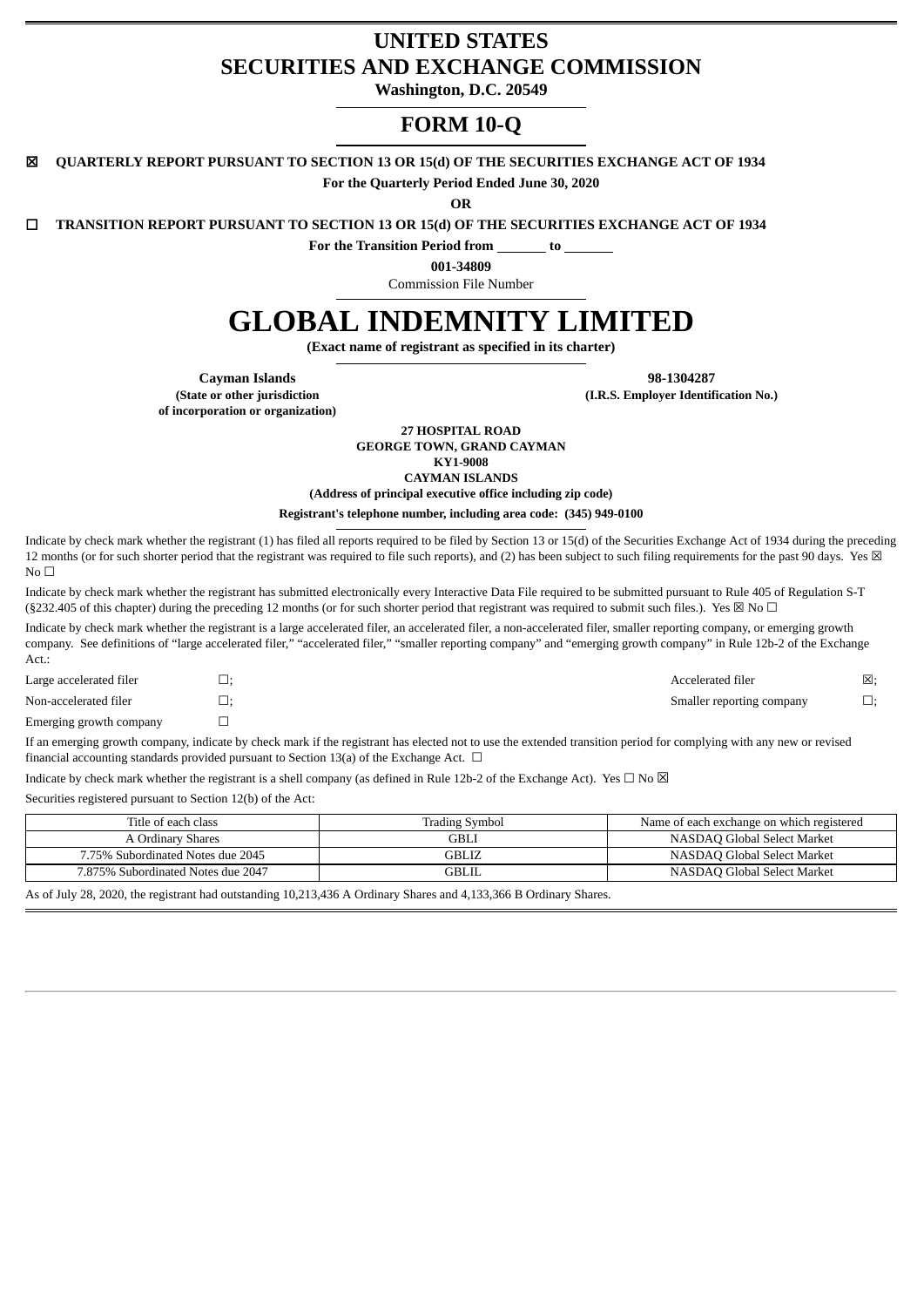# UNITED STATES
# SECURITIES AND EXCHANGE COMMISSION

**Washington, D.C. 20549**

# FORM 10-Q

☒ **QUARTERLY REPORT PURSUANT TO SECTION 13 OR 15(d) OF THE SECURITIES EXCHANGE ACT OF 1934**

**For the Quarterly Period Ended June 30, 2020**

**OR**

☐ **TRANSITION REPORT PURSUANT TO SECTION 13 OR 15(d) OF THE SECURITIES EXCHANGE ACT OF 1934**

**For the Transition Period from \_\_\_\_\_\_\_ to \_\_\_\_\_\_\_**

**001-34809**

Commission File Number

# GLOBAL INDEMNITY LIMITED

**(Exact name of registrant as specified in its charter)**

| **Cayman Islands** | **98-1304287** |
|---|---|
| **(State or other jurisdiction of incorporation or organization)** | **(I.R.S. Employer Identification No.)** |

**27 HOSPITAL ROAD**
**GEORGE TOWN, GRAND CAYMAN**
**KY1-9008**
**CAYMAN ISLANDS**
**(Address of principal executive office including zip code)**

**Registrant's telephone number, including area code: (345) 949-0100**

Indicate by check mark whether the registrant (1) has filed all reports required to be filed by Section 13 or 15(d) of the Securities Exchange Act of 1934 during the preceding 12 months (or for such shorter period that the registrant was required to file such reports), and (2) has been subject to such filing requirements for the past 90 days. Yes ☒ No ☐

Indicate by check mark whether the registrant has submitted electronically every Interactive Data File required to be submitted pursuant to Rule 405 of Regulation S-T (§232.405 of this chapter) during the preceding 12 months (or for such shorter period that registrant was required to submit such files.). Yes ☒ No ☐

Indicate by check mark whether the registrant is a large accelerated filer, an accelerated filer, a non-accelerated filer, smaller reporting company, or emerging growth company. See definitions of "large accelerated filer," "accelerated filer," "smaller reporting company" and "emerging growth company" in Rule 12b-2 of the Exchange Act.:

| | | | |
|---|---|---|---|
| Large accelerated filer | ☐; | Accelerated filer | ☒; |
| Non-accelerated filer | ☐; | Smaller reporting company | ☐; |
| Emerging growth company | ☐ | | |

If an emerging growth company, indicate by check mark if the registrant has elected not to use the extended transition period for complying with any new or revised financial accounting standards provided pursuant to Section 13(a) of the Exchange Act. ☐

Indicate by check mark whether the registrant is a shell company (as defined in Rule 12b-2 of the Exchange Act). Yes ☐ No ☒

Securities registered pursuant to Section 12(b) of the Act:

| Title of each class | Trading Symbol | Name of each exchange on which registered |
|---|---|---|
| A Ordinary Shares | GBLI | NASDAQ Global Select Market |
| 7.75% Subordinated Notes due 2045 | GBLIZ | NASDAQ Global Select Market |
| 7.875% Subordinated Notes due 2047 | GBLIL | NASDAQ Global Select Market |

As of July 28, 2020, the registrant had outstanding 10,213,436 A Ordinary Shares and 4,133,366 B Ordinary Shares.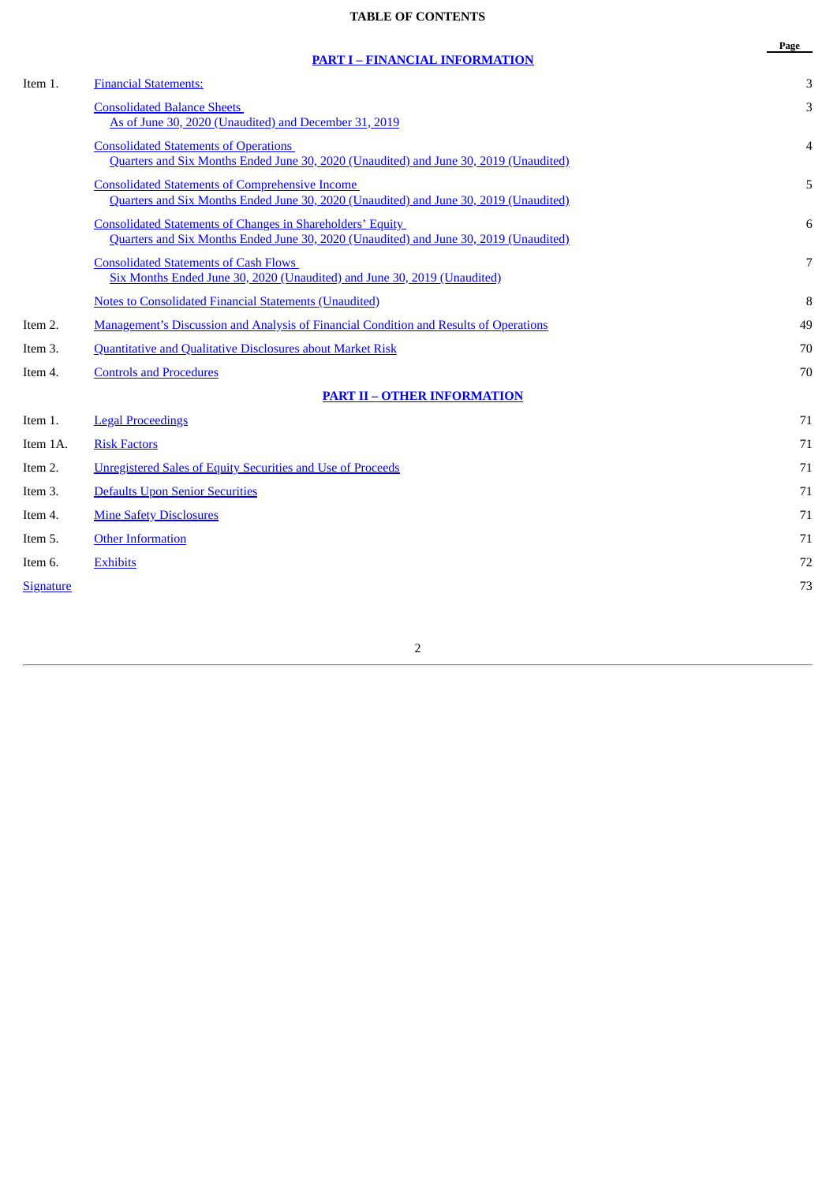# TABLE OF CONTENTS

| | | Page |
|---|---|---|
| | **PART I – FINANCIAL INFORMATION** | |
| Item 1. | Financial Statements: | 3 |
| | Consolidated Balance Sheets<br>As of June 30, 2020 (Unaudited) and December 31, 2019 | 3 |
| | Consolidated Statements of Operations<br>Quarters and Six Months Ended June 30, 2020 (Unaudited) and June 30, 2019 (Unaudited) | 4 |
| | Consolidated Statements of Comprehensive Income<br>Quarters and Six Months Ended June 30, 2020 (Unaudited) and June 30, 2019 (Unaudited) | 5 |
| | Consolidated Statements of Changes in Shareholders' Equity<br>Quarters and Six Months Ended June 30, 2020 (Unaudited) and June 30, 2019 (Unaudited) | 6 |
| | Consolidated Statements of Cash Flows<br>Six Months Ended June 30, 2020 (Unaudited) and June 30, 2019 (Unaudited) | 7 |
| | Notes to Consolidated Financial Statements (Unaudited) | 8 |
| Item 2. | Management's Discussion and Analysis of Financial Condition and Results of Operations | 49 |
| Item 3. | Quantitative and Qualitative Disclosures about Market Risk | 70 |
| Item 4. | Controls and Procedures | 70 |
| | **PART II – OTHER INFORMATION** | |
| Item 1. | Legal Proceedings | 71 |
| Item 1A. | Risk Factors | 71 |
| Item 2. | Unregistered Sales of Equity Securities and Use of Proceeds | 71 |
| Item 3. | Defaults Upon Senior Securities | 71 |
| Item 4. | Mine Safety Disclosures | 71 |
| Item 5. | Other Information | 71 |
| Item 6. | Exhibits | 72 |
| Signature | | 73 |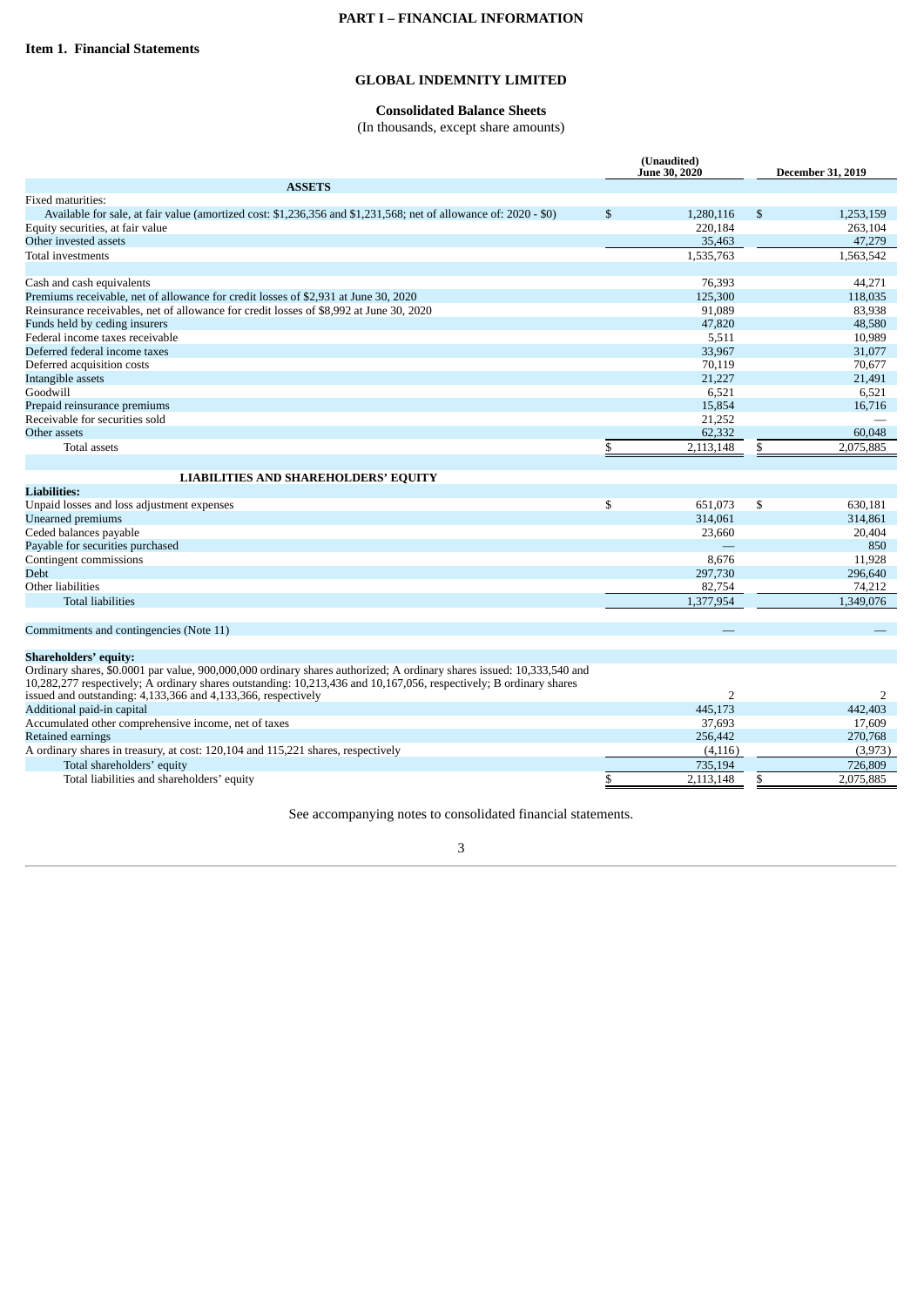# PART I – FINANCIAL INFORMATION

## Item 1. Financial Statements

## GLOBAL INDEMNITY LIMITED

### Consolidated Balance Sheets

(In thousands, except share amounts)

| | (Unaudited) June 30, 2020 | December 31, 2019 |
|---|---|---|
| **ASSETS** | | |
| Fixed maturities: | | |
| Available for sale, at fair value (amortized cost: $1,236,356 and $1,231,568; net of allowance of: 2020 - $0) | $ 1,280,116 | $ 1,253,159 |
| Equity securities, at fair value | 220,184 | 263,104 |
| Other invested assets | 35,463 | 47,279 |
| Total investments | 1,535,763 | 1,563,542 |
| | | |
| Cash and cash equivalents | 76,393 | 44,271 |
| Premiums receivable, net of allowance for credit losses of $2,931 at June 30, 2020 | 125,300 | 118,035 |
| Reinsurance receivables, net of allowance for credit losses of $8,992 at June 30, 2020 | 91,089 | 83,938 |
| Funds held by ceding insurers | 47,820 | 48,580 |
| Federal income taxes receivable | 5,511 | 10,989 |
| Deferred federal income taxes | 33,967 | 31,077 |
| Deferred acquisition costs | 70,119 | 70,677 |
| Intangible assets | 21,227 | 21,491 |
| Goodwill | 6,521 | 6,521 |
| Prepaid reinsurance premiums | 15,854 | 16,716 |
| Receivable for securities sold | 21,252 | — |
| Other assets | 62,332 | 60,048 |
| Total assets | $ 2,113,148 | $ 2,075,885 |
| | | |
| **LIABILITIES AND SHAREHOLDERS' EQUITY** | | |
| **Liabilities:** | | |
| Unpaid losses and loss adjustment expenses | $ 651,073 | $ 630,181 |
| Unearned premiums | 314,061 | 314,861 |
| Ceded balances payable | 23,660 | 20,404 |
| Payable for securities purchased | — | 850 |
| Contingent commissions | 8,676 | 11,928 |
| Debt | 297,730 | 296,640 |
| Other liabilities | 82,754 | 74,212 |
| Total liabilities | 1,377,954 | 1,349,076 |
| | | |
| Commitments and contingencies (Note 11) | — | — |
| | | |
| **Shareholders' equity:** | | |
| Ordinary shares, $0.0001 par value, 900,000,000 ordinary shares authorized; A ordinary shares issued: 10,333,540 and 10,282,277 respectively; A ordinary shares outstanding: 10,213,436 and 10,167,056, respectively; B ordinary shares issued and outstanding: 4,133,366 and 4,133,366, respectively | 2 | 2 |
| Additional paid-in capital | 445,173 | 442,403 |
| Accumulated other comprehensive income, net of taxes | 37,693 | 17,609 |
| Retained earnings | 256,442 | 270,768 |
| A ordinary shares in treasury, at cost: 120,104 and 115,221 shares, respectively | (4,116) | (3,973) |
| Total shareholders' equity | 735,194 | 726,809 |
| Total liabilities and shareholders' equity | $ 2,113,148 | $ 2,075,885 |

See accompanying notes to consolidated financial statements.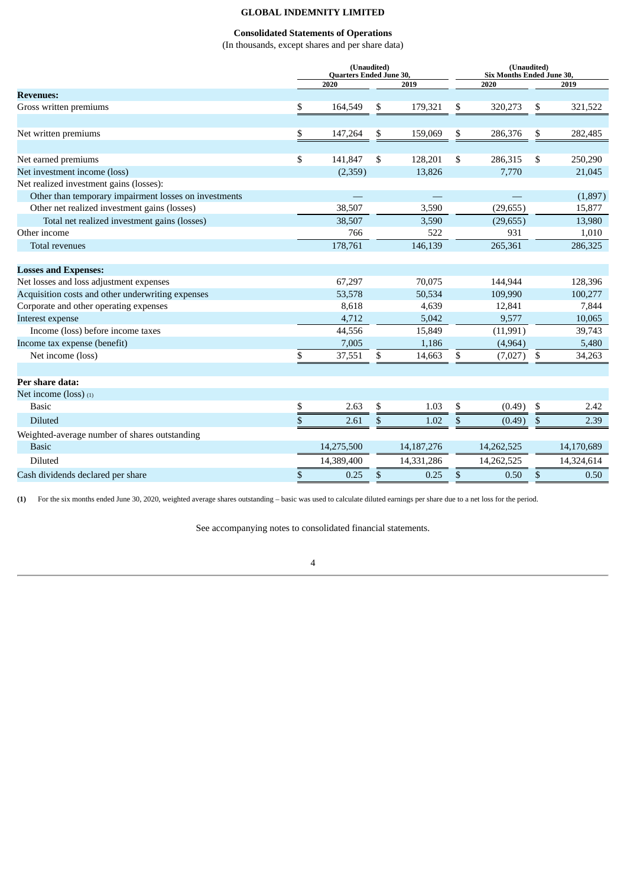**GLOBAL INDEMNITY LIMITED**

**Consolidated Statements of Operations**

(In thousands, except shares and per share data)

| | (Unaudited) Quarters Ended June 30, | | (Unaudited) Six Months Ended June 30, | |
|---|---|---|---|---|
| | 2020 | 2019 | 2020 | 2019 |
| **Revenues:** | | | | |
| Gross written premiums | $ 164,549 | $ 179,321 | $ 320,273 | $ 321,522 |
| Net written premiums | $ 147,264 | $ 159,069 | $ 286,376 | $ 282,485 |
| Net earned premiums | $ 141,847 | $ 128,201 | $ 286,315 | $ 250,290 |
| Net investment income (loss) | (2,359) | 13,826 | 7,770 | 21,045 |
| Net realized investment gains (losses): | | | | |
| Other than temporary impairment losses on investments | — | — | — | (1,897) |
| Other net realized investment gains (losses) | 38,507 | 3,590 | (29,655) | 15,877 |
| Total net realized investment gains (losses) | 38,507 | 3,590 | (29,655) | 13,980 |
| Other income | 766 | 522 | 931 | 1,010 |
| Total revenues | 178,761 | 146,139 | 265,361 | 286,325 |
| **Losses and Expenses:** | | | | |
| Net losses and loss adjustment expenses | 67,297 | 70,075 | 144,944 | 128,396 |
| Acquisition costs and other underwriting expenses | 53,578 | 50,534 | 109,990 | 100,277 |
| Corporate and other operating expenses | 8,618 | 4,639 | 12,841 | 7,844 |
| Interest expense | 4,712 | 5,042 | 9,577 | 10,065 |
| Income (loss) before income taxes | 44,556 | 15,849 | (11,991) | 39,743 |
| Income tax expense (benefit) | 7,005 | 1,186 | (4,964) | 5,480 |
| Net income (loss) | $ 37,551 | $ 14,663 | $ (7,027) | $ 34,263 |
| **Per share data:** | | | | |
| Net income (loss) (1) | | | | |
| Basic | $ 2.63 | $ 1.03 | $ (0.49) | $ 2.42 |
| Diluted | $ 2.61 | $ 1.02 | $ (0.49) | $ 2.39 |
| Weighted-average number of shares outstanding | | | | |
| Basic | 14,275,500 | 14,187,276 | 14,262,525 | 14,170,689 |
| Diluted | 14,389,400 | 14,331,286 | 14,262,525 | 14,324,614 |
| Cash dividends declared per share | $ 0.25 | $ 0.25 | $ 0.50 | $ 0.50 |

**(1)** For the six months ended June 30, 2020, weighted average shares outstanding – basic was used to calculate diluted earnings per share due to a net loss for the period.

See accompanying notes to consolidated financial statements.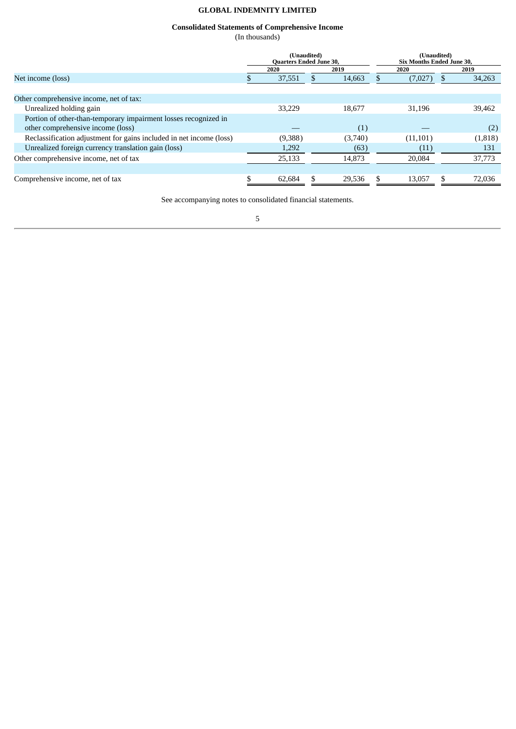# GLOBAL INDEMNITY LIMITED

## Consolidated Statements of Comprehensive Income

(In thousands)

| | (Unaudited) Quarters Ended June 30, | | (Unaudited) Six Months Ended June 30, | |
|---|---|---|---|---|
| | 2020 | 2019 | 2020 | 2019 |
| Net income (loss) | $ 37,551 | $ 14,663 | $ (7,027) | $ 34,263 |
| | | | | |
| Other comprehensive income, net of tax: | | | | |
| Unrealized holding gain | 33,229 | 18,677 | 31,196 | 39,462 |
| Portion of other-than-temporary impairment losses recognized in other comprehensive income (loss) | — | (1) | — | (2) |
| Reclassification adjustment for gains included in net income (loss) | (9,388) | (3,740) | (11,101) | (1,818) |
| Unrealized foreign currency translation gain (loss) | 1,292 | (63) | (11) | 131 |
| Other comprehensive income, net of tax | 25,133 | 14,873 | 20,084 | 37,773 |
| | | | | |
| Comprehensive income, net of tax | $ 62,684 | $ 29,536 | $ 13,057 | $ 72,036 |

See accompanying notes to consolidated financial statements.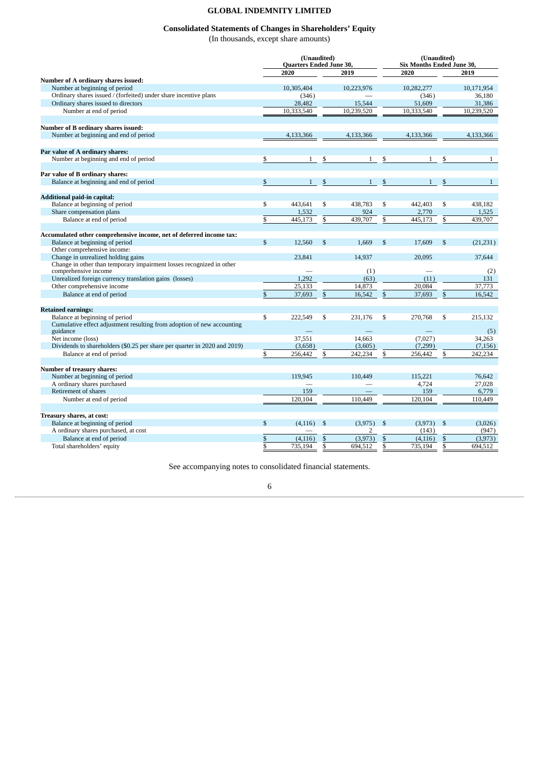# GLOBAL INDEMNITY LIMITED

## Consolidated Statements of Changes in Shareholders' Equity

(In thousands, except share amounts)

| | (Unaudited) Quarters Ended June 30, | | (Unaudited) Six Months Ended June 30, | |
|---|---|---|---|---|
| | 2020 | 2019 | 2020 | 2019 |
| **Number of A ordinary shares issued:** | | | | |
| Number at beginning of period | 10,305,404 | 10,223,976 | 10,282,277 | 10,171,954 |
| Ordinary shares issued / (forfeited) under share incentive plans | (346) | — | (346) | 36,180 |
| Ordinary shares issued to directors | 28,482 | 15,544 | 51,609 | 31,386 |
| Number at end of period | 10,333,540 | 10,239,520 | 10,333,540 | 10,239,520 |
| **Number of B ordinary shares issued:** | | | | |
| Number at beginning and end of period | 4,133,366 | 4,133,366 | 4,133,366 | 4,133,366 |
| **Par value of A ordinary shares:** | | | | |
| Number at beginning and end of period | $ 1 | $ 1 | $ 1 | $ 1 |
| **Par value of B ordinary shares:** | | | | |
| Balance at beginning and end of period | $ 1 | $ 1 | $ 1 | $ 1 |
| **Additional paid-in capital:** | | | | |
| Balance at beginning of period | $ 443,641 | $ 438,783 | $ 442,403 | $ 438,182 |
| Share compensation plans | 1,532 | 924 | 2,770 | 1,525 |
| Balance at end of period | $ 445,173 | $ 439,707 | $ 445,173 | $ 439,707 |
| **Accumulated other comprehensive income, net of deferred income tax:** | | | | |
| Balance at beginning of period | $ 12,560 | $ 1,669 | $ 17,609 | $ (21,231) |
| Other comprehensive income: | | | | |
| Change in unrealized holding gains | 23,841 | 14,937 | 20,095 | 37,644 |
| Change in other than temporary impairment losses recognized in other comprehensive income | — | (1) | — | (2) |
| Unrealized foreign currency translation gains (losses) | 1,292 | (63) | (11) | 131 |
| Other comprehensive income | 25,133 | 14,873 | 20,084 | 37,773 |
| Balance at end of period | $ 37,693 | $ 16,542 | $ 37,693 | $ 16,542 |
| **Retained earnings:** | | | | |
| Balance at beginning of period | $ 222,549 | $ 231,176 | $ 270,768 | $ 215,132 |
| Cumulative effect adjustment resulting from adoption of new accounting guidance | — | — | — | (5) |
| Net income (loss) | 37,551 | 14,663 | (7,027) | 34,263 |
| Dividends to shareholders ($0.25 per share per quarter in 2020 and 2019) | (3,658) | (3,605) | (7,299) | (7,156) |
| Balance at end of period | $ 256,442 | $ 242,234 | $ 256,442 | $ 242,234 |
| **Number of treasury shares:** | | | | |
| Number at beginning of period | 119,945 | 110,449 | 115,221 | 76,642 |
| A ordinary shares purchased | — | — | 4,724 | 27,028 |
| Retirement of shares | 159 | — | 159 | 6,779 |
| Number at end of period | 120,104 | 110,449 | 120,104 | 110,449 |
| **Treasury shares, at cost:** | | | | |
| Balance at beginning of period | $ (4,116) | $ (3,975) | $ (3,973) | $ (3,026) |
| A ordinary shares purchased, at cost | — | 2 | (143) | (947) |
| Balance at end of period | $ (4,116) | $ (3,973) | $ (4,116) | $ (3,973) |
| Total shareholders' equity | $ 735,194 | $ 694,512 | $ 735,194 | $ 694,512 |

See accompanying notes to consolidated financial statements.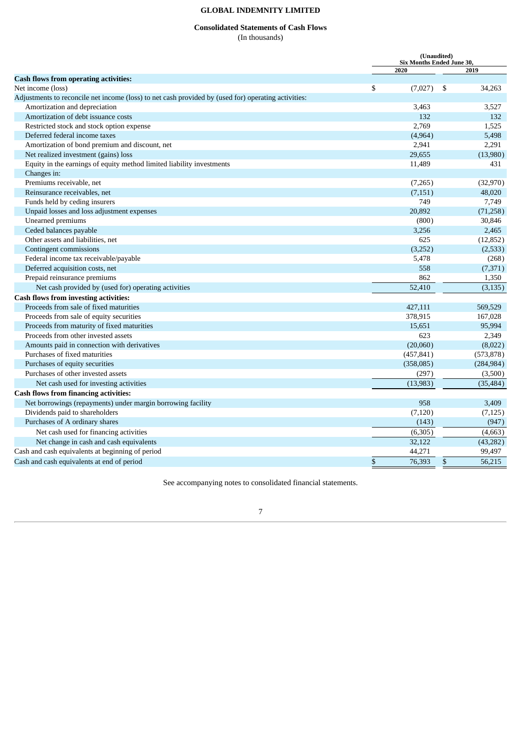# GLOBAL INDEMNITY LIMITED

## Consolidated Statements of Cash Flows

(In thousands)

| | (Unaudited) Six Months Ended June 30, | |
|---|---|---|
| | 2020 | 2019 |
| **Cash flows from operating activities:** | | |
| Net income (loss) | $ (7,027) | $ 34,263 |
| Adjustments to reconcile net income (loss) to net cash provided by (used for) operating activities: | | |
| Amortization and depreciation | 3,463 | 3,527 |
| Amortization of debt issuance costs | 132 | 132 |
| Restricted stock and stock option expense | 2,769 | 1,525 |
| Deferred federal income taxes | (4,964) | 5,498 |
| Amortization of bond premium and discount, net | 2,941 | 2,291 |
| Net realized investment (gains) loss | 29,655 | (13,980) |
| Equity in the earnings of equity method limited liability investments | 11,489 | 431 |
| Changes in: | | |
| Premiums receivable, net | (7,265) | (32,970) |
| Reinsurance receivables, net | (7,151) | 48,020 |
| Funds held by ceding insurers | 749 | 7,749 |
| Unpaid losses and loss adjustment expenses | 20,892 | (71,258) |
| Unearned premiums | (800) | 30,846 |
| Ceded balances payable | 3,256 | 2,465 |
| Other assets and liabilities, net | 625 | (12,852) |
| Contingent commissions | (3,252) | (2,533) |
| Federal income tax receivable/payable | 5,478 | (268) |
| Deferred acquisition costs, net | 558 | (7,371) |
| Prepaid reinsurance premiums | 862 | 1,350 |
| Net cash provided by (used for) operating activities | 52,410 | (3,135) |
| **Cash flows from investing activities:** | | |
| Proceeds from sale of fixed maturities | 427,111 | 569,529 |
| Proceeds from sale of equity securities | 378,915 | 167,028 |
| Proceeds from maturity of fixed maturities | 15,651 | 95,994 |
| Proceeds from other invested assets | 623 | 2,349 |
| Amounts paid in connection with derivatives | (20,060) | (8,022) |
| Purchases of fixed maturities | (457,841) | (573,878) |
| Purchases of equity securities | (358,085) | (284,984) |
| Purchases of other invested assets | (297) | (3,500) |
| Net cash used for investing activities | (13,983) | (35,484) |
| **Cash flows from financing activities:** | | |
| Net borrowings (repayments) under margin borrowing facility | 958 | 3,409 |
| Dividends paid to shareholders | (7,120) | (7,125) |
| Purchases of A ordinary shares | (143) | (947) |
| Net cash used for financing activities | (6,305) | (4,663) |
| Net change in cash and cash equivalents | 32,122 | (43,282) |
| Cash and cash equivalents at beginning of period | 44,271 | 99,497 |
| Cash and cash equivalents at end of period | $ 76,393 | $ 56,215 |

See accompanying notes to consolidated financial statements.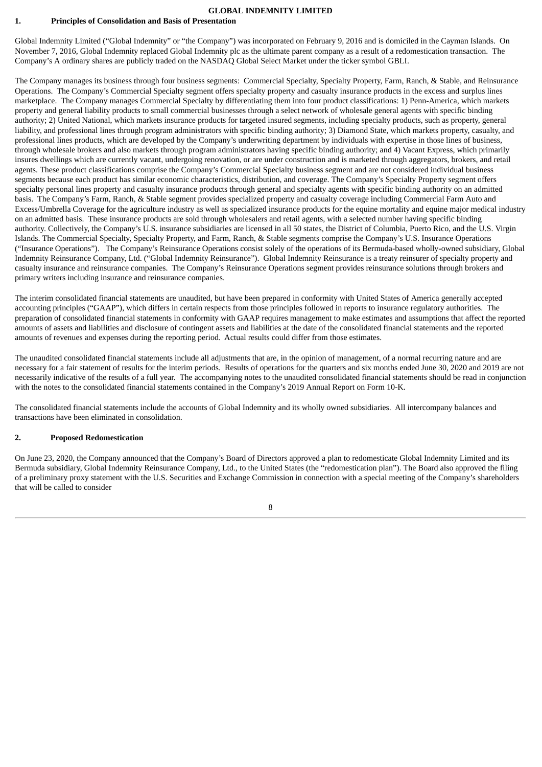## 1. Principles of Consolidation and Basis of Presentation

Global Indemnity Limited ("Global Indemnity" or "the Company") was incorporated on February 9, 2016 and is domiciled in the Cayman Islands. On November 7, 2016, Global Indemnity replaced Global Indemnity plc as the ultimate parent company as a result of a redomestication transaction. The Company's A ordinary shares are publicly traded on the NASDAQ Global Select Market under the ticker symbol GBLI.

The Company manages its business through four business segments: Commercial Specialty, Specialty Property, Farm, Ranch, & Stable, and Reinsurance Operations. The Company's Commercial Specialty segment offers specialty property and casualty insurance products in the excess and surplus lines marketplace. The Company manages Commercial Specialty by differentiating them into four product classifications: 1) Penn-America, which markets property and general liability products to small commercial businesses through a select network of wholesale general agents with specific binding authority; 2) United National, which markets insurance products for targeted insured segments, including specialty products, such as property, general liability, and professional lines through program administrators with specific binding authority; 3) Diamond State, which markets property, casualty, and professional lines products, which are developed by the Company's underwriting department by individuals with expertise in those lines of business, through wholesale brokers and also markets through program administrators having specific binding authority; and 4) Vacant Express, which primarily insures dwellings which are currently vacant, undergoing renovation, or are under construction and is marketed through aggregators, brokers, and retail agents. These product classifications comprise the Company's Commercial Specialty business segment and are not considered individual business segments because each product has similar economic characteristics, distribution, and coverage. The Company's Specialty Property segment offers specialty personal lines property and casualty insurance products through general and specialty agents with specific binding authority on an admitted basis. The Company's Farm, Ranch, & Stable segment provides specialized property and casualty coverage including Commercial Farm Auto and Excess/Umbrella Coverage for the agriculture industry as well as specialized insurance products for the equine mortality and equine major medical industry on an admitted basis. These insurance products are sold through wholesalers and retail agents, with a selected number having specific binding authority. Collectively, the Company's U.S. insurance subsidiaries are licensed in all 50 states, the District of Columbia, Puerto Rico, and the U.S. Virgin Islands. The Commercial Specialty, Specialty Property, and Farm, Ranch, & Stable segments comprise the Company's U.S. Insurance Operations ("Insurance Operations"). The Company's Reinsurance Operations consist solely of the operations of its Bermuda-based wholly-owned subsidiary, Global Indemnity Reinsurance Company, Ltd. ("Global Indemnity Reinsurance"). Global Indemnity Reinsurance is a treaty reinsurer of specialty property and casualty insurance and reinsurance companies. The Company's Reinsurance Operations segment provides reinsurance solutions through brokers and primary writers including insurance and reinsurance companies.

The interim consolidated financial statements are unaudited, but have been prepared in conformity with United States of America generally accepted accounting principles ("GAAP"), which differs in certain respects from those principles followed in reports to insurance regulatory authorities. The preparation of consolidated financial statements in conformity with GAAP requires management to make estimates and assumptions that affect the reported amounts of assets and liabilities and disclosure of contingent assets and liabilities at the date of the consolidated financial statements and the reported amounts of revenues and expenses during the reporting period. Actual results could differ from those estimates.

The unaudited consolidated financial statements include all adjustments that are, in the opinion of management, of a normal recurring nature and are necessary for a fair statement of results for the interim periods. Results of operations for the quarters and six months ended June 30, 2020 and 2019 are not necessarily indicative of the results of a full year. The accompanying notes to the unaudited consolidated financial statements should be read in conjunction with the notes to the consolidated financial statements contained in the Company's 2019 Annual Report on Form 10-K.

The consolidated financial statements include the accounts of Global Indemnity and its wholly owned subsidiaries. All intercompany balances and transactions have been eliminated in consolidation.

## 2. Proposed Redomestication

On June 23, 2020, the Company announced that the Company's Board of Directors approved a plan to redomesticate Global Indemnity Limited and its Bermuda subsidiary, Global Indemnity Reinsurance Company, Ltd., to the United States (the "redomestication plan"). The Board also approved the filing of a preliminary proxy statement with the U.S. Securities and Exchange Commission in connection with a special meeting of the Company's shareholders that will be called to consider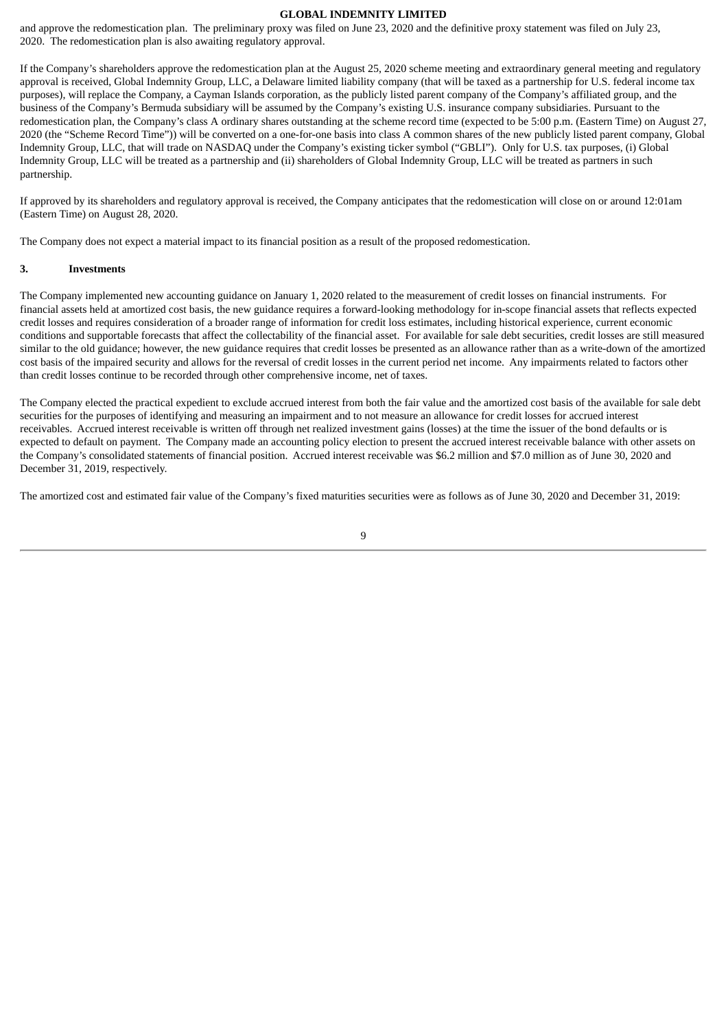and approve the redomestication plan. The preliminary proxy was filed on June 23, 2020 and the definitive proxy statement was filed on July 23, 2020. The redomestication plan is also awaiting regulatory approval.

If the Company's shareholders approve the redomestication plan at the August 25, 2020 scheme meeting and extraordinary general meeting and regulatory approval is received, Global Indemnity Group, LLC, a Delaware limited liability company (that will be taxed as a partnership for U.S. federal income tax purposes), will replace the Company, a Cayman Islands corporation, as the publicly listed parent company of the Company's affiliated group, and the business of the Company's Bermuda subsidiary will be assumed by the Company's existing U.S. insurance company subsidiaries. Pursuant to the redomestication plan, the Company's class A ordinary shares outstanding at the scheme record time (expected to be 5:00 p.m. (Eastern Time) on August 27, 2020 (the "Scheme Record Time")) will be converted on a one-for-one basis into class A common shares of the new publicly listed parent company, Global Indemnity Group, LLC, that will trade on NASDAQ under the Company's existing ticker symbol ("GBLI"). Only for U.S. tax purposes, (i) Global Indemnity Group, LLC will be treated as a partnership and (ii) shareholders of Global Indemnity Group, LLC will be treated as partners in such partnership.

If approved by its shareholders and regulatory approval is received, the Company anticipates that the redomestication will close on or around 12:01am (Eastern Time) on August 28, 2020.

The Company does not expect a material impact to its financial position as a result of the proposed redomestication.

## 3. Investments

The Company implemented new accounting guidance on January 1, 2020 related to the measurement of credit losses on financial instruments. For financial assets held at amortized cost basis, the new guidance requires a forward-looking methodology for in-scope financial assets that reflects expected credit losses and requires consideration of a broader range of information for credit loss estimates, including historical experience, current economic conditions and supportable forecasts that affect the collectability of the financial asset. For available for sale debt securities, credit losses are still measured similar to the old guidance; however, the new guidance requires that credit losses be presented as an allowance rather than as a write-down of the amortized cost basis of the impaired security and allows for the reversal of credit losses in the current period net income. Any impairments related to factors other than credit losses continue to be recorded through other comprehensive income, net of taxes.

The Company elected the practical expedient to exclude accrued interest from both the fair value and the amortized cost basis of the available for sale debt securities for the purposes of identifying and measuring an impairment and to not measure an allowance for credit losses for accrued interest receivables. Accrued interest receivable is written off through net realized investment gains (losses) at the time the issuer of the bond defaults or is expected to default on payment. The Company made an accounting policy election to present the accrued interest receivable balance with other assets on the Company's consolidated statements of financial position. Accrued interest receivable was $6.2 million and $7.0 million as of June 30, 2020 and December 31, 2019, respectively.

The amortized cost and estimated fair value of the Company's fixed maturities securities were as follows as of June 30, 2020 and December 31, 2019: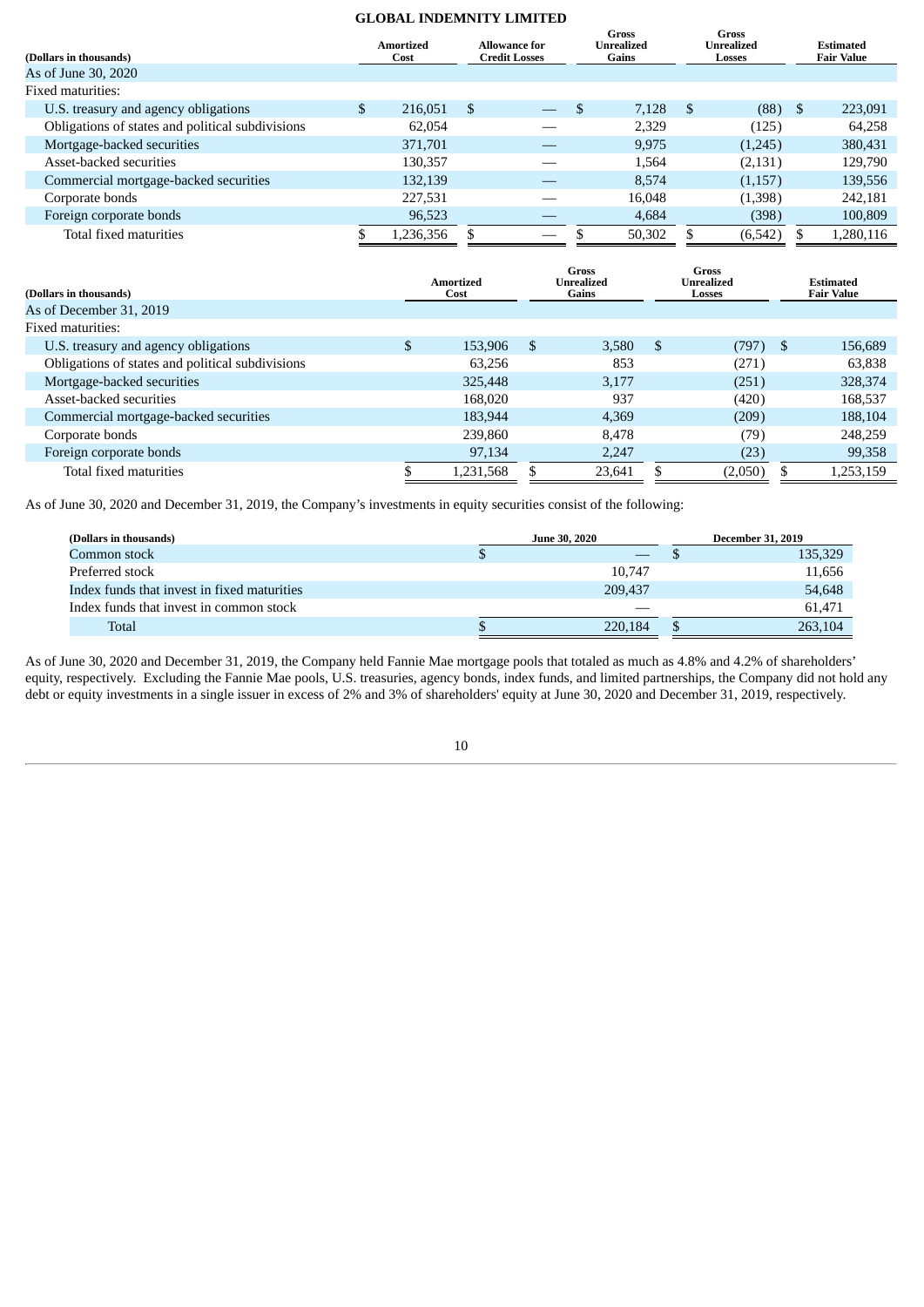**GLOBAL INDEMNITY LIMITED**

| (Dollars in thousands) | Amortized Cost | Allowance for Credit Losses | Gross Unrealized Gains | Gross Unrealized Losses | Estimated Fair Value |
|---|---|---|---|---|---|
| As of June 30, 2020 | | | | | |
| Fixed maturities: | | | | | |
| U.S. treasury and agency obligations | $ 216,051 | $ — | $ 7,128 | $ (88) | $ 223,091 |
| Obligations of states and political subdivisions | 62,054 | — | 2,329 | (125) | 64,258 |
| Mortgage-backed securities | 371,701 | — | 9,975 | (1,245) | 380,431 |
| Asset-backed securities | 130,357 | — | 1,564 | (2,131) | 129,790 |
| Commercial mortgage-backed securities | 132,139 | — | 8,574 | (1,157) | 139,556 |
| Corporate bonds | 227,531 | — | 16,048 | (1,398) | 242,181 |
| Foreign corporate bonds | 96,523 | — | 4,684 | (398) | 100,809 |
| Total fixed maturities | $ 1,236,356 | $ — | $ 50,302 | $ (6,542) | $ 1,280,116 |

| (Dollars in thousands) | Amortized Cost | Gross Unrealized Gains | Gross Unrealized Losses | Estimated Fair Value |
|---|---|---|---|---|
| As of December 31, 2019 | | | | |
| Fixed maturities: | | | | |
| U.S. treasury and agency obligations | $ 153,906 | $ 3,580 | $ (797) | $ 156,689 |
| Obligations of states and political subdivisions | 63,256 | 853 | (271) | 63,838 |
| Mortgage-backed securities | 325,448 | 3,177 | (251) | 328,374 |
| Asset-backed securities | 168,020 | 937 | (420) | 168,537 |
| Commercial mortgage-backed securities | 183,944 | 4,369 | (209) | 188,104 |
| Corporate bonds | 239,860 | 8,478 | (79) | 248,259 |
| Foreign corporate bonds | 97,134 | 2,247 | (23) | 99,358 |
| Total fixed maturities | $ 1,231,568 | $ 23,641 | $ (2,050) | $ 1,253,159 |

As of June 30, 2020 and December 31, 2019, the Company's investments in equity securities consist of the following:

| (Dollars in thousands) | June 30, 2020 | December 31, 2019 |
|---|---|---|
| Common stock | $ — | $ 135,329 |
| Preferred stock | 10,747 | 11,656 |
| Index funds that invest in fixed maturities | 209,437 | 54,648 |
| Index funds that invest in common stock | — | 61,471 |
| Total | $ 220,184 | $ 263,104 |

As of June 30, 2020 and December 31, 2019, the Company held Fannie Mae mortgage pools that totaled as much as 4.8% and 4.2% of shareholders' equity, respectively. Excluding the Fannie Mae pools, U.S. treasuries, agency bonds, index funds, and limited partnerships, the Company did not hold any debt or equity investments in a single issuer in excess of 2% and 3% of shareholders' equity at June 30, 2020 and December 31, 2019, respectively.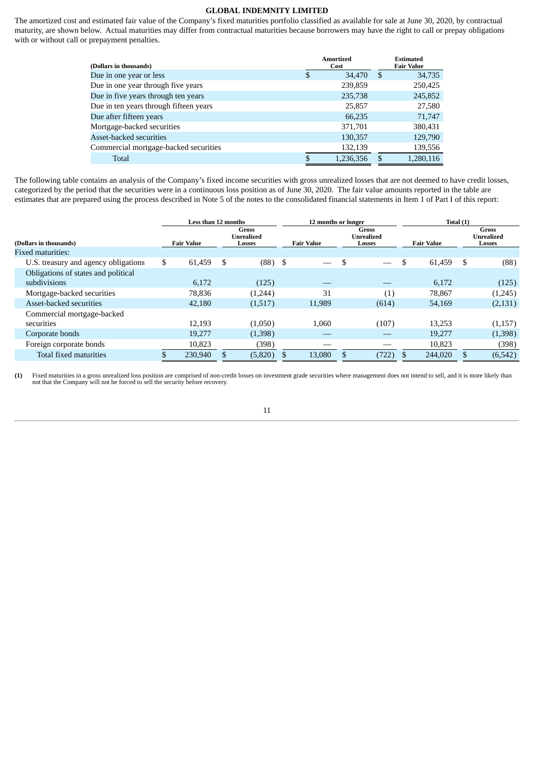The amortized cost and estimated fair value of the Company's fixed maturities portfolio classified as available for sale at June 30, 2020, by contractual maturity, are shown below. Actual maturities may differ from contractual maturities because borrowers may have the right to call or prepay obligations with or without call or prepayment penalties.

| (Dollars in thousands) | Amortized Cost | Estimated Fair Value |
|---|---|---|
| Due in one year or less | $ 34,470 | $ 34,735 |
| Due in one year through five years | 239,859 | 250,425 |
| Due in five years through ten years | 235,738 | 245,852 |
| Due in ten years through fifteen years | 25,857 | 27,580 |
| Due after fifteen years | 66,235 | 71,747 |
| Mortgage-backed securities | 371,701 | 380,431 |
| Asset-backed securities | 130,357 | 129,790 |
| Commercial mortgage-backed securities | 132,139 | 139,556 |
| Total | $ 1,236,356 | $ 1,280,116 |

The following table contains an analysis of the Company's fixed income securities with gross unrealized losses that are not deemed to have credit losses, categorized by the period that the securities were in a continuous loss position as of June 30, 2020. The fair value amounts reported in the table are estimates that are prepared using the process described in Note 5 of the notes to the consolidated financial statements in Item 1 of Part I of this report:

| | Less than 12 months | | 12 months or longer | | Total (1) | |
|---|---|---|---|---|---|---|
| (Dollars in thousands) | Fair Value | Gross Unrealized Losses | Fair Value | Gross Unrealized Losses | Fair Value | Gross Unrealized Losses |
| Fixed maturities: | | | | | | |
| U.S. treasury and agency obligations | $ 61,459 | $ (88) | $ — | $ — | $ 61,459 | $ (88) |
| Obligations of states and political subdivisions | 6,172 | (125) | — | — | 6,172 | (125) |
| Mortgage-backed securities | 78,836 | (1,244) | 31 | (1) | 78,867 | (1,245) |
| Asset-backed securities | 42,180 | (1,517) | 11,989 | (614) | 54,169 | (2,131) |
| Commercial mortgage-backed securities | 12,193 | (1,050) | 1,060 | (107) | 13,253 | (1,157) |
| Corporate bonds | 19,277 | (1,398) | — | — | 19,277 | (1,398) |
| Foreign corporate bonds | 10,823 | (398) | — | — | 10,823 | (398) |
| Total fixed maturities | $ 230,940 | $ (5,820) | $ 13,080 | $ (722) | $ 244,020 | $ (6,542) |

**(1)** Fixed maturities in a gross unrealized loss position are comprised of non-credit losses on investment grade securities where management does not intend to sell, and it is more likely than not that the Company will not be forced to sell the security before recovery.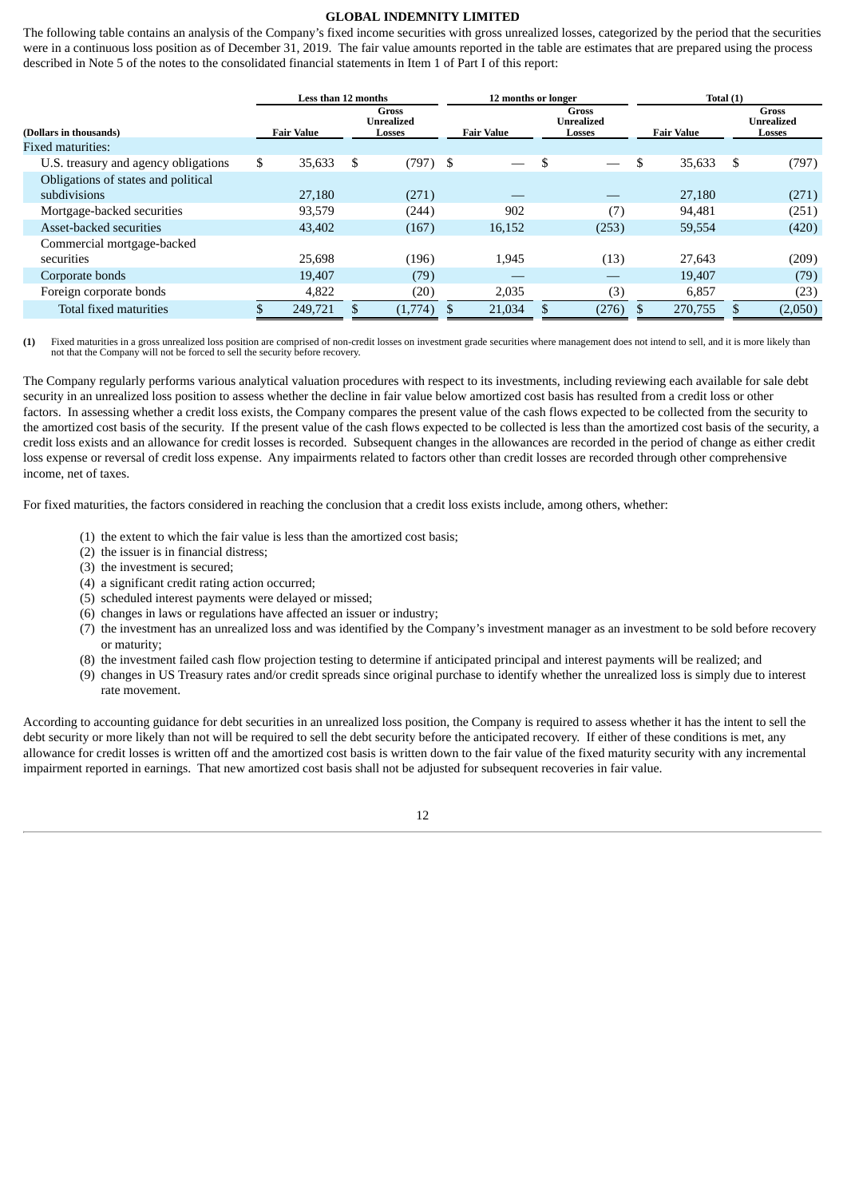The following table contains an analysis of the Company's fixed income securities with gross unrealized losses, categorized by the period that the securities were in a continuous loss position as of December 31, 2019. The fair value amounts reported in the table are estimates that are prepared using the process described in Note 5 of the notes to the consolidated financial statements in Item 1 of Part I of this report:

| | Less than 12 months | | 12 months or longer | | Total (1) | |
|---|---|---|---|---|---|---|
| (Dollars in thousands) | Fair Value | Gross Unrealized Losses | Fair Value | Gross Unrealized Losses | Fair Value | Gross Unrealized Losses |
| Fixed maturities: | | | | | | |
| U.S. treasury and agency obligations | $ 35,633 | $ (797) | $ — | $ — | $ 35,633 | $ (797) |
| Obligations of states and political subdivisions | 27,180 | (271) | — | — | 27,180 | (271) |
| Mortgage-backed securities | 93,579 | (244) | 902 | (7) | 94,481 | (251) |
| Asset-backed securities | 43,402 | (167) | 16,152 | (253) | 59,554 | (420) |
| Commercial mortgage-backed securities | 25,698 | (196) | 1,945 | (13) | 27,643 | (209) |
| Corporate bonds | 19,407 | (79) | — | — | 19,407 | (79) |
| Foreign corporate bonds | 4,822 | (20) | 2,035 | (3) | 6,857 | (23) |
| Total fixed maturities | $ 249,721 | $ (1,774) | $ 21,034 | $ (276) | $ 270,755 | $ (2,050) |

**(1)** Fixed maturities in a gross unrealized loss position are comprised of non-credit losses on investment grade securities where management does not intend to sell, and it is more likely than not that the Company will not be forced to sell the security before recovery.

The Company regularly performs various analytical valuation procedures with respect to its investments, including reviewing each available for sale debt security in an unrealized loss position to assess whether the decline in fair value below amortized cost basis has resulted from a credit loss or other factors. In assessing whether a credit loss exists, the Company compares the present value of the cash flows expected to be collected from the security to the amortized cost basis of the security. If the present value of the cash flows expected to be collected is less than the amortized cost basis of the security, a credit loss exists and an allowance for credit losses is recorded. Subsequent changes in the allowances are recorded in the period of change as either credit loss expense or reversal of credit loss expense. Any impairments related to factors other than credit losses are recorded through other comprehensive income, net of taxes.

For fixed maturities, the factors considered in reaching the conclusion that a credit loss exists include, among others, whether:

1. the extent to which the fair value is less than the amortized cost basis;
2. the issuer is in financial distress;
3. the investment is secured;
4. a significant credit rating action occurred;
5. scheduled interest payments were delayed or missed;
6. changes in laws or regulations have affected an issuer or industry;
7. the investment has an unrealized loss and was identified by the Company's investment manager as an investment to be sold before recovery or maturity;
8. the investment failed cash flow projection testing to determine if anticipated principal and interest payments will be realized; and
9. changes in US Treasury rates and/or credit spreads since original purchase to identify whether the unrealized loss is simply due to interest rate movement.

According to accounting guidance for debt securities in an unrealized loss position, the Company is required to assess whether it has the intent to sell the debt security or more likely than not will be required to sell the debt security before the anticipated recovery. If either of these conditions is met, any allowance for credit losses is written off and the amortized cost basis is written down to the fair value of the fixed maturity security with any incremental impairment reported in earnings. That new amortized cost basis shall not be adjusted for subsequent recoveries in fair value.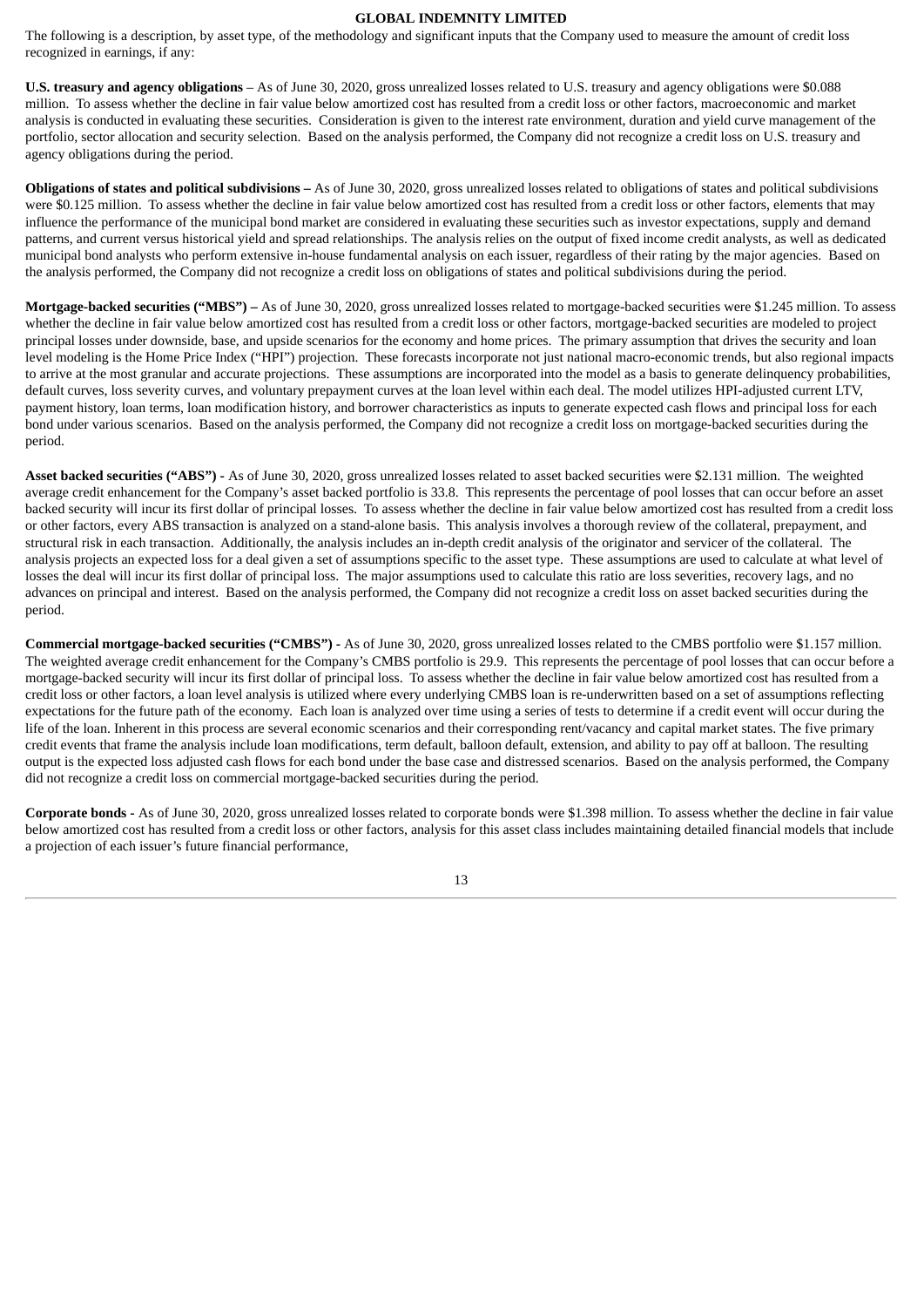The following is a description, by asset type, of the methodology and significant inputs that the Company used to measure the amount of credit loss recognized in earnings, if any:

**U.S. treasury and agency obligations** – As of June 30, 2020, gross unrealized losses related to U.S. treasury and agency obligations were $0.088 million. To assess whether the decline in fair value below amortized cost has resulted from a credit loss or other factors, macroeconomic and market analysis is conducted in evaluating these securities. Consideration is given to the interest rate environment, duration and yield curve management of the portfolio, sector allocation and security selection. Based on the analysis performed, the Company did not recognize a credit loss on U.S. treasury and agency obligations during the period.

**Obligations of states and political subdivisions –** As of June 30, 2020, gross unrealized losses related to obligations of states and political subdivisions were $0.125 million. To assess whether the decline in fair value below amortized cost has resulted from a credit loss or other factors, elements that may influence the performance of the municipal bond market are considered in evaluating these securities such as investor expectations, supply and demand patterns, and current versus historical yield and spread relationships. The analysis relies on the output of fixed income credit analysts, as well as dedicated municipal bond analysts who perform extensive in-house fundamental analysis on each issuer, regardless of their rating by the major agencies. Based on the analysis performed, the Company did not recognize a credit loss on obligations of states and political subdivisions during the period.

**Mortgage-backed securities ("MBS") –** As of June 30, 2020, gross unrealized losses related to mortgage-backed securities were $1.245 million. To assess whether the decline in fair value below amortized cost has resulted from a credit loss or other factors, mortgage-backed securities are modeled to project principal losses under downside, base, and upside scenarios for the economy and home prices. The primary assumption that drives the security and loan level modeling is the Home Price Index ("HPI") projection. These forecasts incorporate not just national macro-economic trends, but also regional impacts to arrive at the most granular and accurate projections. These assumptions are incorporated into the model as a basis to generate delinquency probabilities, default curves, loss severity curves, and voluntary prepayment curves at the loan level within each deal. The model utilizes HPI-adjusted current LTV, payment history, loan terms, loan modification history, and borrower characteristics as inputs to generate expected cash flows and principal loss for each bond under various scenarios. Based on the analysis performed, the Company did not recognize a credit loss on mortgage-backed securities during the period.

**Asset backed securities ("ABS") -** As of June 30, 2020, gross unrealized losses related to asset backed securities were $2.131 million. The weighted average credit enhancement for the Company's asset backed portfolio is 33.8. This represents the percentage of pool losses that can occur before an asset backed security will incur its first dollar of principal losses. To assess whether the decline in fair value below amortized cost has resulted from a credit loss or other factors, every ABS transaction is analyzed on a stand-alone basis. This analysis involves a thorough review of the collateral, prepayment, and structural risk in each transaction. Additionally, the analysis includes an in-depth credit analysis of the originator and servicer of the collateral. The analysis projects an expected loss for a deal given a set of assumptions specific to the asset type. These assumptions are used to calculate at what level of losses the deal will incur its first dollar of principal loss. The major assumptions used to calculate this ratio are loss severities, recovery lags, and no advances on principal and interest. Based on the analysis performed, the Company did not recognize a credit loss on asset backed securities during the period.

**Commercial mortgage-backed securities ("CMBS") -** As of June 30, 2020, gross unrealized losses related to the CMBS portfolio were $1.157 million. The weighted average credit enhancement for the Company's CMBS portfolio is 29.9. This represents the percentage of pool losses that can occur before a mortgage-backed security will incur its first dollar of principal loss. To assess whether the decline in fair value below amortized cost has resulted from a credit loss or other factors, a loan level analysis is utilized where every underlying CMBS loan is re-underwritten based on a set of assumptions reflecting expectations for the future path of the economy. Each loan is analyzed over time using a series of tests to determine if a credit event will occur during the life of the loan. Inherent in this process are several economic scenarios and their corresponding rent/vacancy and capital market states. The five primary credit events that frame the analysis include loan modifications, term default, balloon default, extension, and ability to pay off at balloon. The resulting output is the expected loss adjusted cash flows for each bond under the base case and distressed scenarios. Based on the analysis performed, the Company did not recognize a credit loss on commercial mortgage-backed securities during the period.

**Corporate bonds -** As of June 30, 2020, gross unrealized losses related to corporate bonds were $1.398 million. To assess whether the decline in fair value below amortized cost has resulted from a credit loss or other factors, analysis for this asset class includes maintaining detailed financial models that include a projection of each issuer's future financial performance,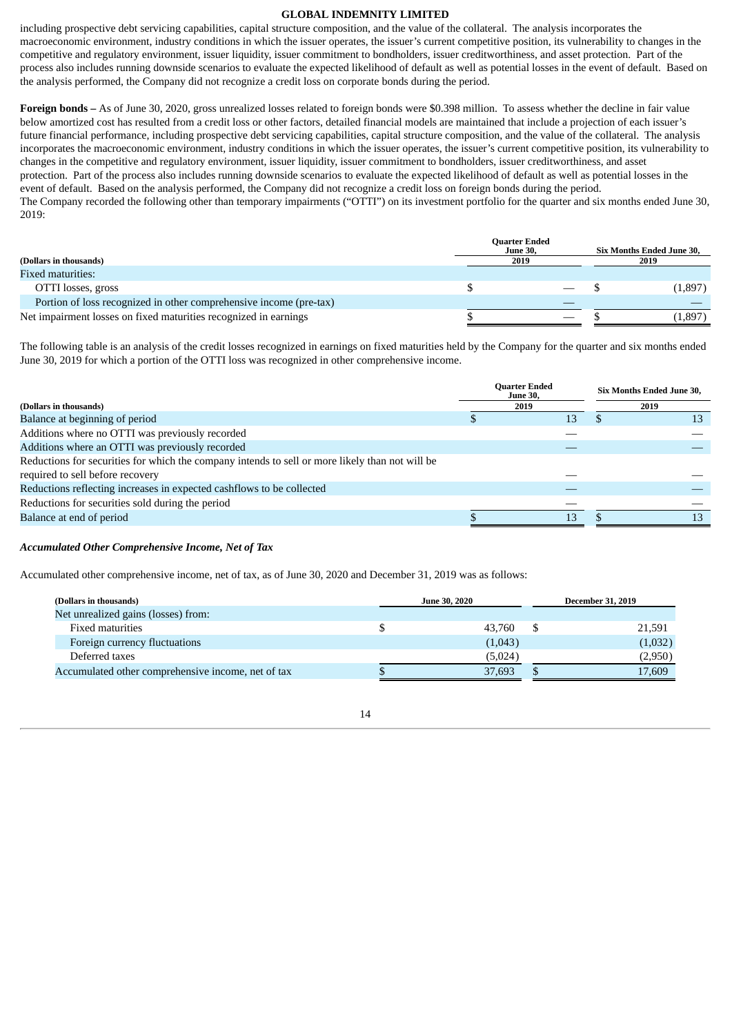including prospective debt servicing capabilities, capital structure composition, and the value of the collateral. The analysis incorporates the macroeconomic environment, industry conditions in which the issuer operates, the issuer's current competitive position, its vulnerability to changes in the competitive and regulatory environment, issuer liquidity, issuer commitment to bondholders, issuer creditworthiness, and asset protection. Part of the process also includes running downside scenarios to evaluate the expected likelihood of default as well as potential losses in the event of default. Based on the analysis performed, the Company did not recognize a credit loss on corporate bonds during the period.

**Foreign bonds –** As of June 30, 2020, gross unrealized losses related to foreign bonds were $0.398 million. To assess whether the decline in fair value below amortized cost has resulted from a credit loss or other factors, detailed financial models are maintained that include a projection of each issuer's future financial performance, including prospective debt servicing capabilities, capital structure composition, and the value of the collateral. The analysis incorporates the macroeconomic environment, industry conditions in which the issuer operates, the issuer's current competitive position, its vulnerability to changes in the competitive and regulatory environment, issuer liquidity, issuer commitment to bondholders, issuer creditworthiness, and asset protection. Part of the process also includes running downside scenarios to evaluate the expected likelihood of default as well as potential losses in the event of default. Based on the analysis performed, the Company did not recognize a credit loss on foreign bonds during the period.

The Company recorded the following other than temporary impairments ("OTTI") on its investment portfolio for the quarter and six months ended June 30, 2019:

| (Dollars in thousands) | Quarter Ended June 30, 2019 | Six Months Ended June 30, 2019 |
|---|---|---|
| Fixed maturities: | | |
| OTTI losses, gross | $ — | $ (1,897) |
| Portion of loss recognized in other comprehensive income (pre-tax) | — | — |
| Net impairment losses on fixed maturities recognized in earnings | $ — | $ (1,897) |

The following table is an analysis of the credit losses recognized in earnings on fixed maturities held by the Company for the quarter and six months ended June 30, 2019 for which a portion of the OTTI loss was recognized in other comprehensive income.

| (Dollars in thousands) | Quarter Ended June 30, 2019 | Six Months Ended June 30, 2019 |
|---|---|---|
| Balance at beginning of period | $ 13 | $ 13 |
| Additions where no OTTI was previously recorded | — | — |
| Additions where an OTTI was previously recorded | — | — |
| Reductions for securities for which the company intends to sell or more likely than not will be required to sell before recovery | — | — |
| Reductions reflecting increases in expected cashflows to be collected | — | — |
| Reductions for securities sold during the period | — | — |
| Balance at end of period | $ 13 | $ 13 |

***Accumulated Other Comprehensive Income, Net of Tax***

Accumulated other comprehensive income, net of tax, as of June 30, 2020 and December 31, 2019 was as follows:

| (Dollars in thousands) | June 30, 2020 | December 31, 2019 |
|---|---|---|
| Net unrealized gains (losses) from: | | |
| Fixed maturities | $ 43,760 | $ 21,591 |
| Foreign currency fluctuations | (1,043) | (1,032) |
| Deferred taxes | (5,024) | (2,950) |
| Accumulated other comprehensive income, net of tax | $ 37,693 | $ 17,609 |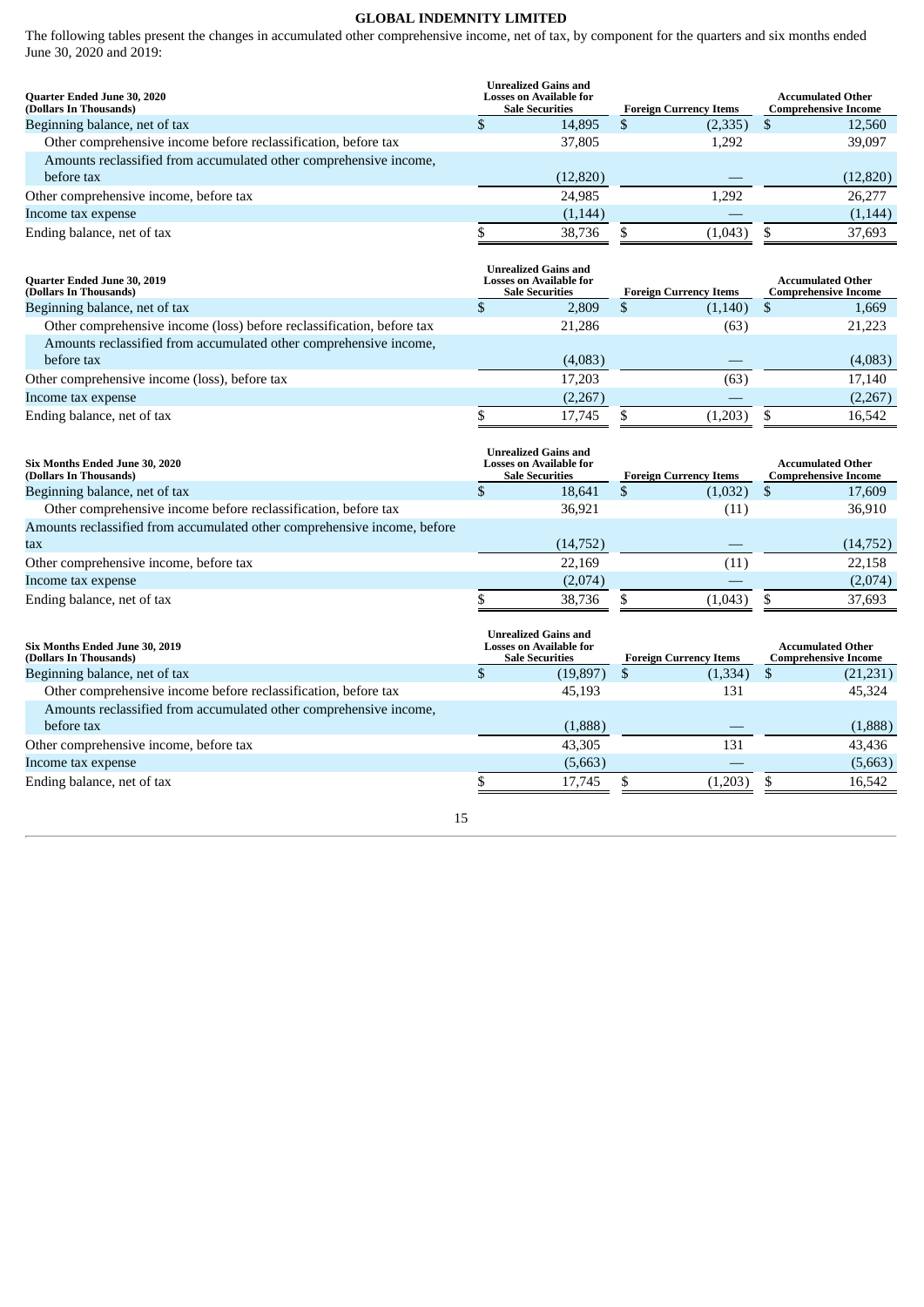**GLOBAL INDEMNITY LIMITED**

The following tables present the changes in accumulated other comprehensive income, net of tax, by component for the quarters and six months ended June 30, 2020 and 2019:

| Quarter Ended June 30, 2020 (Dollars In Thousands) | Unrealized Gains and Losses on Available for Sale Securities | Foreign Currency Items | Accumulated Other Comprehensive Income |
|---|---|---|---|
| Beginning balance, net of tax | $ 14,895 | $ (2,335) | $ 12,560 |
| Other comprehensive income before reclassification, before tax | 37,805 | 1,292 | 39,097 |
| Amounts reclassified from accumulated other comprehensive income, before tax | (12,820) | — | (12,820) |
| Other comprehensive income, before tax | 24,985 | 1,292 | 26,277 |
| Income tax expense | (1,144) | — | (1,144) |
| Ending balance, net of tax | $ 38,736 | $ (1,043) | $ 37,693 |

| Quarter Ended June 30, 2019 (Dollars In Thousands) | Unrealized Gains and Losses on Available for Sale Securities | Foreign Currency Items | Accumulated Other Comprehensive Income |
|---|---|---|---|
| Beginning balance, net of tax | $ 2,809 | $ (1,140) | $ 1,669 |
| Other comprehensive income (loss) before reclassification, before tax | 21,286 | (63) | 21,223 |
| Amounts reclassified from accumulated other comprehensive income, before tax | (4,083) | — | (4,083) |
| Other comprehensive income (loss), before tax | 17,203 | (63) | 17,140 |
| Income tax expense | (2,267) | — | (2,267) |
| Ending balance, net of tax | $ 17,745 | $ (1,203) | $ 16,542 |

| Six Months Ended June 30, 2020 (Dollars In Thousands) | Unrealized Gains and Losses on Available for Sale Securities | Foreign Currency Items | Accumulated Other Comprehensive Income |
|---|---|---|---|
| Beginning balance, net of tax | $ 18,641 | $ (1,032) | $ 17,609 |
| Other comprehensive income before reclassification, before tax | 36,921 | (11) | 36,910 |
| Amounts reclassified from accumulated other comprehensive income, before tax | (14,752) | — | (14,752) |
| Other comprehensive income, before tax | 22,169 | (11) | 22,158 |
| Income tax expense | (2,074) | — | (2,074) |
| Ending balance, net of tax | $ 38,736 | $ (1,043) | $ 37,693 |

| Six Months Ended June 30, 2019 (Dollars In Thousands) | Unrealized Gains and Losses on Available for Sale Securities | Foreign Currency Items | Accumulated Other Comprehensive Income |
|---|---|---|---|
| Beginning balance, net of tax | $ (19,897) | $ (1,334) | $ (21,231) |
| Other comprehensive income before reclassification, before tax | 45,193 | 131 | 45,324 |
| Amounts reclassified from accumulated other comprehensive income, before tax | (1,888) | — | (1,888) |
| Other comprehensive income, before tax | 43,305 | 131 | 43,436 |
| Income tax expense | (5,663) | — | (5,663) |
| Ending balance, net of tax | $ 17,745 | $ (1,203) | $ 16,542 |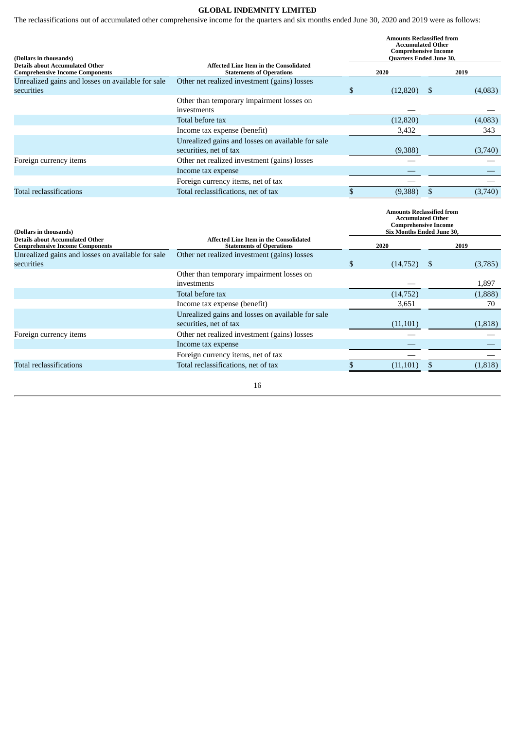**GLOBAL INDEMNITY LIMITED**

The reclassifications out of accumulated other comprehensive income for the quarters and six months ended June 30, 2020 and 2019 were as follows:

| (Dollars in thousands) Details about Accumulated Other Comprehensive Income Components | Affected Line Item in the Consolidated Statements of Operations | Amounts Reclassified from Accumulated Other Comprehensive Income Quarters Ended June 30, | |
|---|---|---|---|
| | | 2020 | 2019 |
| Unrealized gains and losses on available for sale securities | Other net realized investment (gains) losses | $ (12,820) | $ (4,083) |
| | Other than temporary impairment losses on investments | — | — |
| | Total before tax | (12,820) | (4,083) |
| | Income tax expense (benefit) | 3,432 | 343 |
| | Unrealized gains and losses on available for sale securities, net of tax | (9,388) | (3,740) |
| Foreign currency items | Other net realized investment (gains) losses | — | — |
| | Income tax expense | — | — |
| | Foreign currency items, net of tax | — | — |
| Total reclassifications | Total reclassifications, net of tax | $ (9,388) | $ (3,740) |

| (Dollars in thousands) Details about Accumulated Other Comprehensive Income Components | Affected Line Item in the Consolidated Statements of Operations | Amounts Reclassified from Accumulated Other Comprehensive Income Six Months Ended June 30, | |
|---|---|---|---|
| | | 2020 | 2019 |
| Unrealized gains and losses on available for sale securities | Other net realized investment (gains) losses | $ (14,752) | $ (3,785) |
| | Other than temporary impairment losses on investments | — | 1,897 |
| | Total before tax | (14,752) | (1,888) |
| | Income tax expense (benefit) | 3,651 | 70 |
| | Unrealized gains and losses on available for sale securities, net of tax | (11,101) | (1,818) |
| Foreign currency items | Other net realized investment (gains) losses | — | — |
| | Income tax expense | — | — |
| | Foreign currency items, net of tax | — | — |
| Total reclassifications | Total reclassifications, net of tax | $ (11,101) | $ (1,818) |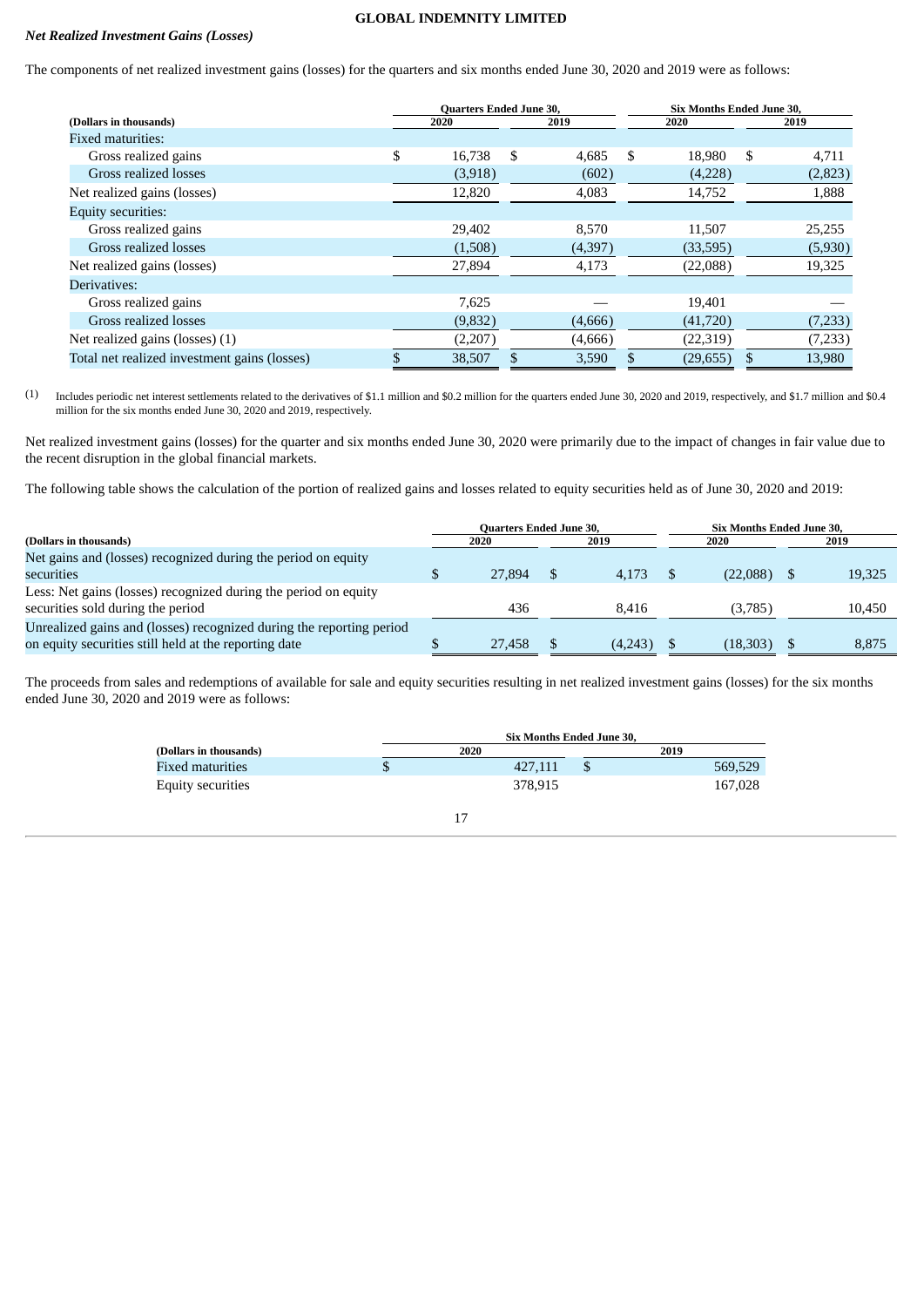### *Net Realized Investment Gains (Losses)*

The components of net realized investment gains (losses) for the quarters and six months ended June 30, 2020 and 2019 were as follows:

| (Dollars in thousands) | Quarters Ended June 30, | | Six Months Ended June 30, | |
|---|---|---|---|---|
| | 2020 | 2019 | 2020 | 2019 |
| Fixed maturities: | | | | |
| Gross realized gains | $ 16,738 | $ 4,685 | $ 18,980 | $ 4,711 |
| Gross realized losses | (3,918) | (602) | (4,228) | (2,823) |
| Net realized gains (losses) | 12,820 | 4,083 | 14,752 | 1,888 |
| Equity securities: | | | | |
| Gross realized gains | 29,402 | 8,570 | 11,507 | 25,255 |
| Gross realized losses | (1,508) | (4,397) | (33,595) | (5,930) |
| Net realized gains (losses) | 27,894 | 4,173 | (22,088) | 19,325 |
| Derivatives: | | | | |
| Gross realized gains | 7,625 | — | 19,401 | — |
| Gross realized losses | (9,832) | (4,666) | (41,720) | (7,233) |
| Net realized gains (losses) (1) | (2,207) | (4,666) | (22,319) | (7,233) |
| Total net realized investment gains (losses) | $ 38,507 | $ 3,590 | $ (29,655) | $ 13,980 |

(1) Includes periodic net interest settlements related to the derivatives of $1.1 million and $0.2 million for the quarters ended June 30, 2020 and 2019, respectively, and $1.7 million and $0.4 million for the six months ended June 30, 2020 and 2019, respectively.

Net realized investment gains (losses) for the quarter and six months ended June 30, 2020 were primarily due to the impact of changes in fair value due to the recent disruption in the global financial markets.

The following table shows the calculation of the portion of realized gains and losses related to equity securities held as of June 30, 2020 and 2019:

| (Dollars in thousands) | Quarters Ended June 30, | | Six Months Ended June 30, | |
|---|---|---|---|---|
| | 2020 | 2019 | 2020 | 2019 |
| Net gains and (losses) recognized during the period on equity securities | $ 27,894 | $ 4,173 | $ (22,088) | $ 19,325 |
| Less: Net gains (losses) recognized during the period on equity securities sold during the period | 436 | 8,416 | (3,785) | 10,450 |
| Unrealized gains and (losses) recognized during the reporting period on equity securities still held at the reporting date | $ 27,458 | $ (4,243) | $ (18,303) | $ 8,875 |

The proceeds from sales and redemptions of available for sale and equity securities resulting in net realized investment gains (losses) for the six months ended June 30, 2020 and 2019 were as follows:

| (Dollars in thousands) | Six Months Ended June 30, | |
|---|---|---|
| | 2020 | 2019 |
| Fixed maturities | $ 427,111 | $ 569,529 |
| Equity securities | 378,915 | 167,028 |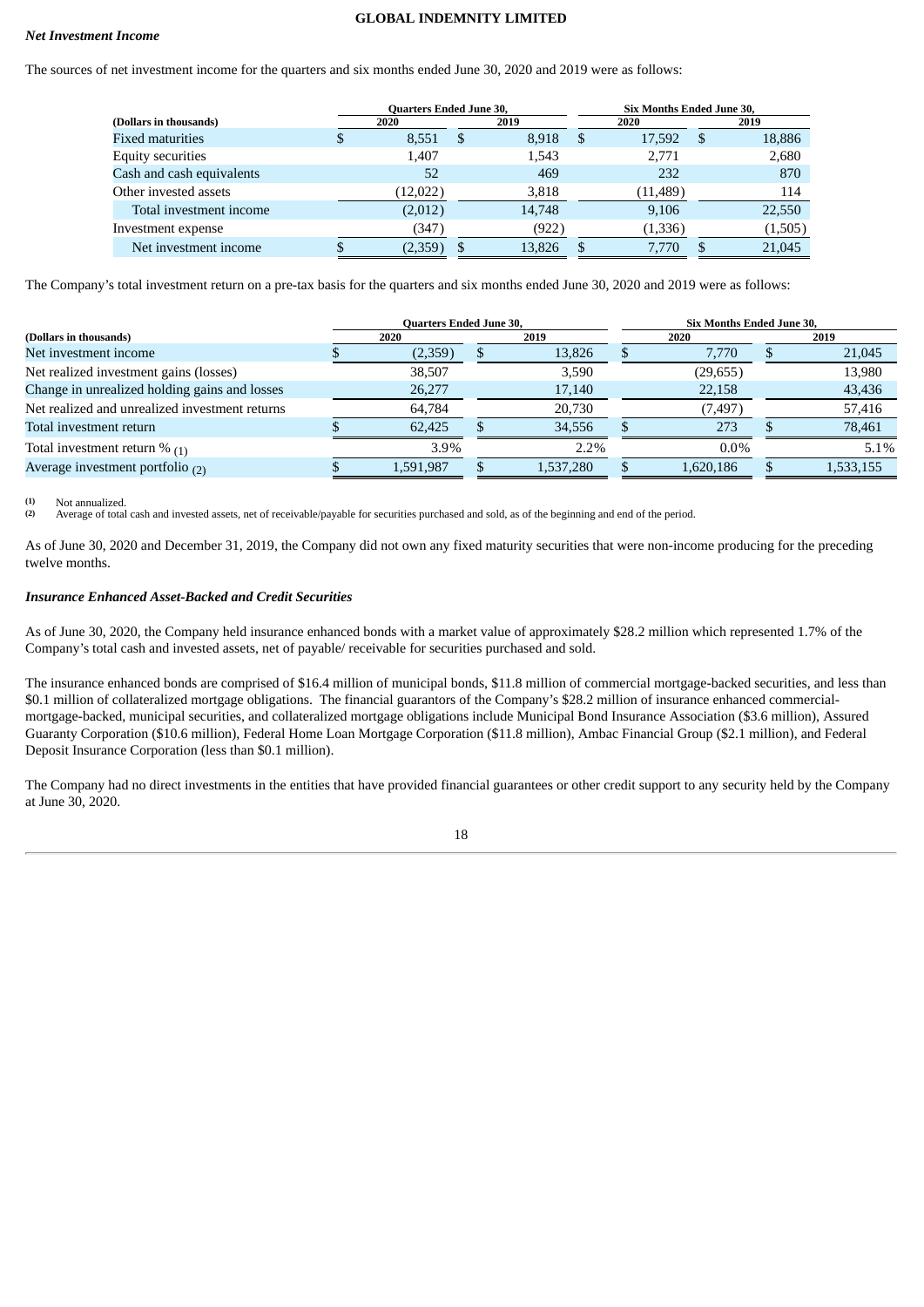### *Net Investment Income*

The sources of net investment income for the quarters and six months ended June 30, 2020 and 2019 were as follows:

| (Dollars in thousands) | Quarters Ended June 30, 2020 | Quarters Ended June 30, 2019 | Six Months Ended June 30, 2020 | Six Months Ended June 30, 2019 |
|---|---|---|---|---|
| Fixed maturities | $ 8,551 | $ 8,918 | $ 17,592 | $ 18,886 |
| Equity securities | 1,407 | 1,543 | 2,771 | 2,680 |
| Cash and cash equivalents | 52 | 469 | 232 | 870 |
| Other invested assets | (12,022) | 3,818 | (11,489) | 114 |
| Total investment income | (2,012) | 14,748 | 9,106 | 22,550 |
| Investment expense | (347) | (922) | (1,336) | (1,505) |
| Net investment income | $ (2,359) | $ 13,826 | $ 7,770 | $ 21,045 |

The Company's total investment return on a pre-tax basis for the quarters and six months ended June 30, 2020 and 2019 were as follows:

| (Dollars in thousands) | Quarters Ended June 30, 2020 | Quarters Ended June 30, 2019 | Six Months Ended June 30, 2020 | Six Months Ended June 30, 2019 |
|---|---|---|---|---|
| Net investment income | $ (2,359) | $ 13,826 | $ 7,770 | $ 21,045 |
| Net realized investment gains (losses) | 38,507 | 3,590 | (29,655) | 13,980 |
| Change in unrealized holding gains and losses | 26,277 | 17,140 | 22,158 | 43,436 |
| Net realized and unrealized investment returns | 64,784 | 20,730 | (7,497) | 57,416 |
| Total investment return | $ 62,425 | $ 34,556 | $ 273 | $ 78,461 |
| Total investment % (1) | 3.9% | 2.2% | 0.0% | 5.1% |
| Average investment portfolio (2) | $ 1,591,987 | $ 1,537,280 | $ 1,620,186 | $ 1,533,155 |

(1) Not annualized.
(2) Average of total cash and invested assets, net of receivable/payable for securities purchased and sold, as of the beginning and end of the period.

As of June 30, 2020 and December 31, 2019, the Company did not own any fixed maturity securities that were non-income producing for the preceding twelve months.

### *Insurance Enhanced Asset-Backed and Credit Securities*

As of June 30, 2020, the Company held insurance enhanced bonds with a market value of approximately $28.2 million which represented 1.7% of the Company's total cash and invested assets, net of payable/ receivable for securities purchased and sold.

The insurance enhanced bonds are comprised of $16.4 million of municipal bonds, $11.8 million of commercial mortgage-backed securities, and less than $0.1 million of collateralized mortgage obligations. The financial guarantors of the Company's $28.2 million of insurance enhanced commercial-mortgage-backed, municipal securities, and collateralized mortgage obligations include Municipal Bond Insurance Association ($3.6 million), Assured Guaranty Corporation ($10.6 million), Federal Home Loan Mortgage Corporation ($11.8 million), Ambac Financial Group ($2.1 million), and Federal Deposit Insurance Corporation (less than $0.1 million).

The Company had no direct investments in the entities that have provided financial guarantees or other credit support to any security held by the Company at June 30, 2020.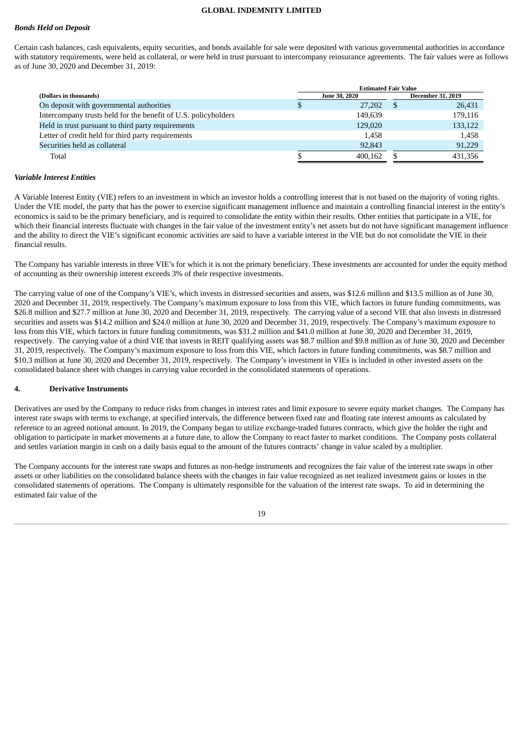### *Bonds Held on Deposit*

Certain cash balances, cash equivalents, equity securities, and bonds available for sale were deposited with various governmental authorities in accordance with statutory requirements, were held as collateral, or were held in trust pursuant to intercompany reinsurance agreements. The fair values were as follows as of June 30, 2020 and December 31, 2019:

| | Estimated Fair Value | |
|---|---|---|
| **(Dollars in thousands)** | **June 30, 2020** | **December 31, 2019** |
| On deposit with governmental authorities | $ 27,202 | $ 26,431 |
| Intercompany trusts held for the benefit of U.S. policyholders | 149,639 | 179,116 |
| Held in trust pursuant to third party requirements | 129,020 | 133,122 |
| Letter of credit held for third party requirements | 1,458 | 1,458 |
| Securities held as collateral | 92,843 | 91,229 |
| Total | $ 400,162 | $ 431,356 |

### *Variable Interest Entities*

A Variable Interest Entity (VIE) refers to an investment in which an investor holds a controlling interest that is not based on the majority of voting rights. Under the VIE model, the party that has the power to exercise significant management influence and maintain a controlling financial interest in the entity's economics is said to be the primary beneficiary, and is required to consolidate the entity within their results. Other entities that participate in a VIE, for which their financial interests fluctuate with changes in the fair value of the investment entity's net assets but do not have significant management influence and the ability to direct the VIE's significant economic activities are said to have a variable interest in the VIE but do not consolidate the VIE in their financial results.

The Company has variable interests in three VIE's for which it is not the primary beneficiary. These investments are accounted for under the equity method of accounting as their ownership interest exceeds 3% of their respective investments.

The carrying value of one of the Company's VIE's, which invests in distressed securities and assets, was $12.6 million and $13.5 million as of June 30, 2020 and December 31, 2019, respectively. The Company's maximum exposure to loss from this VIE, which factors in future funding commitments, was $26.8 million and $27.7 million at June 30, 2020 and December 31, 2019, respectively. The carrying value of a second VIE that also invests in distressed securities and assets was $14.2 million and $24.0 million at June 30, 2020 and December 31, 2019, respectively. The Company's maximum exposure to loss from this VIE, which factors in future funding commitments, was $31.2 million and $41.0 million at June 30, 2020 and December 31, 2019, respectively. The carrying value of a third VIE that invests in REIT qualifying assets was $8.7 million and $9.8 million as of June 30, 2020 and December 31, 2019, respectively. The Company's maximum exposure to loss from this VIE, which factors in future funding commitments, was $8.7 million and $10.3 million at June 30, 2020 and December 31, 2019, respectively. The Company's investment in VIEs is included in other invested assets on the consolidated balance sheet with changes in carrying value recorded in the consolidated statements of operations.

## 4. Derivative Instruments

Derivatives are used by the Company to reduce risks from changes in interest rates and limit exposure to severe equity market changes. The Company has interest rate swaps with terms to exchange, at specified intervals, the difference between fixed rate and floating rate interest amounts as calculated by reference to an agreed notional amount. In 2019, the Company began to utilize exchange-traded futures contracts, which give the holder the right and obligation to participate in market movements at a future date, to allow the Company to react faster to market conditions. The Company posts collateral and settles variation margin in cash on a daily basis equal to the amount of the futures contracts' change in value scaled by a multiplier.

The Company accounts for the interest rate swaps and futures as non-hedge instruments and recognizes the fair value of the interest rate swaps in other assets or other liabilities on the consolidated balance sheets with the changes in fair value recognized as net realized investment gains or losses in the consolidated statements of operations. The Company is ultimately responsible for the valuation of the interest rate swaps. To aid in determining the estimated fair value of the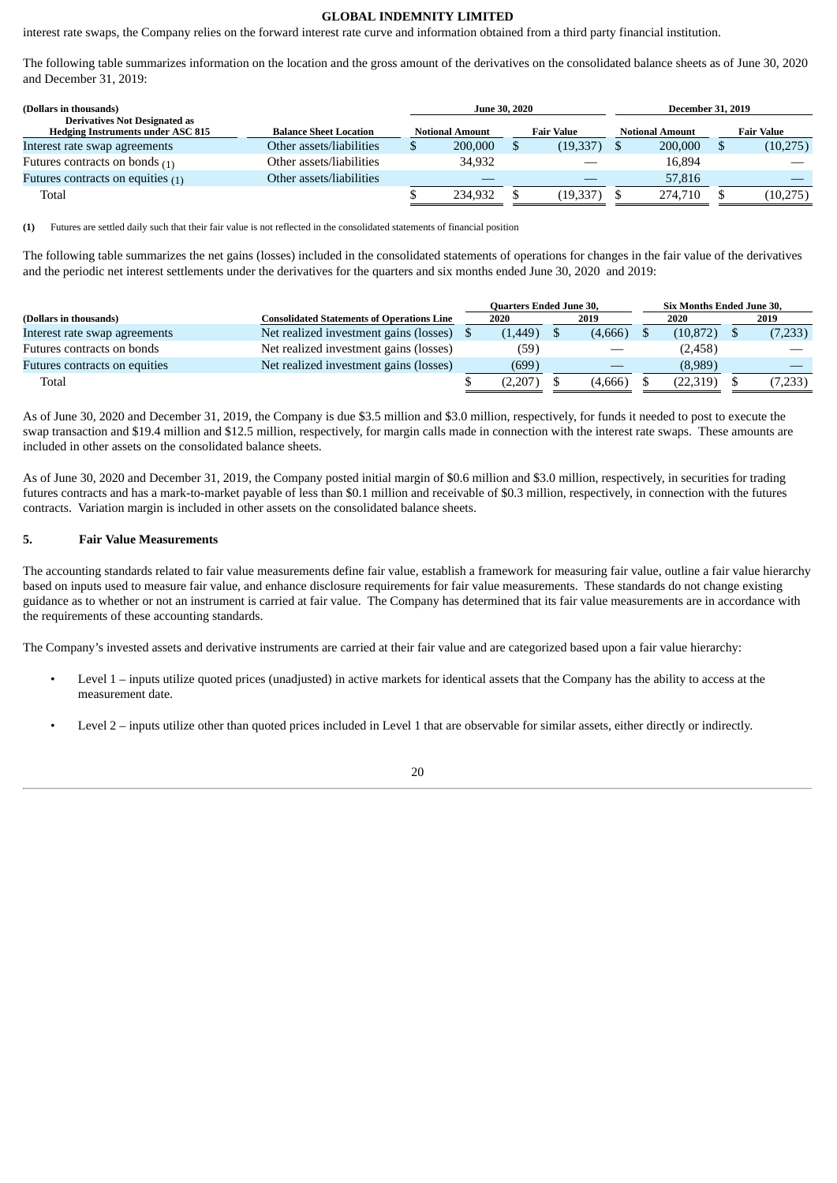interest rate swaps, the Company relies on the forward interest rate curve and information obtained from a third party financial institution.

The following table summarizes information on the location and the gross amount of the derivatives on the consolidated balance sheets as of June 30, 2020 and December 31, 2019:

| (Dollars in thousands) | | June 30, 2020 | | December 31, 2019 | |
|---|---|---|---|---|---|
| Derivatives Not Designated as Hedging Instruments under ASC 815 | Balance Sheet Location | Notional Amount | Fair Value | Notional Amount | Fair Value |
| Interest rate swap agreements | Other assets/liabilities | $ 200,000 | $ (19,337) | $ 200,000 | $ (10,275) |
| Futures contracts on bonds (1) | Other assets/liabilities | 34,932 | — | 16,894 | — |
| Futures contracts on equities (1) | Other assets/liabilities | — | — | 57,816 | — |
| Total | | $ 234,932 | $ (19,337) | $ 274,710 | $ (10,275) |

**(1)** Futures are settled daily such that their fair value is not reflected in the consolidated statements of financial position

The following table summarizes the net gains (losses) included in the consolidated statements of operations for changes in the fair value of the derivatives and the periodic net interest settlements under the derivatives for the quarters and six months ended June 30, 2020 and 2019:

| | | Quarters Ended June 30, | | Six Months Ended June 30, | |
|---|---|---|---|---|---|
| (Dollars in thousands) | Consolidated Statements of Operations Line | 2020 | 2019 | 2020 | 2019 |
| Interest rate swap agreements | Net realized investment gains (losses) | $ (1,449) | $ (4,666) | $ (10,872) | $ (7,233) |
| Futures contracts on bonds | Net realized investment gains (losses) | (59) | — | (2,458) | — |
| Futures contracts on equities | Net realized investment gains (losses) | (699) | — | (8,989) | — |
| Total | | $ (2,207) | $ (4,666) | $ (22,319) | $ (7,233) |

As of June 30, 2020 and December 31, 2019, the Company is due $3.5 million and $3.0 million, respectively, for funds it needed to post to execute the swap transaction and $19.4 million and $12.5 million, respectively, for margin calls made in connection with the interest rate swaps. These amounts are included in other assets on the consolidated balance sheets.

As of June 30, 2020 and December 31, 2019, the Company posted initial margin of $0.6 million and $3.0 million, respectively, in securities for trading futures contracts and has a mark-to-market payable of less than $0.1 million and receivable of $0.3 million, respectively, in connection with the futures contracts. Variation margin is included in other assets on the consolidated balance sheets.

## 5. Fair Value Measurements

The accounting standards related to fair value measurements define fair value, establish a framework for measuring fair value, outline a fair value hierarchy based on inputs used to measure fair value, and enhance disclosure requirements for fair value measurements. These standards do not change existing guidance as to whether or not an instrument is carried at fair value. The Company has determined that its fair value measurements are in accordance with the requirements of these accounting standards.

The Company's invested assets and derivative instruments are carried at their fair value and are categorized based upon a fair value hierarchy:

- Level 1 – inputs utilize quoted prices (unadjusted) in active markets for identical assets that the Company has the ability to access at the measurement date.
- Level 2 – inputs utilize other than quoted prices included in Level 1 that are observable for similar assets, either directly or indirectly.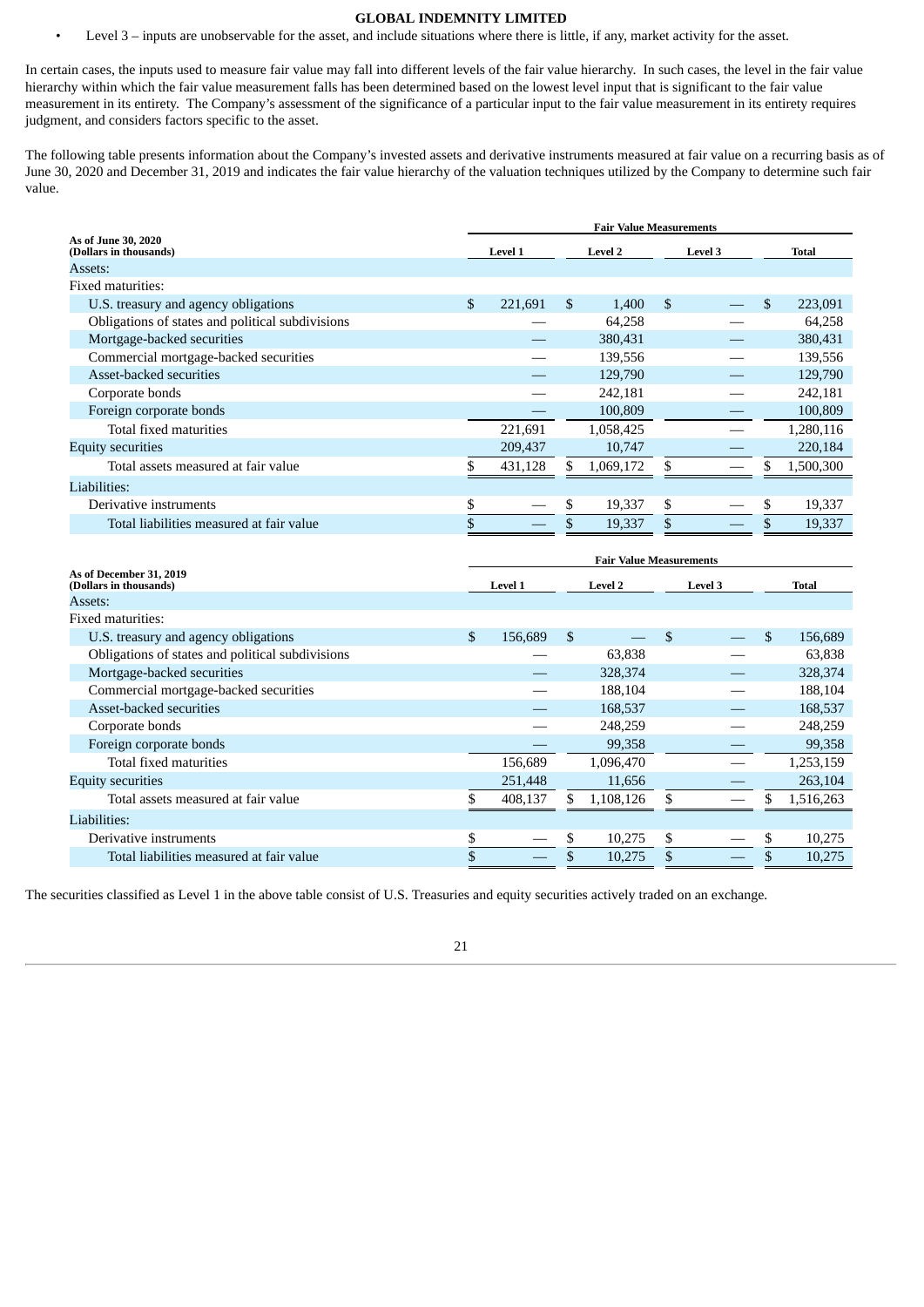- Level 3 – inputs are unobservable for the asset, and include situations where there is little, if any, market activity for the asset.

In certain cases, the inputs used to measure fair value may fall into different levels of the fair value hierarchy. In such cases, the level in the fair value hierarchy within which the fair value measurement falls has been determined based on the lowest level input that is significant to the fair value measurement in its entirety. The Company's assessment of the significance of a particular input to the fair value measurement in its entirety requires judgment, and considers factors specific to the asset.

The following table presents information about the Company's invested assets and derivative instruments measured at fair value on a recurring basis as of June 30, 2020 and December 31, 2019 and indicates the fair value hierarchy of the valuation techniques utilized by the Company to determine such fair value.

| As of June 30, 2020 (Dollars in thousands) | Fair Value Measurements | | | |
|---|---|---|---|---|
| | Level 1 | Level 2 | Level 3 | Total |
| Assets: | | | | |
| Fixed maturities: | | | | |
| U.S. treasury and agency obligations | $ 221,691 | $ 1,400 | $ — | $ 223,091 |
| Obligations of states and political subdivisions | — | 64,258 | — | 64,258 |
| Mortgage-backed securities | — | 380,431 | — | 380,431 |
| Commercial mortgage-backed securities | — | 139,556 | — | 139,556 |
| Asset-backed securities | — | 129,790 | — | 129,790 |
| Corporate bonds | — | 242,181 | — | 242,181 |
| Foreign corporate bonds | — | 100,809 | — | 100,809 |
| Total fixed maturities | 221,691 | 1,058,425 | — | 1,280,116 |
| Equity securities | 209,437 | 10,747 | — | 220,184 |
| Total assets measured at fair value | $ 431,128 | $ 1,069,172 | $ — | $ 1,500,300 |
| Liabilities: | | | | |
| Derivative instruments | $ — | $ 19,337 | $ — | $ 19,337 |
| Total liabilities measured at fair value | $ — | $ 19,337 | $ — | $ 19,337 |

| As of December 31, 2019 (Dollars in thousands) | Fair Value Measurements | | | |
|---|---|---|---|---|
| | Level 1 | Level 2 | Level 3 | Total |
| Assets: | | | | |
| Fixed maturities: | | | | |
| U.S. treasury and agency obligations | $ 156,689 | $ — | $ — | $ 156,689 |
| Obligations of states and political subdivisions | — | 63,838 | — | 63,838 |
| Mortgage-backed securities | — | 328,374 | — | 328,374 |
| Commercial mortgage-backed securities | — | 188,104 | — | 188,104 |
| Asset-backed securities | — | 168,537 | — | 168,537 |
| Corporate bonds | — | 248,259 | — | 248,259 |
| Foreign corporate bonds | — | 99,358 | — | 99,358 |
| Total fixed maturities | 156,689 | 1,096,470 | — | 1,253,159 |
| Equity securities | 251,448 | 11,656 | — | 263,104 |
| Total assets measured at fair value | $ 408,137 | $ 1,108,126 | $ — | $ 1,516,263 |
| Liabilities: | | | | |
| Derivative instruments | $ — | $ 10,275 | $ — | $ 10,275 |
| Total liabilities measured at fair value | $ — | $ 10,275 | $ — | $ 10,275 |

The securities classified as Level 1 in the above table consist of U.S. Treasuries and equity securities actively traded on an exchange.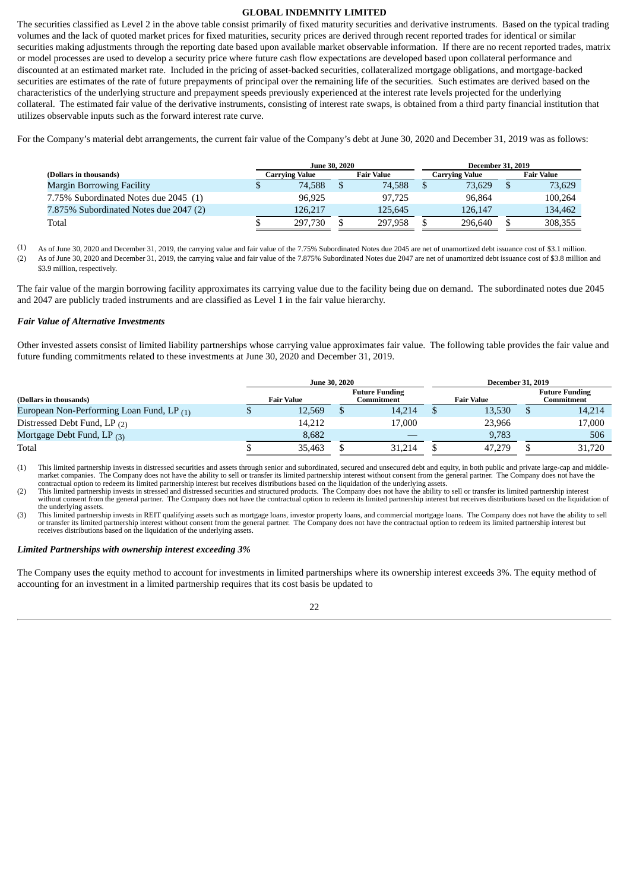The securities classified as Level 2 in the above table consist primarily of fixed maturity securities and derivative instruments. Based on the typical trading volumes and the lack of quoted market prices for fixed maturities, security prices are derived through recent reported trades for identical or similar securities making adjustments through the reporting date based upon available market observable information. If there are no recent reported trades, matrix or model processes are used to develop a security price where future cash flow expectations are developed based upon collateral performance and discounted at an estimated market rate. Included in the pricing of asset-backed securities, collateralized mortgage obligations, and mortgage-backed securities are estimates of the rate of future prepayments of principal over the remaining life of the securities. Such estimates are derived based on the characteristics of the underlying structure and prepayment speeds previously experienced at the interest rate levels projected for the underlying collateral. The estimated fair value of the derivative instruments, consisting of interest rate swaps, is obtained from a third party financial institution that utilizes observable inputs such as the forward interest rate curve.

For the Company's material debt arrangements, the current fair value of the Company's debt at June 30, 2020 and December 31, 2019 was as follows:

| | June 30, 2020 | | December 31, 2019 | |
|---|---|---|---|---|
| (Dollars in thousands) | Carrying Value | Fair Value | Carrying Value | Fair Value |
| Margin Borrowing Facility | $ 74,588 | $ 74,588 | $ 73,629 | $ 73,629 |
| 7.75% Subordinated Notes due 2045 (1) | 96,925 | 97,725 | 96,864 | 100,264 |
| 7.875% Subordinated Notes due 2047 (2) | 126,217 | 125,645 | 126,147 | 134,462 |
| Total | $ 297,730 | $ 297,958 | $ 296,640 | $ 308,355 |

(1) As of June 30, 2020 and December 31, 2019, the carrying value and fair value of the 7.75% Subordinated Notes due 2045 are net of unamortized debt issuance cost of $3.1 million.

(2) As of June 30, 2020 and December 31, 2019, the carrying value and fair value of the 7.875% Subordinated Notes due 2047 are net of unamortized debt issuance cost of $3.8 million and $3.9 million, respectively.

The fair value of the margin borrowing facility approximates its carrying value due to the facility being due on demand. The subordinated notes due 2045 and 2047 are publicly traded instruments and are classified as Level 1 in the fair value hierarchy.

***Fair Value of Alternative Investments***

Other invested assets consist of limited liability partnerships whose carrying value approximates fair value. The following table provides the fair value and future funding commitments related to these investments at June 30, 2020 and December 31, 2019.

| | June 30, 2020 | | December 31, 2019 | |
|---|---|---|---|---|
| (Dollars in thousands) | Fair Value | Future Funding Commitment | Fair Value | Future Funding Commitment |
| European Non-Performing Loan Fund, LP (1) | $ 12,569 | $ 14,214 | $ 13,530 | $ 14,214 |
| Distressed Debt Fund, LP (2) | 14,212 | 17,000 | 23,966 | 17,000 |
| Mortgage Debt Fund, LP (3) | 8,682 | — | 9,783 | 506 |
| Total | $ 35,463 | $ 31,214 | $ 47,279 | $ 31,720 |

(1) This limited partnership invests in distressed securities and assets through senior and subordinated, secured and unsecured debt and equity, in both public and private large-cap and middle-market companies. The Company does not have the ability to sell or transfer its limited partnership interest without consent from the general partner. The Company does not have the contractual option to redeem its limited partnership interest but receives distributions based on the liquidation of the underlying assets.

(2) This limited partnership invests in stressed and distressed securities and structured products. The Company does not have the ability to sell or transfer its limited partnership interest without consent from the general partner. The Company does not have the contractual option to redeem its limited partnership interest but receives distributions based on the liquidation of the underlying assets.

(3) This limited partnership invests in REIT qualifying assets such as mortgage loans, investor property loans, and commercial mortgage loans. The Company does not have the ability to sell or transfer its limited partnership interest without consent from the general partner. The Company does not have the contractual option to redeem its limited partnership interest but receives distributions based on the liquidation of the underlying assets.

***Limited Partnerships with ownership interest exceeding 3%***

The Company uses the equity method to account for investments in limited partnerships where its ownership interest exceeds 3%. The equity method of accounting for an investment in a limited partnership requires that its cost basis be updated to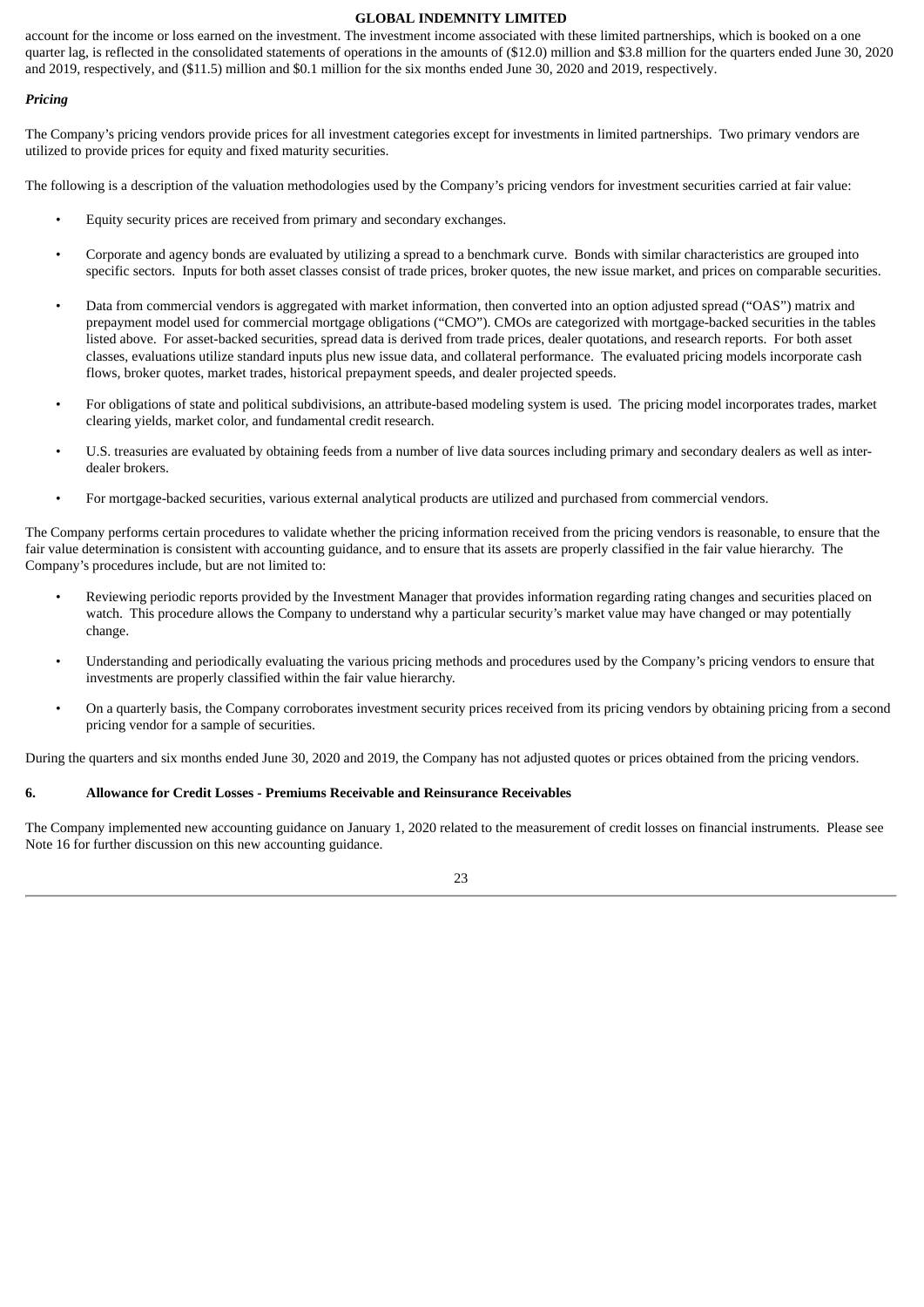account for the income or loss earned on the investment. The investment income associated with these limited partnerships, which is booked on a one quarter lag, is reflected in the consolidated statements of operations in the amounts of ($12.0) million and $3.8 million for the quarters ended June 30, 2020 and 2019, respectively, and ($11.5) million and $0.1 million for the six months ended June 30, 2020 and 2019, respectively.

***Pricing***

The Company's pricing vendors provide prices for all investment categories except for investments in limited partnerships. Two primary vendors are utilized to provide prices for equity and fixed maturity securities.

The following is a description of the valuation methodologies used by the Company's pricing vendors for investment securities carried at fair value:

- Equity security prices are received from primary and secondary exchanges.
- Corporate and agency bonds are evaluated by utilizing a spread to a benchmark curve. Bonds with similar characteristics are grouped into specific sectors. Inputs for both asset classes consist of trade prices, broker quotes, the new issue market, and prices on comparable securities.
- Data from commercial vendors is aggregated with market information, then converted into an option adjusted spread ("OAS") matrix and prepayment model used for commercial mortgage obligations ("CMO"). CMOs are categorized with mortgage-backed securities in the tables listed above. For asset-backed securities, spread data is derived from trade prices, dealer quotations, and research reports. For both asset classes, evaluations utilize standard inputs plus new issue data, and collateral performance. The evaluated pricing models incorporate cash flows, broker quotes, market trades, historical prepayment speeds, and dealer projected speeds.
- For obligations of state and political subdivisions, an attribute-based modeling system is used. The pricing model incorporates trades, market clearing yields, market color, and fundamental credit research.
- U.S. treasuries are evaluated by obtaining feeds from a number of live data sources including primary and secondary dealers as well as inter-dealer brokers.
- For mortgage-backed securities, various external analytical products are utilized and purchased from commercial vendors.

The Company performs certain procedures to validate whether the pricing information received from the pricing vendors is reasonable, to ensure that the fair value determination is consistent with accounting guidance, and to ensure that its assets are properly classified in the fair value hierarchy. The Company's procedures include, but are not limited to:

- Reviewing periodic reports provided by the Investment Manager that provides information regarding rating changes and securities placed on watch. This procedure allows the Company to understand why a particular security's market value may have changed or may potentially change.
- Understanding and periodically evaluating the various pricing methods and procedures used by the Company's pricing vendors to ensure that investments are properly classified within the fair value hierarchy.
- On a quarterly basis, the Company corroborates investment security prices received from its pricing vendors by obtaining pricing from a second pricing vendor for a sample of securities.

During the quarters and six months ended June 30, 2020 and 2019, the Company has not adjusted quotes or prices obtained from the pricing vendors.

## 6. Allowance for Credit Losses - Premiums Receivable and Reinsurance Receivables

The Company implemented new accounting guidance on January 1, 2020 related to the measurement of credit losses on financial instruments. Please see Note 16 for further discussion on this new accounting guidance.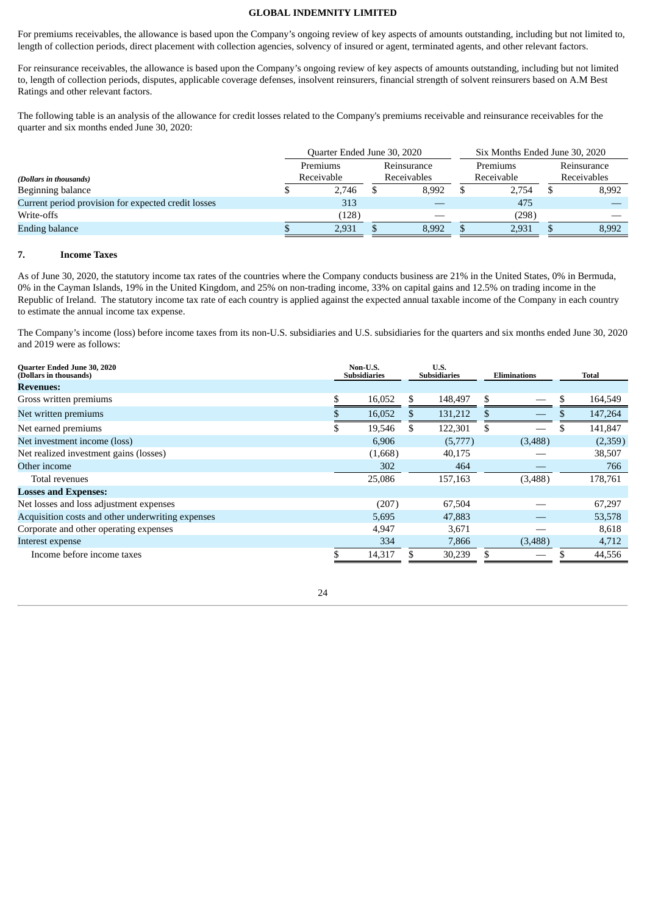For premiums receivables, the allowance is based upon the Company's ongoing review of key aspects of amounts outstanding, including but not limited to, length of collection periods, direct placement with collection agencies, solvency of insured or agent, terminated agents, and other relevant factors.

For reinsurance receivables, the allowance is based upon the Company's ongoing review of key aspects of amounts outstanding, including but not limited to, length of collection periods, disputes, applicable coverage defenses, insolvent reinsurers, financial strength of solvent reinsurers based on A.M Best Ratings and other relevant factors.

The following table is an analysis of the allowance for credit losses related to the Company's premiums receivable and reinsurance receivables for the quarter and six months ended June 30, 2020:

| | Quarter Ended June 30, 2020 | | Six Months Ended June 30, 2020 | |
|---|---|---|---|---|
| *(Dollars in thousands)* | Premiums Receivable | Reinsurance Receivables | Premiums Receivable | Reinsurance Receivables |
| Beginning balance | $ 2,746 | $ 8,992 | $ 2,754 | $ 8,992 |
| Current period provision for expected credit losses | 313 | — | 475 | — |
| Write-offs | (128) | — | (298) | — |
| Ending balance | $ 2,931 | $ 8,992 | $ 2,931 | $ 8,992 |

## 7. Income Taxes

As of June 30, 2020, the statutory income tax rates of the countries where the Company conducts business are 21% in the United States, 0% in Bermuda, 0% in the Cayman Islands, 19% in the United Kingdom, and 25% on non-trading income, 33% on capital gains and 12.5% on trading income in the Republic of Ireland. The statutory income tax rate of each country is applied against the expected annual taxable income of the Company in each country to estimate the annual income tax expense.

The Company's income (loss) before income taxes from its non-U.S. subsidiaries and U.S. subsidiaries for the quarters and six months ended June 30, 2020 and 2019 were as follows:

| **Quarter Ended June 30, 2020** **(Dollars in thousands)** | **Non-U.S. Subsidiaries** | **U.S. Subsidiaries** | **Eliminations** | **Total** |
|---|---|---|---|---|
| **Revenues:** | | | | |
| Gross written premiums | $ 16,052 | $ 148,497 | $ — | $ 164,549 |
| Net written premiums | $ 16,052 | $ 131,212 | $ — | $ 147,264 |
| Net earned premiums | $ 19,546 | $ 122,301 | $ — | $ 141,847 |
| Net investment income (loss) | 6,906 | (5,777) | (3,488) | (2,359) |
| Net realized investment gains (losses) | (1,668) | 40,175 | — | 38,507 |
| Other income | 302 | 464 | — | 766 |
| Total revenues | 25,086 | 157,163 | (3,488) | 178,761 |
| **Losses and Expenses:** | | | | |
| Net losses and loss adjustment expenses | (207) | 67,504 | — | 67,297 |
| Acquisition costs and other underwriting expenses | 5,695 | 47,883 | — | 53,578 |
| Corporate and other operating expenses | 4,947 | 3,671 | — | 8,618 |
| Interest expense | 334 | 7,866 | (3,488) | 4,712 |
| Income before income taxes | $ 14,317 | $ 30,239 | $ — | $ 44,556 |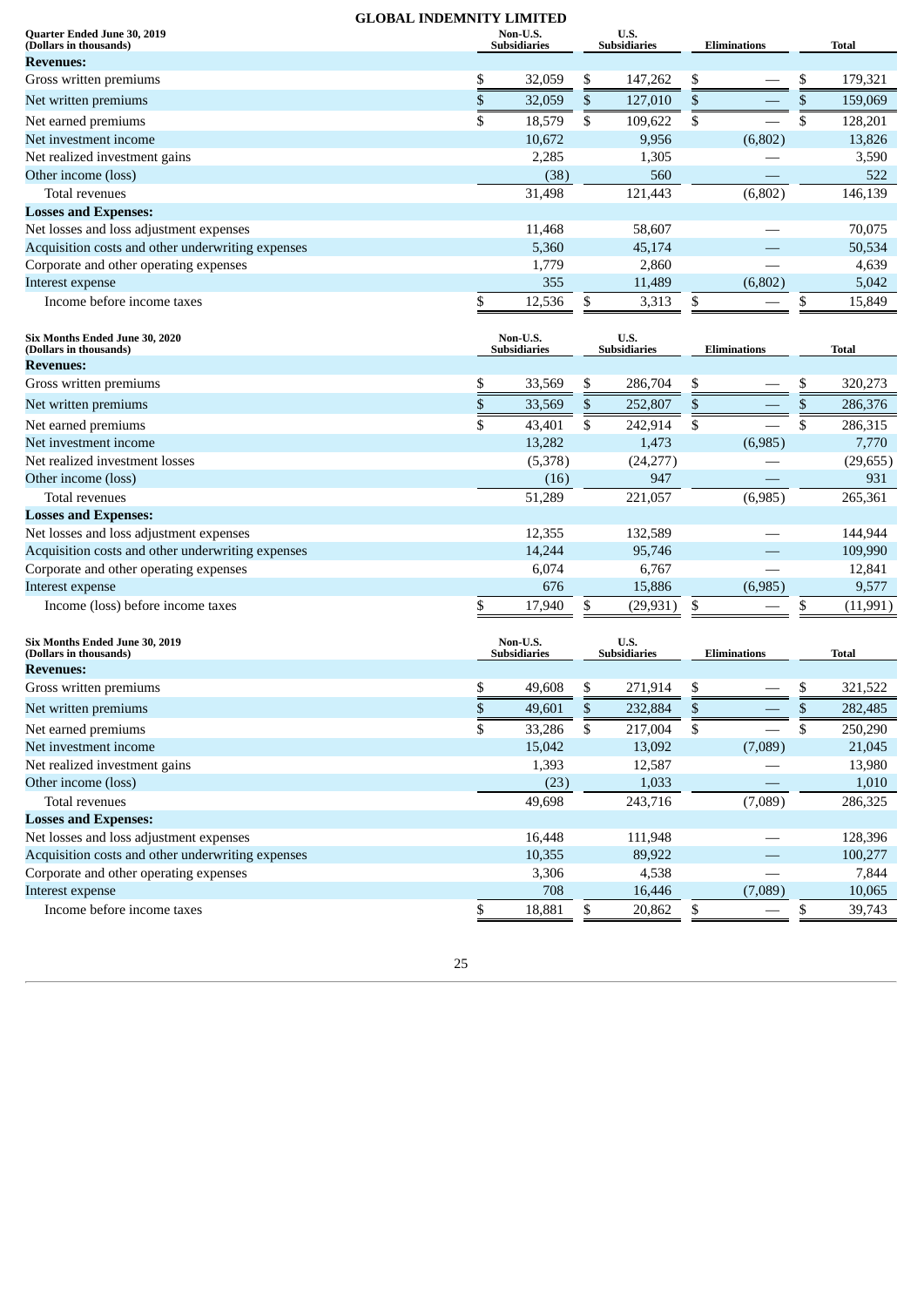**GLOBAL INDEMNITY LIMITED**

| Quarter Ended June 30, 2019 (Dollars in thousands) | Non-U.S. Subsidiaries | U.S. Subsidiaries | Eliminations | Total |
|---|---|---|---|---|
| **Revenues:** | | | | |
| Gross written premiums | $ 32,059 | $ 147,262 | $ — | $ 179,321 |
| Net written premiums | $ 32,059 | $ 127,010 | $ — | $ 159,069 |
| Net earned premiums | $ 18,579 | $ 109,622 | $ — | $ 128,201 |
| Net investment income | 10,672 | 9,956 | (6,802) | 13,826 |
| Net realized investment gains | 2,285 | 1,305 | — | 3,590 |
| Other income (loss) | (38) | 560 | — | 522 |
| Total revenues | 31,498 | 121,443 | (6,802) | 146,139 |
| **Losses and Expenses:** | | | | |
| Net losses and loss adjustment expenses | 11,468 | 58,607 | — | 70,075 |
| Acquisition costs and other underwriting expenses | 5,360 | 45,174 | — | 50,534 |
| Corporate and other operating expenses | 1,779 | 2,860 | — | 4,639 |
| Interest expense | 355 | 11,489 | (6,802) | 5,042 |
| Income before income taxes | $ 12,536 | $ 3,313 | $ — | $ 15,849 |

| Six Months Ended June 30, 2020 (Dollars in thousands) | Non-U.S. Subsidiaries | U.S. Subsidiaries | Eliminations | Total |
|---|---|---|---|---|
| **Revenues:** | | | | |
| Gross written premiums | $ 33,569 | $ 286,704 | $ — | $ 320,273 |
| Net written premiums | $ 33,569 | $ 252,807 | $ — | $ 286,376 |
| Net earned premiums | $ 43,401 | $ 242,914 | $ — | $ 286,315 |
| Net investment income | 13,282 | 1,473 | (6,985) | 7,770 |
| Net realized investment losses | (5,378) | (24,277) | — | (29,655) |
| Other income (loss) | (16) | 947 | — | 931 |
| Total revenues | 51,289 | 221,057 | (6,985) | 265,361 |
| **Losses and Expenses:** | | | | |
| Net losses and loss adjustment expenses | 12,355 | 132,589 | — | 144,944 |
| Acquisition costs and other underwriting expenses | 14,244 | 95,746 | — | 109,990 |
| Corporate and other operating expenses | 6,074 | 6,767 | — | 12,841 |
| Interest expense | 676 | 15,886 | (6,985) | 9,577 |
| Income (loss) before income taxes | $ 17,940 | $ (29,931) | $ — | $ (11,991) |

| Six Months Ended June 30, 2019 (Dollars in thousands) | Non-U.S. Subsidiaries | U.S. Subsidiaries | Eliminations | Total |
|---|---|---|---|---|
| **Revenues:** | | | | |
| Gross written premiums | $ 49,608 | $ 271,914 | $ — | $ 321,522 |
| Net written premiums | $ 49,601 | $ 232,884 | $ — | $ 282,485 |
| Net earned premiums | $ 33,286 | $ 217,004 | $ — | $ 250,290 |
| Net investment income | 15,042 | 13,092 | (7,089) | 21,045 |
| Net realized investment gains | 1,393 | 12,587 | — | 13,980 |
| Other income (loss) | (23) | 1,033 | — | 1,010 |
| Total revenues | 49,698 | 243,716 | (7,089) | 286,325 |
| **Losses and Expenses:** | | | | |
| Net losses and loss adjustment expenses | 16,448 | 111,948 | — | 128,396 |
| Acquisition costs and other underwriting expenses | 10,355 | 89,922 | — | 100,277 |
| Corporate and other operating expenses | 3,306 | 4,538 | — | 7,844 |
| Interest expense | 708 | 16,446 | (7,089) | 10,065 |
| Income before income taxes | $ 18,881 | $ 20,862 | $ — | $ 39,743 |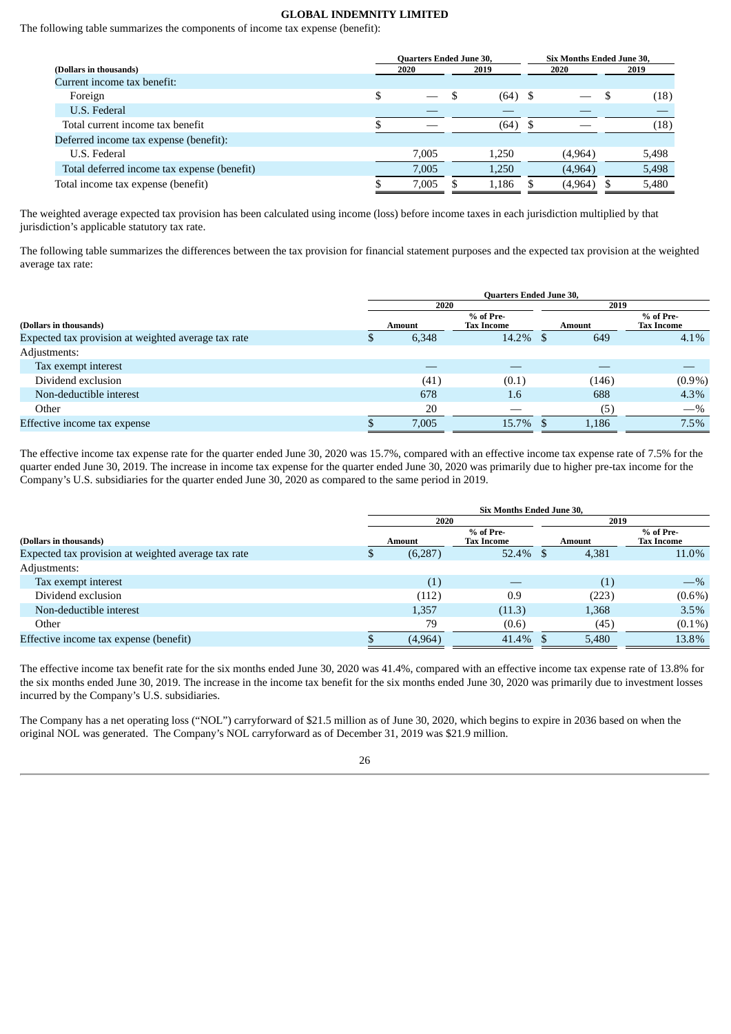The following table summarizes the components of income tax expense (benefit):

| (Dollars in thousands) | Quarters Ended June 30, 2020 | Quarters Ended June 30, 2019 | Six Months Ended June 30, 2020 | Six Months Ended June 30, 2019 |
|---|---|---|---|---|
| Current income tax benefit: | | | | |
| Foreign | $ — | $ (64) | $ — | $ (18) |
| U.S. Federal | — | — | — | — |
| Total current income tax benefit | $ — | (64) | $ — | (18) |
| Deferred income tax expense (benefit): | | | | |
| U.S. Federal | 7,005 | 1,250 | (4,964) | 5,498 |
| Total deferred income tax expense (benefit) | 7,005 | 1,250 | (4,964) | 5,498 |
| Total income tax expense (benefit) | $ 7,005 | $ 1,186 | $ (4,964) | $ 5,480 |

The weighted average expected tax provision has been calculated using income (loss) before income taxes in each jurisdiction multiplied by that jurisdiction's applicable statutory tax rate.

The following table summarizes the differences between the tax provision for financial statement purposes and the expected tax provision at the weighted average tax rate:

| | Quarters Ended June 30, | | | |
|---|---|---|---|---|
| | 2020 | | 2019 | |
| (Dollars in thousands) | Amount | % of Pre-Tax Income | Amount | % of Pre-Tax Income |
| Expected tax provision at weighted average tax rate | $ 6,348 | 14.2% | $ 649 | 4.1% |
| Adjustments: | | | | |
| Tax exempt interest | — | — | — | — |
| Dividend exclusion | (41) | (0.1) | (146) | (0.9%) |
| Non-deductible interest | 678 | 1.6 | 688 | 4.3% |
| Other | 20 | — | (5) | —% |
| Effective income tax expense | $ 7,005 | 15.7% | $ 1,186 | 7.5% |

The effective income tax expense rate for the quarter ended June 30, 2020 was 15.7%, compared with an effective income tax expense rate of 7.5% for the quarter ended June 30, 2019. The increase in income tax expense for the quarter ended June 30, 2020 was primarily due to higher pre-tax income for the Company's U.S. subsidiaries for the quarter ended June 30, 2020 as compared to the same period in 2019.

| | Six Months Ended June 30, | | | |
|---|---|---|---|---|
| | 2020 | | 2019 | |
| (Dollars in thousands) | Amount | % of Pre-Tax Income | Amount | % of Pre-Tax Income |
| Expected tax provision at weighted average tax rate | $ (6,287) | 52.4% | $ 4,381 | 11.0% |
| Adjustments: | | | | |
| Tax exempt interest | (1) | — | (1) | —% |
| Dividend exclusion | (112) | 0.9 | (223) | (0.6%) |
| Non-deductible interest | 1,357 | (11.3) | 1,368 | 3.5% |
| Other | 79 | (0.6) | (45) | (0.1%) |
| Effective income tax expense (benefit) | $ (4,964) | 41.4% | $ 5,480 | 13.8% |

The effective income tax benefit rate for the six months ended June 30, 2020 was 41.4%, compared with an effective income tax expense rate of 13.8% for the six months ended June 30, 2019. The increase in the income tax benefit for the six months ended June 30, 2020 was primarily due to investment losses incurred by the Company's U.S. subsidiaries.

The Company has a net operating loss ("NOL") carryforward of $21.5 million as of June 30, 2020, which begins to expire in 2036 based on when the original NOL was generated. The Company's NOL carryforward as of December 31, 2019 was $21.9 million.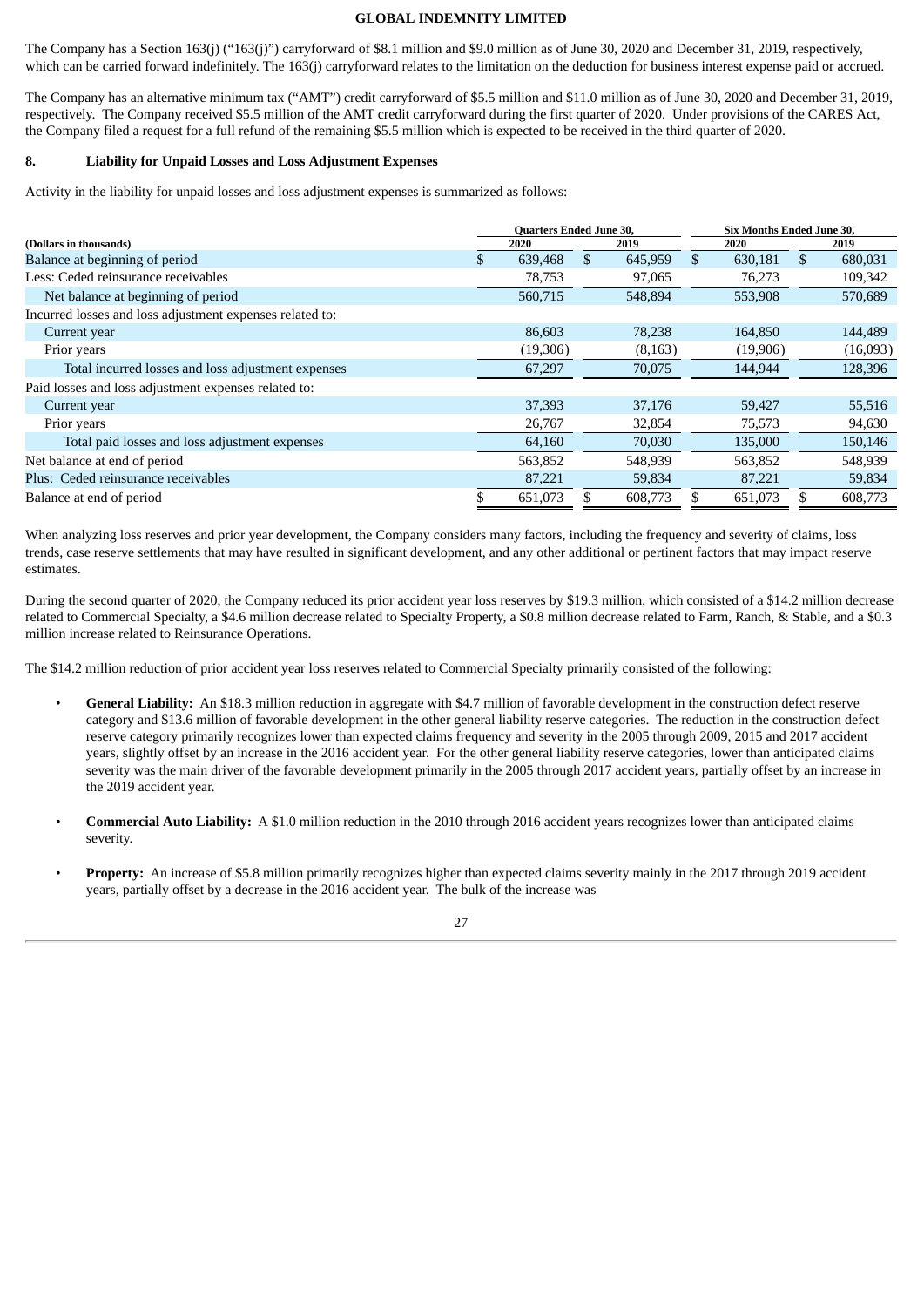The Company has a Section 163(j) ("163(j)") carryforward of $8.1 million and $9.0 million as of June 30, 2020 and December 31, 2019, respectively, which can be carried forward indefinitely. The 163(j) carryforward relates to the limitation on the deduction for business interest expense paid or accrued.

The Company has an alternative minimum tax ("AMT") credit carryforward of $5.5 million and $11.0 million as of June 30, 2020 and December 31, 2019, respectively. The Company received $5.5 million of the AMT credit carryforward during the first quarter of 2020. Under provisions of the CARES Act, the Company filed a request for a full refund of the remaining $5.5 million which is expected to be received in the third quarter of 2020.

## 8. Liability for Unpaid Losses and Loss Adjustment Expenses

Activity in the liability for unpaid losses and loss adjustment expenses is summarized as follows:

| | Quarters Ended June 30, | | Six Months Ended June 30, | |
|---|---|---|---|---|
| (Dollars in thousands) | 2020 | 2019 | 2020 | 2019 |
| Balance at beginning of period | $ 639,468 | $ 645,959 | $ 630,181 | $ 680,031 |
| Less: Ceded reinsurance receivables | 78,753 | 97,065 | 76,273 | 109,342 |
| Net balance at beginning of period | 560,715 | 548,894 | 553,908 | 570,689 |
| Incurred losses and loss adjustment expenses related to: | | | | |
| Current year | 86,603 | 78,238 | 164,850 | 144,489 |
| Prior years | (19,306) | (8,163) | (19,906) | (16,093) |
| Total incurred losses and loss adjustment expenses | 67,297 | 70,075 | 144,944 | 128,396 |
| Paid losses and loss adjustment expenses related to: | | | | |
| Current year | 37,393 | 37,176 | 59,427 | 55,516 |
| Prior years | 26,767 | 32,854 | 75,573 | 94,630 |
| Total paid losses and loss adjustment expenses | 64,160 | 70,030 | 135,000 | 150,146 |
| Net balance at end of period | 563,852 | 548,939 | 563,852 | 548,939 |
| Plus: Ceded reinsurance receivables | 87,221 | 59,834 | 87,221 | 59,834 |
| Balance at end of period | $ 651,073 | $ 608,773 | $ 651,073 | $ 608,773 |

When analyzing loss reserves and prior year development, the Company considers many factors, including the frequency and severity of claims, loss trends, case reserve settlements that may have resulted in significant development, and any other additional or pertinent factors that may impact reserve estimates.

During the second quarter of 2020, the Company reduced its prior accident year loss reserves by $19.3 million, which consisted of a $14.2 million decrease related to Commercial Specialty, a $4.6 million decrease related to Specialty Property, a $0.8 million decrease related to Farm, Ranch, & Stable, and a $0.3 million increase related to Reinsurance Operations.

The $14.2 million reduction of prior accident year loss reserves related to Commercial Specialty primarily consisted of the following:

- **General Liability:** An $18.3 million reduction in aggregate with $4.7 million of favorable development in the construction defect reserve category and $13.6 million of favorable development in the other general liability reserve categories. The reduction in the construction defect reserve category primarily recognizes lower than expected claims frequency and severity in the 2005 through 2009, 2015 and 2017 accident years, slightly offset by an increase in the 2016 accident year. For the other general liability reserve categories, lower than anticipated claims severity was the main driver of the favorable development primarily in the 2005 through 2017 accident years, partially offset by an increase in the 2019 accident year.

- **Commercial Auto Liability:** A $1.0 million reduction in the 2010 through 2016 accident years recognizes lower than anticipated claims severity.

- **Property:** An increase of $5.8 million primarily recognizes higher than expected claims severity mainly in the 2017 through 2019 accident years, partially offset by a decrease in the 2016 accident year. The bulk of the increase was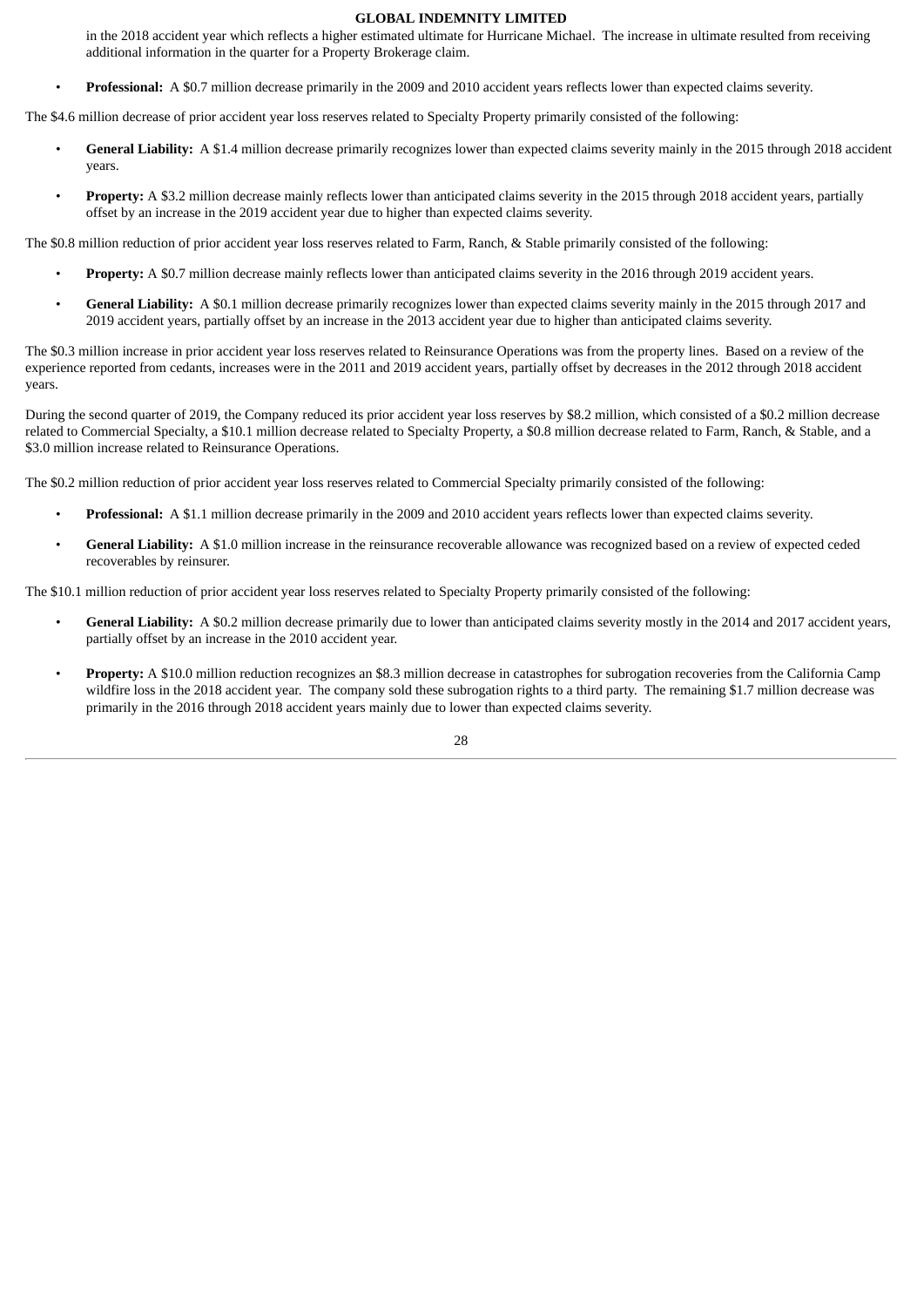in the 2018 accident year which reflects a higher estimated ultimate for Hurricane Michael. The increase in ultimate resulted from receiving additional information in the quarter for a Property Brokerage claim.

- **Professional:** A $0.7 million decrease primarily in the 2009 and 2010 accident years reflects lower than expected claims severity.

The $4.6 million decrease of prior accident year loss reserves related to Specialty Property primarily consisted of the following:

- **General Liability:** A $1.4 million decrease primarily recognizes lower than expected claims severity mainly in the 2015 through 2018 accident years.
- **Property:** A $3.2 million decrease mainly reflects lower than anticipated claims severity in the 2015 through 2018 accident years, partially offset by an increase in the 2019 accident year due to higher than expected claims severity.

The $0.8 million reduction of prior accident year loss reserves related to Farm, Ranch, & Stable primarily consisted of the following:

- **Property:** A $0.7 million decrease mainly reflects lower than anticipated claims severity in the 2016 through 2019 accident years.
- **General Liability:** A $0.1 million decrease primarily recognizes lower than expected claims severity mainly in the 2015 through 2017 and 2019 accident years, partially offset by an increase in the 2013 accident year due to higher than anticipated claims severity.

The $0.3 million increase in prior accident year loss reserves related to Reinsurance Operations was from the property lines. Based on a review of the experience reported from cedants, increases were in the 2011 and 2019 accident years, partially offset by decreases in the 2012 through 2018 accident years.

During the second quarter of 2019, the Company reduced its prior accident year loss reserves by $8.2 million, which consisted of a $0.2 million decrease related to Commercial Specialty, a $10.1 million decrease related to Specialty Property, a $0.8 million decrease related to Farm, Ranch, & Stable, and a $3.0 million increase related to Reinsurance Operations.

The $0.2 million reduction of prior accident year loss reserves related to Commercial Specialty primarily consisted of the following:

- **Professional:** A $1.1 million decrease primarily in the 2009 and 2010 accident years reflects lower than expected claims severity.
- **General Liability:** A $1.0 million increase in the reinsurance recoverable allowance was recognized based on a review of expected ceded recoverables by reinsurer.

The $10.1 million reduction of prior accident year loss reserves related to Specialty Property primarily consisted of the following:

- **General Liability:** A $0.2 million decrease primarily due to lower than anticipated claims severity mostly in the 2014 and 2017 accident years, partially offset by an increase in the 2010 accident year.
- **Property:** A $10.0 million reduction recognizes an $8.3 million decrease in catastrophes for subrogation recoveries from the California Camp wildfire loss in the 2018 accident year. The company sold these subrogation rights to a third party. The remaining $1.7 million decrease was primarily in the 2016 through 2018 accident years mainly due to lower than expected claims severity.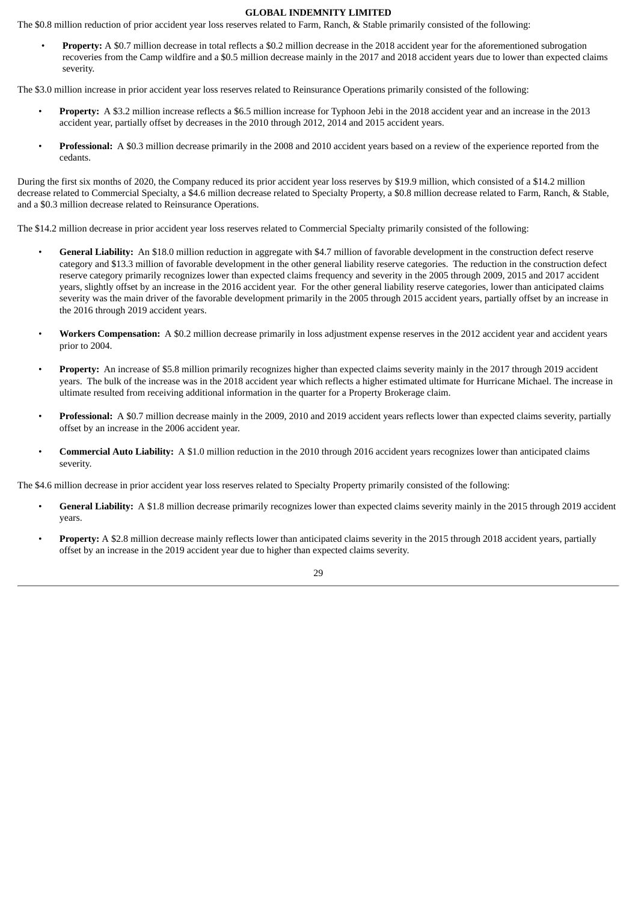The $0.8 million reduction of prior accident year loss reserves related to Farm, Ranch, & Stable primarily consisted of the following:

- **Property:** A $0.7 million decrease in total reflects a $0.2 million decrease in the 2018 accident year for the aforementioned subrogation recoveries from the Camp wildfire and a $0.5 million decrease mainly in the 2017 and 2018 accident years due to lower than expected claims severity.

The $3.0 million increase in prior accident year loss reserves related to Reinsurance Operations primarily consisted of the following:

- **Property:** A $3.2 million increase reflects a $6.5 million increase for Typhoon Jebi in the 2018 accident year and an increase in the 2013 accident year, partially offset by decreases in the 2010 through 2012, 2014 and 2015 accident years.

- **Professional:** A $0.3 million decrease primarily in the 2008 and 2010 accident years based on a review of the experience reported from the cedants.

During the first six months of 2020, the Company reduced its prior accident year loss reserves by $19.9 million, which consisted of a $14.2 million decrease related to Commercial Specialty, a $4.6 million decrease related to Specialty Property, a $0.8 million decrease related to Farm, Ranch, & Stable, and a $0.3 million decrease related to Reinsurance Operations.

The $14.2 million decrease in prior accident year loss reserves related to Commercial Specialty primarily consisted of the following:

- **General Liability:** An $18.0 million reduction in aggregate with $4.7 million of favorable development in the construction defect reserve category and $13.3 million of favorable development in the other general liability reserve categories. The reduction in the construction defect reserve category primarily recognizes lower than expected claims frequency and severity in the 2005 through 2009, 2015 and 2017 accident years, slightly offset by an increase in the 2016 accident year. For the other general liability reserve categories, lower than anticipated claims severity was the main driver of the favorable development primarily in the 2005 through 2015 accident years, partially offset by an increase in the 2016 through 2019 accident years.

- **Workers Compensation:** A $0.2 million decrease primarily in loss adjustment expense reserves in the 2012 accident year and accident years prior to 2004.

- **Property:** An increase of $5.8 million primarily recognizes higher than expected claims severity mainly in the 2017 through 2019 accident years. The bulk of the increase was in the 2018 accident year which reflects a higher estimated ultimate for Hurricane Michael. The increase in ultimate resulted from receiving additional information in the quarter for a Property Brokerage claim.

- **Professional:** A $0.7 million decrease mainly in the 2009, 2010 and 2019 accident years reflects lower than expected claims severity, partially offset by an increase in the 2006 accident year.

- **Commercial Auto Liability:** A $1.0 million reduction in the 2010 through 2016 accident years recognizes lower than anticipated claims severity.

The $4.6 million decrease in prior accident year loss reserves related to Specialty Property primarily consisted of the following:

- **General Liability:** A $1.8 million decrease primarily recognizes lower than expected claims severity mainly in the 2015 through 2019 accident years.

- **Property:** A $2.8 million decrease mainly reflects lower than anticipated claims severity in the 2015 through 2018 accident years, partially offset by an increase in the 2019 accident year due to higher than expected claims severity.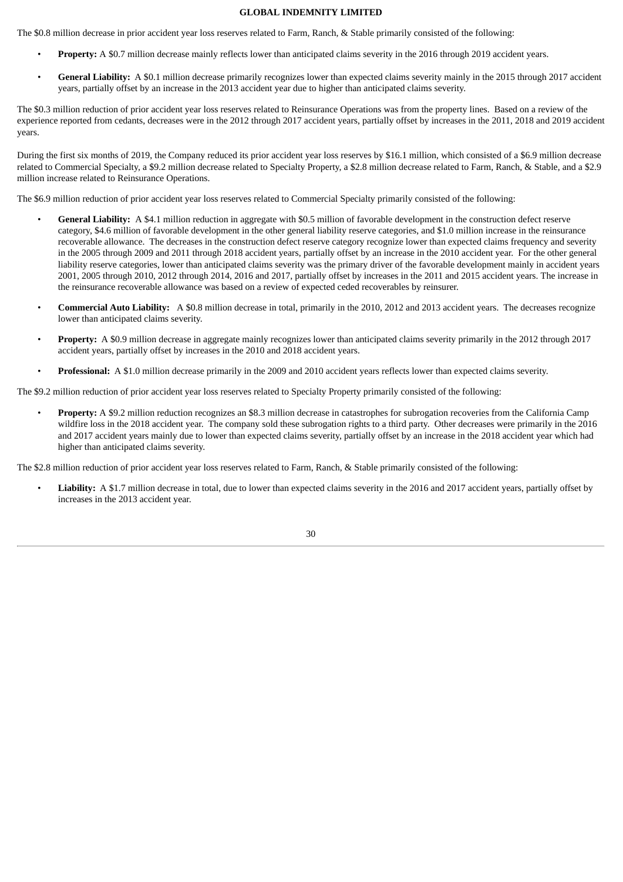The $0.8 million decrease in prior accident year loss reserves related to Farm, Ranch, & Stable primarily consisted of the following:

- **Property:** A $0.7 million decrease mainly reflects lower than anticipated claims severity in the 2016 through 2019 accident years.
- **General Liability:** A $0.1 million decrease primarily recognizes lower than expected claims severity mainly in the 2015 through 2017 accident years, partially offset by an increase in the 2013 accident year due to higher than anticipated claims severity.

The $0.3 million reduction of prior accident year loss reserves related to Reinsurance Operations was from the property lines. Based on a review of the experience reported from cedants, decreases were in the 2012 through 2017 accident years, partially offset by increases in the 2011, 2018 and 2019 accident years.

During the first six months of 2019, the Company reduced its prior accident year loss reserves by $16.1 million, which consisted of a $6.9 million decrease related to Commercial Specialty, a $9.2 million decrease related to Specialty Property, a $2.8 million decrease related to Farm, Ranch, & Stable, and a $2.9 million increase related to Reinsurance Operations.

The $6.9 million reduction of prior accident year loss reserves related to Commercial Specialty primarily consisted of the following:

- **General Liability:** A $4.1 million reduction in aggregate with $0.5 million of favorable development in the construction defect reserve category, $4.6 million of favorable development in the other general liability reserve categories, and $1.0 million increase in the reinsurance recoverable allowance. The decreases in the construction defect reserve category recognize lower than expected claims frequency and severity in the 2005 through 2009 and 2011 through 2018 accident years, partially offset by an increase in the 2010 accident year. For the other general liability reserve categories, lower than anticipated claims severity was the primary driver of the favorable development mainly in accident years 2001, 2005 through 2010, 2012 through 2014, 2016 and 2017, partially offset by increases in the 2011 and 2015 accident years. The increase in the reinsurance recoverable allowance was based on a review of expected ceded recoverables by reinsurer.
- **Commercial Auto Liability:** A $0.8 million decrease in total, primarily in the 2010, 2012 and 2013 accident years. The decreases recognize lower than anticipated claims severity.
- **Property:** A $0.9 million decrease in aggregate mainly recognizes lower than anticipated claims severity primarily in the 2012 through 2017 accident years, partially offset by increases in the 2010 and 2018 accident years.
- **Professional:** A $1.0 million decrease primarily in the 2009 and 2010 accident years reflects lower than expected claims severity.

The $9.2 million reduction of prior accident year loss reserves related to Specialty Property primarily consisted of the following:

- **Property:** A $9.2 million reduction recognizes an $8.3 million decrease in catastrophes for subrogation recoveries from the California Camp wildfire loss in the 2018 accident year. The company sold these subrogation rights to a third party. Other decreases were primarily in the 2016 and 2017 accident years mainly due to lower than expected claims severity, partially offset by an increase in the 2018 accident year which had higher than anticipated claims severity.

The $2.8 million reduction of prior accident year loss reserves related to Farm, Ranch, & Stable primarily consisted of the following:

- **Liability:** A $1.7 million decrease in total, due to lower than expected claims severity in the 2016 and 2017 accident years, partially offset by increases in the 2013 accident year.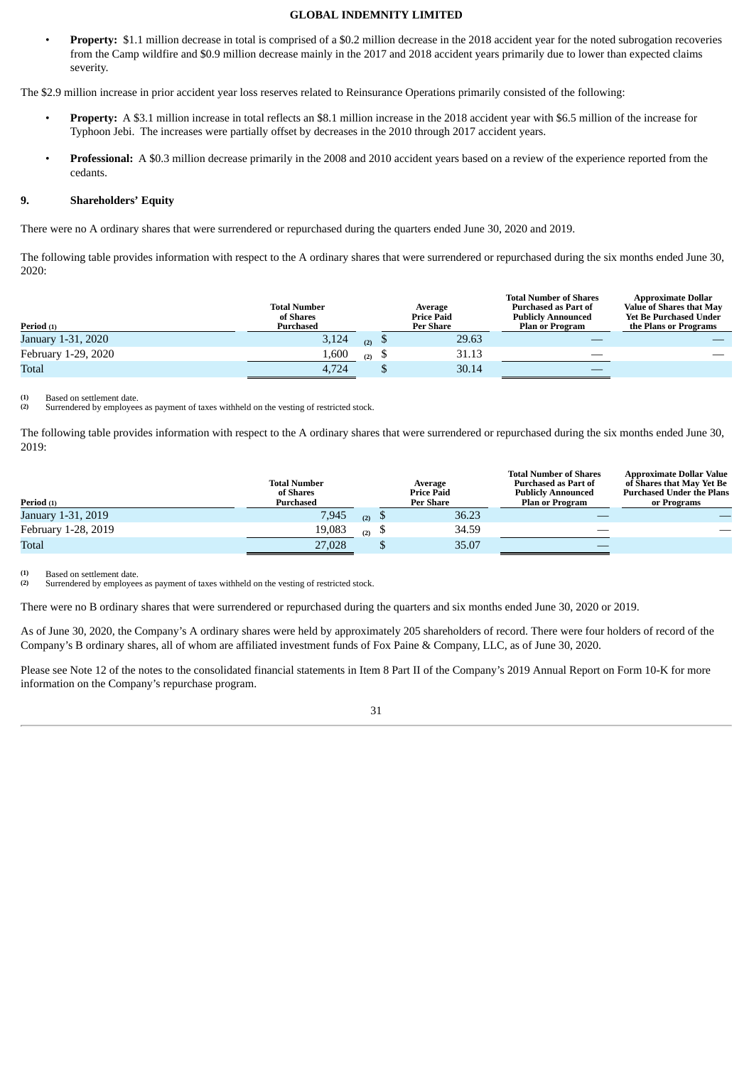- **Property:** $1.1 million decrease in total is comprised of a $0.2 million decrease in the 2018 accident year for the noted subrogation recoveries from the Camp wildfire and $0.9 million decrease mainly in the 2017 and 2018 accident years primarily due to lower than expected claims severity.

The $2.9 million increase in prior accident year loss reserves related to Reinsurance Operations primarily consisted of the following:

- **Property:** A $3.1 million increase in total reflects an $8.1 million increase in the 2018 accident year with $6.5 million of the increase for Typhoon Jebi. The increases were partially offset by decreases in the 2010 through 2017 accident years.
- **Professional:** A $0.3 million decrease primarily in the 2008 and 2010 accident years based on a review of the experience reported from the cedants.

## 9. Shareholders' Equity

There were no A ordinary shares that were surrendered or repurchased during the quarters ended June 30, 2020 and 2019.

The following table provides information with respect to the A ordinary shares that were surrendered or repurchased during the six months ended June 30, 2020:

| Period (1) | Total Number of Shares Purchased | Average Price Paid Per Share | Total Number of Shares Purchased as Part of Publicly Announced Plan or Program | Approximate Dollar Value of Shares that May Yet Be Purchased Under the Plans or Programs |
|---|---|---|---|---|
| January 1-31, 2020 | 3,124 (2) | $ 29.63 | — | — |
| February 1-29, 2020 | 1,600 (2) | $ 31.13 | — | — |
| Total | 4,724 | $ 30.14 | — | |

(1) Based on settlement date.
(2) Surrendered by employees as payment of taxes withheld on the vesting of restricted stock.

The following table provides information with respect to the A ordinary shares that were surrendered or repurchased during the six months ended June 30, 2019:

| Period (1) | Total Number of Shares Purchased | Average Price Paid Per Share | Total Number of Shares Purchased as Part of Publicly Announced Plan or Program | Approximate Dollar Value of Shares that May Yet Be Purchased Under the Plans or Programs |
|---|---|---|---|---|
| January 1-31, 2019 | 7,945 (2) | $ 36.23 | — | — |
| February 1-28, 2019 | 19,083 (2) | $ 34.59 | — | — |
| Total | 27,028 | $ 35.07 | — | |

(1) Based on settlement date.
(2) Surrendered by employees as payment of taxes withheld on the vesting of restricted stock.

There were no B ordinary shares that were surrendered or repurchased during the quarters and six months ended June 30, 2020 or 2019.

As of June 30, 2020, the Company's A ordinary shares were held by approximately 205 shareholders of record. There were four holders of record of the Company's B ordinary shares, all of whom are affiliated investment funds of Fox Paine & Company, LLC, as of June 30, 2020.

Please see Note 12 of the notes to the consolidated financial statements in Item 8 Part II of the Company's 2019 Annual Report on Form 10-K for more information on the Company's repurchase program.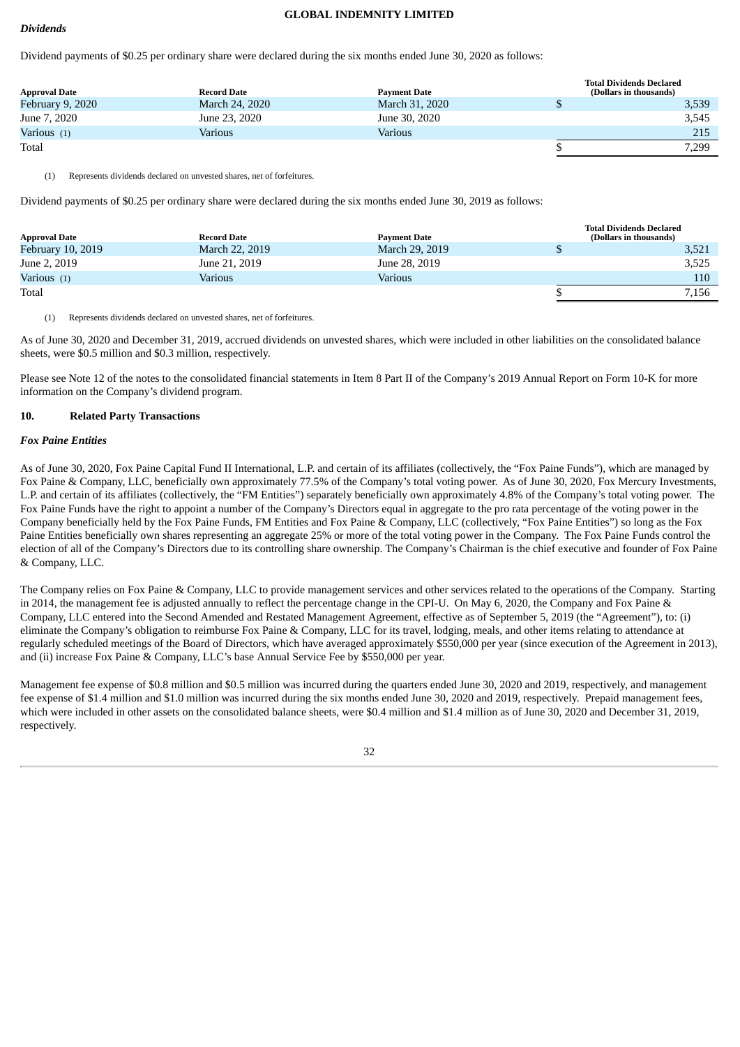### *Dividends*

Dividend payments of $0.25 per ordinary share were declared during the six months ended June 30, 2020 as follows:

| Approval Date | Record Date | Payment Date | Total Dividends Declared (Dollars in thousands) |
|---|---|---|---|
| February 9, 2020 | March 24, 2020 | March 31, 2020 | $ 3,539 |
| June 7, 2020 | June 23, 2020 | June 30, 2020 | 3,545 |
| Various (1) | Various | Various | 215 |
| Total | | | $ 7,299 |

(1) Represents dividends declared on unvested shares, net of forfeitures.

Dividend payments of $0.25 per ordinary share were declared during the six months ended June 30, 2019 as follows:

| Approval Date | Record Date | Payment Date | Total Dividends Declared (Dollars in thousands) |
|---|---|---|---|
| February 10, 2019 | March 22, 2019 | March 29, 2019 | $ 3,521 |
| June 2, 2019 | June 21, 2019 | June 28, 2019 | 3,525 |
| Various (1) | Various | Various | 110 |
| Total | | | $ 7,156 |

(1) Represents dividends declared on unvested shares, net of forfeitures.

As of June 30, 2020 and December 31, 2019, accrued dividends on unvested shares, which were included in other liabilities on the consolidated balance sheets, were $0.5 million and $0.3 million, respectively.

Please see Note 12 of the notes to the consolidated financial statements in Item 8 Part II of the Company's 2019 Annual Report on Form 10-K for more information on the Company's dividend program.

## 10. Related Party Transactions

### *Fox Paine Entities*

As of June 30, 2020, Fox Paine Capital Fund II International, L.P. and certain of its affiliates (collectively, the "Fox Paine Funds"), which are managed by Fox Paine & Company, LLC, beneficially own approximately 77.5% of the Company's total voting power. As of June 30, 2020, Fox Mercury Investments, L.P. and certain of its affiliates (collectively, the "FM Entities") separately beneficially own approximately 4.8% of the Company's total voting power. The Fox Paine Funds have the right to appoint a number of the Company's Directors equal in aggregate to the pro rata percentage of the voting power in the Company beneficially held by the Fox Paine Funds, FM Entities and Fox Paine & Company, LLC (collectively, "Fox Paine Entities") so long as the Fox Paine Entities beneficially own shares representing an aggregate 25% or more of the total voting power in the Company. The Fox Paine Funds control the election of all of the Company's Directors due to its controlling share ownership. The Company's Chairman is the chief executive and founder of Fox Paine & Company, LLC.

The Company relies on Fox Paine & Company, LLC to provide management services and other services related to the operations of the Company. Starting in 2014, the management fee is adjusted annually to reflect the percentage change in the CPI-U. On May 6, 2020, the Company and Fox Paine & Company, LLC entered into the Second Amended and Restated Management Agreement, effective as of September 5, 2019 (the "Agreement"), to: (i) eliminate the Company's obligation to reimburse Fox Paine & Company, LLC for its travel, lodging, meals, and other items relating to attendance at regularly scheduled meetings of the Board of Directors, which have averaged approximately $550,000 per year (since execution of the Agreement in 2013), and (ii) increase Fox Paine & Company, LLC's base Annual Service Fee by $550,000 per year.

Management fee expense of $0.8 million and $0.5 million was incurred during the quarters ended June 30, 2020 and 2019, respectively, and management fee expense of $1.4 million and $1.0 million was incurred during the six months ended June 30, 2020 and 2019, respectively. Prepaid management fees, which were included in other assets on the consolidated balance sheets, were $0.4 million and $1.4 million as of June 30, 2020 and December 31, 2019, respectively.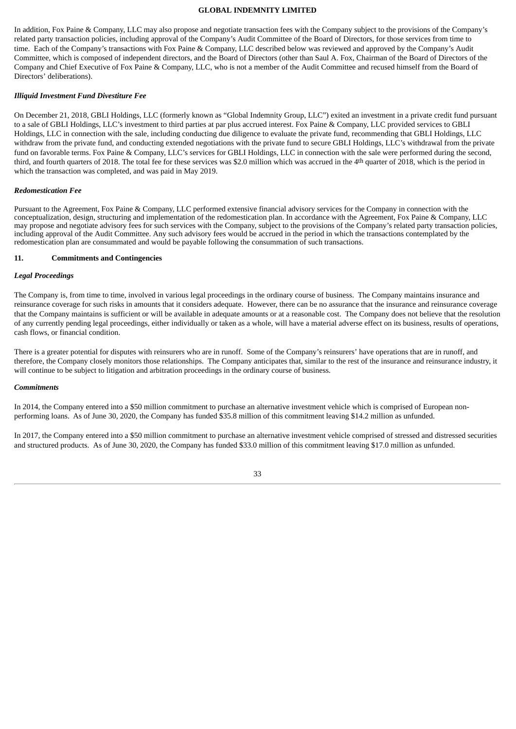In addition, Fox Paine & Company, LLC may also propose and negotiate transaction fees with the Company subject to the provisions of the Company's related party transaction policies, including approval of the Company's Audit Committee of the Board of Directors, for those services from time to time. Each of the Company's transactions with Fox Paine & Company, LLC described below was reviewed and approved by the Company's Audit Committee, which is composed of independent directors, and the Board of Directors (other than Saul A. Fox, Chairman of the Board of Directors of the Company and Chief Executive of Fox Paine & Company, LLC, who is not a member of the Audit Committee and recused himself from the Board of Directors' deliberations).

***Illiquid Investment Fund Divestiture Fee***

On December 21, 2018, GBLI Holdings, LLC (formerly known as "Global Indemnity Group, LLC") exited an investment in a private credit fund pursuant to a sale of GBLI Holdings, LLC's investment to third parties at par plus accrued interest. Fox Paine & Company, LLC provided services to GBLI Holdings, LLC in connection with the sale, including conducting due diligence to evaluate the private fund, recommending that GBLI Holdings, LLC withdraw from the private fund, and conducting extended negotiations with the private fund to secure GBLI Holdings, LLC's withdrawal from the private fund on favorable terms. Fox Paine & Company, LLC's services for GBLI Holdings, LLC in connection with the sale were performed during the second, third, and fourth quarters of 2018. The total fee for these services was $2.0 million which was accrued in the 4th quarter of 2018, which is the period in which the transaction was completed, and was paid in May 2019.

***Redomestication Fee***

Pursuant to the Agreement, Fox Paine & Company, LLC performed extensive financial advisory services for the Company in connection with the conceptualization, design, structuring and implementation of the redomestication plan. In accordance with the Agreement, Fox Paine & Company, LLC may propose and negotiate advisory fees for such services with the Company, subject to the provisions of the Company's related party transaction policies, including approval of the Audit Committee. Any such advisory fees would be accrued in the period in which the transactions contemplated by the redomestication plan are consummated and would be payable following the consummation of such transactions.

## 11. Commitments and Contingencies

***Legal Proceedings***

The Company is, from time to time, involved in various legal proceedings in the ordinary course of business. The Company maintains insurance and reinsurance coverage for such risks in amounts that it considers adequate. However, there can be no assurance that the insurance and reinsurance coverage that the Company maintains is sufficient or will be available in adequate amounts or at a reasonable cost. The Company does not believe that the resolution of any currently pending legal proceedings, either individually or taken as a whole, will have a material adverse effect on its business, results of operations, cash flows, or financial condition.

There is a greater potential for disputes with reinsurers who are in runoff. Some of the Company's reinsurers' have operations that are in runoff, and therefore, the Company closely monitors those relationships. The Company anticipates that, similar to the rest of the insurance and reinsurance industry, it will continue to be subject to litigation and arbitration proceedings in the ordinary course of business.

***Commitments***

In 2014, the Company entered into a $50 million commitment to purchase an alternative investment vehicle which is comprised of European non-performing loans. As of June 30, 2020, the Company has funded $35.8 million of this commitment leaving $14.2 million as unfunded.

In 2017, the Company entered into a $50 million commitment to purchase an alternative investment vehicle comprised of stressed and distressed securities and structured products. As of June 30, 2020, the Company has funded $33.0 million of this commitment leaving $17.0 million as unfunded.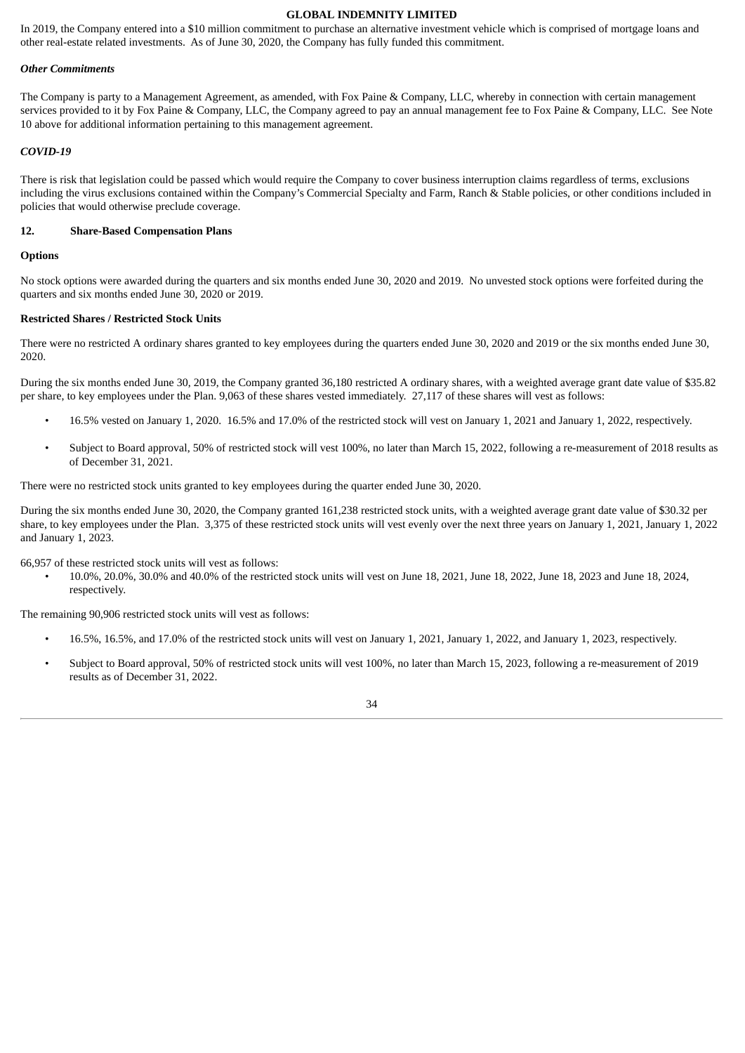In 2019, the Company entered into a $10 million commitment to purchase an alternative investment vehicle which is comprised of mortgage loans and other real-estate related investments. As of June 30, 2020, the Company has fully funded this commitment.

***Other Commitments***

The Company is party to a Management Agreement, as amended, with Fox Paine & Company, LLC, whereby in connection with certain management services provided to it by Fox Paine & Company, LLC, the Company agreed to pay an annual management fee to Fox Paine & Company, LLC. See Note 10 above for additional information pertaining to this management agreement.

***COVID-19***

There is risk that legislation could be passed which would require the Company to cover business interruption claims regardless of terms, exclusions including the virus exclusions contained within the Company's Commercial Specialty and Farm, Ranch & Stable policies, or other conditions included in policies that would otherwise preclude coverage.

## 12. Share-Based Compensation Plans

**Options**

No stock options were awarded during the quarters and six months ended June 30, 2020 and 2019. No unvested stock options were forfeited during the quarters and six months ended June 30, 2020 or 2019.

**Restricted Shares / Restricted Stock Units**

There were no restricted A ordinary shares granted to key employees during the quarters ended June 30, 2020 and 2019 or the six months ended June 30, 2020.

During the six months ended June 30, 2019, the Company granted 36,180 restricted A ordinary shares, with a weighted average grant date value of $35.82 per share, to key employees under the Plan. 9,063 of these shares vested immediately. 27,117 of these shares will vest as follows:

- 16.5% vested on January 1, 2020. 16.5% and 17.0% of the restricted stock will vest on January 1, 2021 and January 1, 2022, respectively.
- Subject to Board approval, 50% of restricted stock will vest 100%, no later than March 15, 2022, following a re-measurement of 2018 results as of December 31, 2021.

There were no restricted stock units granted to key employees during the quarter ended June 30, 2020.

During the six months ended June 30, 2020, the Company granted 161,238 restricted stock units, with a weighted average grant date value of $30.32 per share, to key employees under the Plan. 3,375 of these restricted stock units will vest evenly over the next three years on January 1, 2021, January 1, 2022 and January 1, 2023.

66,957 of these restricted stock units will vest as follows:

- 10.0%, 20.0%, 30.0% and 40.0% of the restricted stock units will vest on June 18, 2021, June 18, 2022, June 18, 2023 and June 18, 2024, respectively.

The remaining 90,906 restricted stock units will vest as follows:

- 16.5%, 16.5%, and 17.0% of the restricted stock units will vest on January 1, 2021, January 1, 2022, and January 1, 2023, respectively.
- Subject to Board approval, 50% of restricted stock units will vest 100%, no later than March 15, 2023, following a re-measurement of 2019 results as of December 31, 2022.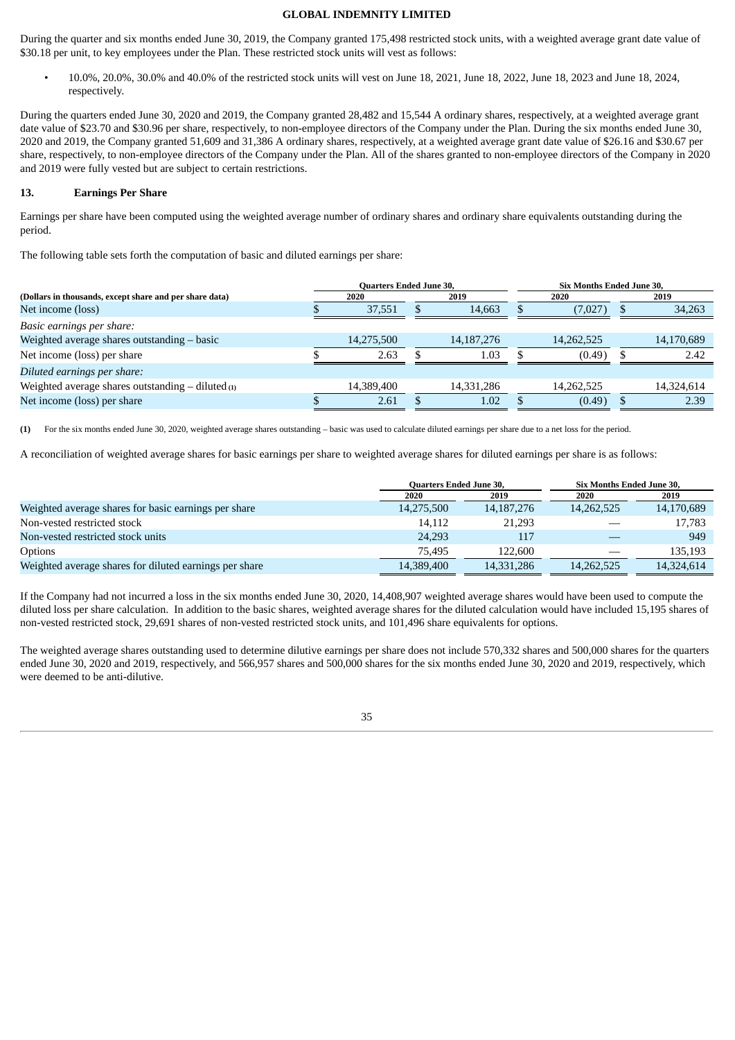During the quarter and six months ended June 30, 2019, the Company granted 175,498 restricted stock units, with a weighted average grant date value of $30.18 per unit, to key employees under the Plan. These restricted stock units will vest as follows:

- 10.0%, 20.0%, 30.0% and 40.0% of the restricted stock units will vest on June 18, 2021, June 18, 2022, June 18, 2023 and June 18, 2024, respectively.

During the quarters ended June 30, 2020 and 2019, the Company granted 28,482 and 15,544 A ordinary shares, respectively, at a weighted average grant date value of $23.70 and $30.96 per share, respectively, to non-employee directors of the Company under the Plan. During the six months ended June 30, 2020 and 2019, the Company granted 51,609 and 31,386 A ordinary shares, respectively, at a weighted average grant date value of $26.16 and $30.67 per share, respectively, to non-employee directors of the Company under the Plan. All of the shares granted to non-employee directors of the Company in 2020 and 2019 were fully vested but are subject to certain restrictions.

## 13. Earnings Per Share

Earnings per share have been computed using the weighted average number of ordinary shares and ordinary share equivalents outstanding during the period.

The following table sets forth the computation of basic and diluted earnings per share:

| (Dollars in thousands, except share and per share data) | Quarters Ended June 30, | | Six Months Ended June 30, | |
|---|---|---|---|---|
| | 2020 | 2019 | 2020 | 2019 |
| Net income (loss) | $ 37,551 | $ 14,663 | $ (7,027) | $ 34,263 |
| *Basic earnings per share:* | | | | |
| Weighted average shares outstanding – basic | 14,275,500 | 14,187,276 | 14,262,525 | 14,170,689 |
| Net income (loss) per share | $ 2.63 | $ 1.03 | $ (0.49) | $ 2.42 |
| *Diluted earnings per share:* | | | | |
| Weighted average shares outstanding – diluted (1) | 14,389,400 | 14,331,286 | 14,262,525 | 14,324,614 |
| Net income (loss) per share | $ 2.61 | $ 1.02 | $ (0.49) | $ 2.39 |

**(1)** For the six months ended June 30, 2020, weighted average shares outstanding – basic was used to calculate diluted earnings per share due to a net loss for the period.

A reconciliation of weighted average shares for basic earnings per share to weighted average shares for diluted earnings per share is as follows:

| | Quarters Ended June 30, | | Six Months Ended June 30, | |
|---|---|---|---|---|
| | 2020 | 2019 | 2020 | 2019 |
| Weighted average shares for basic earnings per share | 14,275,500 | 14,187,276 | 14,262,525 | 14,170,689 |
| Non-vested restricted stock | 14,112 | 21,293 | — | 17,783 |
| Non-vested restricted stock units | 24,293 | 117 | — | 949 |
| Options | 75,495 | 122,600 | — | 135,193 |
| Weighted average shares for diluted earnings per share | 14,389,400 | 14,331,286 | 14,262,525 | 14,324,614 |

If the Company had not incurred a loss in the six months ended June 30, 2020, 14,408,907 weighted average shares would have been used to compute the diluted loss per share calculation. In addition to the basic shares, weighted average shares for the diluted calculation would have included 15,195 shares of non-vested restricted stock, 29,691 shares of non-vested restricted stock units, and 101,496 share equivalents for options.

The weighted average shares outstanding used to determine dilutive earnings per share does not include 570,332 shares and 500,000 shares for the quarters ended June 30, 2020 and 2019, respectively, and 566,957 shares and 500,000 shares for the six months ended June 30, 2020 and 2019, respectively, which were deemed to be anti-dilutive.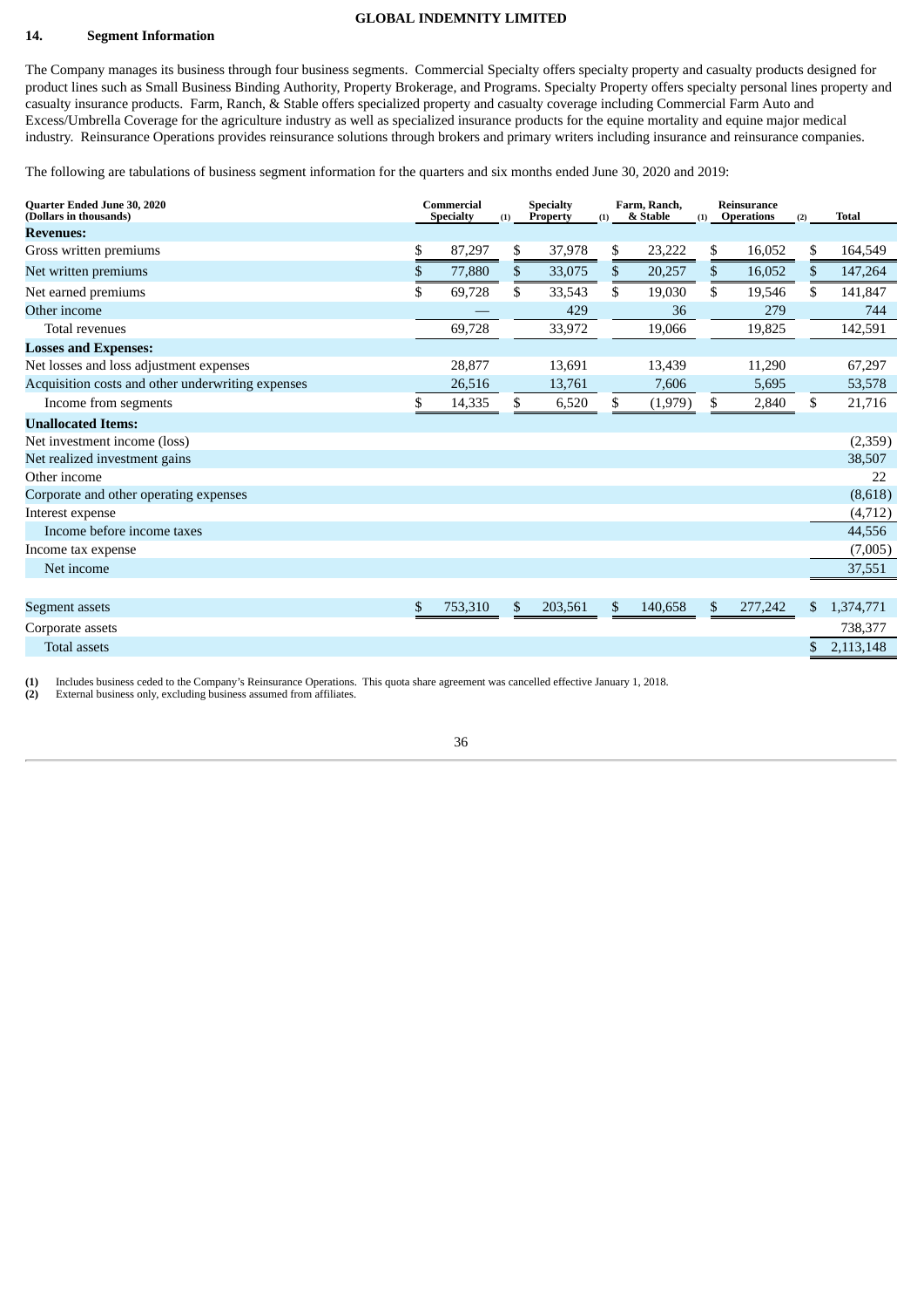**GLOBAL INDEMNITY LIMITED**

## 14. Segment Information

The Company manages its business through four business segments. Commercial Specialty offers specialty property and casualty products designed for product lines such as Small Business Binding Authority, Property Brokerage, and Programs. Specialty Property offers specialty personal lines property and casualty insurance products. Farm, Ranch, & Stable offers specialized property and casualty coverage including Commercial Farm Auto and Excess/Umbrella Coverage for the agriculture industry as well as specialized insurance products for the equine mortality and equine major medical industry. Reinsurance Operations provides reinsurance solutions through brokers and primary writers including insurance and reinsurance companies.

The following are tabulations of business segment information for the quarters and six months ended June 30, 2020 and 2019:

| Quarter Ended June 30, 2020 (Dollars in thousands) | Commercial Specialty (1) | Specialty Property (1) | Farm, Ranch, & Stable (1) | Reinsurance Operations (2) | Total |
|---|---|---|---|---|---|
| **Revenues:** | | | | | |
| Gross written premiums | $ 87,297 | $ 37,978 | $ 23,222 | $ 16,052 | $ 164,549 |
| Net written premiums | $ 77,880 | $ 33,075 | $ 20,257 | $ 16,052 | $ 147,264 |
| Net earned premiums | $ 69,728 | $ 33,543 | $ 19,030 | $ 19,546 | $ 141,847 |
| Other income | — | 429 | 36 | 279 | 744 |
| Total revenues | 69,728 | 33,972 | 19,066 | 19,825 | 142,591 |
| **Losses and Expenses:** | | | | | |
| Net losses and loss adjustment expenses | 28,877 | 13,691 | 13,439 | 11,290 | 67,297 |
| Acquisition costs and other underwriting expenses | 26,516 | 13,761 | 7,606 | 5,695 | 53,578 |
| Income from segments | $ 14,335 | $ 6,520 | $ (1,979) | $ 2,840 | $ 21,716 |
| **Unallocated Items:** | | | | | |
| Net investment income (loss) | | | | | (2,359) |
| Net realized investment gains | | | | | 38,507 |
| Other income | | | | | 22 |
| Corporate and other operating expenses | | | | | (8,618) |
| Interest expense | | | | | (4,712) |
| Income before income taxes | | | | | 44,556 |
| Income tax expense | | | | | (7,005) |
| Net income | | | | | 37,551 |
| | | | | | |
| Segment assets | $ 753,310 | $ 203,561 | $ 140,658 | $ 277,242 | $ 1,374,771 |
| Corporate assets | | | | | 738,377 |
| Total assets | | | | | $ 2,113,148 |

(1) Includes business ceded to the Company's Reinsurance Operations. This quota share agreement was cancelled effective January 1, 2018.
(2) External business only, excluding business assumed from affiliates.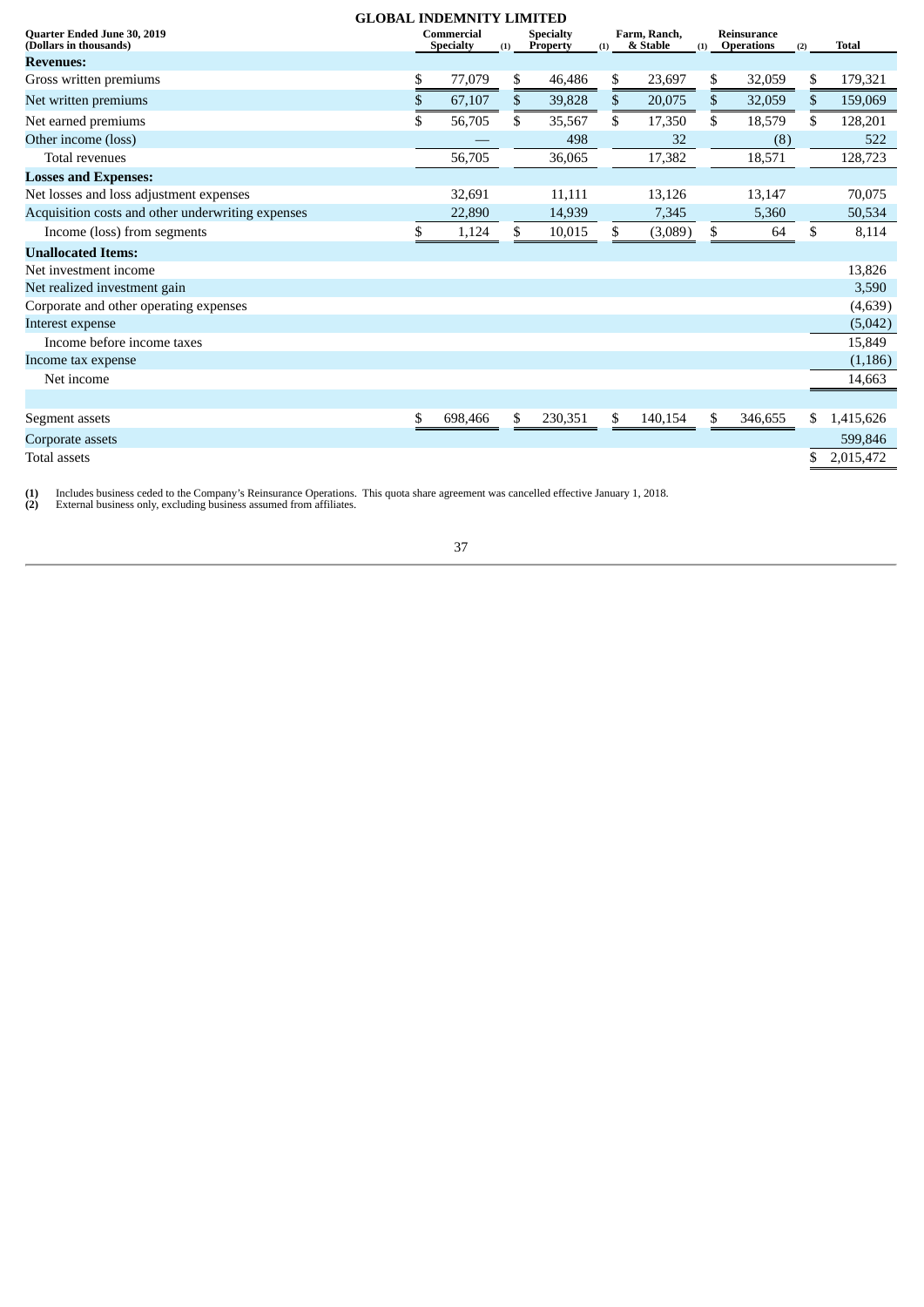## GLOBAL INDEMNITY LIMITED

| Quarter Ended June 30, 2019 (Dollars in thousands) | Commercial Specialty [(1)] | Specialty Property [(1)] | Farm, Ranch, & Stable [(1)] | Reinsurance Operations [(2)] | Total |
|---|---|---|---|---|---|
| **Revenues:** | | | | | |
| Gross written premiums | $ 77,079 | $ 46,486 | $ 23,697 | $ 32,059 | $ 179,321 |
| Net written premiums | $ 67,107 | $ 39,828 | $ 20,075 | $ 32,059 | $ 159,069 |
| Net earned premiums | $ 56,705 | $ 35,567 | $ 17,350 | $ 18,579 | $ 128,201 |
| Other income (loss) | — | 498 | 32 | (8) | 522 |
| Total revenues | 56,705 | 36,065 | 17,382 | 18,571 | 128,723 |
| **Losses and Expenses:** | | | | | |
| Net losses and loss adjustment expenses | 32,691 | 11,111 | 13,126 | 13,147 | 70,075 |
| Acquisition costs and other underwriting expenses | 22,890 | 14,939 | 7,345 | 5,360 | 50,534 |
| Income (loss) from segments | $ 1,124 | $ 10,015 | $ (3,089) | $ 64 | $ 8,114 |
| **Unallocated Items:** | | | | | |
| Net investment income | | | | | 13,826 |
| Net realized investment gain | | | | | 3,590 |
| Corporate and other operating expenses | | | | | (4,639) |
| Interest expense | | | | | (5,042) |
| Income before income taxes | | | | | 15,849 |
| Income tax expense | | | | | (1,186) |
| Net income | | | | | 14,663 |
| | | | | | |
| Segment assets | $ 698,466 | $ 230,351 | $ 140,154 | $ 346,655 | $ 1,415,626 |
| Corporate assets | | | | | 599,846 |
| Total assets | | | | | $ 2,015,472 |

**(1)** Includes business ceded to the Company's Reinsurance Operations. This quota share agreement was cancelled effective January 1, 2018.
**(2)** External business only, excluding business assumed from affiliates.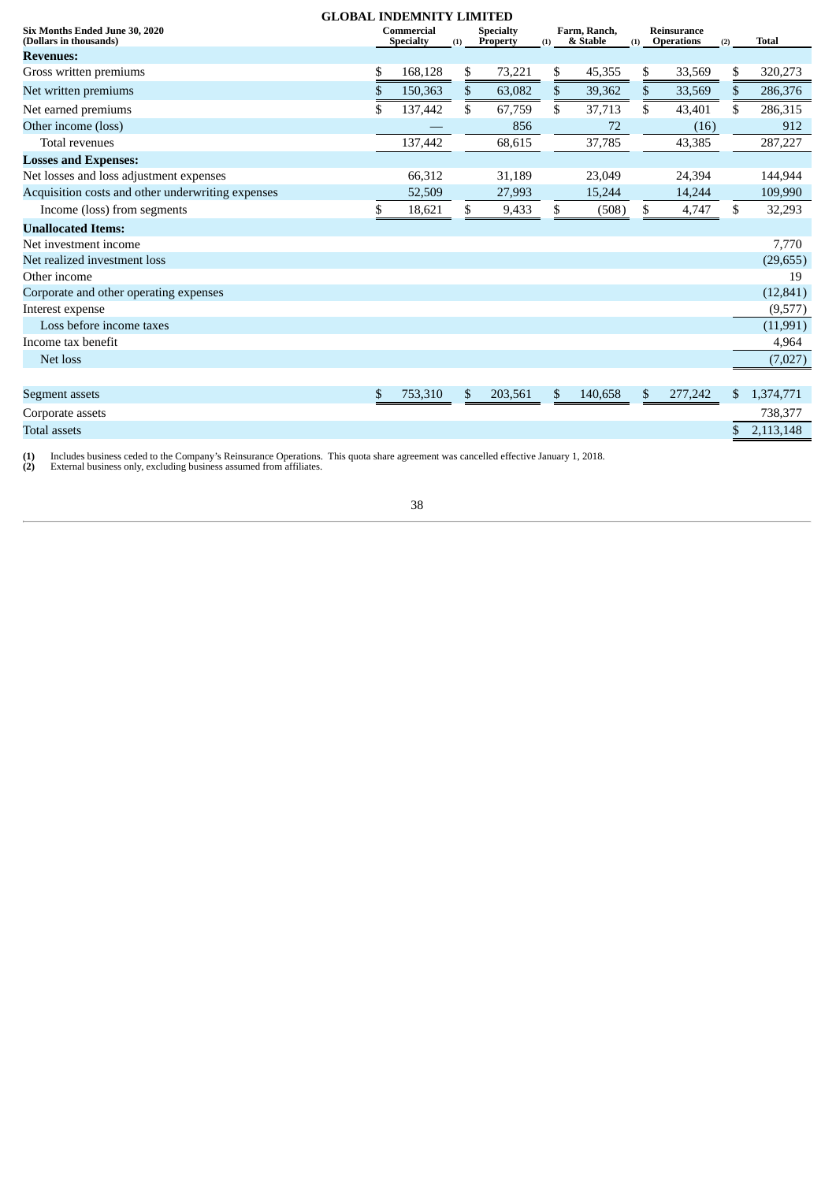**GLOBAL INDEMNITY LIMITED**

| Six Months Ended June 30, 2020 (Dollars in thousands) | Commercial Specialty (1) | Specialty Property (1) | Farm, Ranch, & Stable (1) | Reinsurance Operations (2) | Total |
|---|---|---|---|---|---|
| **Revenues:** | | | | | |
| Gross written premiums | $ 168,128 | $ 73,221 | $ 45,355 | $ 33,569 | $ 320,273 |
| Net written premiums | $ 150,363 | $ 63,082 | $ 39,362 | $ 33,569 | $ 286,376 |
| Net earned premiums | $ 137,442 | $ 67,759 | $ 37,713 | $ 43,401 | $ 286,315 |
| Other income (loss) | — | 856 | 72 | (16) | 912 |
| Total revenues | 137,442 | 68,615 | 37,785 | 43,385 | 287,227 |
| **Losses and Expenses:** | | | | | |
| Net losses and loss adjustment expenses | 66,312 | 31,189 | 23,049 | 24,394 | 144,944 |
| Acquisition costs and other underwriting expenses | 52,509 | 27,993 | 15,244 | 14,244 | 109,990 |
| Income (loss) from segments | $ 18,621 | $ 9,433 | $ (508) | $ 4,747 | $ 32,293 |
| **Unallocated Items:** | | | | | |
| Net investment income | | | | | 7,770 |
| Net realized investment loss | | | | | (29,655) |
| Other income | | | | | 19 |
| Corporate and other operating expenses | | | | | (12,841) |
| Interest expense | | | | | (9,577) |
| Loss before income taxes | | | | | (11,991) |
| Income tax benefit | | | | | 4,964 |
| Net loss | | | | | (7,027) |
| | | | | | |
| Segment assets | $ 753,310 | $ 203,561 | $ 140,658 | $ 277,242 | $ 1,374,771 |
| Corporate assets | | | | | 738,377 |
| Total assets | | | | | $ 2,113,148 |

**(1)** Includes business ceded to the Company's Reinsurance Operations. This quota share agreement was cancelled effective January 1, 2018.
**(2)** External business only, excluding business assumed from affiliates.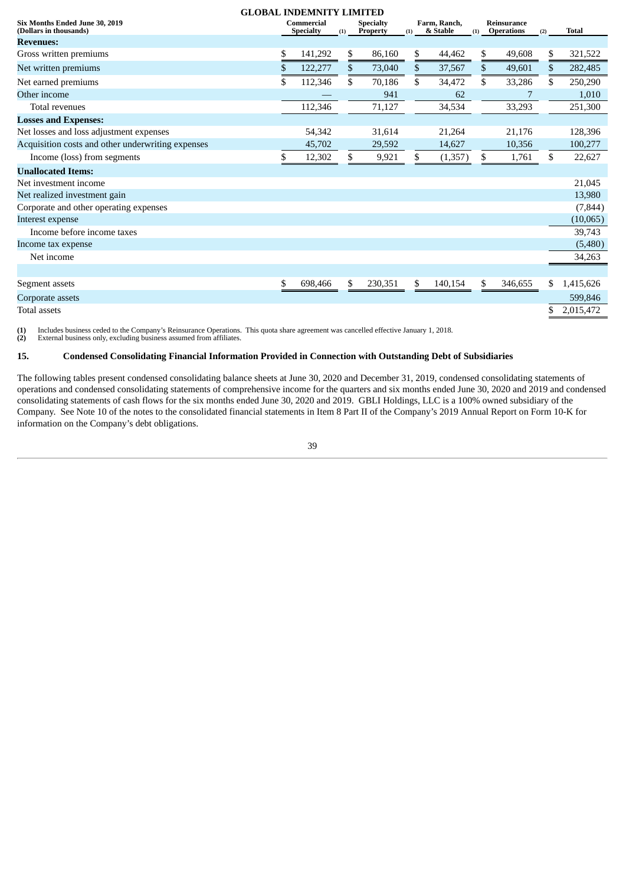**GLOBAL INDEMNITY LIMITED**

| Six Months Ended June 30, 2019 (Dollars in thousands) | Commercial Specialty (1) | Specialty Property (1) | Farm, Ranch, & Stable (1) | Reinsurance Operations (2) | Total |
|---|---|---|---|---|---|
| **Revenues:** | | | | | |
| Gross written premiums | $ 141,292 | $ 86,160 | $ 44,462 | $ 49,608 | $ 321,522 |
| Net written premiums | $ 122,277 | $ 73,040 | $ 37,567 | $ 49,601 | $ 282,485 |
| Net earned premiums | $ 112,346 | $ 70,186 | $ 34,472 | $ 33,286 | $ 250,290 |
| Other income | — | 941 | 62 | 7 | 1,010 |
| Total revenues | 112,346 | 71,127 | 34,534 | 33,293 | 251,300 |
| **Losses and Expenses:** | | | | | |
| Net losses and loss adjustment expenses | 54,342 | 31,614 | 21,264 | 21,176 | 128,396 |
| Acquisition costs and other underwriting expenses | 45,702 | 29,592 | 14,627 | 10,356 | 100,277 |
| Income (loss) from segments | $ 12,302 | $ 9,921 | $ (1,357) | $ 1,761 | $ 22,627 |
| **Unallocated Items:** | | | | | |
| Net investment income | | | | | 21,045 |
| Net realized investment gain | | | | | 13,980 |
| Corporate and other operating expenses | | | | | (7,844) |
| Interest expense | | | | | (10,065) |
| Income before income taxes | | | | | 39,743 |
| Income tax expense | | | | | (5,480) |
| Net income | | | | | 34,263 |
| | | | | | |
| Segment assets | $ 698,466 | $ 230,351 | $ 140,154 | $ 346,655 | $ 1,415,626 |
| Corporate assets | | | | | 599,846 |
| Total assets | | | | | $ 2,015,472 |

**(1)** Includes business ceded to the Company's Reinsurance Operations. This quota share agreement was cancelled effective January 1, 2018.
**(2)** External business only, excluding business assumed from affiliates.

## 15. Condensed Consolidating Financial Information Provided in Connection with Outstanding Debt of Subsidiaries

The following tables present condensed consolidating balance sheets at June 30, 2020 and December 31, 2019, condensed consolidating statements of operations and condensed consolidating statements of comprehensive income for the quarters and six months ended June 30, 2020 and 2019 and condensed consolidating statements of cash flows for the six months ended June 30, 2020 and 2019. GBLI Holdings, LLC is a 100% owned subsidiary of the Company. See Note 10 of the notes to the consolidated financial statements in Item 8 Part II of the Company's 2019 Annual Report on Form 10-K for information on the Company's debt obligations.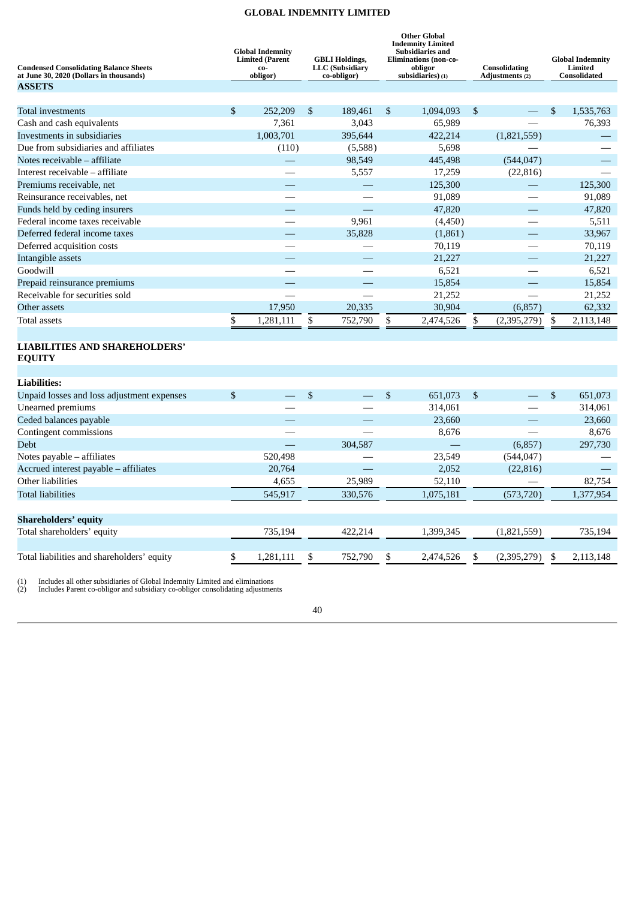# GLOBAL INDEMNITY LIMITED

| Condensed Consolidating Balance Sheets at June 30, 2020 (Dollars in thousands) | Global Indemnity Limited (Parent co-obligor) | GBLI Holdings, LLC (Subsidiary co-obligor) | Other Global Indemnity Limited Subsidiaries and Eliminations (non-co-obligor subsidiaries) (1) | Consolidating Adjustments (2) | Global Indemnity Limited Consolidated |
|---|---|---|---|---|---|
| **ASSETS** | | | | | |
| Total investments | $ 252,209 | $ 189,461 | $ 1,094,093 | $ — | $ 1,535,763 |
| Cash and cash equivalents | 7,361 | 3,043 | 65,989 | — | 76,393 |
| Investments in subsidiaries | 1,003,701 | 395,644 | 422,214 | (1,821,559) | — |
| Due from subsidiaries and affiliates | (110) | (5,588) | 5,698 | — | — |
| Notes receivable – affiliate | — | 98,549 | 445,498 | (544,047) | — |
| Interest receivable – affiliate | — | 5,557 | 17,259 | (22,816) | — |
| Premiums receivable, net | — | — | 125,300 | — | 125,300 |
| Reinsurance receivables, net | — | — | 91,089 | — | 91,089 |
| Funds held by ceding insurers | — | — | 47,820 | — | 47,820 |
| Federal income taxes receivable | — | 9,961 | (4,450) | — | 5,511 |
| Deferred federal income taxes | — | 35,828 | (1,861) | — | 33,967 |
| Deferred acquisition costs | — | — | 70,119 | — | 70,119 |
| Intangible assets | — | — | 21,227 | — | 21,227 |
| Goodwill | — | — | 6,521 | — | 6,521 |
| Prepaid reinsurance premiums | — | — | 15,854 | — | 15,854 |
| Receivable for securities sold | — | — | 21,252 | — | 21,252 |
| Other assets | 17,950 | 20,335 | 30,904 | (6,857) | 62,332 |
| Total assets | $ 1,281,111 | $ 752,790 | $ 2,474,526 | $ (2,395,279) | $ 2,113,148 |
| **LIABILITIES AND SHAREHOLDERS' EQUITY** | | | | | |
| **Liabilities:** | | | | | |
| Unpaid losses and loss adjustment expenses | $ — | $ — | $ 651,073 | $ — | $ 651,073 |
| Unearned premiums | — | — | 314,061 | — | 314,061 |
| Ceded balances payable | — | — | 23,660 | — | 23,660 |
| Contingent commissions | — | — | 8,676 | — | 8,676 |
| Debt | — | 304,587 | — | (6,857) | 297,730 |
| Notes payable – affiliates | 520,498 | — | 23,549 | (544,047) | — |
| Accrued interest payable – affiliates | 20,764 | — | 2,052 | (22,816) | — |
| Other liabilities | 4,655 | 25,989 | 52,110 | — | 82,754 |
| Total liabilities | 545,917 | 330,576 | 1,075,181 | (573,720) | 1,377,954 |
| **Shareholders' equity** | | | | | |
| Total shareholders' equity | 735,194 | 422,214 | 1,399,345 | (1,821,559) | 735,194 |
| Total liabilities and shareholders' equity | $ 1,281,111 | $ 752,790 | $ 2,474,526 | $ (2,395,279) | $ 2,113,148 |

(1) Includes all other subsidiaries of Global Indemnity Limited and eliminations
(2) Includes Parent co-obligor and subsidiary co-obligor consolidating adjustments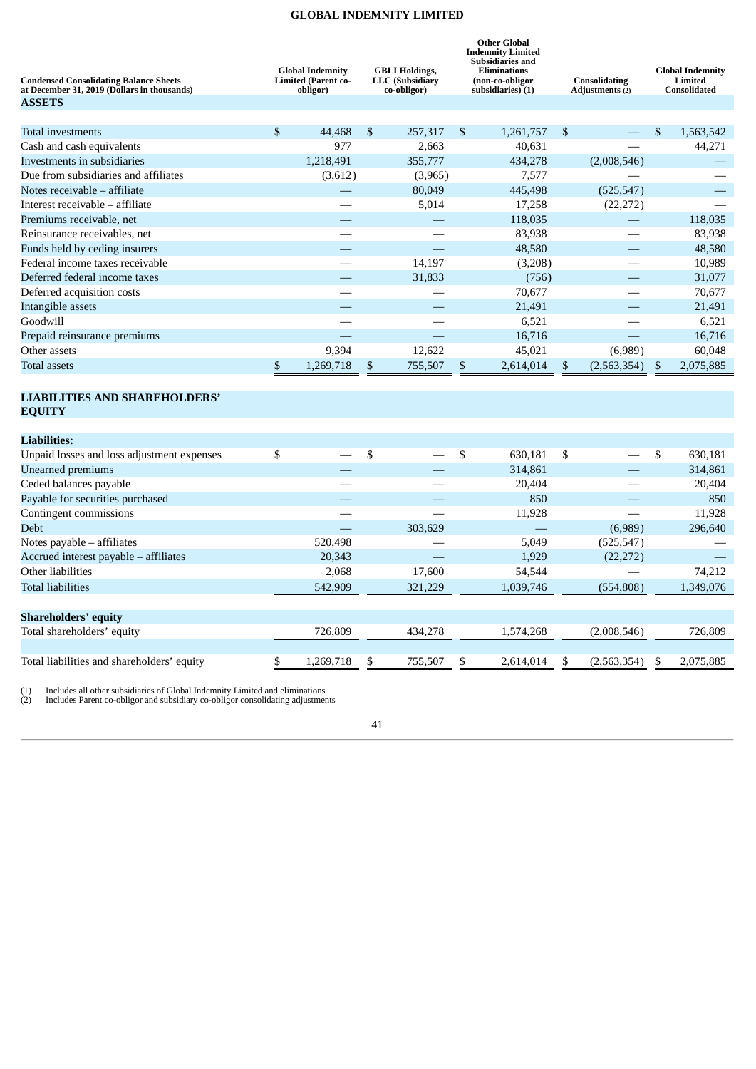## GLOBAL INDEMNITY LIMITED

| Condensed Consolidating Balance Sheets at December 31, 2019 (Dollars in thousands) | Global Indemnity Limited (Parent co-obligor) | GBLI Holdings, LLC (Subsidiary co-obligor) | Other Global Indemnity Limited Subsidiaries and Eliminations (non-co-obligor subsidiaries) (1) | Consolidating Adjustments (2) | Global Indemnity Limited Consolidated |
|---|---|---|---|---|---|
| **ASSETS** | | | | | |
| Total investments | $ 44,468 | $ 257,317 | $ 1,261,757 | $ — | $ 1,563,542 |
| Cash and cash equivalents | 977 | 2,663 | 40,631 | — | 44,271 |
| Investments in subsidiaries | 1,218,491 | 355,777 | 434,278 | (2,008,546) | — |
| Due from subsidiaries and affiliates | (3,612) | (3,965) | 7,577 | — | — |
| Notes receivable – affiliate | — | 80,049 | 445,498 | (525,547) | — |
| Interest receivable – affiliate | — | 5,014 | 17,258 | (22,272) | — |
| Premiums receivable, net | — | — | 118,035 | — | 118,035 |
| Reinsurance receivables, net | — | — | 83,938 | — | 83,938 |
| Funds held by ceding insurers | — | — | 48,580 | — | 48,580 |
| Federal income taxes receivable | — | 14,197 | (3,208) | — | 10,989 |
| Deferred federal income taxes | — | 31,833 | (756) | — | 31,077 |
| Deferred acquisition costs | — | — | 70,677 | — | 70,677 |
| Intangible assets | — | — | 21,491 | — | 21,491 |
| Goodwill | — | — | 6,521 | — | 6,521 |
| Prepaid reinsurance premiums | — | — | 16,716 | — | 16,716 |
| Other assets | 9,394 | 12,622 | 45,021 | (6,989) | 60,048 |
| Total assets | $ 1,269,718 | $ 755,507 | $ 2,614,014 | $ (2,563,354) | $ 2,075,885 |
| **LIABILITIES AND SHAREHOLDERS' EQUITY** | | | | | |
| **Liabilities:** | | | | | |
| Unpaid losses and loss adjustment expenses | $ — | $ — | $ 630,181 | $ — | $ 630,181 |
| Unearned premiums | — | — | 314,861 | — | 314,861 |
| Ceded balances payable | — | — | 20,404 | — | 20,404 |
| Payable for securities purchased | — | — | 850 | — | 850 |
| Contingent commissions | — | — | 11,928 | — | 11,928 |
| Debt | — | 303,629 | — | (6,989) | 296,640 |
| Notes payable – affiliates | 520,498 | — | 5,049 | (525,547) | — |
| Accrued interest payable – affiliates | 20,343 | — | 1,929 | (22,272) | — |
| Other liabilities | 2,068 | 17,600 | 54,544 | — | 74,212 |
| Total liabilities | 542,909 | 321,229 | 1,039,746 | (554,808) | 1,349,076 |
| **Shareholders' equity** | | | | | |
| Total shareholders' equity | 726,809 | 434,278 | 1,574,268 | (2,008,546) | 726,809 |
| Total liabilities and shareholders' equity | $ 1,269,718 | $ 755,507 | $ 2,614,014 | $ (2,563,354) | $ 2,075,885 |

(1) Includes all other subsidiaries of Global Indemnity Limited and eliminations
(2) Includes Parent co-obligor and subsidiary co-obligor consolidating adjustments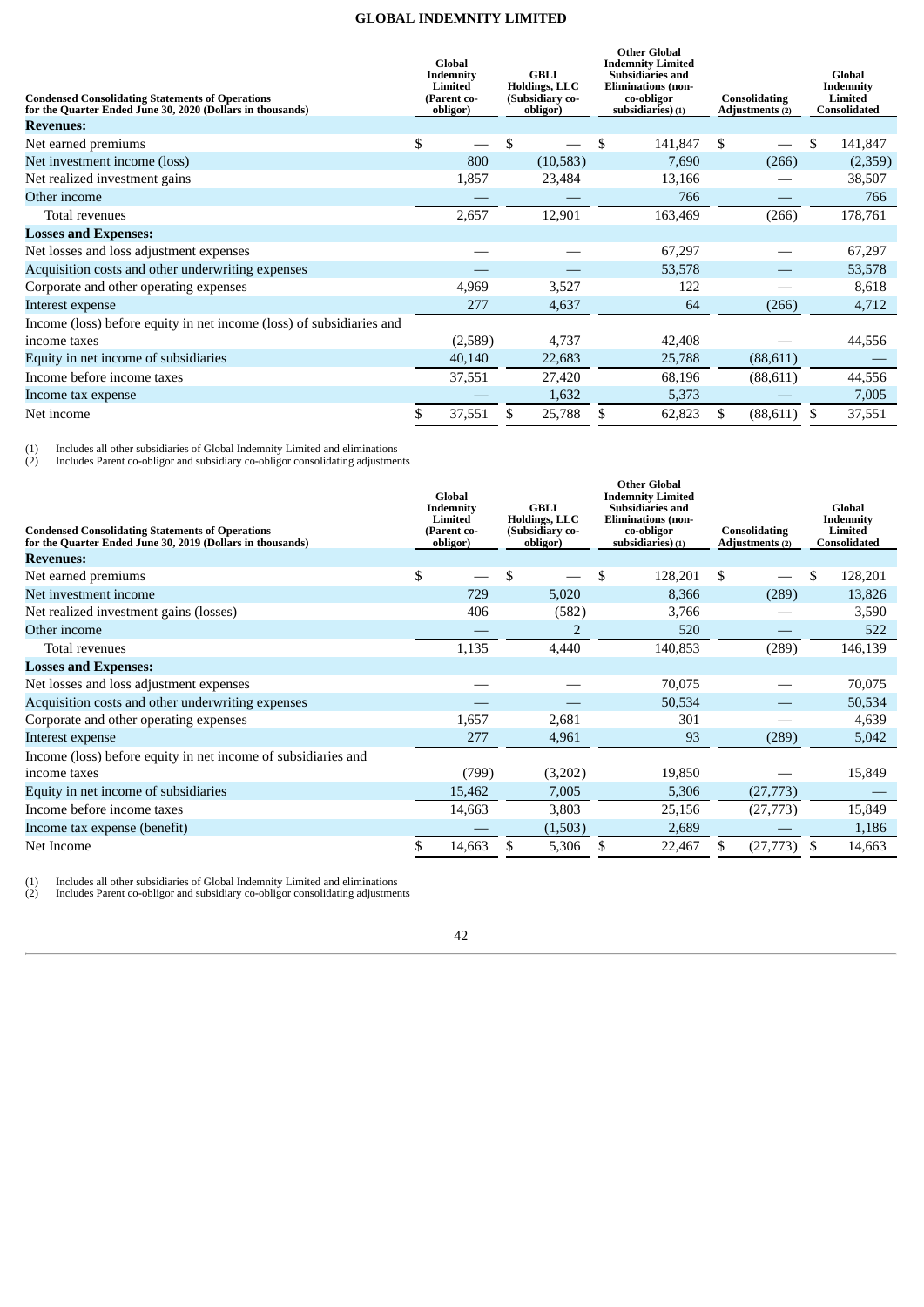## GLOBAL INDEMNITY LIMITED

| Condensed Consolidating Statements of Operations for the Quarter Ended June 30, 2020 (Dollars in thousands) | Global Indemnity Limited (Parent co-obligor) | GBLI Holdings, LLC (Subsidiary co-obligor) | Other Global Indemnity Limited Subsidiaries and Eliminations (non-co-obligor subsidiaries) (1) | Consolidating Adjustments (2) | Global Indemnity Limited Consolidated |
|---|---|---|---|---|---|
| **Revenues:** | | | | | |
| Net earned premiums | $ — | $ — | $ 141,847 | $ — | $ 141,847 |
| Net investment income (loss) | 800 | (10,583) | 7,690 | (266) | (2,359) |
| Net realized investment gains | 1,857 | 23,484 | 13,166 | — | 38,507 |
| Other income | — | — | 766 | — | 766 |
| Total revenues | 2,657 | 12,901 | 163,469 | (266) | 178,761 |
| **Losses and Expenses:** | | | | | |
| Net losses and loss adjustment expenses | — | — | 67,297 | — | 67,297 |
| Acquisition costs and other underwriting expenses | — | — | 53,578 | — | 53,578 |
| Corporate and other operating expenses | 4,969 | 3,527 | 122 | — | 8,618 |
| Interest expense | 277 | 4,637 | 64 | (266) | 4,712 |
| Income (loss) before equity in net income (loss) of subsidiaries and income taxes | (2,589) | 4,737 | 42,408 | — | 44,556 |
| Equity in net income of subsidiaries | 40,140 | 22,683 | 25,788 | (88,611) | — |
| Income before income taxes | 37,551 | 27,420 | 68,196 | (88,611) | 44,556 |
| Income tax expense | — | 1,632 | 5,373 | — | 7,005 |
| Net income | $ 37,551 | $ 25,788 | $ 62,823 | $ (88,611) | $ 37,551 |

(1) Includes all other subsidiaries of Global Indemnity Limited and eliminations
(2) Includes Parent co-obligor and subsidiary co-obligor consolidating adjustments

| Condensed Consolidating Statements of Operations for the Quarter Ended June 30, 2019 (Dollars in thousands) | Global Indemnity Limited (Parent co-obligor) | GBLI Holdings, LLC (Subsidiary co-obligor) | Other Global Indemnity Limited Subsidiaries and Eliminations (non-co-obligor subsidiaries) (1) | Consolidating Adjustments (2) | Global Indemnity Limited Consolidated |
|---|---|---|---|---|---|
| **Revenues:** | | | | | |
| Net earned premiums | $ — | $ — | $ 128,201 | $ — | $ 128,201 |
| Net investment income | 729 | 5,020 | 8,366 | (289) | 13,826 |
| Net realized investment gains (losses) | 406 | (582) | 3,766 | — | 3,590 |
| Other income | — | 2 | 520 | — | 522 |
| Total revenues | 1,135 | 4,440 | 140,853 | (289) | 146,139 |
| **Losses and Expenses:** | | | | | |
| Net losses and loss adjustment expenses | — | — | 70,075 | — | 70,075 |
| Acquisition costs and other underwriting expenses | — | — | 50,534 | — | 50,534 |
| Corporate and other operating expenses | 1,657 | 2,681 | 301 | — | 4,639 |
| Interest expense | 277 | 4,961 | 93 | (289) | 5,042 |
| Income (loss) before equity in net income of subsidiaries and income taxes | (799) | (3,202) | 19,850 | — | 15,849 |
| Equity in net income of subsidiaries | 15,462 | 7,005 | 5,306 | (27,773) | — |
| Income before income taxes | 14,663 | 3,803 | 25,156 | (27,773) | 15,849 |
| Income tax expense (benefit) | — | (1,503) | 2,689 | — | 1,186 |
| Net Income | $ 14,663 | $ 5,306 | $ 22,467 | $ (27,773) | $ 14,663 |

(1) Includes all other subsidiaries of Global Indemnity Limited and eliminations
(2) Includes Parent co-obligor and subsidiary co-obligor consolidating adjustments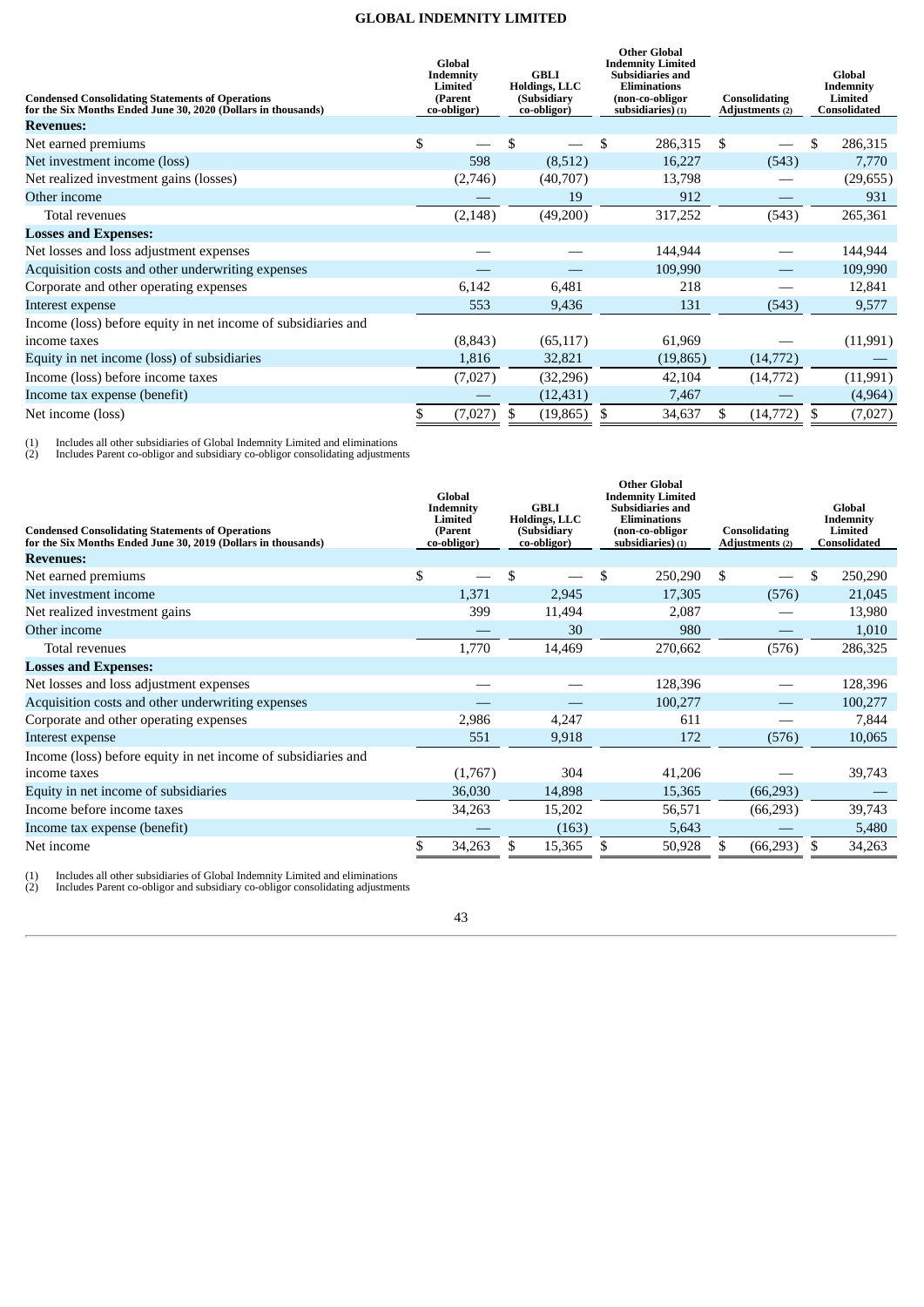**GLOBAL INDEMNITY LIMITED**

| Condensed Consolidating Statements of Operations for the Six Months Ended June 30, 2020 (Dollars in thousands) | Global Indemnity Limited (Parent co-obligor) | GBLI Holdings, LLC (Subsidiary co-obligor) | Other Global Indemnity Limited Subsidiaries and Eliminations (non-co-obligor subsidiaries) (1) | Consolidating Adjustments (2) | Global Indemnity Limited Consolidated |
|---|---|---|---|---|---|
| **Revenues:** | | | | | |
| Net earned premiums | $ — | $ — | $ 286,315 | $ — | $ 286,315 |
| Net investment income (loss) | 598 | (8,512) | 16,227 | (543) | 7,770 |
| Net realized investment gains (losses) | (2,746) | (40,707) | 13,798 | — | (29,655) |
| Other income | — | 19 | 912 | — | 931 |
| Total revenues | (2,148) | (49,200) | 317,252 | (543) | 265,361 |
| **Losses and Expenses:** | | | | | |
| Net losses and loss adjustment expenses | — | — | 144,944 | — | 144,944 |
| Acquisition costs and other underwriting expenses | — | — | 109,990 | — | 109,990 |
| Corporate and other operating expenses | 6,142 | 6,481 | 218 | — | 12,841 |
| Interest expense | 553 | 9,436 | 131 | (543) | 9,577 |
| Income (loss) before equity in net income of subsidiaries and income taxes | (8,843) | (65,117) | 61,969 | — | (11,991) |
| Equity in net income (loss) of subsidiaries | 1,816 | 32,821 | (19,865) | (14,772) | — |
| Income (loss) before income taxes | (7,027) | (32,296) | 42,104 | (14,772) | (11,991) |
| Income tax expense (benefit) | — | (12,431) | 7,467 | — | (4,964) |
| Net income (loss) | $ (7,027) | $ (19,865) | $ 34,637 | $ (14,772) | $ (7,027) |

(1) Includes all other subsidiaries of Global Indemnity Limited and eliminations
(2) Includes Parent co-obligor and subsidiary co-obligor consolidating adjustments

| Condensed Consolidating Statements of Operations for the Six Months Ended June 30, 2019 (Dollars in thousands) | Global Indemnity Limited (Parent co-obligor) | GBLI Holdings, LLC (Subsidiary co-obligor) | Other Global Indemnity Limited Subsidiaries and Eliminations (non-co-obligor subsidiaries) (1) | Consolidating Adjustments (2) | Global Indemnity Limited Consolidated |
|---|---|---|---|---|---|
| **Revenues:** | | | | | |
| Net earned premiums | $ — | $ — | $ 250,290 | $ — | $ 250,290 |
| Net investment income | 1,371 | 2,945 | 17,305 | (576) | 21,045 |
| Net realized investment gains | 399 | 11,494 | 2,087 | — | 13,980 |
| Other income | — | 30 | 980 | — | 1,010 |
| Total revenues | 1,770 | 14,469 | 270,662 | (576) | 286,325 |
| **Losses and Expenses:** | | | | | |
| Net losses and loss adjustment expenses | — | — | 128,396 | — | 128,396 |
| Acquisition costs and other underwriting expenses | — | — | 100,277 | — | 100,277 |
| Corporate and other operating expenses | 2,986 | 4,247 | 611 | — | 7,844 |
| Interest expense | 551 | 9,918 | 172 | (576) | 10,065 |
| Income (loss) before equity in net income of subsidiaries and income taxes | (1,767) | 304 | 41,206 | — | 39,743 |
| Equity in net income of subsidiaries | 36,030 | 14,898 | 15,365 | (66,293) | — |
| Income before income taxes | 34,263 | 15,202 | 56,571 | (66,293) | 39,743 |
| Income tax expense (benefit) | — | (163) | 5,643 | — | 5,480 |
| Net income | $ 34,263 | $ 15,365 | $ 50,928 | $ (66,293) | $ 34,263 |

(1) Includes all other subsidiaries of Global Indemnity Limited and eliminations
(2) Includes Parent co-obligor and subsidiary co-obligor consolidating adjustments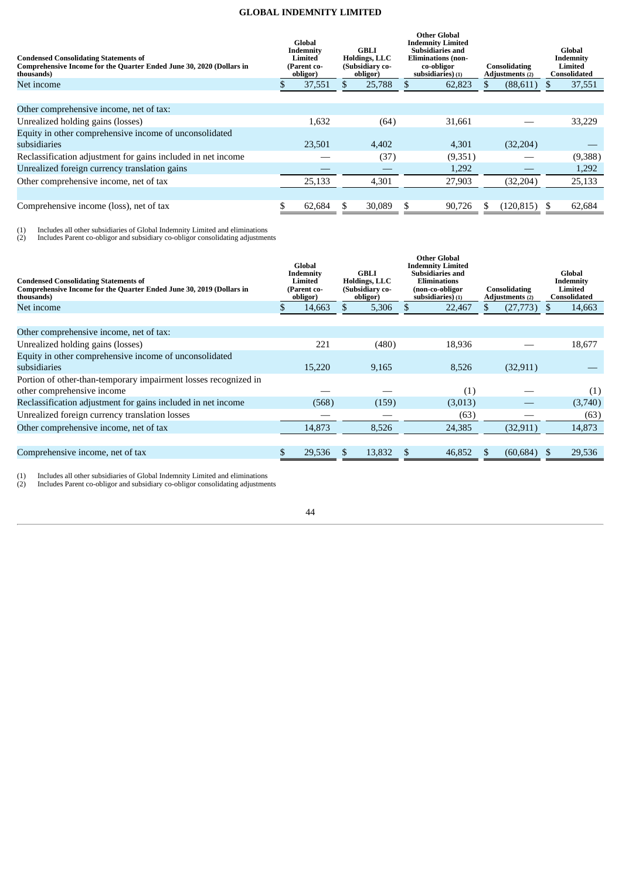**GLOBAL INDEMNITY LIMITED**

| Condensed Consolidating Statements of Comprehensive Income for the Quarter Ended June 30, 2020 (Dollars in thousands) | Global Indemnity Limited (Parent co-obligor) | GBLI Holdings, LLC (Subsidiary co-obligor) | Other Global Indemnity Limited Subsidiaries and Eliminations (non-co-obligor subsidiaries) (1) | Consolidating Adjustments (2) | Global Indemnity Limited Consolidated |
|---|---|---|---|---|---|
| Net income | $ 37,551 | $ 25,788 | $ 62,823 | $ (88,611) | $ 37,551 |
| | | | | | |
| Other comprehensive income, net of tax: | | | | | |
| Unrealized holding gains (losses) | 1,632 | (64) | 31,661 | — | 33,229 |
| Equity in other comprehensive income of unconsolidated subsidiaries | 23,501 | 4,402 | 4,301 | (32,204) | — |
| Reclassification adjustment for gains included in net income | — | (37) | (9,351) | — | (9,388) |
| Unrealized foreign currency translation gains | — | — | 1,292 | — | 1,292 |
| Other comprehensive income, net of tax | 25,133 | 4,301 | 27,903 | (32,204) | 25,133 |
| | | | | | |
| Comprehensive income (loss), net of tax | $ 62,684 | $ 30,089 | $ 90,726 | $ (120,815) | $ 62,684 |

(1) Includes all other subsidiaries of Global Indemnity Limited and eliminations
(2) Includes Parent co-obligor and subsidiary co-obligor consolidating adjustments

| Condensed Consolidating Statements of Comprehensive Income for the Quarter Ended June 30, 2019 (Dollars in thousands) | Global Indemnity Limited (Parent co-obligor) | GBLI Holdings, LLC (Subsidiary co-obligor) | Other Global Indemnity Limited Subsidiaries and Eliminations (non-co-obligor subsidiaries) (1) | Consolidating Adjustments (2) | Global Indemnity Limited Consolidated |
|---|---|---|---|---|---|
| Net income | $ 14,663 | $ 5,306 | $ 22,467 | $ (27,773) | $ 14,663 |
| | | | | | |
| Other comprehensive income, net of tax: | | | | | |
| Unrealized holding gains (losses) | 221 | (480) | 18,936 | — | 18,677 |
| Equity in other comprehensive income of unconsolidated subsidiaries | 15,220 | 9,165 | 8,526 | (32,911) | — |
| Portion of other-than-temporary impairment losses recognized in other comprehensive income | — | — | (1) | — | (1) |
| Reclassification adjustment for gains included in net income | (568) | (159) | (3,013) | — | (3,740) |
| Unrealized foreign currency translation losses | — | — | (63) | — | (63) |
| Other comprehensive income, net of tax | 14,873 | 8,526 | 24,385 | (32,911) | 14,873 |
| | | | | | |
| Comprehensive income, net of tax | $ 29,536 | $ 13,832 | $ 46,852 | $ (60,684) | $ 29,536 |

(1) Includes all other subsidiaries of Global Indemnity Limited and eliminations
(2) Includes Parent co-obligor and subsidiary co-obligor consolidating adjustments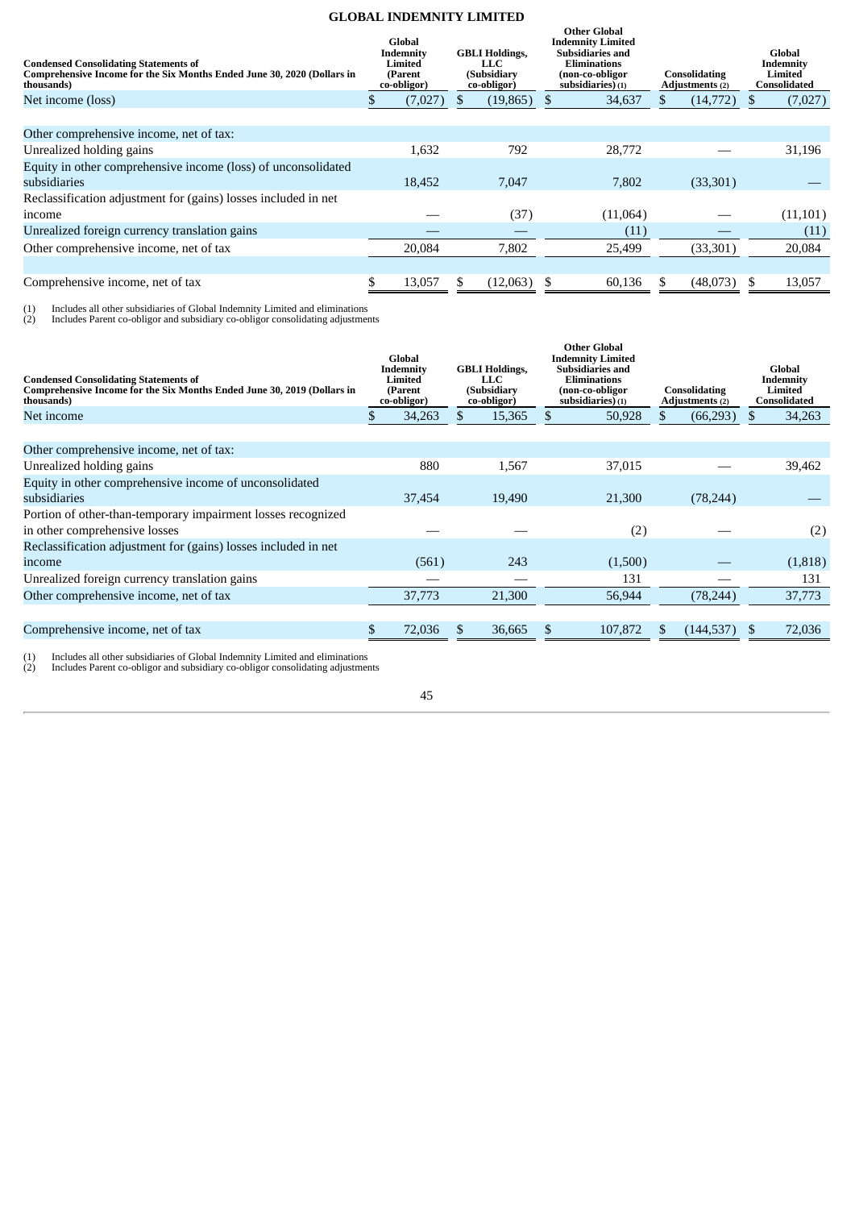## GLOBAL INDEMNITY LIMITED

| Condensed Consolidating Statements of Comprehensive Income for the Six Months Ended June 30, 2020 (Dollars in thousands) | Global Indemnity Limited (Parent co-obligor) | GBLI Holdings, LLC (Subsidiary co-obligor) | Other Global Indemnity Limited Subsidiaries and Eliminations (non-co-obligor subsidiaries) (1) | Consolidating Adjustments (2) | Global Indemnity Limited Consolidated |
|---|---|---|---|---|---|
| Net income (loss) | $ (7,027) | $ (19,865) | $ 34,637 | $ (14,772) | $ (7,027) |
| | | | | | |
| Other comprehensive income, net of tax: | | | | | |
| Unrealized holding gains | 1,632 | 792 | 28,772 | — | 31,196 |
| Equity in other comprehensive income (loss) of unconsolidated subsidiaries | 18,452 | 7,047 | 7,802 | (33,301) | — |
| Reclassification adjustment for (gains) losses included in net income | — | (37) | (11,064) | — | (11,101) |
| Unrealized foreign currency translation gains | — | — | (11) | — | (11) |
| Other comprehensive income, net of tax | 20,084 | 7,802 | 25,499 | (33,301) | 20,084 |
| | | | | | |
| Comprehensive income, net of tax | $ 13,057 | $ (12,063) | $ 60,136 | $ (48,073) | $ 13,057 |

(1) Includes all other subsidiaries of Global Indemnity Limited and eliminations
(2) Includes Parent co-obligor and subsidiary co-obligor consolidating adjustments

| Condensed Consolidating Statements of Comprehensive Income for the Six Months Ended June 30, 2019 (Dollars in thousands) | Global Indemnity Limited (Parent co-obligor) | GBLI Holdings, LLC (Subsidiary co-obligor) | Other Global Indemnity Limited Subsidiaries and Eliminations (non-co-obligor subsidiaries) (1) | Consolidating Adjustments (2) | Global Indemnity Limited Consolidated |
|---|---|---|---|---|---|
| Net income | $ 34,263 | $ 15,365 | $ 50,928 | $ (66,293) | $ 34,263 |
| | | | | | |
| Other comprehensive income, net of tax: | | | | | |
| Unrealized holding gains | 880 | 1,567 | 37,015 | — | 39,462 |
| Equity in other comprehensive income of unconsolidated subsidiaries | 37,454 | 19,490 | 21,300 | (78,244) | — |
| Portion of other-than-temporary impairment losses recognized in other comprehensive losses | — | — | (2) | — | (2) |
| Reclassification adjustment for (gains) losses included in net income | (561) | 243 | (1,500) | — | (1,818) |
| Unrealized foreign currency translation gains | — | — | 131 | — | 131 |
| Other comprehensive income, net of tax | 37,773 | 21,300 | 56,944 | (78,244) | 37,773 |
| | | | | | |
| Comprehensive income, net of tax | $ 72,036 | $ 36,665 | $ 107,872 | $ (144,537) | $ 72,036 |

(1) Includes all other subsidiaries of Global Indemnity Limited and eliminations
(2) Includes Parent co-obligor and subsidiary co-obligor consolidating adjustments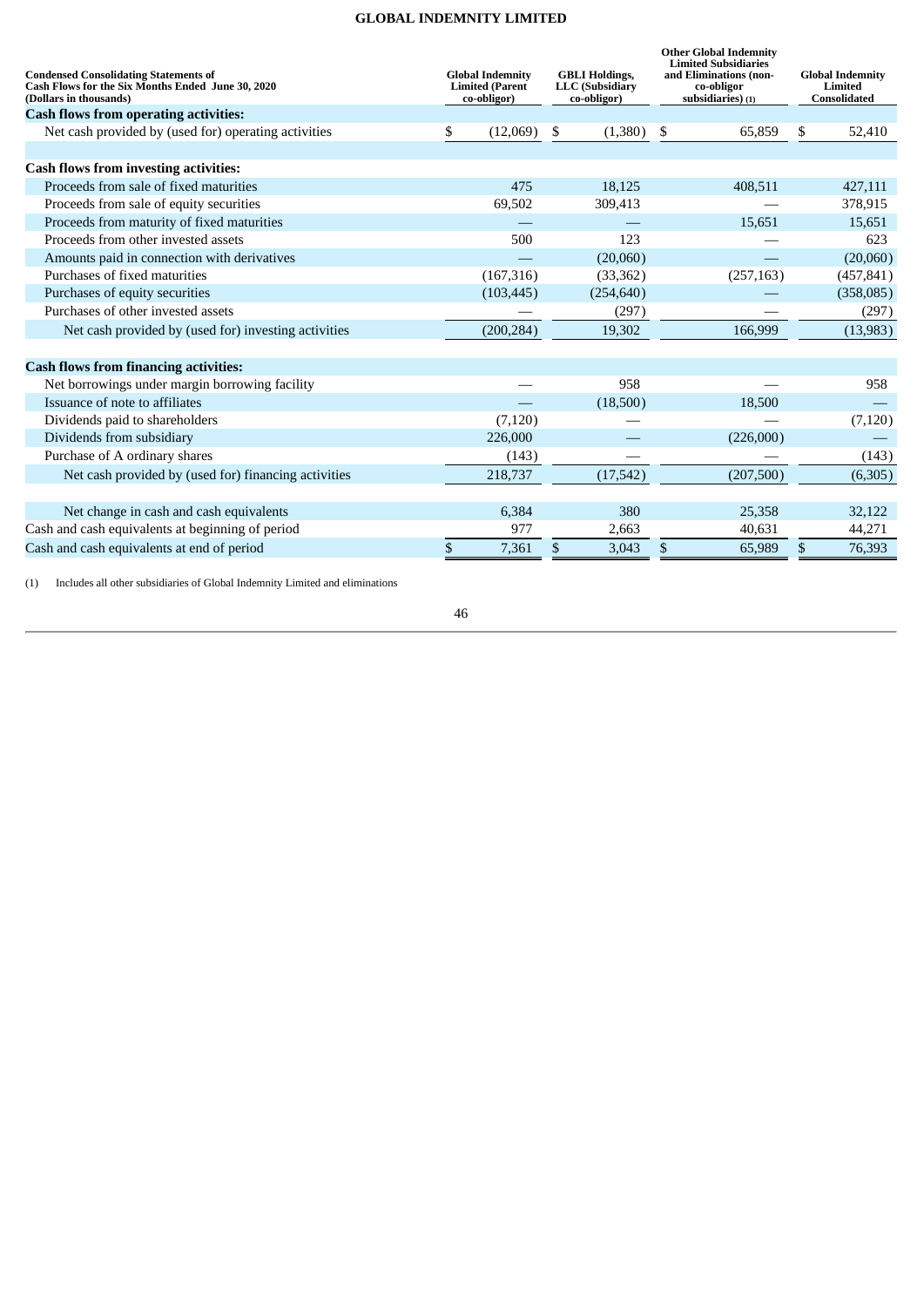**GLOBAL INDEMNITY LIMITED**

| Condensed Consolidating Statements of Cash Flows for the Six Months Ended June 30, 2020 (Dollars in thousands) | Global Indemnity Limited (Parent co-obligor) | GBLI Holdings, LLC (Subsidiary co-obligor) | Other Global Indemnity Limited Subsidiaries and Eliminations (non-co-obligor subsidiaries) (1) | Global Indemnity Limited Consolidated |
|---|---|---|---|---|
| **Cash flows from operating activities:** | | | | |
| Net cash provided by (used for) operating activities | $ (12,069) | $ (1,380) | $ 65,859 | $ 52,410 |
| | | | | |
| **Cash flows from investing activities:** | | | | |
| Proceeds from sale of fixed maturities | 475 | 18,125 | 408,511 | 427,111 |
| Proceeds from sale of equity securities | 69,502 | 309,413 | — | 378,915 |
| Proceeds from maturity of fixed maturities | — | — | 15,651 | 15,651 |
| Proceeds from other invested assets | 500 | 123 | — | 623 |
| Amounts paid in connection with derivatives | — | (20,060) | — | (20,060) |
| Purchases of fixed maturities | (167,316) | (33,362) | (257,163) | (457,841) |
| Purchases of equity securities | (103,445) | (254,640) | — | (358,085) |
| Purchases of other invested assets | — | (297) | — | (297) |
| Net cash provided by (used for) investing activities | (200,284) | 19,302 | 166,999 | (13,983) |
| | | | | |
| **Cash flows from financing activities:** | | | | |
| Net borrowings under margin borrowing facility | — | 958 | — | 958 |
| Issuance of note to affiliates | — | (18,500) | 18,500 | — |
| Dividends paid to shareholders | (7,120) | — | — | (7,120) |
| Dividends from subsidiary | 226,000 | — | (226,000) | — |
| Purchase of A ordinary shares | (143) | — | — | (143) |
| Net cash provided by (used for) financing activities | 218,737 | (17,542) | (207,500) | (6,305) |
| | | | | |
| Net change in cash and cash equivalents | 6,384 | 380 | 25,358 | 32,122 |
| Cash and cash equivalents at beginning of period | 977 | 2,663 | 40,631 | 44,271 |
| Cash and cash equivalents at end of period | $ 7,361 | $ 3,043 | $ 65,989 | $ 76,393 |

(1) Includes all other subsidiaries of Global Indemnity Limited and eliminations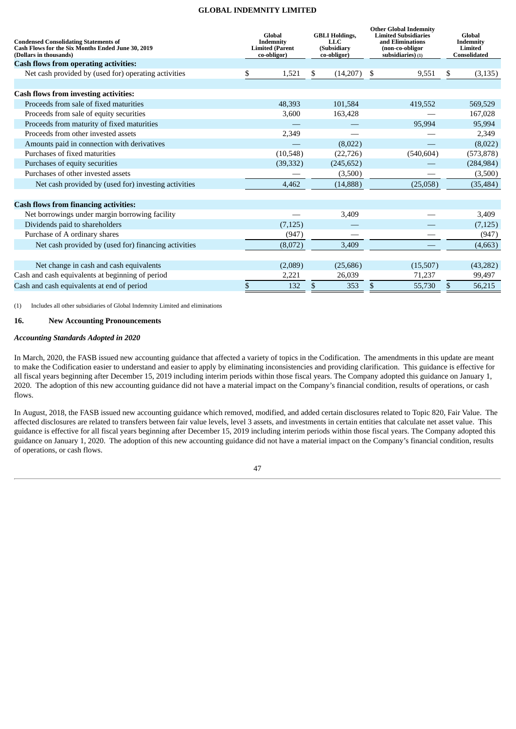| Condensed Consolidating Statements of Cash Flows for the Six Months Ended June 30, 2019 (Dollars in thousands) | Global Indemnity Limited (Parent co-obligor) | GBLI Holdings, LLC (Subsidiary co-obligor) | Other Global Indemnity Limited Subsidiaries and Eliminations (non-co-obligor subsidiaries) (1) | Global Indemnity Limited Consolidated |
|---|---|---|---|---|
| **Cash flows from operating activities:** | | | | |
| Net cash provided by (used for) operating activities | $ 1,521 | $ (14,207) | $ 9,551 | $ (3,135) |
| | | | | |
| **Cash flows from investing activities:** | | | | |
| Proceeds from sale of fixed maturities | 48,393 | 101,584 | 419,552 | 569,529 |
| Proceeds from sale of equity securities | 3,600 | 163,428 | — | 167,028 |
| Proceeds from maturity of fixed maturities | — | — | 95,994 | 95,994 |
| Proceeds from other invested assets | 2,349 | — | — | 2,349 |
| Amounts paid in connection with derivatives | — | (8,022) | — | (8,022) |
| Purchases of fixed maturities | (10,548) | (22,726) | (540,604) | (573,878) |
| Purchases of equity securities | (39,332) | (245,652) | — | (284,984) |
| Purchases of other invested assets | — | (3,500) | — | (3,500) |
| Net cash provided by (used for) investing activities | 4,462 | (14,888) | (25,058) | (35,484) |
| | | | | |
| **Cash flows from financing activities:** | | | | |
| Net borrowings under margin borrowing facility | — | 3,409 | — | 3,409 |
| Dividends paid to shareholders | (7,125) | — | — | (7,125) |
| Purchase of A ordinary shares | (947) | — | — | (947) |
| Net cash provided by (used for) financing activities | (8,072) | 3,409 | — | (4,663) |
| | | | | |
| Net change in cash and cash equivalents | (2,089) | (25,686) | (15,507) | (43,282) |
| Cash and cash equivalents at beginning of period | 2,221 | 26,039 | 71,237 | 99,497 |
| Cash and cash equivalents at end of period | $ 132 | $ 353 | $ 55,730 | $ 56,215 |

(1) Includes all other subsidiaries of Global Indemnity Limited and eliminations

## 16. New Accounting Pronouncements

***Accounting Standards Adopted in 2020***

In March, 2020, the FASB issued new accounting guidance that affected a variety of topics in the Codification. The amendments in this update are meant to make the Codification easier to understand and easier to apply by eliminating inconsistencies and providing clarification. This guidance is effective for all fiscal years beginning after December 15, 2019 including interim periods within those fiscal years. The Company adopted this guidance on January 1, 2020. The adoption of this new accounting guidance did not have a material impact on the Company's financial condition, results of operations, or cash flows.

In August, 2018, the FASB issued new accounting guidance which removed, modified, and added certain disclosures related to Topic 820, Fair Value. The affected disclosures are related to transfers between fair value levels, level 3 assets, and investments in certain entities that calculate net asset value. This guidance is effective for all fiscal years beginning after December 15, 2019 including interim periods within those fiscal years. The Company adopted this guidance on January 1, 2020. The adoption of this new accounting guidance did not have a material impact on the Company's financial condition, results of operations, or cash flows.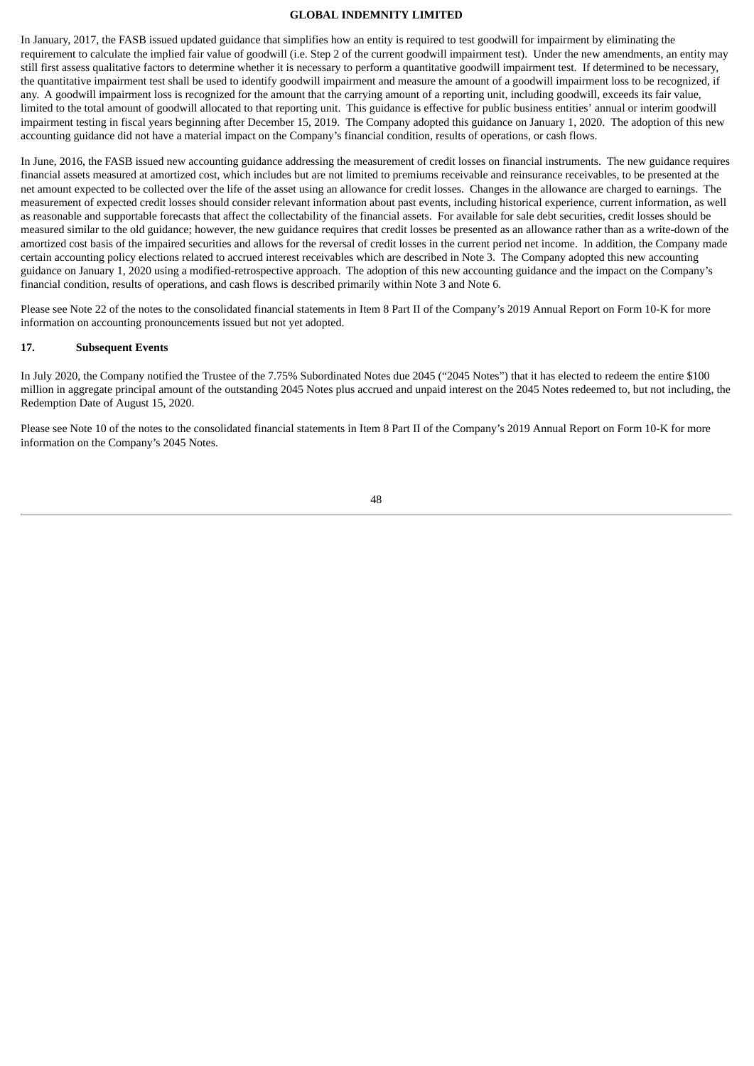In January, 2017, the FASB issued updated guidance that simplifies how an entity is required to test goodwill for impairment by eliminating the requirement to calculate the implied fair value of goodwill (i.e. Step 2 of the current goodwill impairment test). Under the new amendments, an entity may still first assess qualitative factors to determine whether it is necessary to perform a quantitative goodwill impairment test. If determined to be necessary, the quantitative impairment test shall be used to identify goodwill impairment and measure the amount of a goodwill impairment loss to be recognized, if any. A goodwill impairment loss is recognized for the amount that the carrying amount of a reporting unit, including goodwill, exceeds its fair value, limited to the total amount of goodwill allocated to that reporting unit. This guidance is effective for public business entities' annual or interim goodwill impairment testing in fiscal years beginning after December 15, 2019. The Company adopted this guidance on January 1, 2020. The adoption of this new accounting guidance did not have a material impact on the Company's financial condition, results of operations, or cash flows.

In June, 2016, the FASB issued new accounting guidance addressing the measurement of credit losses on financial instruments. The new guidance requires financial assets measured at amortized cost, which includes but are not limited to premiums receivable and reinsurance receivables, to be presented at the net amount expected to be collected over the life of the asset using an allowance for credit losses. Changes in the allowance are charged to earnings. The measurement of expected credit losses should consider relevant information about past events, including historical experience, current information, as well as reasonable and supportable forecasts that affect the collectability of the financial assets. For available for sale debt securities, credit losses should be measured similar to the old guidance; however, the new guidance requires that credit losses be presented as an allowance rather than as a write-down of the amortized cost basis of the impaired securities and allows for the reversal of credit losses in the current period net income. In addition, the Company made certain accounting policy elections related to accrued interest receivables which are described in Note 3. The Company adopted this new accounting guidance on January 1, 2020 using a modified-retrospective approach. The adoption of this new accounting guidance and the impact on the Company's financial condition, results of operations, and cash flows is described primarily within Note 3 and Note 6.

Please see Note 22 of the notes to the consolidated financial statements in Item 8 Part II of the Company's 2019 Annual Report on Form 10-K for more information on accounting pronouncements issued but not yet adopted.

## 17. Subsequent Events

In July 2020, the Company notified the Trustee of the 7.75% Subordinated Notes due 2045 ("2045 Notes") that it has elected to redeem the entire $100 million in aggregate principal amount of the outstanding 2045 Notes plus accrued and unpaid interest on the 2045 Notes redeemed to, but not including, the Redemption Date of August 15, 2020.

Please see Note 10 of the notes to the consolidated financial statements in Item 8 Part II of the Company's 2019 Annual Report on Form 10-K for more information on the Company's 2045 Notes.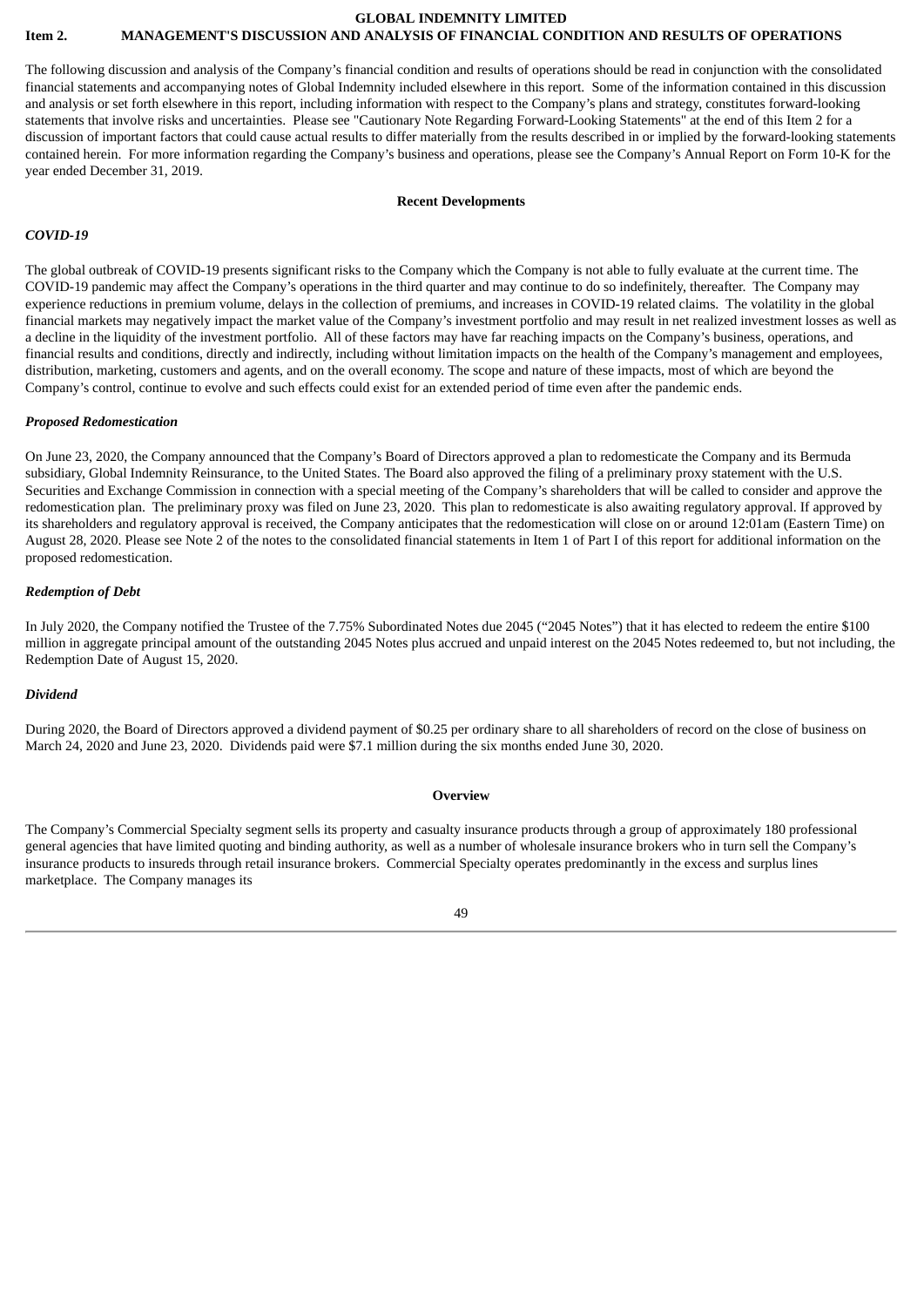GLOBAL INDEMNITY LIMITED

**Item 2. MANAGEMENT'S DISCUSSION AND ANALYSIS OF FINANCIAL CONDITION AND RESULTS OF OPERATIONS**

The following discussion and analysis of the Company's financial condition and results of operations should be read in conjunction with the consolidated financial statements and accompanying notes of Global Indemnity included elsewhere in this report. Some of the information contained in this discussion and analysis or set forth elsewhere in this report, including information with respect to the Company's plans and strategy, constitutes forward-looking statements that involve risks and uncertainties. Please see "Cautionary Note Regarding Forward-Looking Statements" at the end of this Item 2 for a discussion of important factors that could cause actual results to differ materially from the results described in or implied by the forward-looking statements contained herein. For more information regarding the Company's business and operations, please see the Company's Annual Report on Form 10-K for the year ended December 31, 2019.

## Recent Developments

### *COVID-19*

The global outbreak of COVID-19 presents significant risks to the Company which the Company is not able to fully evaluate at the current time. The COVID-19 pandemic may affect the Company's operations in the third quarter and may continue to do so indefinitely, thereafter. The Company may experience reductions in premium volume, delays in the collection of premiums, and increases in COVID-19 related claims. The volatility in the global financial markets may negatively impact the market value of the Company's investment portfolio and may result in net realized investment losses as well as a decline in the liquidity of the investment portfolio. All of these factors may have far reaching impacts on the Company's business, operations, and financial results and conditions, directly and indirectly, including without limitation impacts on the health of the Company's management and employees, distribution, marketing, customers and agents, and on the overall economy. The scope and nature of these impacts, most of which are beyond the Company's control, continue to evolve and such effects could exist for an extended period of time even after the pandemic ends.

### *Proposed Redomestication*

On June 23, 2020, the Company announced that the Company's Board of Directors approved a plan to redomesticate the Company and its Bermuda subsidiary, Global Indemnity Reinsurance, to the United States. The Board also approved the filing of a preliminary proxy statement with the U.S. Securities and Exchange Commission in connection with a special meeting of the Company's shareholders that will be called to consider and approve the redomestication plan. The preliminary proxy was filed on June 23, 2020. This plan to redomesticate is also awaiting regulatory approval. If approved by its shareholders and regulatory approval is received, the Company anticipates that the redomestication will close on or around 12:01am (Eastern Time) on August 28, 2020. Please see Note 2 of the notes to the consolidated financial statements in Item 1 of Part I of this report for additional information on the proposed redomestication.

### *Redemption of Debt*

In July 2020, the Company notified the Trustee of the 7.75% Subordinated Notes due 2045 ("2045 Notes") that it has elected to redeem the entire $100 million in aggregate principal amount of the outstanding 2045 Notes plus accrued and unpaid interest on the 2045 Notes redeemed to, but not including, the Redemption Date of August 15, 2020.

### *Dividend*

During 2020, the Board of Directors approved a dividend payment of $0.25 per ordinary share to all shareholders of record on the close of business on March 24, 2020 and June 23, 2020. Dividends paid were $7.1 million during the six months ended June 30, 2020.

## Overview

The Company's Commercial Specialty segment sells its property and casualty insurance products through a group of approximately 180 professional general agencies that have limited quoting and binding authority, as well as a number of wholesale insurance brokers who in turn sell the Company's insurance products to insureds through retail insurance brokers. Commercial Specialty operates predominantly in the excess and surplus lines marketplace. The Company manages its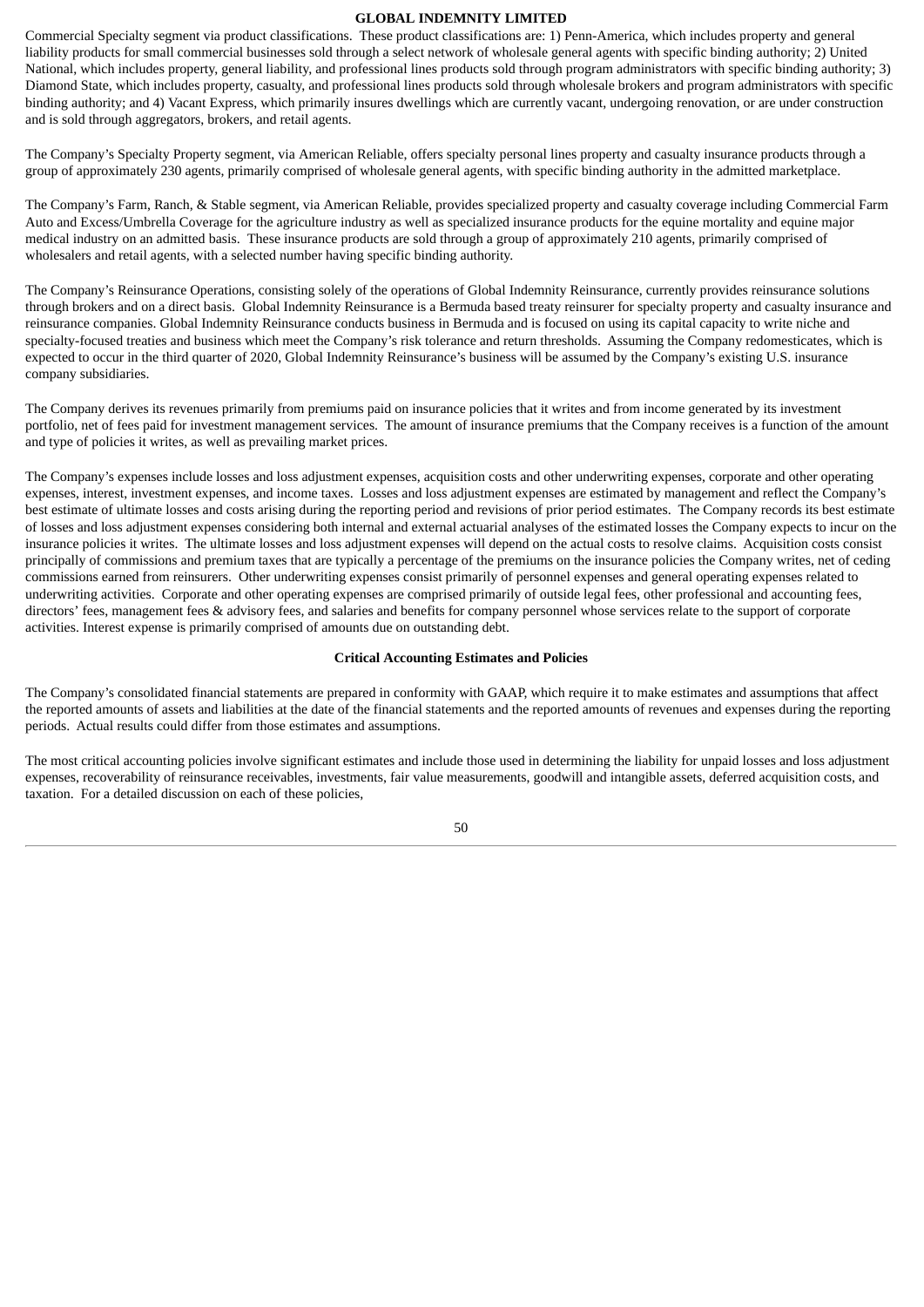Commercial Specialty segment via product classifications. These product classifications are: 1) Penn-America, which includes property and general liability products for small commercial businesses sold through a select network of wholesale general agents with specific binding authority; 2) United National, which includes property, general liability, and professional lines products sold through program administrators with specific binding authority; 3) Diamond State, which includes property, casualty, and professional lines products sold through wholesale brokers and program administrators with specific binding authority; and 4) Vacant Express, which primarily insures dwellings which are currently vacant, undergoing renovation, or are under construction and is sold through aggregators, brokers, and retail agents.

The Company's Specialty Property segment, via American Reliable, offers specialty personal lines property and casualty insurance products through a group of approximately 230 agents, primarily comprised of wholesale general agents, with specific binding authority in the admitted marketplace.

The Company's Farm, Ranch, & Stable segment, via American Reliable, provides specialized property and casualty coverage including Commercial Farm Auto and Excess/Umbrella Coverage for the agriculture industry as well as specialized insurance products for the equine mortality and equine major medical industry on an admitted basis. These insurance products are sold through a group of approximately 210 agents, primarily comprised of wholesalers and retail agents, with a selected number having specific binding authority.

The Company's Reinsurance Operations, consisting solely of the operations of Global Indemnity Reinsurance, currently provides reinsurance solutions through brokers and on a direct basis. Global Indemnity Reinsurance is a Bermuda based treaty reinsurer for specialty property and casualty insurance and reinsurance companies. Global Indemnity Reinsurance conducts business in Bermuda and is focused on using its capital capacity to write niche and specialty-focused treaties and business which meet the Company's risk tolerance and return thresholds. Assuming the Company redomesticates, which is expected to occur in the third quarter of 2020, Global Indemnity Reinsurance's business will be assumed by the Company's existing U.S. insurance company subsidiaries.

The Company derives its revenues primarily from premiums paid on insurance policies that it writes and from income generated by its investment portfolio, net of fees paid for investment management services. The amount of insurance premiums that the Company receives is a function of the amount and type of policies it writes, as well as prevailing market prices.

The Company's expenses include losses and loss adjustment expenses, acquisition costs and other underwriting expenses, corporate and other operating expenses, interest, investment expenses, and income taxes. Losses and loss adjustment expenses are estimated by management and reflect the Company's best estimate of ultimate losses and costs arising during the reporting period and revisions of prior period estimates. The Company records its best estimate of losses and loss adjustment expenses considering both internal and external actuarial analyses of the estimated losses the Company expects to incur on the insurance policies it writes. The ultimate losses and loss adjustment expenses will depend on the actual costs to resolve claims. Acquisition costs consist principally of commissions and premium taxes that are typically a percentage of the premiums on the insurance policies the Company writes, net of ceding commissions earned from reinsurers. Other underwriting expenses consist primarily of personnel expenses and general operating expenses related to underwriting activities. Corporate and other operating expenses are comprised primarily of outside legal fees, other professional and accounting fees, directors' fees, management fees & advisory fees, and salaries and benefits for company personnel whose services relate to the support of corporate activities. Interest expense is primarily comprised of amounts due on outstanding debt.

**Critical Accounting Estimates and Policies**

The Company's consolidated financial statements are prepared in conformity with GAAP, which require it to make estimates and assumptions that affect the reported amounts of assets and liabilities at the date of the financial statements and the reported amounts of revenues and expenses during the reporting periods. Actual results could differ from those estimates and assumptions.

The most critical accounting policies involve significant estimates and include those used in determining the liability for unpaid losses and loss adjustment expenses, recoverability of reinsurance receivables, investments, fair value measurements, goodwill and intangible assets, deferred acquisition costs, and taxation. For a detailed discussion on each of these policies,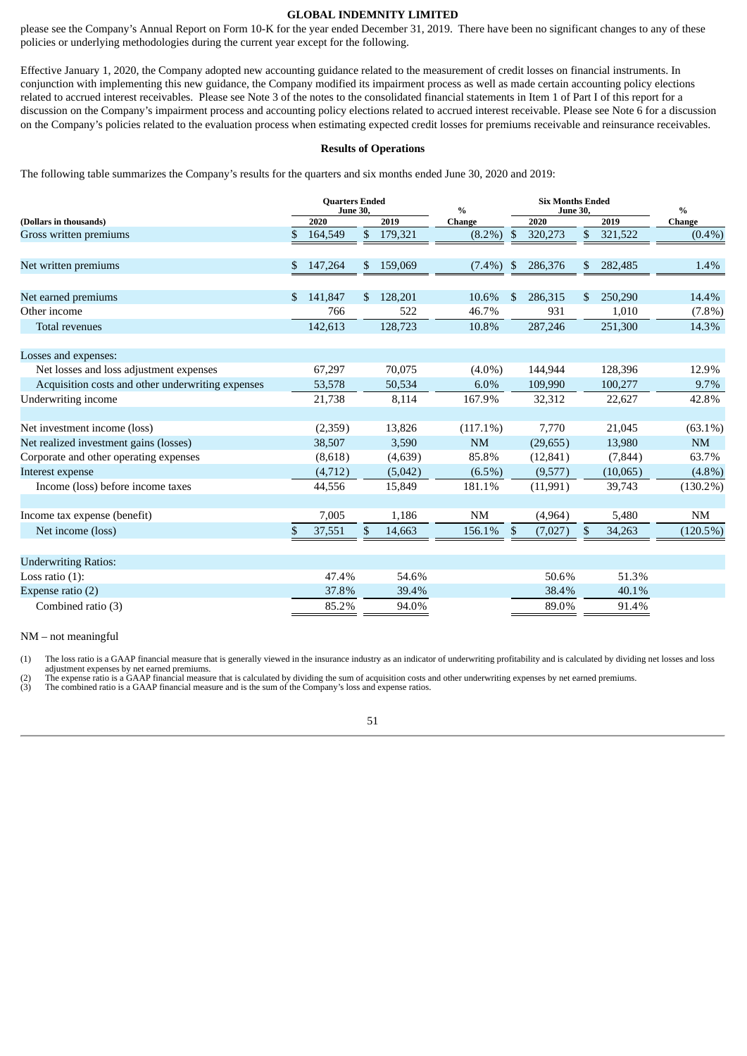please see the Company's Annual Report on Form 10-K for the year ended December 31, 2019. There have been no significant changes to any of these policies or underlying methodologies during the current year except for the following.

Effective January 1, 2020, the Company adopted new accounting guidance related to the measurement of credit losses on financial instruments. In conjunction with implementing this new guidance, the Company modified its impairment process as well as made certain accounting policy elections related to accrued interest receivables. Please see Note 3 of the notes to the consolidated financial statements in Item 1 of Part I of this report for a discussion on the Company's impairment process and accounting policy elections related to accrued interest receivable. Please see Note 6 for a discussion on the Company's policies related to the evaluation process when estimating expected credit losses for premiums receivable and reinsurance receivables.

### Results of Operations

The following table summarizes the Company's results for the quarters and six months ended June 30, 2020 and 2019:

| | Quarters Ended June 30, | | % | Six Months Ended June 30, | | % |
|---|---|---|---|---|---|---|
| **(Dollars in thousands)** | **2020** | **2019** | **Change** | **2020** | **2019** | **Change** |
| Gross written premiums | $ 164,549 | $ 179,321 | (8.2%) | $ 320,273 | $ 321,522 | (0.4%) |
| | | | | | | |
| Net written premiums | $ 147,264 | $ 159,069 | (7.4%) | $ 286,376 | $ 282,485 | 1.4% |
| | | | | | | |
| Net earned premiums | $ 141,847 | $ 128,201 | 10.6% | $ 286,315 | $ 250,290 | 14.4% |
| Other income | 766 | 522 | 46.7% | 931 | 1,010 | (7.8%) |
| Total revenues | 142,613 | 128,723 | 10.8% | 287,246 | 251,300 | 14.3% |
| | | | | | | |
| Losses and expenses: | | | | | | |
| Net losses and loss adjustment expenses | 67,297 | 70,075 | (4.0%) | 144,944 | 128,396 | 12.9% |
| Acquisition costs and other underwriting expenses | 53,578 | 50,534 | 6.0% | 109,990 | 100,277 | 9.7% |
| Underwriting income | 21,738 | 8,114 | 167.9% | 32,312 | 22,627 | 42.8% |
| | | | | | | |
| Net investment income (loss) | (2,359) | 13,826 | (117.1%) | 7,770 | 21,045 | (63.1%) |
| Net realized investment gains (losses) | 38,507 | 3,590 | NM | (29,655) | 13,980 | NM |
| Corporate and other operating expenses | (8,618) | (4,639) | 85.8% | (12,841) | (7,844) | 63.7% |
| Interest expense | (4,712) | (5,042) | (6.5%) | (9,577) | (10,065) | (4.8%) |
| Income (loss) before income taxes | 44,556 | 15,849 | 181.1% | (11,991) | 39,743 | (130.2%) |
| | | | | | | |
| Income tax expense (benefit) | 7,005 | 1,186 | NM | (4,964) | 5,480 | NM |
| Net income (loss) | $ 37,551 | $ 14,663 | 156.1% | $ (7,027) | $ 34,263 | (120.5%) |
| | | | | | | |
| Underwriting Ratios: | | | | | | |
| Loss ratio (1): | 47.4% | 54.6% | | 50.6% | 51.3% | |
| Expense ratio (2) | 37.8% | 39.4% | | 38.4% | 40.1% | |
| Combined ratio (3) | 85.2% | 94.0% | | 89.0% | 91.4% | |

NM – not meaningful

(1) The loss ratio is a GAAP financial measure that is generally viewed in the insurance industry as an indicator of underwriting profitability and is calculated by dividing net losses and loss adjustment expenses by net earned premiums.
(2) The expense ratio is a GAAP financial measure that is calculated by dividing the sum of acquisition costs and other underwriting expenses by net earned premiums.
(3) The combined ratio is a GAAP financial measure and is the sum of the Company's loss and expense ratios.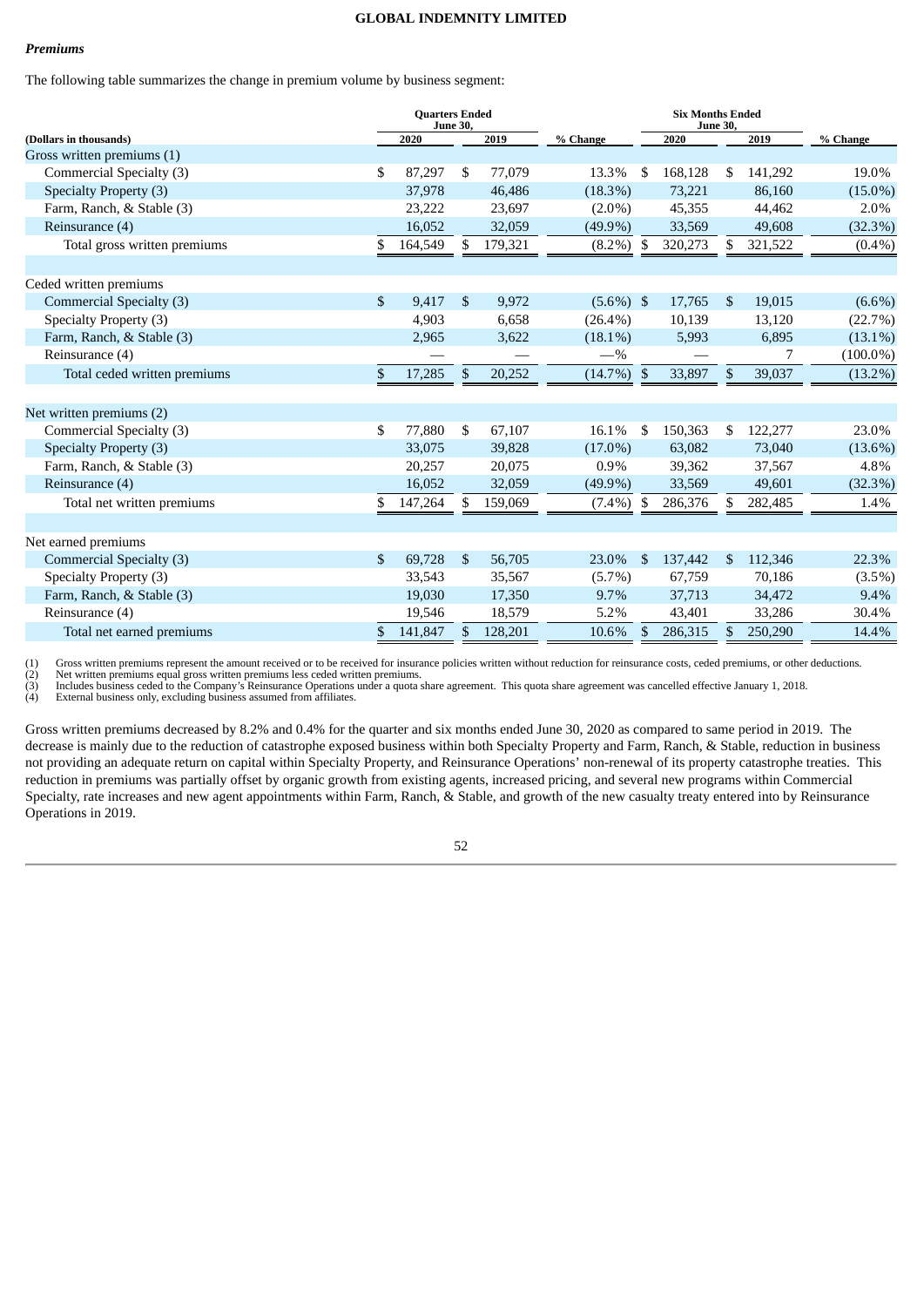***Premiums***

The following table summarizes the change in premium volume by business segment:

| (Dollars in thousands) | Quarters Ended June 30, 2020 | Quarters Ended June 30, 2019 | % Change | Six Months Ended June 30, 2020 | Six Months Ended June 30, 2019 | % Change |
|---|---|---|---|---|---|---|
| Gross written premiums (1) | | | | | | |
| Commercial Specialty (3) | $ 87,297 | $ 77,079 | 13.3% | $ 168,128 | $ 141,292 | 19.0% |
| Specialty Property (3) | 37,978 | 46,486 | (18.3%) | 73,221 | 86,160 | (15.0%) |
| Farm, Ranch, & Stable (3) | 23,222 | 23,697 | (2.0%) | 45,355 | 44,462 | 2.0% |
| Reinsurance (4) | 16,052 | 32,059 | (49.9%) | 33,569 | 49,608 | (32.3%) |
| Total gross written premiums | $ 164,549 | $ 179,321 | (8.2%) | $ 320,273 | $ 321,522 | (0.4%) |
| | | | | | | |
| Ceded written premiums | | | | | | |
| Commercial Specialty (3) | $ 9,417 | $ 9,972 | (5.6%) | $ 17,765 | $ 19,015 | (6.6%) |
| Specialty Property (3) | 4,903 | 6,658 | (26.4%) | 10,139 | 13,120 | (22.7%) |
| Farm, Ranch, & Stable (3) | 2,965 | 3,622 | (18.1%) | 5,993 | 6,895 | (13.1%) |
| Reinsurance (4) | — | — | —% | — | 7 | (100.0%) |
| Total ceded written premiums | $ 17,285 | $ 20,252 | (14.7%) | $ 33,897 | $ 39,037 | (13.2%) |
| | | | | | | |
| Net written premiums (2) | | | | | | |
| Commercial Specialty (3) | $ 77,880 | $ 67,107 | 16.1% | $ 150,363 | $ 122,277 | 23.0% |
| Specialty Property (3) | 33,075 | 39,828 | (17.0%) | 63,082 | 73,040 | (13.6%) |
| Farm, Ranch, & Stable (3) | 20,257 | 20,075 | 0.9% | 39,362 | 37,567 | 4.8% |
| Reinsurance (4) | 16,052 | 32,059 | (49.9%) | 33,569 | 49,601 | (32.3%) |
| Total net written premiums | $ 147,264 | $ 159,069 | (7.4%) | $ 286,376 | $ 282,485 | 1.4% |
| | | | | | | |
| Net earned premiums | | | | | | |
| Commercial Specialty (3) | $ 69,728 | $ 56,705 | 23.0% | $ 137,442 | $ 112,346 | 22.3% |
| Specialty Property (3) | 33,543 | 35,567 | (5.7%) | 67,759 | 70,186 | (3.5%) |
| Farm, Ranch, & Stable (3) | 19,030 | 17,350 | 9.7% | 37,713 | 34,472 | 9.4% |
| Reinsurance (4) | 19,546 | 18,579 | 5.2% | 43,401 | 33,286 | 30.4% |
| Total net earned premiums | $ 141,847 | $ 128,201 | 10.6% | $ 286,315 | $ 250,290 | 14.4% |

(1) Gross written premiums represent the amount received or to be received for insurance policies written without reduction for reinsurance costs, ceded premiums, or other deductions.
(2) Net written premiums equal gross written premiums less ceded written premiums.
(3) Includes business ceded to the Company's Reinsurance Operations under a quota share agreement. This quota share agreement was cancelled effective January 1, 2018.
(4) External business only, excluding business assumed from affiliates.

Gross written premiums decreased by 8.2% and 0.4% for the quarter and six months ended June 30, 2020 as compared to same period in 2019. The decrease is mainly due to the reduction of catastrophe exposed business within both Specialty Property and Farm, Ranch, & Stable, reduction in business not providing an adequate return on capital within Specialty Property, and Reinsurance Operations' non-renewal of its property catastrophe treaties. This reduction in premiums was partially offset by organic growth from existing agents, increased pricing, and several new programs within Commercial Specialty, rate increases and new agent appointments within Farm, Ranch, & Stable, and growth of the new casualty treaty entered into by Reinsurance Operations in 2019.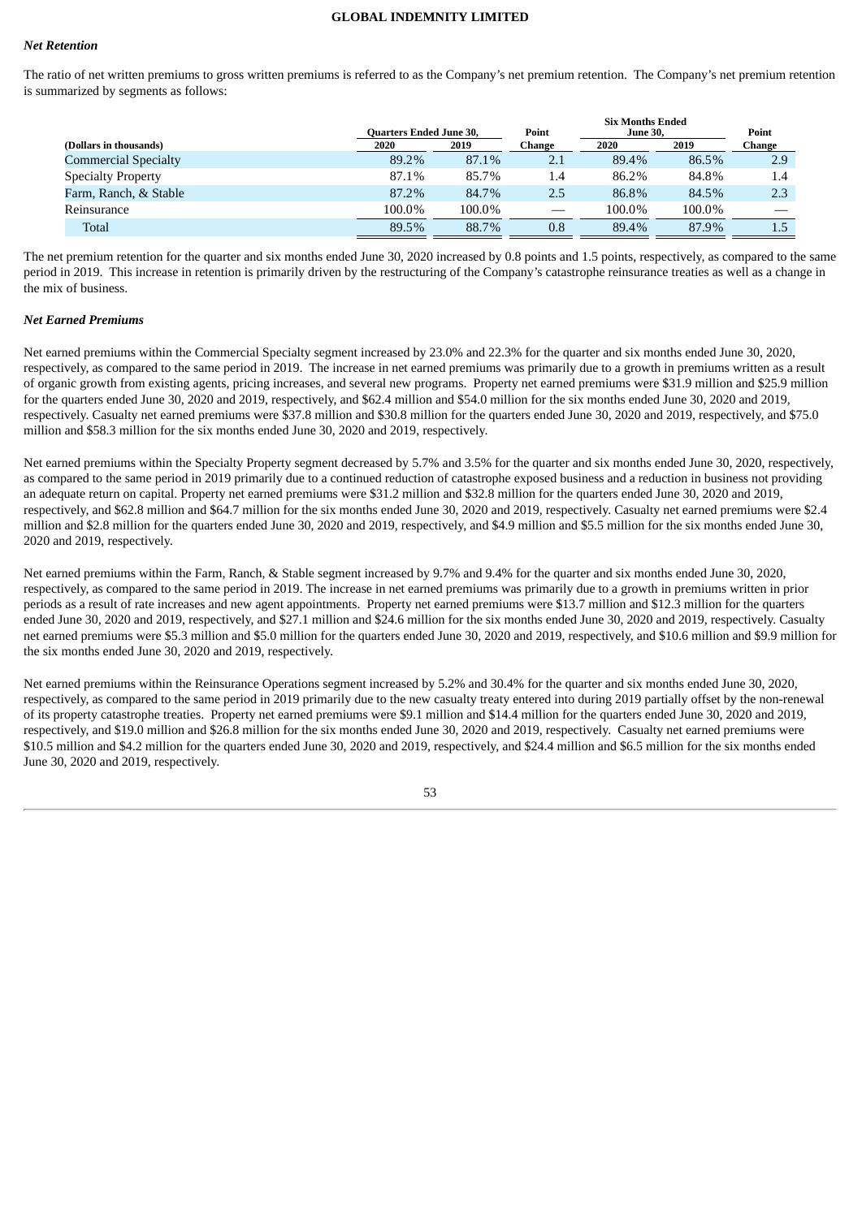### *Net Retention*

The ratio of net written premiums to gross written premiums is referred to as the Company's net premium retention. The Company's net premium retention is summarized by segments as follows:

| (Dollars in thousands) | Quarters Ended June 30, 2020 | Quarters Ended June 30, 2019 | Point Change | Six Months Ended June 30, 2020 | Six Months Ended June 30, 2019 | Point Change |
|---|---|---|---|---|---|---|
| Commercial Specialty | 89.2% | 87.1% | 2.1 | 89.4% | 86.5% | 2.9 |
| Specialty Property | 87.1% | 85.7% | 1.4 | 86.2% | 84.8% | 1.4 |
| Farm, Ranch, & Stable | 87.2% | 84.7% | 2.5 | 86.8% | 84.5% | 2.3 |
| Reinsurance | 100.0% | 100.0% | — | 100.0% | 100.0% | — |
| Total | 89.5% | 88.7% | 0.8 | 89.4% | 87.9% | 1.5 |

The net premium retention for the quarter and six months ended June 30, 2020 increased by 0.8 points and 1.5 points, respectively, as compared to the same period in 2019. This increase in retention is primarily driven by the restructuring of the Company's catastrophe reinsurance treaties as well as a change in the mix of business.

### *Net Earned Premiums*

Net earned premiums within the Commercial Specialty segment increased by 23.0% and 22.3% for the quarter and six months ended June 30, 2020, respectively, as compared to the same period in 2019. The increase in net earned premiums was primarily due to a growth in premiums written as a result of organic growth from existing agents, pricing increases, and several new programs. Property net earned premiums were $31.9 million and $25.9 million for the quarters ended June 30, 2020 and 2019, respectively, and $62.4 million and $54.0 million for the six months ended June 30, 2020 and 2019, respectively. Casualty net earned premiums were $37.8 million and $30.8 million for the quarters ended June 30, 2020 and 2019, respectively, and $75.0 million and $58.3 million for the six months ended June 30, 2020 and 2019, respectively.

Net earned premiums within the Specialty Property segment decreased by 5.7% and 3.5% for the quarter and six months ended June 30, 2020, respectively, as compared to the same period in 2019 primarily due to a continued reduction of catastrophe exposed business and a reduction in business not providing an adequate return on capital. Property net earned premiums were $31.2 million and $32.8 million for the quarters ended June 30, 2020 and 2019, respectively, and $62.8 million and $64.7 million for the six months ended June 30, 2020 and 2019, respectively. Casualty net earned premiums were $2.4 million and $2.8 million for the quarters ended June 30, 2020 and 2019, respectively, and $4.9 million and $5.5 million for the six months ended June 30, 2020 and 2019, respectively.

Net earned premiums within the Farm, Ranch, & Stable segment increased by 9.7% and 9.4% for the quarter and six months ended June 30, 2020, respectively, as compared to the same period in 2019. The increase in net earned premiums was primarily due to a growth in premiums written in prior periods as a result of rate increases and new agent appointments. Property net earned premiums were $13.7 million and $12.3 million for the quarters ended June 30, 2020 and 2019, respectively, and $27.1 million and $24.6 million for the six months ended June 30, 2020 and 2019, respectively. Casualty net earned premiums were $5.3 million and $5.0 million for the quarters ended June 30, 2020 and 2019, respectively, and $10.6 million and $9.9 million for the six months ended June 30, 2020 and 2019, respectively.

Net earned premiums within the Reinsurance Operations segment increased by 5.2% and 30.4% for the quarter and six months ended June 30, 2020, respectively, as compared to the same period in 2019 primarily due to the new casualty treaty entered into during 2019 partially offset by the non-renewal of its property catastrophe treaties. Property net earned premiums were $9.1 million and $14.4 million for the quarters ended June 30, 2020 and 2019, respectively, and $19.0 million and $26.8 million for the six months ended June 30, 2020 and 2019, respectively. Casualty net earned premiums were $10.5 million and $4.2 million for the quarters ended June 30, 2020 and 2019, respectively, and $24.4 million and $6.5 million for the six months ended June 30, 2020 and 2019, respectively.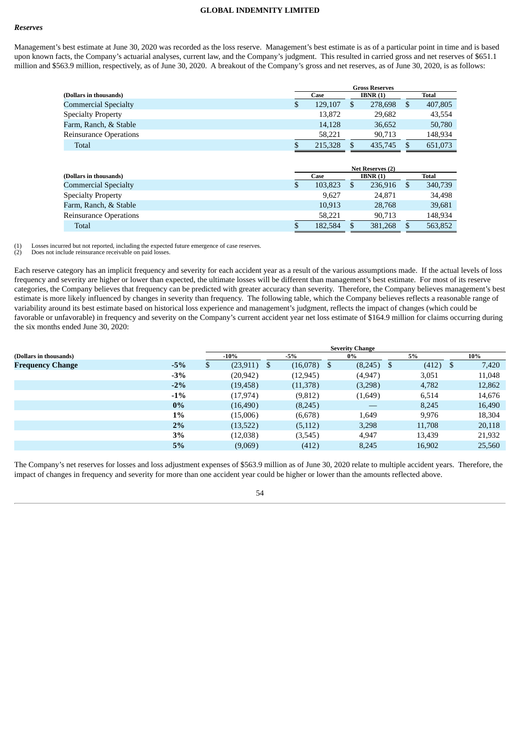### *Reserves*

Management's best estimate at June 30, 2020 was recorded as the loss reserve. Management's best estimate is as of a particular point in time and is based upon known facts, the Company's actuarial analyses, current law, and the Company's judgment. This resulted in carried gross and net reserves of $651.1 million and $563.9 million, respectively, as of June 30, 2020. A breakout of the Company's gross and net reserves, as of June 30, 2020, is as follows:

| | Gross Reserves | | |
|---|---|---|---|
| **(Dollars in thousands)** | **Case** | **IBNR (1)** | **Total** |
| Commercial Specialty | $ 129,107 | $ 278,698 | $ 407,805 |
| Specialty Property | 13,872 | 29,682 | 43,554 |
| Farm, Ranch, & Stable | 14,128 | 36,652 | 50,780 |
| Reinsurance Operations | 58,221 | 90,713 | 148,934 |
| Total | $ 215,328 | $ 435,745 | $ 651,073 |

| | Net Reserves (2) | | |
|---|---|---|---|
| **(Dollars in thousands)** | **Case** | **IBNR (1)** | **Total** |
| Commercial Specialty | $ 103,823 | $ 236,916 | $ 340,739 |
| Specialty Property | 9,627 | 24,871 | 34,498 |
| Farm, Ranch, & Stable | 10,913 | 28,768 | 39,681 |
| Reinsurance Operations | 58,221 | 90,713 | 148,934 |
| Total | $ 182,584 | $ 381,268 | $ 563,852 |

(1) Losses incurred but not reported, including the expected future emergence of case reserves.
(2) Does not include reinsurance receivable on paid losses.

Each reserve category has an implicit frequency and severity for each accident year as a result of the various assumptions made. If the actual levels of loss frequency and severity are higher or lower than expected, the ultimate losses will be different than management's best estimate. For most of its reserve categories, the Company believes that frequency can be predicted with greater accuracy than severity. Therefore, the Company believes management's best estimate is more likely influenced by changes in severity than frequency. The following table, which the Company believes reflects a reasonable range of variability around its best estimate based on historical loss experience and management's judgment, reflects the impact of changes (which could be favorable or unfavorable) in frequency and severity on the Company's current accident year net loss estimate of $164.9 million for claims occurring during the six months ended June 30, 2020:

| | | Severity Change | | | | |
|---|---|---|---|---|---|---|
| **(Dollars in thousands)** | | **-10%** | **-5%** | **0%** | **5%** | **10%** |
| **Frequency Change** | **-5%** | $ (23,911) | $ (16,078) | $ (8,245) | $ (412) | $ 7,420 |
| | **-3%** | (20,942) | (12,945) | (4,947) | 3,051 | 11,048 |
| | **-2%** | (19,458) | (11,378) | (3,298) | 4,782 | 12,862 |
| | **-1%** | (17,974) | (9,812) | (1,649) | 6,514 | 14,676 |
| | **0%** | (16,490) | (8,245) | — | 8,245 | 16,490 |
| | **1%** | (15,006) | (6,678) | 1,649 | 9,976 | 18,304 |
| | **2%** | (13,522) | (5,112) | 3,298 | 11,708 | 20,118 |
| | **3%** | (12,038) | (3,545) | 4,947 | 13,439 | 21,932 |
| | **5%** | (9,069) | (412) | 8,245 | 16,902 | 25,560 |

The Company's net reserves for losses and loss adjustment expenses of $563.9 million as of June 30, 2020 relate to multiple accident years. Therefore, the impact of changes in frequency and severity for more than one accident year could be higher or lower than the amounts reflected above.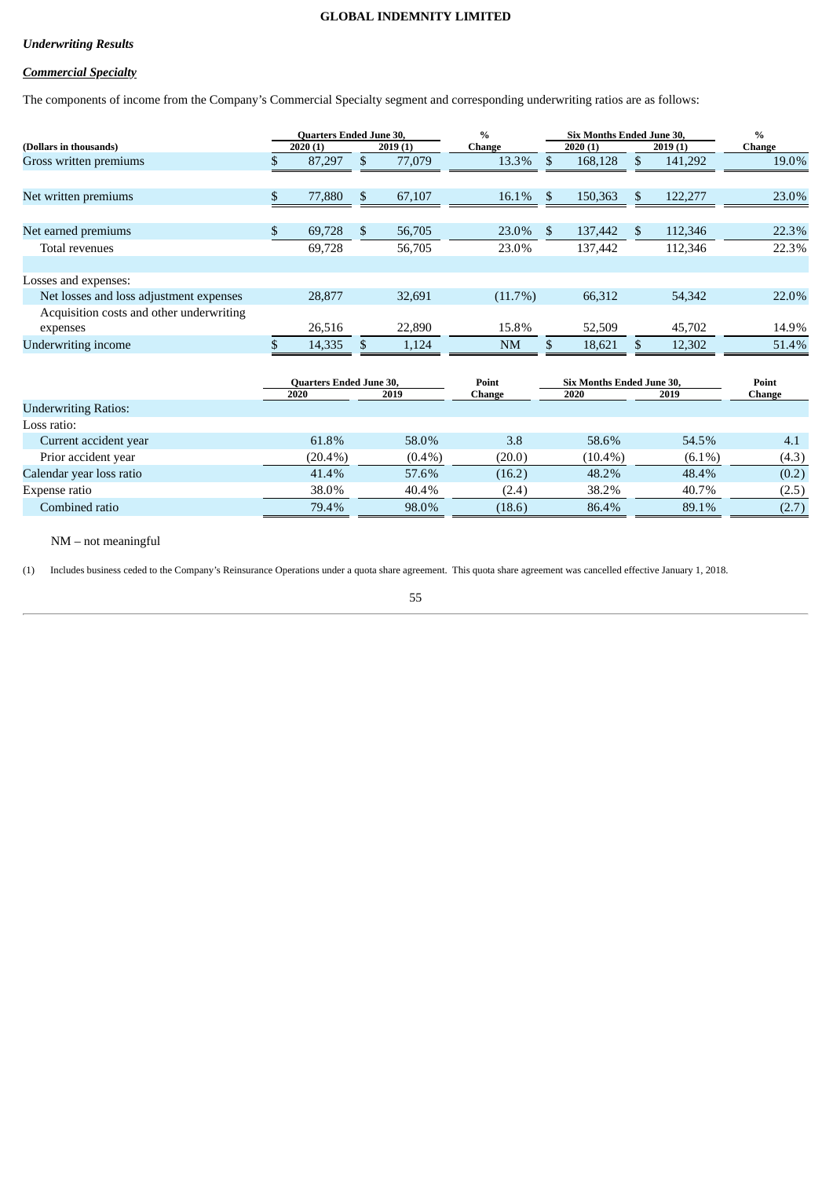*Underwriting Results*

***Commercial Specialty***

The components of income from the Company's Commercial Specialty segment and corresponding underwriting ratios are as follows:

| (Dollars in thousands) | Quarters Ended June 30, 2020 (1) | Quarters Ended June 30, 2019 (1) | % Change | Six Months Ended June 30, 2020 (1) | Six Months Ended June 30, 2019 (1) | % Change |
|---|---|---|---|---|---|---|
| Gross written premiums | $ 87,297 | $ 77,079 | 13.3% | $ 168,128 | $ 141,292 | 19.0% |
| Net written premiums | $ 77,880 | $ 67,107 | 16.1% | $ 150,363 | $ 122,277 | 23.0% |
| Net earned premiums | $ 69,728 | $ 56,705 | 23.0% | $ 137,442 | $ 112,346 | 22.3% |
| Total revenues | 69,728 | 56,705 | 23.0% | 137,442 | 112,346 | 22.3% |
| Losses and expenses: | | | | | | |
| Net losses and loss adjustment expenses | 28,877 | 32,691 | (11.7%) | 66,312 | 54,342 | 22.0% |
| Acquisition costs and other underwriting expenses | 26,516 | 22,890 | 15.8% | 52,509 | 45,702 | 14.9% |
| Underwriting income | $ 14,335 | $ 1,124 | NM | $ 18,621 | $ 12,302 | 51.4% |

| | Quarters Ended June 30, 2020 | Quarters Ended June 30, 2019 | Point Change | Six Months Ended June 30, 2020 | Six Months Ended June 30, 2019 | Point Change |
|---|---|---|---|---|---|---|
| Underwriting Ratios: | | | | | | |
| Loss ratio: | | | | | | |
| Current accident year | 61.8% | 58.0% | 3.8 | 58.6% | 54.5% | 4.1 |
| Prior accident year | (20.4%) | (0.4%) | (20.0) | (10.4%) | (6.1%) | (4.3) |
| Calendar year loss ratio | 41.4% | 57.6% | (16.2) | 48.2% | 48.4% | (0.2) |
| Expense ratio | 38.0% | 40.4% | (2.4) | 38.2% | 40.7% | (2.5) |
| Combined ratio | 79.4% | 98.0% | (18.6) | 86.4% | 89.1% | (2.7) |

NM – not meaningful

(1) Includes business ceded to the Company's Reinsurance Operations under a quota share agreement. This quota share agreement was cancelled effective January 1, 2018.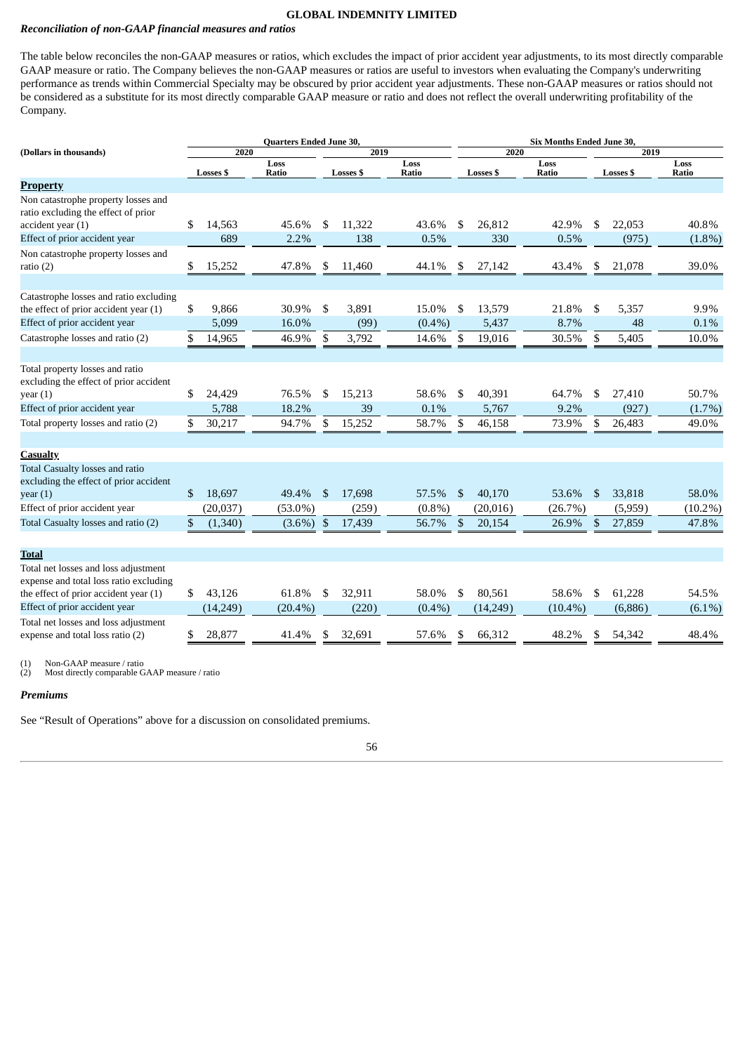**GLOBAL INDEMNITY LIMITED**

***Reconciliation of non-GAAP financial measures and ratios***

The table below reconciles the non-GAAP measures or ratios, which excludes the impact of prior accident year adjustments, to its most directly comparable GAAP measure or ratio. The Company believes the non-GAAP measures or ratios are useful to investors when evaluating the Company's underwriting performance as trends within Commercial Specialty may be obscured by prior accident year adjustments. These non-GAAP measures or ratios should not be considered as a substitute for its most directly comparable GAAP measure or ratio and does not reflect the overall underwriting profitability of the Company.

| (Dollars in thousands) | Quarters Ended June 30, | | | | Six Months Ended June 30, | | | |
|---|---|---|---|---|---|---|---|---|
| | 2020 | | 2019 | | 2020 | | 2019 | |
| | Losses $ | Loss Ratio | Losses $ | Loss Ratio | Losses $ | Loss Ratio | Losses $ | Loss Ratio |
| **Property** | | | | | | | | |
| Non catastrophe property losses and ratio excluding the effect of prior accident year (1) | $ 14,563 | 45.6% | $ 11,322 | 43.6% | $ 26,812 | 42.9% | $ 22,053 | 40.8% |
| Effect of prior accident year | 689 | 2.2% | 138 | 0.5% | 330 | 0.5% | (975) | (1.8%) |
| Non catastrophe property losses and ratio (2) | $ 15,252 | 47.8% | $ 11,460 | 44.1% | $ 27,142 | 43.4% | $ 21,078 | 39.0% |
| | | | | | | | | |
| Catastrophe losses and ratio excluding the effect of prior accident year (1) | $ 9,866 | 30.9% | $ 3,891 | 15.0% | $ 13,579 | 21.8% | $ 5,357 | 9.9% |
| Effect of prior accident year | 5,099 | 16.0% | (99) | (0.4%) | 5,437 | 8.7% | 48 | 0.1% |
| Catastrophe losses and ratio (2) | $ 14,965 | 46.9% | $ 3,792 | 14.6% | $ 19,016 | 30.5% | $ 5,405 | 10.0% |
| | | | | | | | | |
| Total property losses and ratio excluding the effect of prior accident year (1) | $ 24,429 | 76.5% | $ 15,213 | 58.6% | $ 40,391 | 64.7% | $ 27,410 | 50.7% |
| Effect of prior accident year | 5,788 | 18.2% | 39 | 0.1% | 5,767 | 9.2% | (927) | (1.7%) |
| Total property losses and ratio (2) | $ 30,217 | 94.7% | $ 15,252 | 58.7% | $ 46,158 | 73.9% | $ 26,483 | 49.0% |
| | | | | | | | | |
| **Casualty** | | | | | | | | |
| Total Casualty losses and ratio excluding the effect of prior accident year (1) | $ 18,697 | 49.4% | $ 17,698 | 57.5% | $ 40,170 | 53.6% | $ 33,818 | 58.0% |
| Effect of prior accident year | (20,037) | (53.0%) | (259) | (0.8%) | (20,016) | (26.7%) | (5,959) | (10.2%) |
| Total Casualty losses and ratio (2) | $ (1,340) | (3.6%) | $ 17,439 | 56.7% | $ 20,154 | 26.9% | $ 27,859 | 47.8% |
| | | | | | | | | |
| **Total** | | | | | | | | |
| Total net losses and loss adjustment expense and total loss ratio excluding the effect of prior accident year (1) | $ 43,126 | 61.8% | $ 32,911 | 58.0% | $ 80,561 | 58.6% | $ 61,228 | 54.5% |
| Effect of prior accident year | (14,249) | (20.4%) | (220) | (0.4%) | (14,249) | (10.4%) | (6,886) | (6.1%) |
| Total net losses and loss adjustment expense and total loss ratio (2) | $ 28,877 | 41.4% | $ 32,691 | 57.6% | $ 66,312 | 48.2% | $ 54,342 | 48.4% |

(1) Non-GAAP measure / ratio
(2) Most directly comparable GAAP measure / ratio

***Premiums***

See “Result of Operations” above for a discussion on consolidated premiums.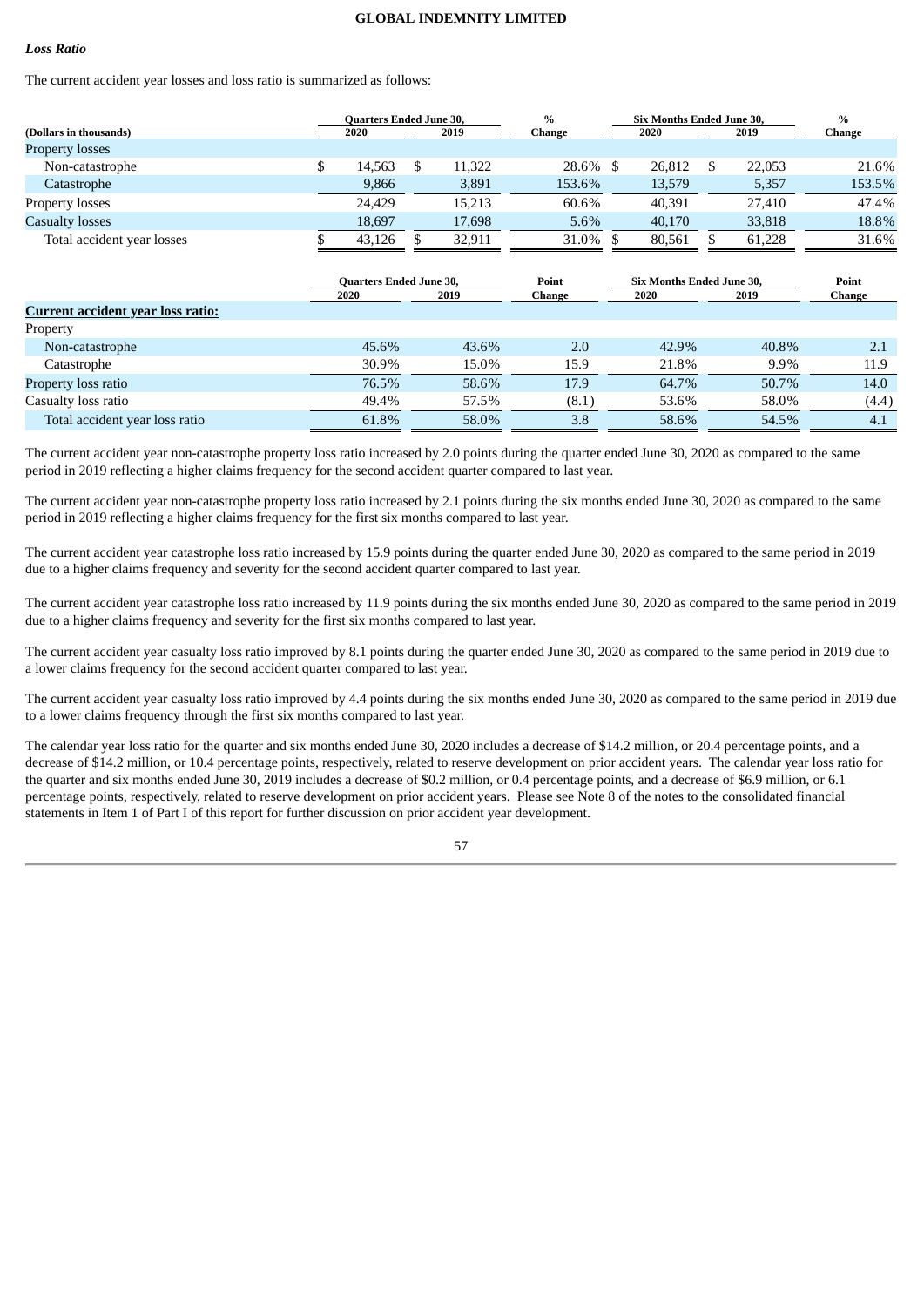### *Loss Ratio*

The current accident year losses and loss ratio is summarized as follows:

| (Dollars in thousands) | Quarters Ended June 30, 2020 | Quarters Ended June 30, 2019 | % Change | Six Months Ended June 30, 2020 | Six Months Ended June 30, 2019 | % Change |
|---|---|---|---|---|---|---|
| Property losses | | | | | | |
| Non-catastrophe | $ 14,563 | $ 11,322 | 28.6% | $ 26,812 | $ 22,053 | 21.6% |
| Catastrophe | 9,866 | 3,891 | 153.6% | 13,579 | 5,357 | 153.5% |
| Property losses | 24,429 | 15,213 | 60.6% | 40,391 | 27,410 | 47.4% |
| Casualty losses | 18,697 | 17,698 | 5.6% | 40,170 | 33,818 | 18.8% |
| Total accident year losses | $ 43,126 | $ 32,911 | 31.0% | $ 80,561 | $ 61,228 | 31.6% |

| | Quarters Ended June 30, 2020 | Quarters Ended June 30, 2019 | Point Change | Six Months Ended June 30, 2020 | Six Months Ended June 30, 2019 | Point Change |
|---|---|---|---|---|---|---|
| **Current accident year loss ratio:** | | | | | | |
| Property | | | | | | |
| Non-catastrophe | 45.6% | 43.6% | 2.0 | 42.9% | 40.8% | 2.1 |
| Catastrophe | 30.9% | 15.0% | 15.9 | 21.8% | 9.9% | 11.9 |
| Property loss ratio | 76.5% | 58.6% | 17.9 | 64.7% | 50.7% | 14.0 |
| Casualty loss ratio | 49.4% | 57.5% | (8.1) | 53.6% | 58.0% | (4.4) |
| Total accident year loss ratio | 61.8% | 58.0% | 3.8 | 58.6% | 54.5% | 4.1 |

The current accident year non-catastrophe property loss ratio increased by 2.0 points during the quarter ended June 30, 2020 as compared to the same period in 2019 reflecting a higher claims frequency for the second accident quarter compared to last year.

The current accident year non-catastrophe property loss ratio increased by 2.1 points during the six months ended June 30, 2020 as compared to the same period in 2019 reflecting a higher claims frequency for the first six months compared to last year.

The current accident year catastrophe loss ratio increased by 15.9 points during the quarter ended June 30, 2020 as compared to the same period in 2019 due to a higher claims frequency and severity for the second accident quarter compared to last year.

The current accident year catastrophe loss ratio increased by 11.9 points during the six months ended June 30, 2020 as compared to the same period in 2019 due to a higher claims frequency and severity for the first six months compared to last year.

The current accident year casualty loss ratio improved by 8.1 points during the quarter ended June 30, 2020 as compared to the same period in 2019 due to a lower claims frequency for the second accident quarter compared to last year.

The current accident year casualty loss ratio improved by 4.4 points during the six months ended June 30, 2020 as compared to the same period in 2019 due to a lower claims frequency through the first six months compared to last year.

The calendar year loss ratio for the quarter and six months ended June 30, 2020 includes a decrease of $14.2 million, or 20.4 percentage points, and a decrease of $14.2 million, or 10.4 percentage points, respectively, related to reserve development on prior accident years. The calendar year loss ratio for the quarter and six months ended June 30, 2019 includes a decrease of $0.2 million, or 0.4 percentage points, and a decrease of $6.9 million, or 6.1 percentage points, respectively, related to reserve development on prior accident years. Please see Note 8 of the notes to the consolidated financial statements in Item 1 of Part I of this report for further discussion on prior accident year development.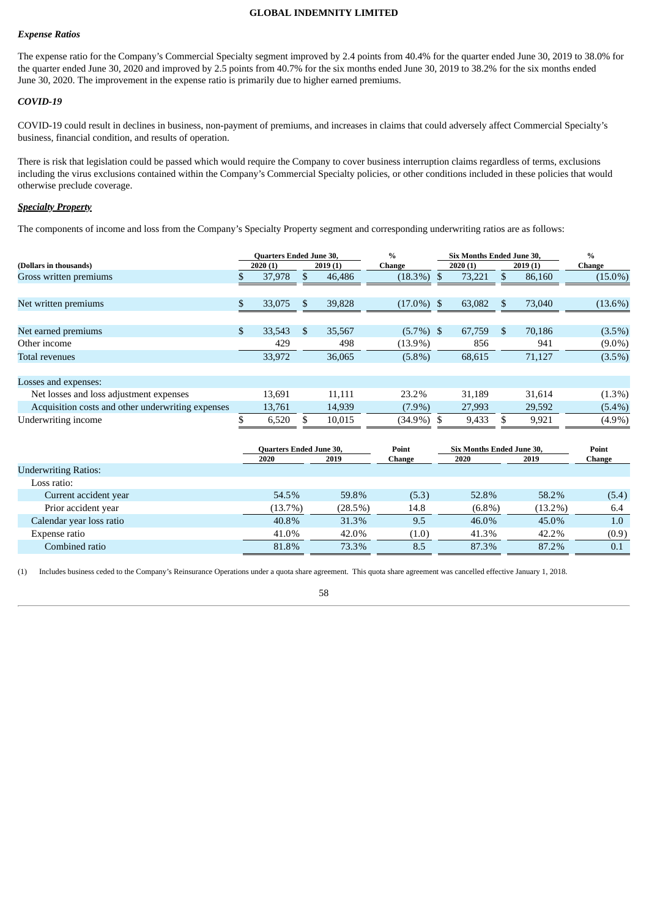*Expense Ratios*

The expense ratio for the Company's Commercial Specialty segment improved by 2.4 points from 40.4% for the quarter ended June 30, 2019 to 38.0% for the quarter ended June 30, 2020 and improved by 2.5 points from 40.7% for the six months ended June 30, 2019 to 38.2% for the six months ended June 30, 2020. The improvement in the expense ratio is primarily due to higher earned premiums.

***COVID-19***

COVID-19 could result in declines in business, non-payment of premiums, and increases in claims that could adversely affect Commercial Specialty's business, financial condition, and results of operation.

There is risk that legislation could be passed which would require the Company to cover business interruption claims regardless of terms, exclusions including the virus exclusions contained within the Company's Commercial Specialty policies, or other conditions included in these policies that would otherwise preclude coverage.

***Specialty Property***

The components of income and loss from the Company's Specialty Property segment and corresponding underwriting ratios are as follows:

| (Dollars in thousands) | Quarters Ended June 30, 2020 (1) | Quarters Ended June 30, 2019 (1) | % Change | Six Months Ended June 30, 2020 (1) | Six Months Ended June 30, 2019 (1) | % Change |
|---|---|---|---|---|---|---|
| Gross written premiums | $ 37,978 | $ 46,486 | (18.3%) | $ 73,221 | $ 86,160 | (15.0%) |
| Net written premiums | $ 33,075 | $ 39,828 | (17.0%) | $ 63,082 | $ 73,040 | (13.6%) |
| Net earned premiums | $ 33,543 | $ 35,567 | (5.7%) | $ 67,759 | $ 70,186 | (3.5%) |
| Other income | 429 | 498 | (13.9%) | 856 | 941 | (9.0%) |
| Total revenues | 33,972 | 36,065 | (5.8%) | 68,615 | 71,127 | (3.5%) |
| Losses and expenses: | | | | | | |
| Net losses and loss adjustment expenses | 13,691 | 11,111 | 23.2% | 31,189 | 31,614 | (1.3%) |
| Acquisition costs and other underwriting expenses | 13,761 | 14,939 | (7.9%) | 27,993 | 29,592 | (5.4%) |
| Underwriting income | $ 6,520 | $ 10,015 | (34.9%) | $ 9,433 | $ 9,921 | (4.9%) |

| | Quarters Ended June 30, 2020 | Quarters Ended June 30, 2019 | Point Change | Six Months Ended June 30, 2020 | Six Months Ended June 30, 2019 | Point Change |
|---|---|---|---|---|---|---|
| Underwriting Ratios: | | | | | | |
| Loss ratio: | | | | | | |
| Current accident year | 54.5% | 59.8% | (5.3) | 52.8% | 58.2% | (5.4) |
| Prior accident year | (13.7%) | (28.5%) | 14.8 | (6.8%) | (13.2%) | 6.4 |
| Calendar year loss ratio | 40.8% | 31.3% | 9.5 | 46.0% | 45.0% | 1.0 |
| Expense ratio | 41.0% | 42.0% | (1.0) | 41.3% | 42.2% | (0.9) |
| Combined ratio | 81.8% | 73.3% | 8.5 | 87.3% | 87.2% | 0.1 |

(1) Includes business ceded to the Company's Reinsurance Operations under a quota share agreement. This quota share agreement was cancelled effective January 1, 2018.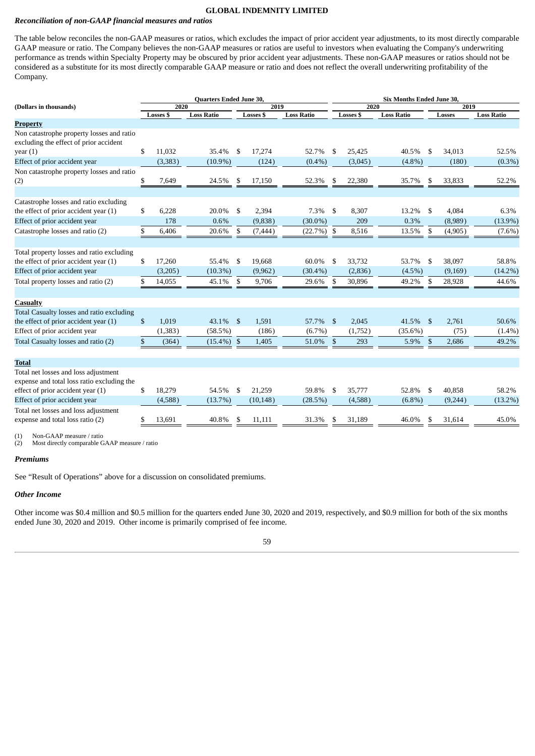### *Reconciliation of non-GAAP financial measures and ratios*

The table below reconciles the non-GAAP measures or ratios, which excludes the impact of prior accident year adjustments, to its most directly comparable GAAP measure or ratio. The Company believes the non-GAAP measures or ratios are useful to investors when evaluating the Company's underwriting performance as trends within Specialty Property may be obscured by prior accident year adjustments. These non-GAAP measures or ratios should not be considered as a substitute for its most directly comparable GAAP measure or ratio and does not reflect the overall underwriting profitability of the Company.

| (Dollars in thousands) | Quarters Ended June 30, | | | | Six Months Ended June 30, | | | |
|---|---|---|---|---|---|---|---|---|
| | 2020 | | 2019 | | 2020 | | 2019 | |
| | Losses $ | Loss Ratio | Losses $ | Loss Ratio | Losses $ | Loss Ratio | Losses | Loss Ratio |
| **Property** | | | | | | | | |
| Non catastrophe property losses and ratio excluding the effect of prior accident year (1) | $ 11,032 | 35.4% | $ 17,274 | 52.7% | $ 25,425 | 40.5% | $ 34,013 | 52.5% |
| Effect of prior accident year | (3,383) | (10.9%) | (124) | (0.4%) | (3,045) | (4.8%) | (180) | (0.3%) |
| Non catastrophe property losses and ratio (2) | $ 7,649 | 24.5% | $ 17,150 | 52.3% | $ 22,380 | 35.7% | $ 33,833 | 52.2% |
| | | | | | | | | |
| Catastrophe losses and ratio excluding the effect of prior accident year (1) | $ 6,228 | 20.0% | $ 2,394 | 7.3% | $ 8,307 | 13.2% | $ 4,084 | 6.3% |
| Effect of prior accident year | 178 | 0.6% | (9,838) | (30.0%) | 209 | 0.3% | (8,989) | (13.9%) |
| Catastrophe losses and ratio (2) | $ 6,406 | 20.6% | $ (7,444) | (22.7%) | $ 8,516 | 13.5% | $ (4,905) | (7.6%) |
| | | | | | | | | |
| Total property losses and ratio excluding the effect of prior accident year (1) | $ 17,260 | 55.4% | $ 19,668 | 60.0% | $ 33,732 | 53.7% | $ 38,097 | 58.8% |
| Effect of prior accident year | (3,205) | (10.3%) | (9,962) | (30.4%) | (2,836) | (4.5%) | (9,169) | (14.2%) |
| Total property losses and ratio (2) | $ 14,055 | 45.1% | $ 9,706 | 29.6% | $ 30,896 | 49.2% | $ 28,928 | 44.6% |
| | | | | | | | | |
| **Casualty** | | | | | | | | |
| Total Casualty losses and ratio excluding the effect of prior accident year (1) | $ 1,019 | 43.1% | $ 1,591 | 57.7% | $ 2,045 | 41.5% | $ 2,761 | 50.6% |
| Effect of prior accident year | (1,383) | (58.5%) | (186) | (6.7%) | (1,752) | (35.6%) | (75) | (1.4%) |
| Total Casualty losses and ratio (2) | $ (364) | (15.4%) | $ 1,405 | 51.0% | $ 293 | 5.9% | $ 2,686 | 49.2% |
| | | | | | | | | |
| **Total** | | | | | | | | |
| Total net losses and loss adjustment expense and total loss ratio excluding the effect of prior accident year (1) | $ 18,279 | 54.5% | $ 21,259 | 59.8% | $ 35,777 | 52.8% | $ 40,858 | 58.2% |
| Effect of prior accident year | (4,588) | (13.7%) | (10,148) | (28.5%) | (4,588) | (6.8%) | (9,244) | (13.2%) |
| Total net losses and loss adjustment expense and total loss ratio (2) | $ 13,691 | 40.8% | $ 11,111 | 31.3% | $ 31,189 | 46.0% | $ 31,614 | 45.0% |

(1) Non-GAAP measure / ratio
(2) Most directly comparable GAAP measure / ratio

### *Premiums*

See "Result of Operations" above for a discussion on consolidated premiums.

### *Other Income*

Other income was $0.4 million and $0.5 million for the quarters ended June 30, 2020 and 2019, respectively, and $0.9 million for both of the six months ended June 30, 2020 and 2019. Other income is primarily comprised of fee income.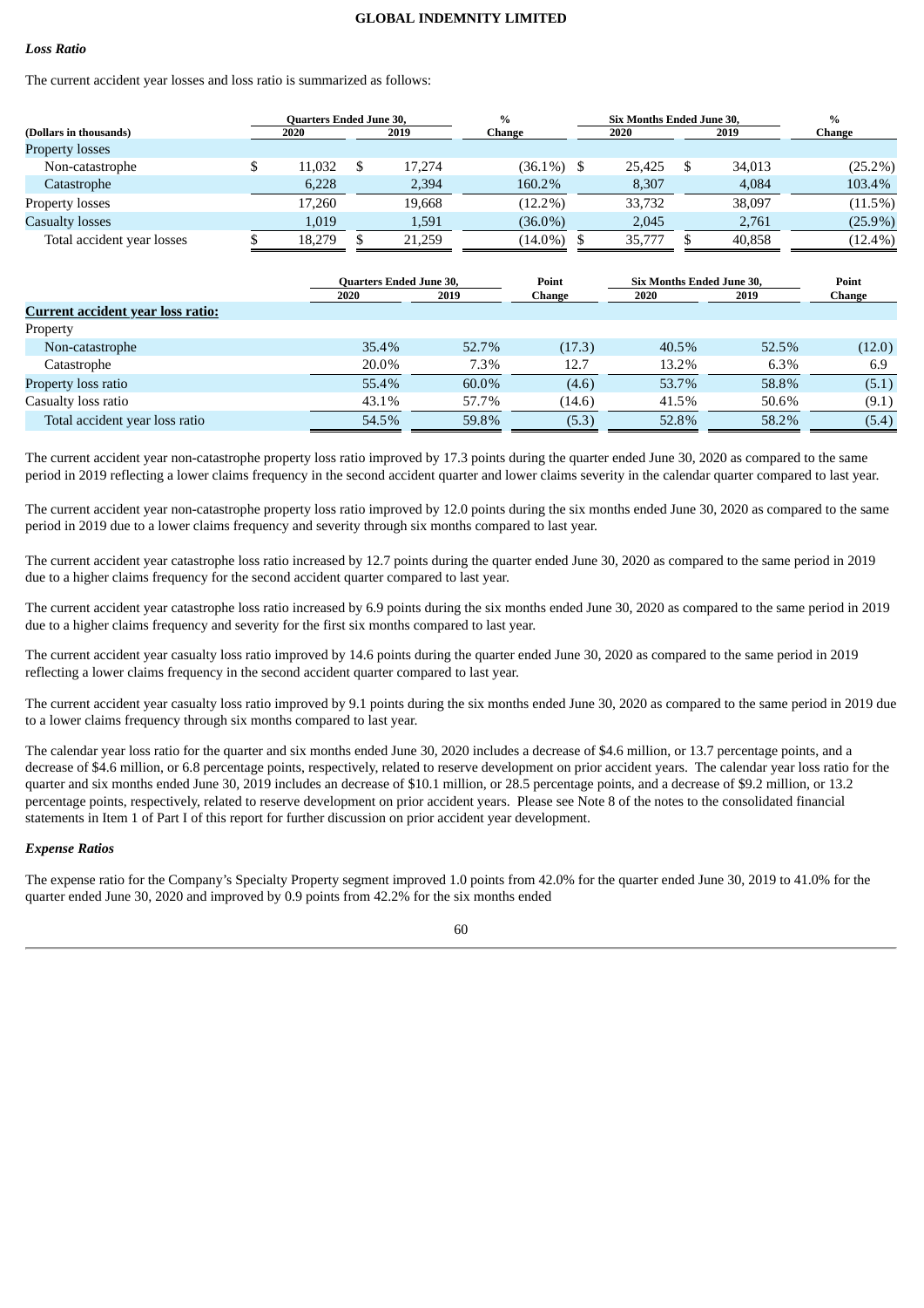***Loss Ratio***

The current accident year losses and loss ratio is summarized as follows:

| (Dollars in thousands) | Quarters Ended June 30, 2020 | Quarters Ended June 30, 2019 | % Change | Six Months Ended June 30, 2020 | Six Months Ended June 30, 2019 | % Change |
|---|---|---|---|---|---|---|
| Property losses | | | | | | |
| Non-catastrophe | $ 11,032 | $ 17,274 | (36.1%) | $ 25,425 | $ 34,013 | (25.2%) |
| Catastrophe | 6,228 | 2,394 | 160.2% | 8,307 | 4,084 | 103.4% |
| Property losses | 17,260 | 19,668 | (12.2%) | 33,732 | 38,097 | (11.5%) |
| Casualty losses | 1,019 | 1,591 | (36.0%) | 2,045 | 2,761 | (25.9%) |
| Total accident year losses | $ 18,279 | $ 21,259 | (14.0%) | $ 35,777 | $ 40,858 | (12.4%) |

| | Quarters Ended June 30, 2020 | Quarters Ended June 30, 2019 | Point Change | Six Months Ended June 30, 2020 | Six Months Ended June 30, 2019 | Point Change |
|---|---|---|---|---|---|---|
| **Current accident year loss ratio:** | | | | | | |
| Property | | | | | | |
| Non-catastrophe | 35.4% | 52.7% | (17.3) | 40.5% | 52.5% | (12.0) |
| Catastrophe | 20.0% | 7.3% | 12.7 | 13.2% | 6.3% | 6.9 |
| Property loss ratio | 55.4% | 60.0% | (4.6) | 53.7% | 58.8% | (5.1) |
| Casualty loss ratio | 43.1% | 57.7% | (14.6) | 41.5% | 50.6% | (9.1) |
| Total accident year loss ratio | 54.5% | 59.8% | (5.3) | 52.8% | 58.2% | (5.4) |

The current accident year non-catastrophe property loss ratio improved by 17.3 points during the quarter ended June 30, 2020 as compared to the same period in 2019 reflecting a lower claims frequency in the second accident quarter and lower claims severity in the calendar quarter compared to last year.

The current accident year non-catastrophe property loss ratio improved by 12.0 points during the six months ended June 30, 2020 as compared to the same period in 2019 due to a lower claims frequency and severity through six months compared to last year.

The current accident year catastrophe loss ratio increased by 12.7 points during the quarter ended June 30, 2020 as compared to the same period in 2019 due to a higher claims frequency for the second accident quarter compared to last year.

The current accident year catastrophe loss ratio increased by 6.9 points during the six months ended June 30, 2020 as compared to the same period in 2019 due to a higher claims frequency and severity for the first six months compared to last year.

The current accident year casualty loss ratio improved by 14.6 points during the quarter ended June 30, 2020 as compared to the same period in 2019 reflecting a lower claims frequency in the second accident quarter compared to last year.

The current accident year casualty loss ratio improved by 9.1 points during the six months ended June 30, 2020 as compared to the same period in 2019 due to a lower claims frequency through six months compared to last year.

The calendar year loss ratio for the quarter and six months ended June 30, 2020 includes a decrease of $4.6 million, or 13.7 percentage points, and a decrease of $4.6 million, or 6.8 percentage points, respectively, related to reserve development on prior accident years. The calendar year loss ratio for the quarter and six months ended June 30, 2019 includes an decrease of $10.1 million, or 28.5 percentage points, and a decrease of $9.2 million, or 13.2 percentage points, respectively, related to reserve development on prior accident years. Please see Note 8 of the notes to the consolidated financial statements in Item 1 of Part I of this report for further discussion on prior accident year development.

***Expense Ratios***

The expense ratio for the Company's Specialty Property segment improved 1.0 points from 42.0% for the quarter ended June 30, 2019 to 41.0% for the quarter ended June 30, 2020 and improved by 0.9 points from 42.2% for the six months ended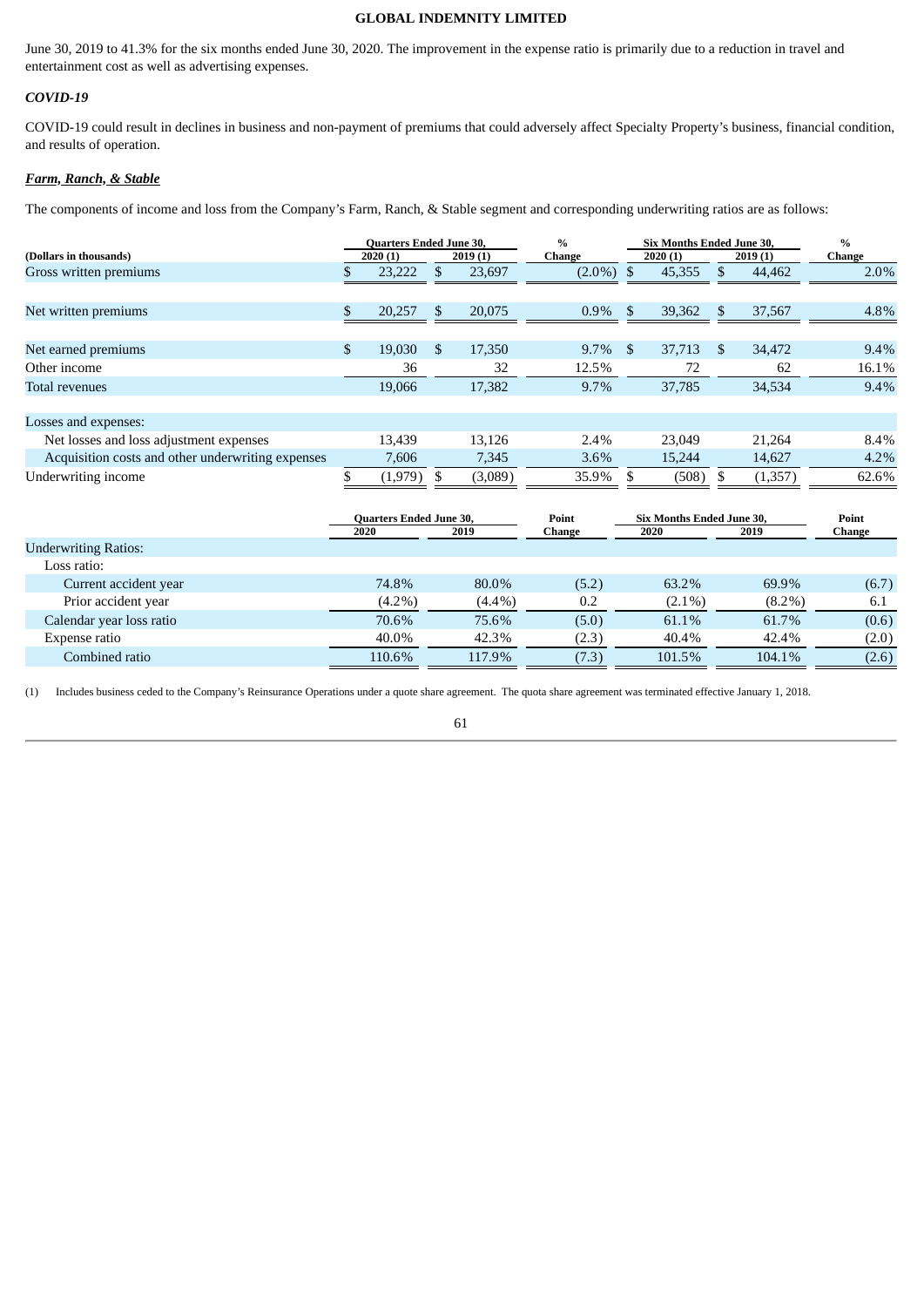June 30, 2019 to 41.3% for the six months ended June 30, 2020. The improvement in the expense ratio is primarily due to a reduction in travel and entertainment cost as well as advertising expenses.

### *COVID-19*

COVID-19 could result in declines in business and non-payment of premiums that could adversely affect Specialty Property's business, financial condition, and results of operation.

### ***Farm, Ranch, & Stable***

The components of income and loss from the Company's Farm, Ranch, & Stable segment and corresponding underwriting ratios are as follows:

| (Dollars in thousands) | Quarters Ended June 30, 2020 (1) | Quarters Ended June 30, 2019 (1) | % Change | Six Months Ended June 30, 2020 (1) | Six Months Ended June 30, 2019 (1) | % Change |
|---|---|---|---|---|---|---|
| Gross written premiums | $ 23,222 | $ 23,697 | (2.0%) | $ 45,355 | $ 44,462 | 2.0% |
| Net written premiums | $ 20,257 | $ 20,075 | 0.9% | $ 39,362 | $ 37,567 | 4.8% |
| Net earned premiums | $ 19,030 | $ 17,350 | 9.7% | $ 37,713 | $ 34,472 | 9.4% |
| Other income | 36 | 32 | 12.5% | 72 | 62 | 16.1% |
| Total revenues | 19,066 | 17,382 | 9.7% | 37,785 | 34,534 | 9.4% |
| Losses and expenses: | | | | | | |
| Net losses and loss adjustment expenses | 13,439 | 13,126 | 2.4% | 23,049 | 21,264 | 8.4% |
| Acquisition costs and other underwriting expenses | 7,606 | 7,345 | 3.6% | 15,244 | 14,627 | 4.2% |
| Underwriting income | $ (1,979) | $ (3,089) | 35.9% | $ (508) | $ (1,357) | 62.6% |

| | Quarters Ended June 30, 2020 | Quarters Ended June 30, 2019 | Point Change | Six Months Ended June 30, 2020 | Six Months Ended June 30, 2019 | Point Change |
|---|---|---|---|---|---|---|
| Underwriting Ratios: | | | | | | |
| Loss ratio: | | | | | | |
| Current accident year | 74.8% | 80.0% | (5.2) | 63.2% | 69.9% | (6.7) |
| Prior accident year | (4.2%) | (4.4%) | 0.2 | (2.1%) | (8.2%) | 6.1 |
| Calendar year loss ratio | 70.6% | 75.6% | (5.0) | 61.1% | 61.7% | (0.6) |
| Expense ratio | 40.0% | 42.3% | (2.3) | 40.4% | 42.4% | (2.0) |
| Combined ratio | 110.6% | 117.9% | (7.3) | 101.5% | 104.1% | (2.6) |

(1) Includes business ceded to the Company's Reinsurance Operations under a quote share agreement. The quota share agreement was terminated effective January 1, 2018.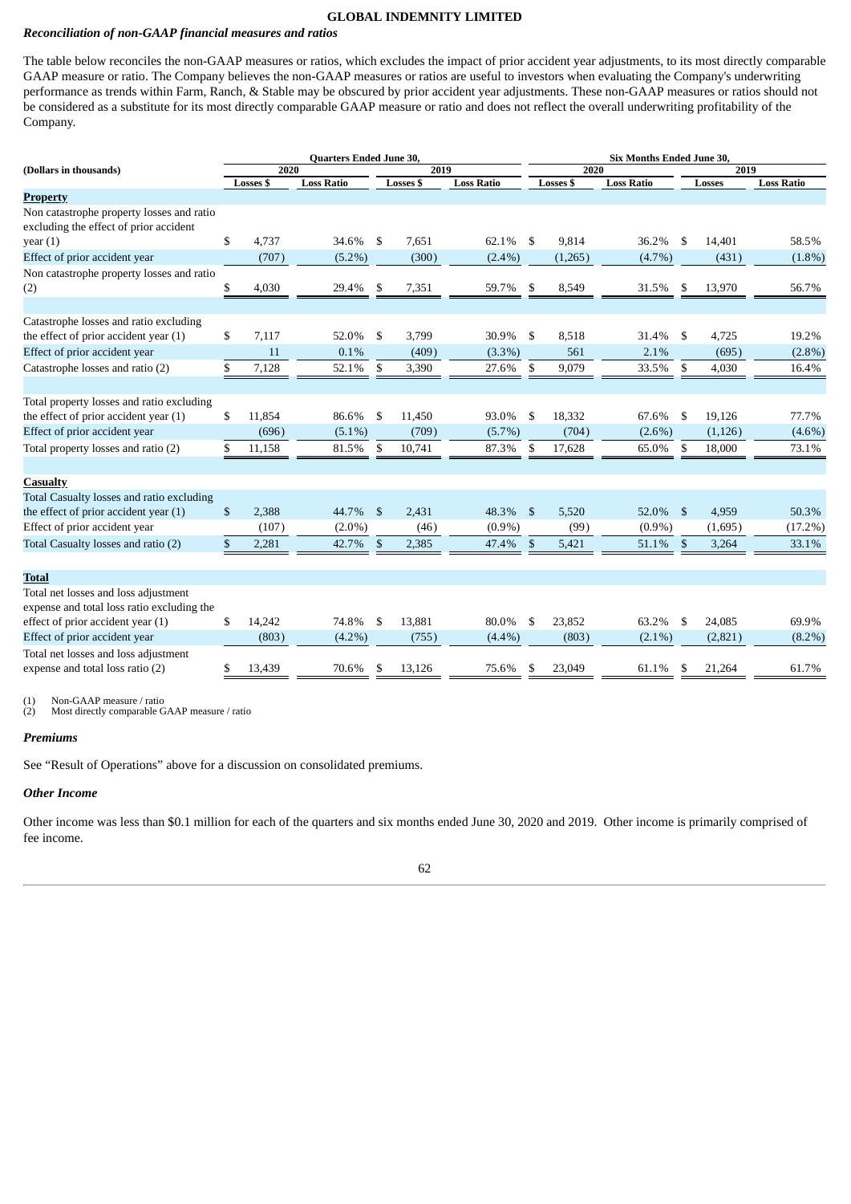## GLOBAL INDEMNITY LIMITED

### *Reconciliation of non-GAAP financial measures and ratios*

The table below reconciles the non-GAAP measures or ratios, which excludes the impact of prior accident year adjustments, to its most directly comparable GAAP measure or ratio. The Company believes the non-GAAP measures or ratios are useful to investors when evaluating the Company's underwriting performance as trends within Farm, Ranch, & Stable may be obscured by prior accident year adjustments. These non-GAAP measures or ratios should not be considered as a substitute for its most directly comparable GAAP measure or ratio and does not reflect the overall underwriting profitability of the Company.

| (Dollars in thousands) | Quarters Ended June 30, | | | | Six Months Ended June 30, | | | |
|---|---|---|---|---|---|---|---|---|
| | 2020 | | 2019 | | 2020 | | 2019 | |
| | Losses $ | Loss Ratio | Losses $ | Loss Ratio | Losses $ | Loss Ratio | Losses | Loss Ratio |
| **Property** | | | | | | | | |
| Non catastrophe property losses and ratio excluding the effect of prior accident year (1) | $ 4,737 | 34.6% | $ 7,651 | 62.1% | $ 9,814 | 36.2% | $ 14,401 | 58.5% |
| Effect of prior accident year | (707) | (5.2%) | (300) | (2.4%) | (1,265) | (4.7%) | (431) | (1.8%) |
| Non catastrophe property losses and ratio (2) | $ 4,030 | 29.4% | $ 7,351 | 59.7% | $ 8,549 | 31.5% | $ 13,970 | 56.7% |
| | | | | | | | | |
| Catastrophe losses and ratio excluding the effect of prior accident year (1) | $ 7,117 | 52.0% | $ 3,799 | 30.9% | $ 8,518 | 31.4% | $ 4,725 | 19.2% |
| Effect of prior accident year | 11 | 0.1% | (409) | (3.3%) | 561 | 2.1% | (695) | (2.8%) |
| Catastrophe losses and ratio (2) | $ 7,128 | 52.1% | $ 3,390 | 27.6% | $ 9,079 | 33.5% | $ 4,030 | 16.4% |
| | | | | | | | | |
| Total property losses and ratio excluding the effect of prior accident year (1) | $ 11,854 | 86.6% | $ 11,450 | 93.0% | $ 18,332 | 67.6% | $ 19,126 | 77.7% |
| Effect of prior accident year | (696) | (5.1%) | (709) | (5.7%) | (704) | (2.6%) | (1,126) | (4.6%) |
| Total property losses and ratio (2) | $ 11,158 | 81.5% | $ 10,741 | 87.3% | $ 17,628 | 65.0% | $ 18,000 | 73.1% |
| | | | | | | | | |
| **Casualty** | | | | | | | | |
| Total Casualty losses and ratio excluding the effect of prior accident year (1) | $ 2,388 | 44.7% | $ 2,431 | 48.3% | $ 5,520 | 52.0% | $ 4,959 | 50.3% |
| Effect of prior accident year | (107) | (2.0%) | (46) | (0.9%) | (99) | (0.9%) | (1,695) | (17.2%) |
| Total Casualty losses and ratio (2) | $ 2,281 | 42.7% | $ 2,385 | 47.4% | $ 5,421 | 51.1% | $ 3,264 | 33.1% |
| | | | | | | | | |
| **Total** | | | | | | | | |
| Total net losses and loss adjustment expense and total loss ratio excluding the effect of prior accident year (1) | $ 14,242 | 74.8% | $ 13,881 | 80.0% | $ 23,852 | 63.2% | $ 24,085 | 69.9% |
| Effect of prior accident year | (803) | (4.2%) | (755) | (4.4%) | (803) | (2.1%) | (2,821) | (8.2%) |
| Total net losses and loss adjustment expense and total loss ratio (2) | $ 13,439 | 70.6% | $ 13,126 | 75.6% | $ 23,049 | 61.1% | $ 21,264 | 61.7% |

(1) Non-GAAP measure / ratio
(2) Most directly comparable GAAP measure / ratio

### *Premiums*

See "Result of Operations" above for a discussion on consolidated premiums.

### *Other Income*

Other income was less than $0.1 million for each of the quarters and six months ended June 30, 2020 and 2019. Other income is primarily comprised of fee income.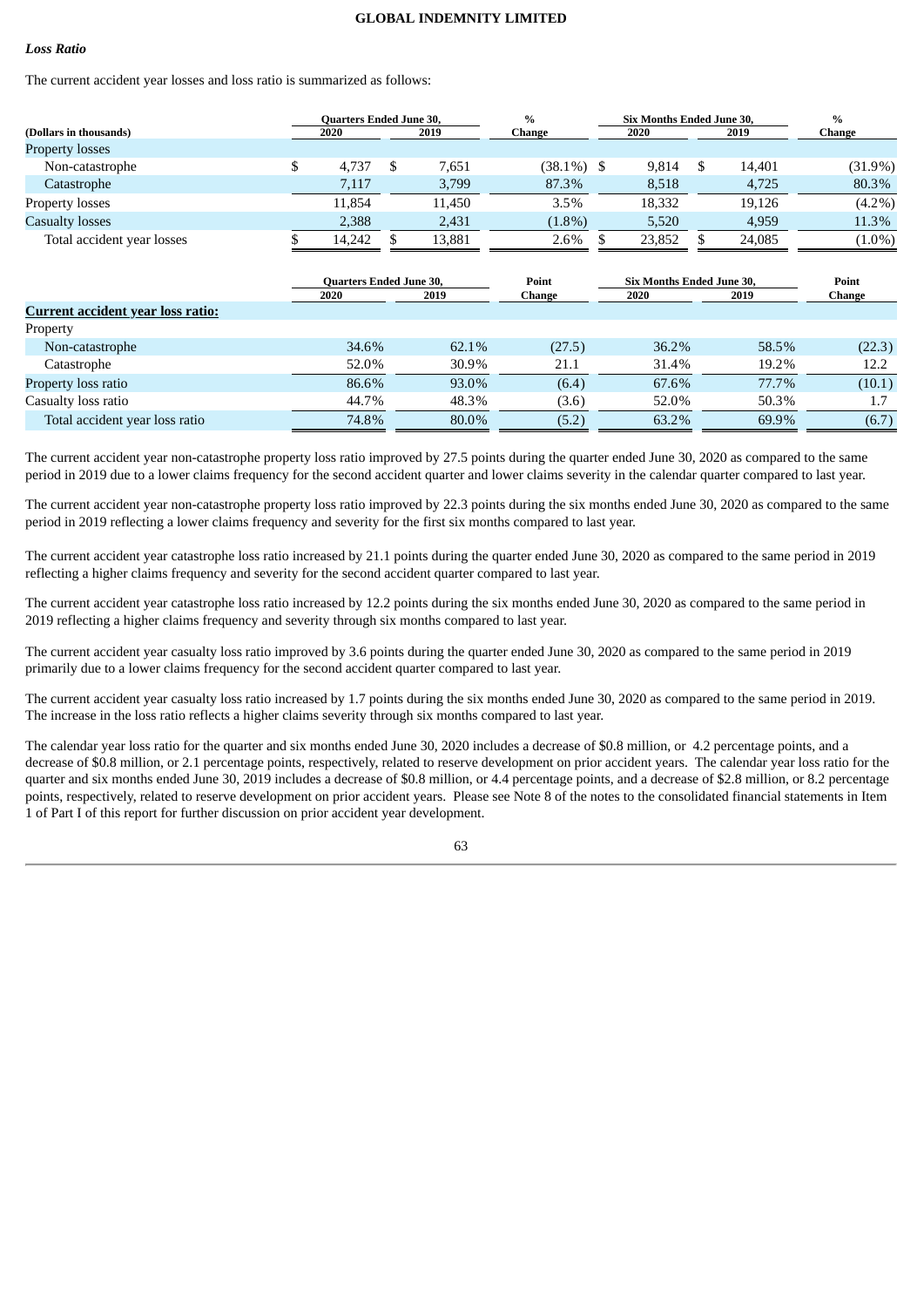### *Loss Ratio*

The current accident year losses and loss ratio is summarized as follows:

| (Dollars in thousands) | Quarters Ended June 30, 2020 | Quarters Ended June 30, 2019 | % Change | Six Months Ended June 30, 2020 | Six Months Ended June 30, 2019 | % Change |
|---|---|---|---|---|---|---|
| Property losses | | | | | | |
| Non-catastrophe | $ 4,737 | $ 7,651 | (38.1%) | $ 9,814 | $ 14,401 | (31.9%) |
| Catastrophe | 7,117 | 3,799 | 87.3% | 8,518 | 4,725 | 80.3% |
| Property losses | 11,854 | 11,450 | 3.5% | 18,332 | 19,126 | (4.2%) |
| Casualty losses | 2,388 | 2,431 | (1.8%) | 5,520 | 4,959 | 11.3% |
| Total accident year losses | $ 14,242 | $ 13,881 | 2.6% | $ 23,852 | $ 24,085 | (1.0%) |

| | Quarters Ended June 30, 2020 | Quarters Ended June 30, 2019 | Point Change | Six Months Ended June 30, 2020 | Six Months Ended June 30, 2019 | Point Change |
|---|---|---|---|---|---|---|
| **Current accident year loss ratio:** | | | | | | |
| Property | | | | | | |
| Non-catastrophe | 34.6% | 62.1% | (27.5) | 36.2% | 58.5% | (22.3) |
| Catastrophe | 52.0% | 30.9% | 21.1 | 31.4% | 19.2% | 12.2 |
| Property loss ratio | 86.6% | 93.0% | (6.4) | 67.6% | 77.7% | (10.1) |
| Casualty loss ratio | 44.7% | 48.3% | (3.6) | 52.0% | 50.3% | 1.7 |
| Total accident year loss ratio | 74.8% | 80.0% | (5.2) | 63.2% | 69.9% | (6.7) |

The current accident year non-catastrophe property loss ratio improved by 27.5 points during the quarter ended June 30, 2020 as compared to the same period in 2019 due to a lower claims frequency for the second accident quarter and lower claims severity in the calendar quarter compared to last year.

The current accident year non-catastrophe property loss ratio improved by 22.3 points during the six months ended June 30, 2020 as compared to the same period in 2019 reflecting a lower claims frequency and severity for the first six months compared to last year.

The current accident year catastrophe loss ratio increased by 21.1 points during the quarter ended June 30, 2020 as compared to the same period in 2019 reflecting a higher claims frequency and severity for the second accident quarter compared to last year.

The current accident year catastrophe loss ratio increased by 12.2 points during the six months ended June 30, 2020 as compared to the same period in 2019 reflecting a higher claims frequency and severity through six months compared to last year.

The current accident year casualty loss ratio improved by 3.6 points during the quarter ended June 30, 2020 as compared to the same period in 2019 primarily due to a lower claims frequency for the second accident quarter compared to last year.

The current accident year casualty loss ratio increased by 1.7 points during the six months ended June 30, 2020 as compared to the same period in 2019. The increase in the loss ratio reflects a higher claims severity through six months compared to last year.

The calendar year loss ratio for the quarter and six months ended June 30, 2020 includes a decrease of $0.8 million, or 4.2 percentage points, and a decrease of $0.8 million, or 2.1 percentage points, respectively, related to reserve development on prior accident years. The calendar year loss ratio for the quarter and six months ended June 30, 2019 includes a decrease of $0.8 million, or 4.4 percentage points, and a decrease of $2.8 million, or 8.2 percentage points, respectively, related to reserve development on prior accident years. Please see Note 8 of the notes to the consolidated financial statements in Item 1 of Part I of this report for further discussion on prior accident year development.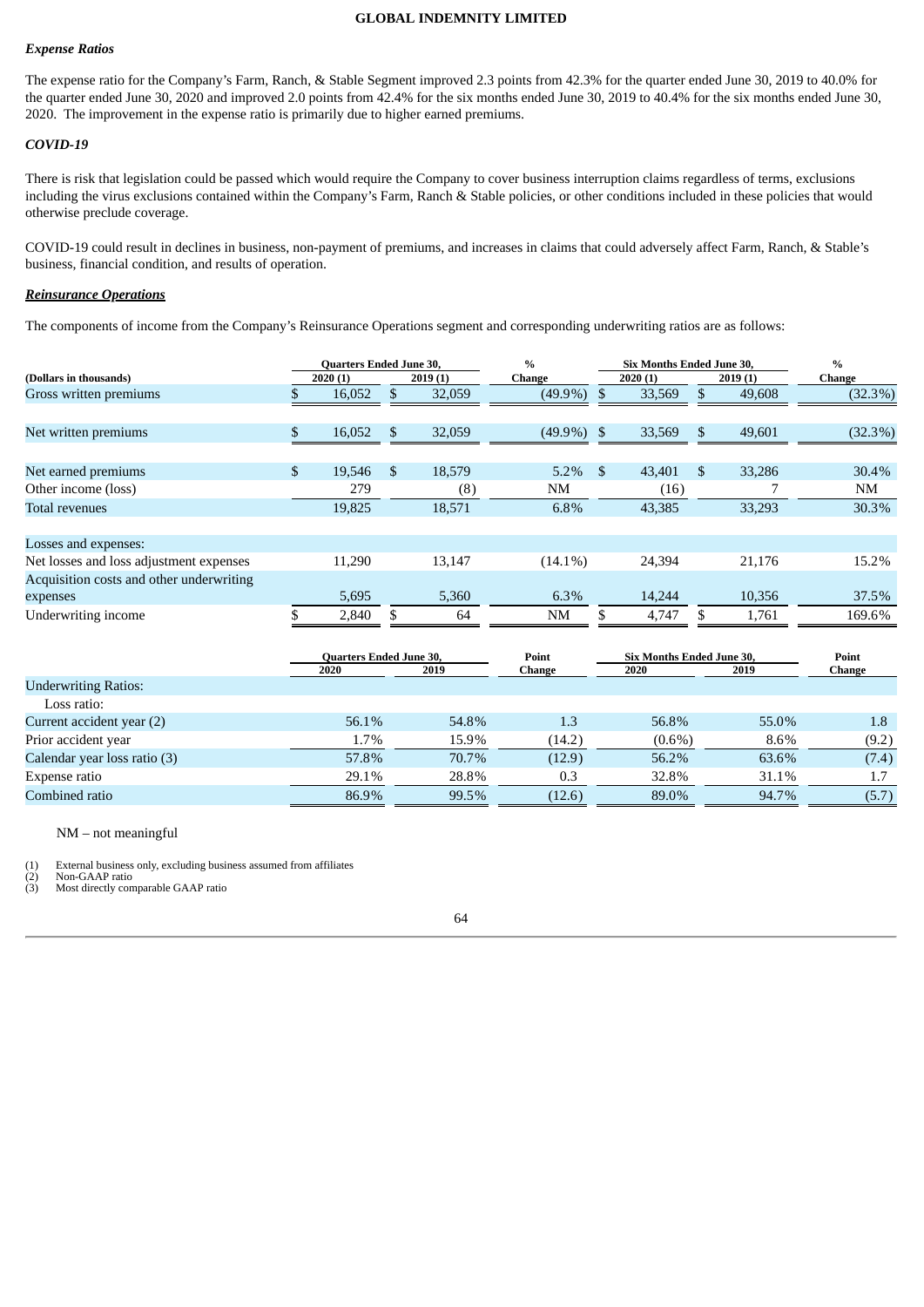### *Expense Ratios*

The expense ratio for the Company's Farm, Ranch, & Stable Segment improved 2.3 points from 42.3% for the quarter ended June 30, 2019 to 40.0% for the quarter ended June 30, 2020 and improved 2.0 points from 42.4% for the six months ended June 30, 2019 to 40.4% for the six months ended June 30, 2020. The improvement in the expense ratio is primarily due to higher earned premiums.

### *COVID-19*

There is risk that legislation could be passed which would require the Company to cover business interruption claims regardless of terms, exclusions including the virus exclusions contained within the Company's Farm, Ranch & Stable policies, or other conditions included in these policies that would otherwise preclude coverage.

COVID-19 could result in declines in business, non-payment of premiums, and increases in claims that could adversely affect Farm, Ranch, & Stable's business, financial condition, and results of operation.

## ***Reinsurance Operations***

The components of income from the Company's Reinsurance Operations segment and corresponding underwriting ratios are as follows:

| (Dollars in thousands) | Quarters Ended June 30, 2020 (1) | Quarters Ended June 30, 2019 (1) | % Change | Six Months Ended June 30, 2020 (1) | Six Months Ended June 30, 2019 (1) | % Change |
|---|---|---|---|---|---|---|
| Gross written premiums | $ 16,052 | $ 32,059 | (49.9%) | $ 33,569 | $ 49,608 | (32.3%) |
| Net written premiums | $ 16,052 | $ 32,059 | (49.9%) | $ 33,569 | $ 49,601 | (32.3%) |
| Net earned premiums | $ 19,546 | $ 18,579 | 5.2% | $ 43,401 | $ 33,286 | 30.4% |
| Other income (loss) | 279 | (8) | NM | (16) | 7 | NM |
| Total revenues | 19,825 | 18,571 | 6.8% | 43,385 | 33,293 | 30.3% |
| Losses and expenses: | | | | | | |
| Net losses and loss adjustment expenses | 11,290 | 13,147 | (14.1%) | 24,394 | 21,176 | 15.2% |
| Acquisition costs and other underwriting expenses | 5,695 | 5,360 | 6.3% | 14,244 | 10,356 | 37.5% |
| Underwriting income | $ 2,840 | $ 64 | NM | $ 4,747 | $ 1,761 | 169.6% |

| | Quarters Ended June 30, 2020 | Quarters Ended June 30, 2019 | Point Change | Six Months Ended June 30, 2020 | Six Months Ended June 30, 2019 | Point Change |
|---|---|---|---|---|---|---|
| Underwriting Ratios: | | | | | | |
| Loss ratio: | | | | | | |
| Current accident year (2) | 56.1% | 54.8% | 1.3 | 56.8% | 55.0% | 1.8 |
| Prior accident year | 1.7% | 15.9% | (14.2) | (0.6%) | 8.6% | (9.2) |
| Calendar year loss ratio (3) | 57.8% | 70.7% | (12.9) | 56.2% | 63.6% | (7.4) |
| Expense ratio | 29.1% | 28.8% | 0.3 | 32.8% | 31.1% | 1.7 |
| Combined ratio | 86.9% | 99.5% | (12.6) | 89.0% | 94.7% | (5.7) |

NM – not meaningful

(1) External business only, excluding business assumed from affiliates
(2) Non-GAAP ratio
(3) Most directly comparable GAAP ratio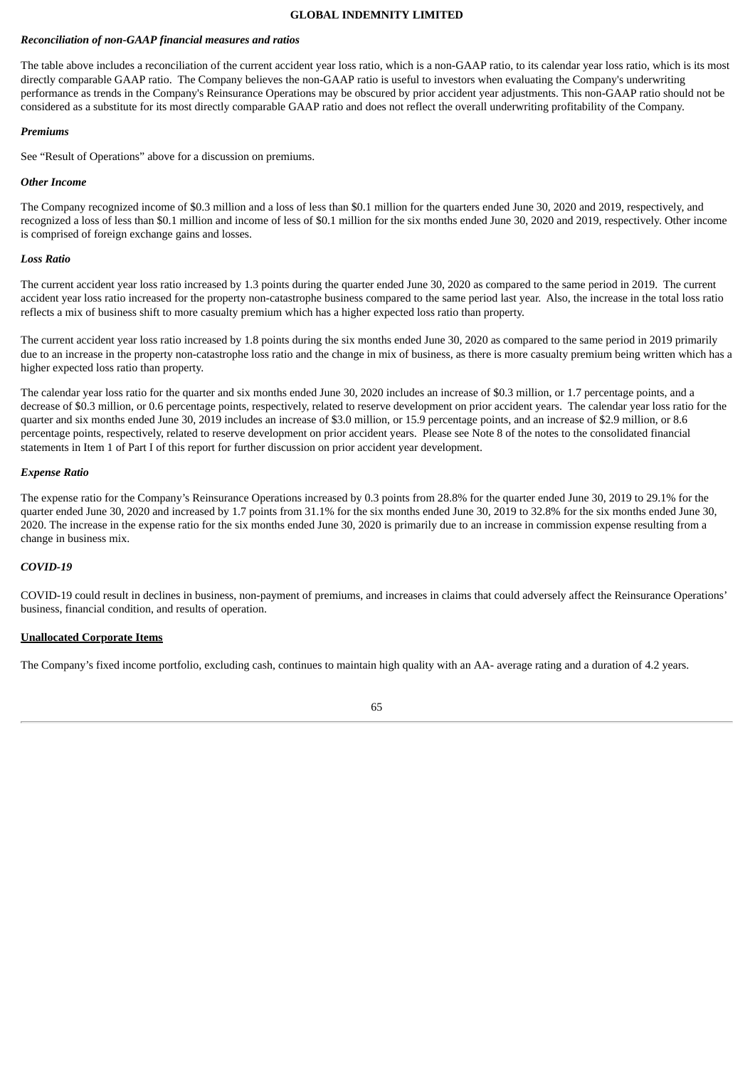***Reconciliation of non-GAAP financial measures and ratios***

The table above includes a reconciliation of the current accident year loss ratio, which is a non-GAAP ratio, to its calendar year loss ratio, which is its most directly comparable GAAP ratio. The Company believes the non-GAAP ratio is useful to investors when evaluating the Company's underwriting performance as trends in the Company's Reinsurance Operations may be obscured by prior accident year adjustments. This non-GAAP ratio should not be considered as a substitute for its most directly comparable GAAP ratio and does not reflect the overall underwriting profitability of the Company.

***Premiums***

See "Result of Operations" above for a discussion on premiums.

***Other Income***

The Company recognized income of $0.3 million and a loss of less than $0.1 million for the quarters ended June 30, 2020 and 2019, respectively, and recognized a loss of less than $0.1 million and income of less of $0.1 million for the six months ended June 30, 2020 and 2019, respectively. Other income is comprised of foreign exchange gains and losses.

***Loss Ratio***

The current accident year loss ratio increased by 1.3 points during the quarter ended June 30, 2020 as compared to the same period in 2019. The current accident year loss ratio increased for the property non-catastrophe business compared to the same period last year. Also, the increase in the total loss ratio reflects a mix of business shift to more casualty premium which has a higher expected loss ratio than property.

The current accident year loss ratio increased by 1.8 points during the six months ended June 30, 2020 as compared to the same period in 2019 primarily due to an increase in the property non-catastrophe loss ratio and the change in mix of business, as there is more casualty premium being written which has a higher expected loss ratio than property.

The calendar year loss ratio for the quarter and six months ended June 30, 2020 includes an increase of $0.3 million, or 1.7 percentage points, and a decrease of $0.3 million, or 0.6 percentage points, respectively, related to reserve development on prior accident years. The calendar year loss ratio for the quarter and six months ended June 30, 2019 includes an increase of $3.0 million, or 15.9 percentage points, and an increase of $2.9 million, or 8.6 percentage points, respectively, related to reserve development on prior accident years. Please see Note 8 of the notes to the consolidated financial statements in Item 1 of Part I of this report for further discussion on prior accident year development.

***Expense Ratio***

The expense ratio for the Company's Reinsurance Operations increased by 0.3 points from 28.8% for the quarter ended June 30, 2019 to 29.1% for the quarter ended June 30, 2020 and increased by 1.7 points from 31.1% for the six months ended June 30, 2019 to 32.8% for the six months ended June 30, 2020. The increase in the expense ratio for the six months ended June 30, 2020 is primarily due to an increase in commission expense resulting from a change in business mix.

***COVID-19***

COVID-19 could result in declines in business, non-payment of premiums, and increases in claims that could adversely affect the Reinsurance Operations' business, financial condition, and results of operation.

**Unallocated Corporate Items**

The Company's fixed income portfolio, excluding cash, continues to maintain high quality with an AA- average rating and a duration of 4.2 years.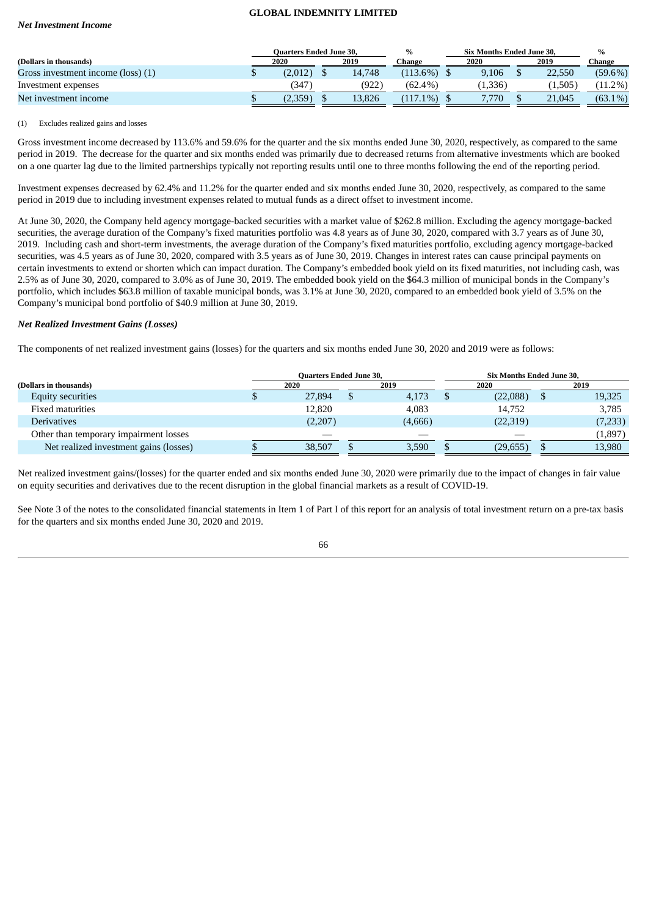### Net Investment Income

| (Dollars in thousands) | Quarters Ended June 30, 2020 | Quarters Ended June 30, 2019 | % Change | Six Months Ended June 30, 2020 | Six Months Ended June 30, 2019 | % Change |
|---|---|---|---|---|---|---|
| Gross investment income (loss) (1) | $ (2,012) | $ 14,748 | (113.6%) | $ 9,106 | $ 22,550 | (59.6%) |
| Investment expenses | (347) | (922) | (62.4%) | (1,336) | (1,505) | (11.2%) |
| Net investment income | $ (2,359) | $ 13,826 | (117.1%) | $ 7,770 | $ 21,045 | (63.1%) |

(1) Excludes realized gains and losses

Gross investment income decreased by 113.6% and 59.6% for the quarter and the six months ended June 30, 2020, respectively, as compared to the same period in 2019. The decrease for the quarter and six months ended was primarily due to decreased returns from alternative investments which are booked on a one quarter lag due to the limited partnerships typically not reporting results until one to three months following the end of the reporting period.

Investment expenses decreased by 62.4% and 11.2% for the quarter ended and six months ended June 30, 2020, respectively, as compared to the same period in 2019 due to including investment expenses related to mutual funds as a direct offset to investment income.

At June 30, 2020, the Company held agency mortgage-backed securities with a market value of $262.8 million. Excluding the agency mortgage-backed securities, the average duration of the Company's fixed maturities portfolio was 4.8 years as of June 30, 2020, compared with 3.7 years as of June 30, 2019. Including cash and short-term investments, the average duration of the Company's fixed maturities portfolio, excluding agency mortgage-backed securities, was 4.5 years as of June 30, 2020, compared with 3.5 years as of June 30, 2019. Changes in interest rates can cause principal payments on certain investments to extend or shorten which can impact duration. The Company's embedded book yield on its fixed maturities, not including cash, was 2.5% as of June 30, 2020, compared to 3.0% as of June 30, 2019. The embedded book yield on the $64.3 million of municipal bonds in the Company's portfolio, which includes $63.8 million of taxable municipal bonds, was 3.1% at June 30, 2020, compared to an embedded book yield of 3.5% on the Company's municipal bond portfolio of $40.9 million at June 30, 2019.

### Net Realized Investment Gains (Losses)

The components of net realized investment gains (losses) for the quarters and six months ended June 30, 2020 and 2019 were as follows:

| (Dollars in thousands) | Quarters Ended June 30, 2020 | Quarters Ended June 30, 2019 | Six Months Ended June 30, 2020 | Six Months Ended June 30, 2019 |
|---|---|---|---|---|
| Equity securities | $ 27,894 | $ 4,173 | $ (22,088) | $ 19,325 |
| Fixed maturities | 12,820 | 4,083 | 14,752 | 3,785 |
| Derivatives | (2,207) | (4,666) | (22,319) | (7,233) |
| Other than temporary impairment losses | — | — | — | (1,897) |
| Net realized investment gains (losses) | $ 38,507 | $ 3,590 | $ (29,655) | $ 13,980 |

Net realized investment gains/(losses) for the quarter ended and six months ended June 30, 2020 were primarily due to the impact of changes in fair value on equity securities and derivatives due to the recent disruption in the global financial markets as a result of COVID-19.

See Note 3 of the notes to the consolidated financial statements in Item 1 of Part I of this report for an analysis of total investment return on a pre-tax basis for the quarters and six months ended June 30, 2020 and 2019.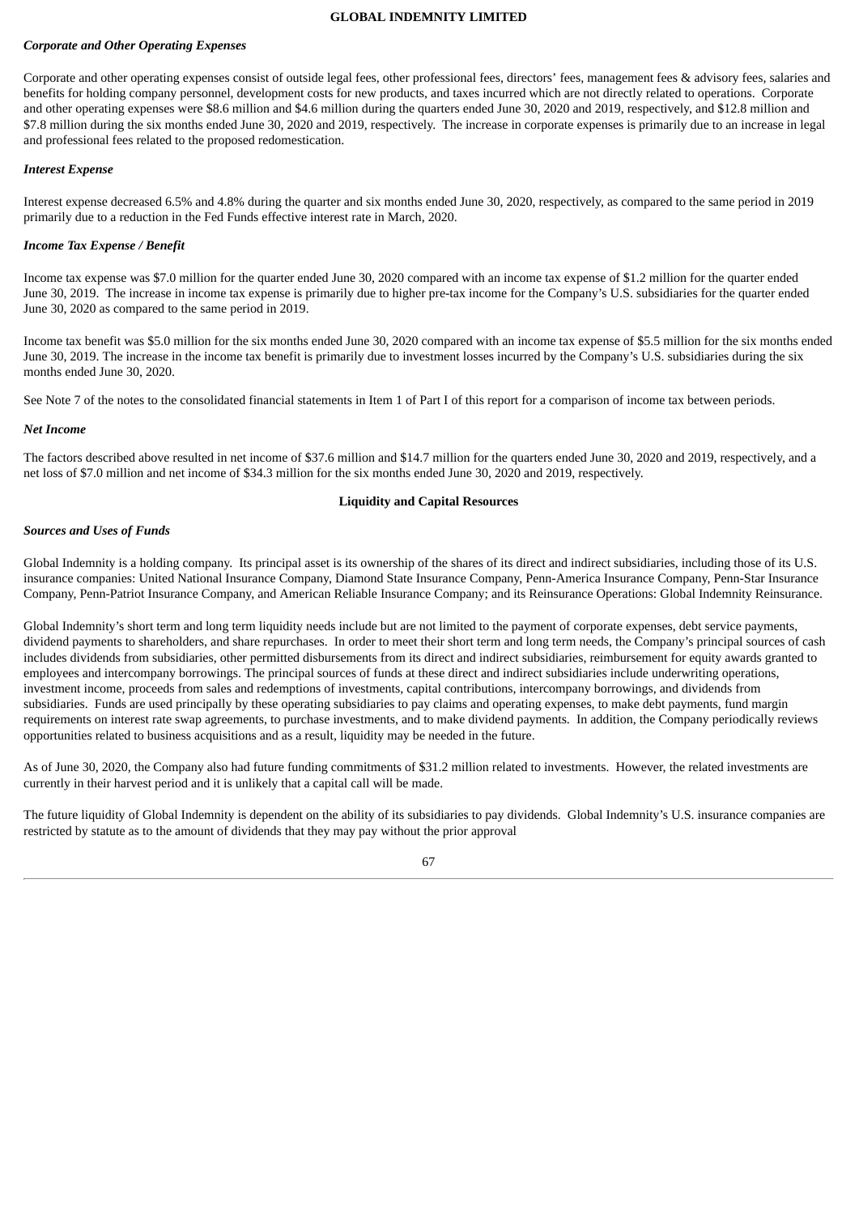### *Corporate and Other Operating Expenses*

Corporate and other operating expenses consist of outside legal fees, other professional fees, directors' fees, management fees & advisory fees, salaries and benefits for holding company personnel, development costs for new products, and taxes incurred which are not directly related to operations. Corporate and other operating expenses were $8.6 million and $4.6 million during the quarters ended June 30, 2020 and 2019, respectively, and $12.8 million and $7.8 million during the six months ended June 30, 2020 and 2019, respectively. The increase in corporate expenses is primarily due to an increase in legal and professional fees related to the proposed redomestication.

### *Interest Expense*

Interest expense decreased 6.5% and 4.8% during the quarter and six months ended June 30, 2020, respectively, as compared to the same period in 2019 primarily due to a reduction in the Fed Funds effective interest rate in March, 2020.

### *Income Tax Expense / Benefit*

Income tax expense was $7.0 million for the quarter ended June 30, 2020 compared with an income tax expense of $1.2 million for the quarter ended June 30, 2019. The increase in income tax expense is primarily due to higher pre-tax income for the Company's U.S. subsidiaries for the quarter ended June 30, 2020 as compared to the same period in 2019.

Income tax benefit was $5.0 million for the six months ended June 30, 2020 compared with an income tax expense of $5.5 million for the six months ended June 30, 2019. The increase in the income tax benefit is primarily due to investment losses incurred by the Company's U.S. subsidiaries during the six months ended June 30, 2020.

See Note 7 of the notes to the consolidated financial statements in Item 1 of Part I of this report for a comparison of income tax between periods.

### *Net Income*

The factors described above resulted in net income of $37.6 million and $14.7 million for the quarters ended June 30, 2020 and 2019, respectively, and a net loss of $7.0 million and net income of $34.3 million for the six months ended June 30, 2020 and 2019, respectively.

## Liquidity and Capital Resources

### *Sources and Uses of Funds*

Global Indemnity is a holding company. Its principal asset is its ownership of the shares of its direct and indirect subsidiaries, including those of its U.S. insurance companies: United National Insurance Company, Diamond State Insurance Company, Penn-America Insurance Company, Penn-Star Insurance Company, Penn-Patriot Insurance Company, and American Reliable Insurance Company; and its Reinsurance Operations: Global Indemnity Reinsurance.

Global Indemnity's short term and long term liquidity needs include but are not limited to the payment of corporate expenses, debt service payments, dividend payments to shareholders, and share repurchases. In order to meet their short term and long term needs, the Company's principal sources of cash includes dividends from subsidiaries, other permitted disbursements from its direct and indirect subsidiaries, reimbursement for equity awards granted to employees and intercompany borrowings. The principal sources of funds at these direct and indirect subsidiaries include underwriting operations, investment income, proceeds from sales and redemptions of investments, capital contributions, intercompany borrowings, and dividends from subsidiaries. Funds are used principally by these operating subsidiaries to pay claims and operating expenses, to make debt payments, fund margin requirements on interest rate swap agreements, to purchase investments, and to make dividend payments. In addition, the Company periodically reviews opportunities related to business acquisitions and as a result, liquidity may be needed in the future.

As of June 30, 2020, the Company also had future funding commitments of $31.2 million related to investments. However, the related investments are currently in their harvest period and it is unlikely that a capital call will be made.

The future liquidity of Global Indemnity is dependent on the ability of its subsidiaries to pay dividends. Global Indemnity's U.S. insurance companies are restricted by statute as to the amount of dividends that they may pay without the prior approval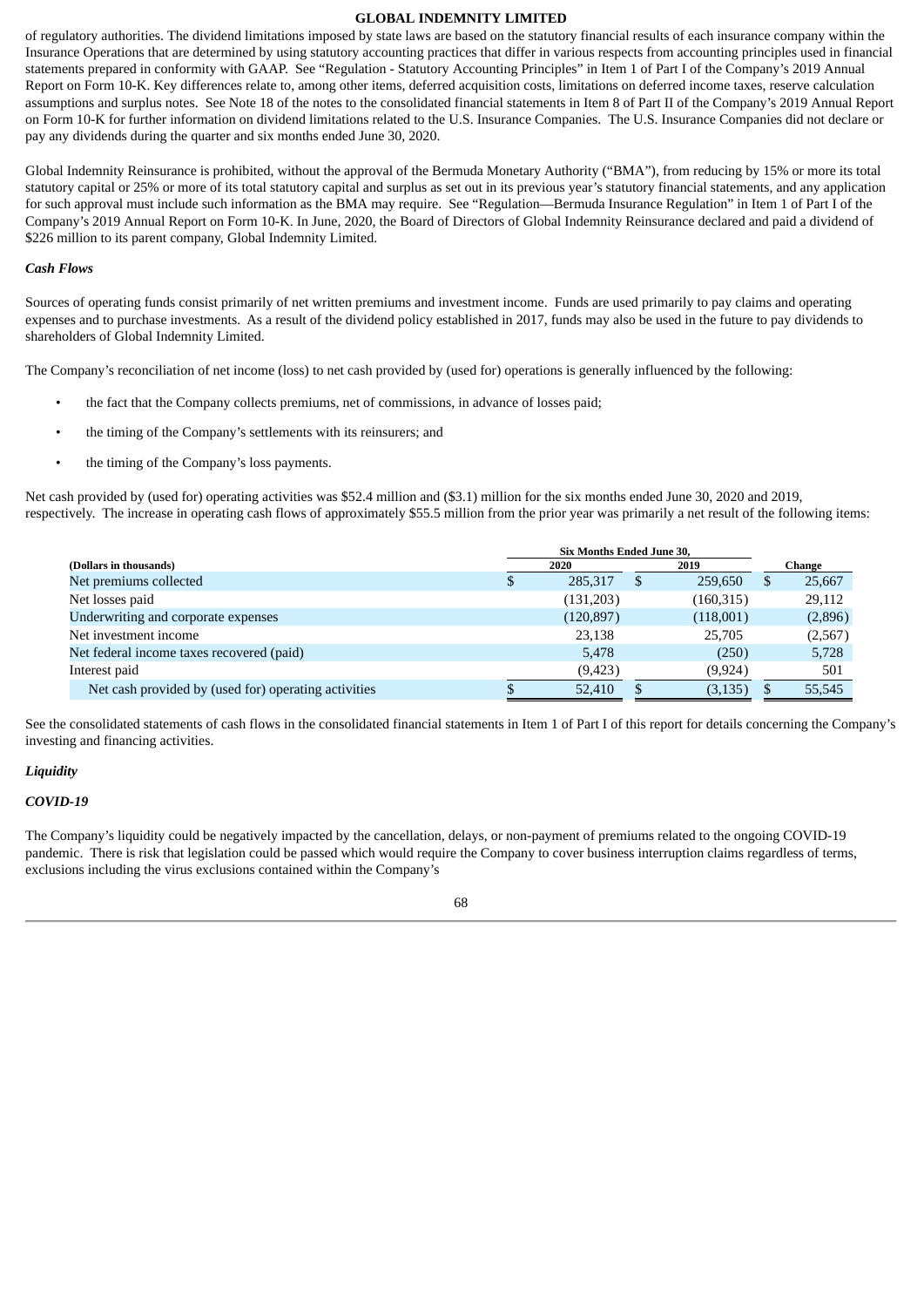of regulatory authorities. The dividend limitations imposed by state laws are based on the statutory financial results of each insurance company within the Insurance Operations that are determined by using statutory accounting practices that differ in various respects from accounting principles used in financial statements prepared in conformity with GAAP. See "Regulation - Statutory Accounting Principles" in Item 1 of Part I of the Company's 2019 Annual Report on Form 10-K. Key differences relate to, among other items, deferred acquisition costs, limitations on deferred income taxes, reserve calculation assumptions and surplus notes. See Note 18 of the notes to the consolidated financial statements in Item 8 of Part II of the Company's 2019 Annual Report on Form 10-K for further information on dividend limitations related to the U.S. Insurance Companies. The U.S. Insurance Companies did not declare or pay any dividends during the quarter and six months ended June 30, 2020.

Global Indemnity Reinsurance is prohibited, without the approval of the Bermuda Monetary Authority ("BMA"), from reducing by 15% or more its total statutory capital or 25% or more of its total statutory capital and surplus as set out in its previous year's statutory financial statements, and any application for such approval must include such information as the BMA may require. See "Regulation—Bermuda Insurance Regulation" in Item 1 of Part I of the Company's 2019 Annual Report on Form 10-K. In June, 2020, the Board of Directors of Global Indemnity Reinsurance declared and paid a dividend of $226 million to its parent company, Global Indemnity Limited.

### *Cash Flows*

Sources of operating funds consist primarily of net written premiums and investment income. Funds are used primarily to pay claims and operating expenses and to purchase investments. As a result of the dividend policy established in 2017, funds may also be used in the future to pay dividends to shareholders of Global Indemnity Limited.

The Company's reconciliation of net income (loss) to net cash provided by (used for) operations is generally influenced by the following:

- the fact that the Company collects premiums, net of commissions, in advance of losses paid;
- the timing of the Company's settlements with its reinsurers; and
- the timing of the Company's loss payments.

Net cash provided by (used for) operating activities was $52.4 million and ($3.1) million for the six months ended June 30, 2020 and 2019, respectively. The increase in operating cash flows of approximately $55.5 million from the prior year was primarily a net result of the following items:

| (Dollars in thousands) | Six Months Ended June 30, 2020 | Six Months Ended June 30, 2019 | Change |
|---|---|---|---|
| Net premiums collected | $ 285,317 | $ 259,650 | $ 25,667 |
| Net losses paid | (131,203) | (160,315) | 29,112 |
| Underwriting and corporate expenses | (120,897) | (118,001) | (2,896) |
| Net investment income | 23,138 | 25,705 | (2,567) |
| Net federal income taxes recovered (paid) | 5,478 | (250) | 5,728 |
| Interest paid | (9,423) | (9,924) | 501 |
| Net cash provided by (used for) operating activities | $ 52,410 | $ (3,135) | $ 55,545 |

See the consolidated statements of cash flows in the consolidated financial statements in Item 1 of Part I of this report for details concerning the Company's investing and financing activities.

### *Liquidity*

### *COVID-19*

The Company's liquidity could be negatively impacted by the cancellation, delays, or non-payment of premiums related to the ongoing COVID-19 pandemic. There is risk that legislation could be passed which would require the Company to cover business interruption claims regardless of terms, exclusions including the virus exclusions contained within the Company's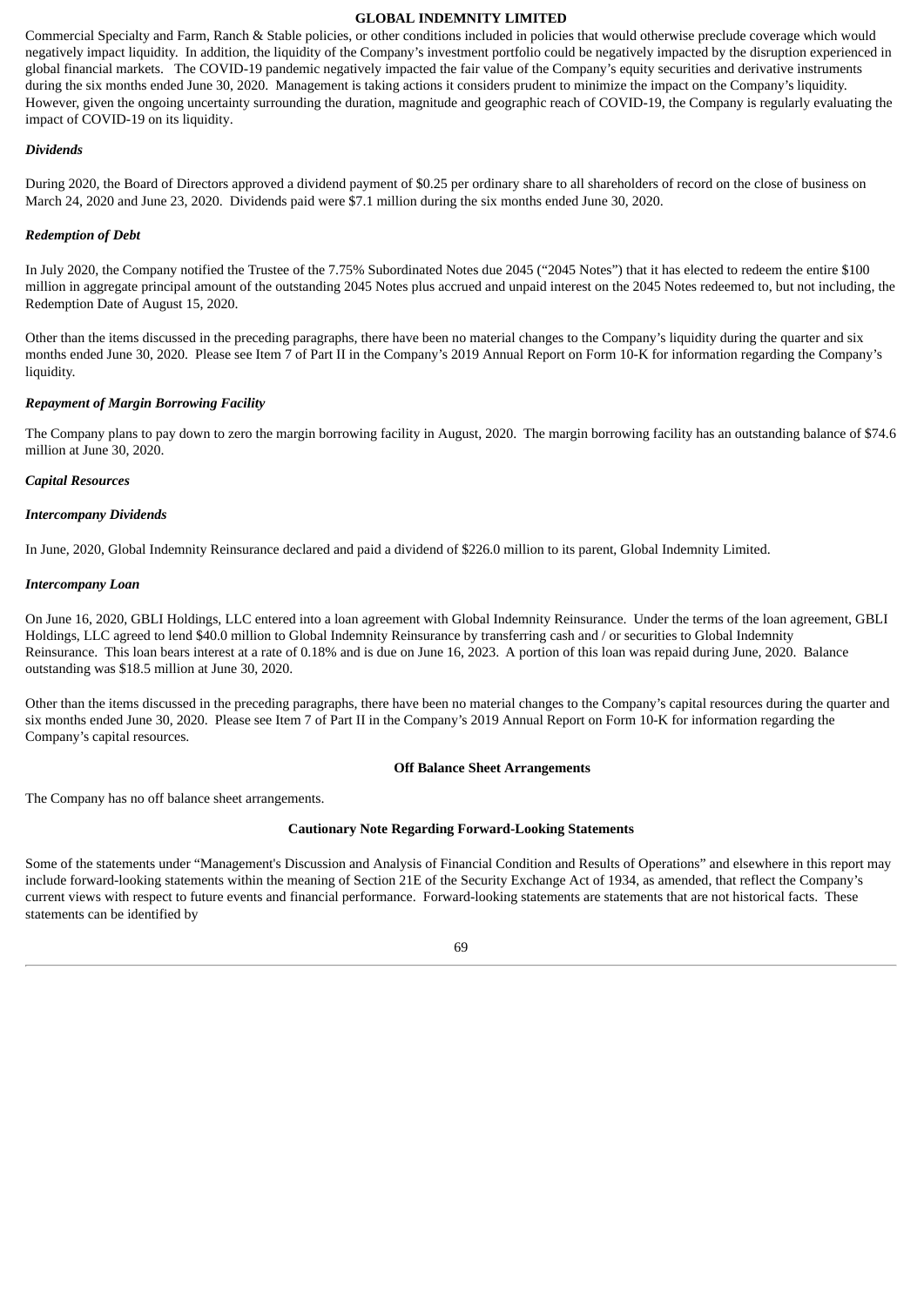Commercial Specialty and Farm, Ranch & Stable policies, or other conditions included in policies that would otherwise preclude coverage which would negatively impact liquidity. In addition, the liquidity of the Company's investment portfolio could be negatively impacted by the disruption experienced in global financial markets. The COVID-19 pandemic negatively impacted the fair value of the Company's equity securities and derivative instruments during the six months ended June 30, 2020. Management is taking actions it considers prudent to minimize the impact on the Company's liquidity. However, given the ongoing uncertainty surrounding the duration, magnitude and geographic reach of COVID-19, the Company is regularly evaluating the impact of COVID-19 on its liquidity.

***Dividends***

During 2020, the Board of Directors approved a dividend payment of $0.25 per ordinary share to all shareholders of record on the close of business on March 24, 2020 and June 23, 2020. Dividends paid were $7.1 million during the six months ended June 30, 2020.

***Redemption of Debt***

In July 2020, the Company notified the Trustee of the 7.75% Subordinated Notes due 2045 ("2045 Notes") that it has elected to redeem the entire $100 million in aggregate principal amount of the outstanding 2045 Notes plus accrued and unpaid interest on the 2045 Notes redeemed to, but not including, the Redemption Date of August 15, 2020.

Other than the items discussed in the preceding paragraphs, there have been no material changes to the Company's liquidity during the quarter and six months ended June 30, 2020. Please see Item 7 of Part II in the Company's 2019 Annual Report on Form 10-K for information regarding the Company's liquidity.

***Repayment of Margin Borrowing Facility***

The Company plans to pay down to zero the margin borrowing facility in August, 2020. The margin borrowing facility has an outstanding balance of $74.6 million at June 30, 2020.

***Capital Resources***

***Intercompany Dividends***

In June, 2020, Global Indemnity Reinsurance declared and paid a dividend of $226.0 million to its parent, Global Indemnity Limited.

***Intercompany Loan***

On June 16, 2020, GBLI Holdings, LLC entered into a loan agreement with Global Indemnity Reinsurance. Under the terms of the loan agreement, GBLI Holdings, LLC agreed to lend $40.0 million to Global Indemnity Reinsurance by transferring cash and / or securities to Global Indemnity Reinsurance. This loan bears interest at a rate of 0.18% and is due on June 16, 2023. A portion of this loan was repaid during June, 2020. Balance outstanding was $18.5 million at June 30, 2020.

Other than the items discussed in the preceding paragraphs, there have been no material changes to the Company's capital resources during the quarter and six months ended June 30, 2020. Please see Item 7 of Part II in the Company's 2019 Annual Report on Form 10-K for information regarding the Company's capital resources.

## Off Balance Sheet Arrangements

The Company has no off balance sheet arrangements.

## Cautionary Note Regarding Forward-Looking Statements

Some of the statements under "Management's Discussion and Analysis of Financial Condition and Results of Operations" and elsewhere in this report may include forward-looking statements within the meaning of Section 21E of the Security Exchange Act of 1934, as amended, that reflect the Company's current views with respect to future events and financial performance. Forward-looking statements are statements that are not historical facts. These statements can be identified by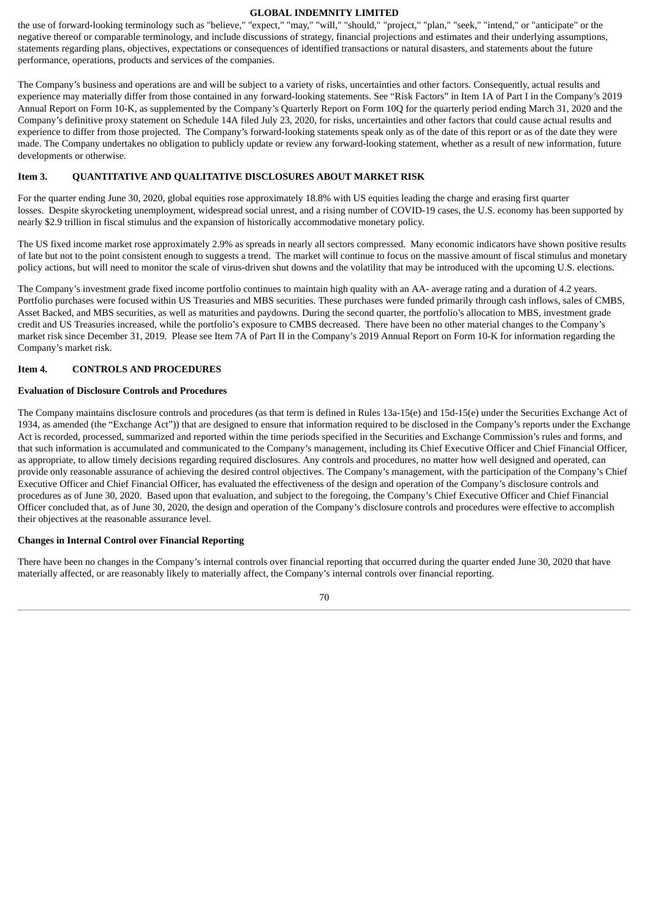the use of forward-looking terminology such as "believe," "expect," "may," "will," "should," "project," "plan," "seek," "intend," or "anticipate" or the negative thereof or comparable terminology, and include discussions of strategy, financial projections and estimates and their underlying assumptions, statements regarding plans, objectives, expectations or consequences of identified transactions or natural disasters, and statements about the future performance, operations, products and services of the companies.

The Company's business and operations are and will be subject to a variety of risks, uncertainties and other factors. Consequently, actual results and experience may materially differ from those contained in any forward-looking statements. See "Risk Factors" in Item 1A of Part I in the Company's 2019 Annual Report on Form 10-K, as supplemented by the Company's Quarterly Report on Form 10Q for the quarterly period ending March 31, 2020 and the Company's definitive proxy statement on Schedule 14A filed July 23, 2020, for risks, uncertainties and other factors that could cause actual results and experience to differ from those projected. The Company's forward-looking statements speak only as of the date of this report or as of the date they were made. The Company undertakes no obligation to publicly update or review any forward-looking statement, whether as a result of new information, future developments or otherwise.

## Item 3. QUANTITATIVE AND QUALITATIVE DISCLOSURES ABOUT MARKET RISK

For the quarter ending June 30, 2020, global equities rose approximately 18.8% with US equities leading the charge and erasing first quarter losses. Despite skyrocketing unemployment, widespread social unrest, and a rising number of COVID-19 cases, the U.S. economy has been supported by nearly $2.9 trillion in fiscal stimulus and the expansion of historically accommodative monetary policy.

The US fixed income market rose approximately 2.9% as spreads in nearly all sectors compressed. Many economic indicators have shown positive results of late but not to the point consistent enough to suggest a trend. The market will continue to focus on the massive amount of fiscal stimulus and monetary policy actions, but will need to monitor the scale of virus-driven shut downs and the volatility that may be introduced with the upcoming U.S. elections.

The Company's investment grade fixed income portfolio continues to maintain high quality with an AA- average rating and a duration of 4.2 years. Portfolio purchases were focused within US Treasuries and MBS securities. These purchases were funded primarily through cash inflows, sales of CMBS, Asset Backed, and MBS securities, as well as maturities and paydowns. During the second quarter, the portfolio's allocation to MBS, investment grade credit and US Treasuries increased, while the portfolio's exposure to CMBS decreased. There have been no other material changes to the Company's market risk since December 31, 2019. Please see Item 7A of Part II in the Company's 2019 Annual Report on Form 10-K for information regarding the Company's market risk.

## Item 4. CONTROLS AND PROCEDURES

**Evaluation of Disclosure Controls and Procedures**

The Company maintains disclosure controls and procedures (as that term is defined in Rules 13a-15(e) and 15d-15(e) under the Securities Exchange Act of 1934, as amended (the "Exchange Act")) that are designed to ensure that information required to be disclosed in the Company's reports under the Exchange Act is recorded, processed, summarized and reported within the time periods specified in the Securities and Exchange Commission's rules and forms, and that such information is accumulated and communicated to the Company's management, including its Chief Executive Officer and Chief Financial Officer, as appropriate, to allow timely decisions regarding required disclosures. Any controls and procedures, no matter how well designed and operated, can provide only reasonable assurance of achieving the desired control objectives. The Company's management, with the participation of the Company's Chief Executive Officer and Chief Financial Officer, has evaluated the effectiveness of the design and operation of the Company's disclosure controls and procedures as of June 30, 2020. Based upon that evaluation, and subject to the foregoing, the Company's Chief Executive Officer and Chief Financial Officer concluded that, as of June 30, 2020, the design and operation of the Company's disclosure controls and procedures were effective to accomplish their objectives at the reasonable assurance level.

**Changes in Internal Control over Financial Reporting**

There have been no changes in the Company's internal controls over financial reporting that occurred during the quarter ended June 30, 2020 that have materially affected, or are reasonably likely to materially affect, the Company's internal controls over financial reporting.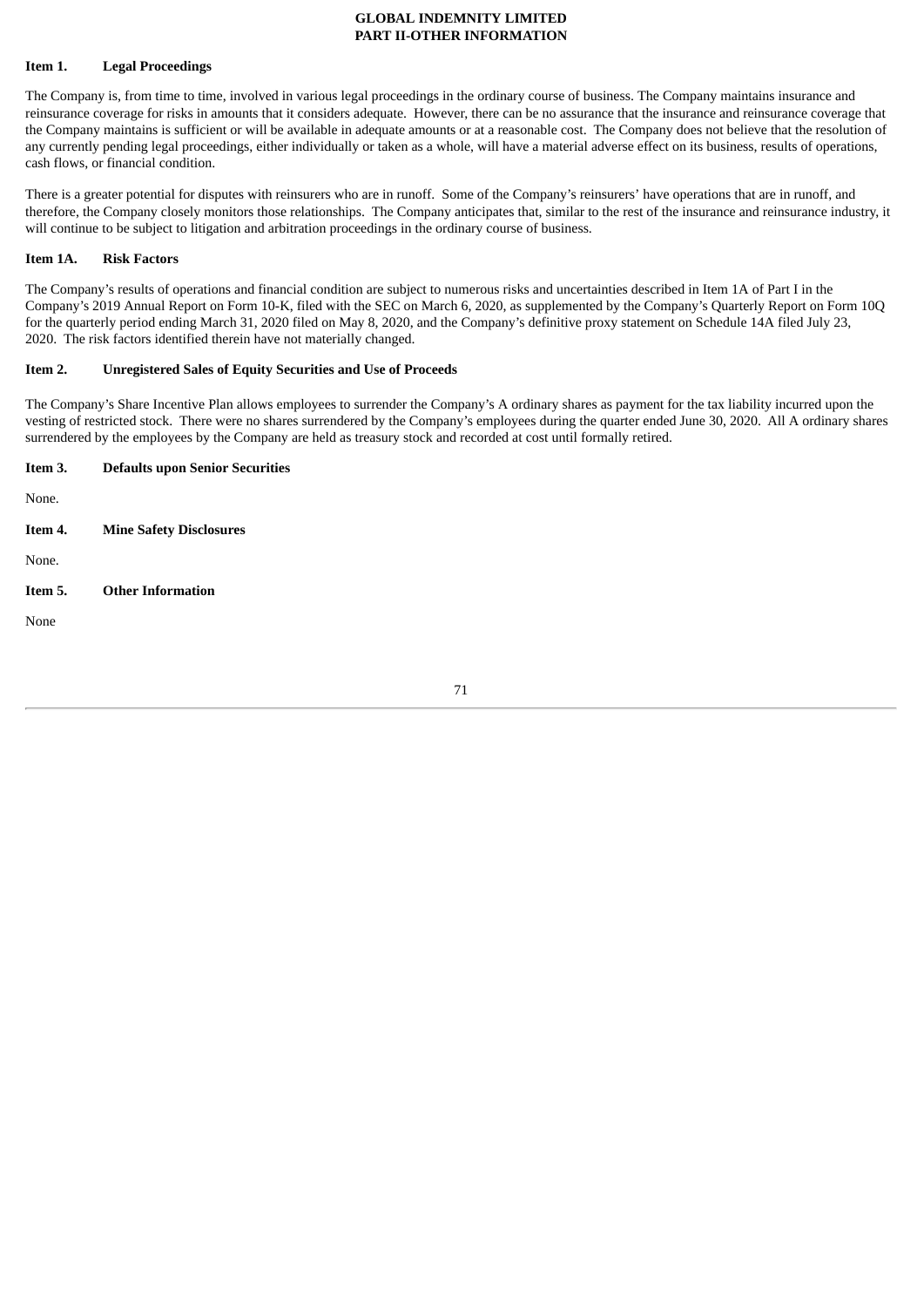**GLOBAL INDEMNITY LIMITED**
**PART II-OTHER INFORMATION**

### Item 1. Legal Proceedings

The Company is, from time to time, involved in various legal proceedings in the ordinary course of business. The Company maintains insurance and reinsurance coverage for risks in amounts that it considers adequate. However, there can be no assurance that the insurance and reinsurance coverage that the Company maintains is sufficient or will be available in adequate amounts or at a reasonable cost. The Company does not believe that the resolution of any currently pending legal proceedings, either individually or taken as a whole, will have a material adverse effect on its business, results of operations, cash flows, or financial condition.

There is a greater potential for disputes with reinsurers who are in runoff. Some of the Company's reinsurers' have operations that are in runoff, and therefore, the Company closely monitors those relationships. The Company anticipates that, similar to the rest of the insurance and reinsurance industry, it will continue to be subject to litigation and arbitration proceedings in the ordinary course of business.

### Item 1A. Risk Factors

The Company's results of operations and financial condition are subject to numerous risks and uncertainties described in Item 1A of Part I in the Company's 2019 Annual Report on Form 10-K, filed with the SEC on March 6, 2020, as supplemented by the Company's Quarterly Report on Form 10Q for the quarterly period ending March 31, 2020 filed on May 8, 2020, and the Company's definitive proxy statement on Schedule 14A filed July 23, 2020. The risk factors identified therein have not materially changed.

### Item 2. Unregistered Sales of Equity Securities and Use of Proceeds

The Company's Share Incentive Plan allows employees to surrender the Company's A ordinary shares as payment for the tax liability incurred upon the vesting of restricted stock. There were no shares surrendered by the Company's employees during the quarter ended June 30, 2020. All A ordinary shares surrendered by the employees by the Company are held as treasury stock and recorded at cost until formally retired.

### Item 3. Defaults upon Senior Securities

None.

### Item 4. Mine Safety Disclosures

None.

### Item 5. Other Information

None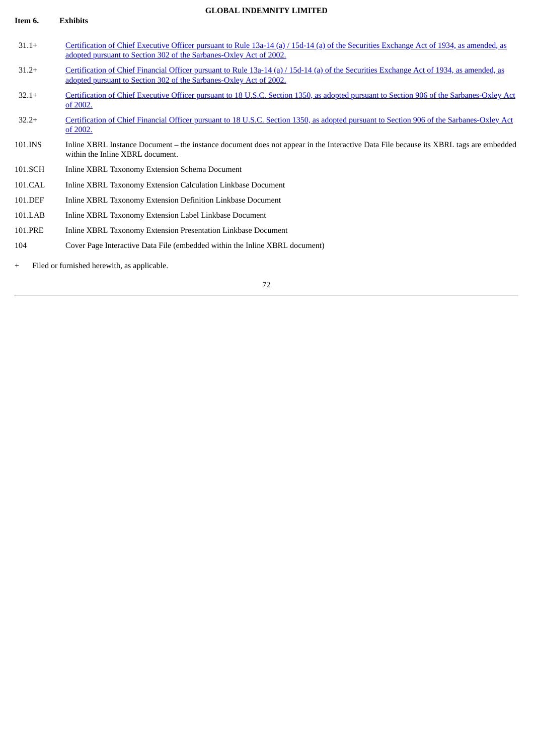GLOBAL INDEMNITY LIMITED

**Item 6. Exhibits**

| | |
|---|---|
| 31.1+ | Certification of Chief Executive Officer pursuant to Rule 13a-14 (a) / 15d-14 (a) of the Securities Exchange Act of 1934, as amended, as adopted pursuant to Section 302 of the Sarbanes-Oxley Act of 2002. |
| 31.2+ | Certification of Chief Financial Officer pursuant to Rule 13a-14 (a) / 15d-14 (a) of the Securities Exchange Act of 1934, as amended, as adopted pursuant to Section 302 of the Sarbanes-Oxley Act of 2002. |
| 32.1+ | Certification of Chief Executive Officer pursuant to 18 U.S.C. Section 1350, as adopted pursuant to Section 906 of the Sarbanes-Oxley Act of 2002. |
| 32.2+ | Certification of Chief Financial Officer pursuant to 18 U.S.C. Section 1350, as adopted pursuant to Section 906 of the Sarbanes-Oxley Act of 2002. |
| 101.INS | Inline XBRL Instance Document – the instance document does not appear in the Interactive Data File because its XBRL tags are embedded within the Inline XBRL document. |
| 101.SCH | Inline XBRL Taxonomy Extension Schema Document |
| 101.CAL | Inline XBRL Taxonomy Extension Calculation Linkbase Document |
| 101.DEF | Inline XBRL Taxonomy Extension Definition Linkbase Document |
| 101.LAB | Inline XBRL Taxonomy Extension Label Linkbase Document |
| 101.PRE | Inline XBRL Taxonomy Extension Presentation Linkbase Document |
| 104 | Cover Page Interactive Data File (embedded within the Inline XBRL document) |

+ Filed or furnished herewith, as applicable.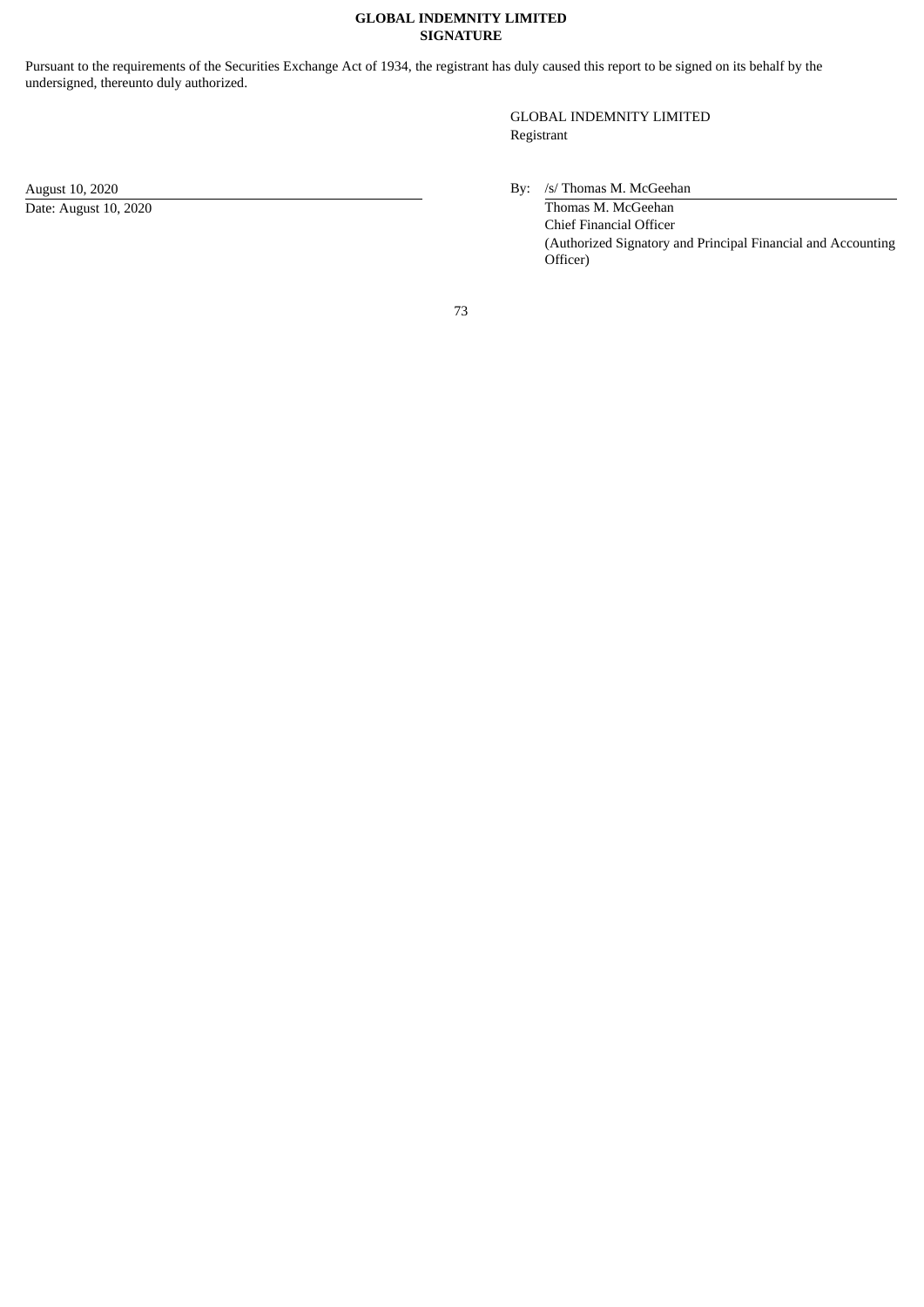**GLOBAL INDEMNITY LIMITED**
**SIGNATURE**

Pursuant to the requirements of the Securities Exchange Act of 1934, the registrant has duly caused this report to be signed on its behalf by the undersigned, thereunto duly authorized.

GLOBAL INDEMNITY LIMITED
Registrant

August 10, 2020
Date: August 10, 2020

By: /s/ Thomas M. McGeehan
Thomas M. McGeehan
Chief Financial Officer
(Authorized Signatory and Principal Financial and Accounting Officer)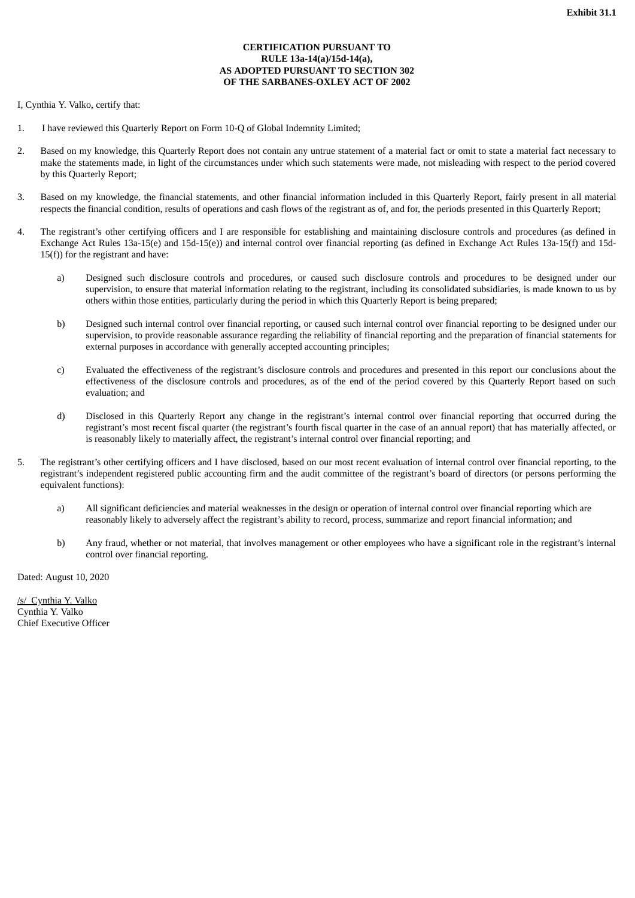**Exhibit 31.1**

**CERTIFICATION PURSUANT TO RULE 13a-14(a)/15d-14(a), AS ADOPTED PURSUANT TO SECTION 302 OF THE SARBANES-OXLEY ACT OF 2002**

I, Cynthia Y. Valko, certify that:

1. I have reviewed this Quarterly Report on Form 10-Q of Global Indemnity Limited;

2. Based on my knowledge, this Quarterly Report does not contain any untrue statement of a material fact or omit to state a material fact necessary to make the statements made, in light of the circumstances under which such statements were made, not misleading with respect to the period covered by this Quarterly Report;

3. Based on my knowledge, the financial statements, and other financial information included in this Quarterly Report, fairly present in all material respects the financial condition, results of operations and cash flows of the registrant as of, and for, the periods presented in this Quarterly Report;

4. The registrant's other certifying officers and I are responsible for establishing and maintaining disclosure controls and procedures (as defined in Exchange Act Rules 13a-15(e) and 15d-15(e)) and internal control over financial reporting (as defined in Exchange Act Rules 13a-15(f) and 15d-15(f)) for the registrant and have:

   a) Designed such disclosure controls and procedures, or caused such disclosure controls and procedures to be designed under our supervision, to ensure that material information relating to the registrant, including its consolidated subsidiaries, is made known to us by others within those entities, particularly during the period in which this Quarterly Report is being prepared;

   b) Designed such internal control over financial reporting, or caused such internal control over financial reporting to be designed under our supervision, to provide reasonable assurance regarding the reliability of financial reporting and the preparation of financial statements for external purposes in accordance with generally accepted accounting principles;

   c) Evaluated the effectiveness of the registrant's disclosure controls and procedures and presented in this report our conclusions about the effectiveness of the disclosure controls and procedures, as of the end of the period covered by this Quarterly Report based on such evaluation; and

   d) Disclosed in this Quarterly Report any change in the registrant's internal control over financial reporting that occurred during the registrant's most recent fiscal quarter (the registrant's fourth fiscal quarter in the case of an annual report) that has materially affected, or is reasonably likely to materially affect, the registrant's internal control over financial reporting; and

5. The registrant's other certifying officers and I have disclosed, based on our most recent evaluation of internal control over financial reporting, to the registrant's independent registered public accounting firm and the audit committee of the registrant's board of directors (or persons performing the equivalent functions):

   a) All significant deficiencies and material weaknesses in the design or operation of internal control over financial reporting which are reasonably likely to adversely affect the registrant's ability to record, process, summarize and report financial information; and

   b) Any fraud, whether or not material, that involves management or other employees who have a significant role in the registrant's internal control over financial reporting.

Dated: August 10, 2020

/s/ Cynthia Y. Valko
Cynthia Y. Valko
Chief Executive Officer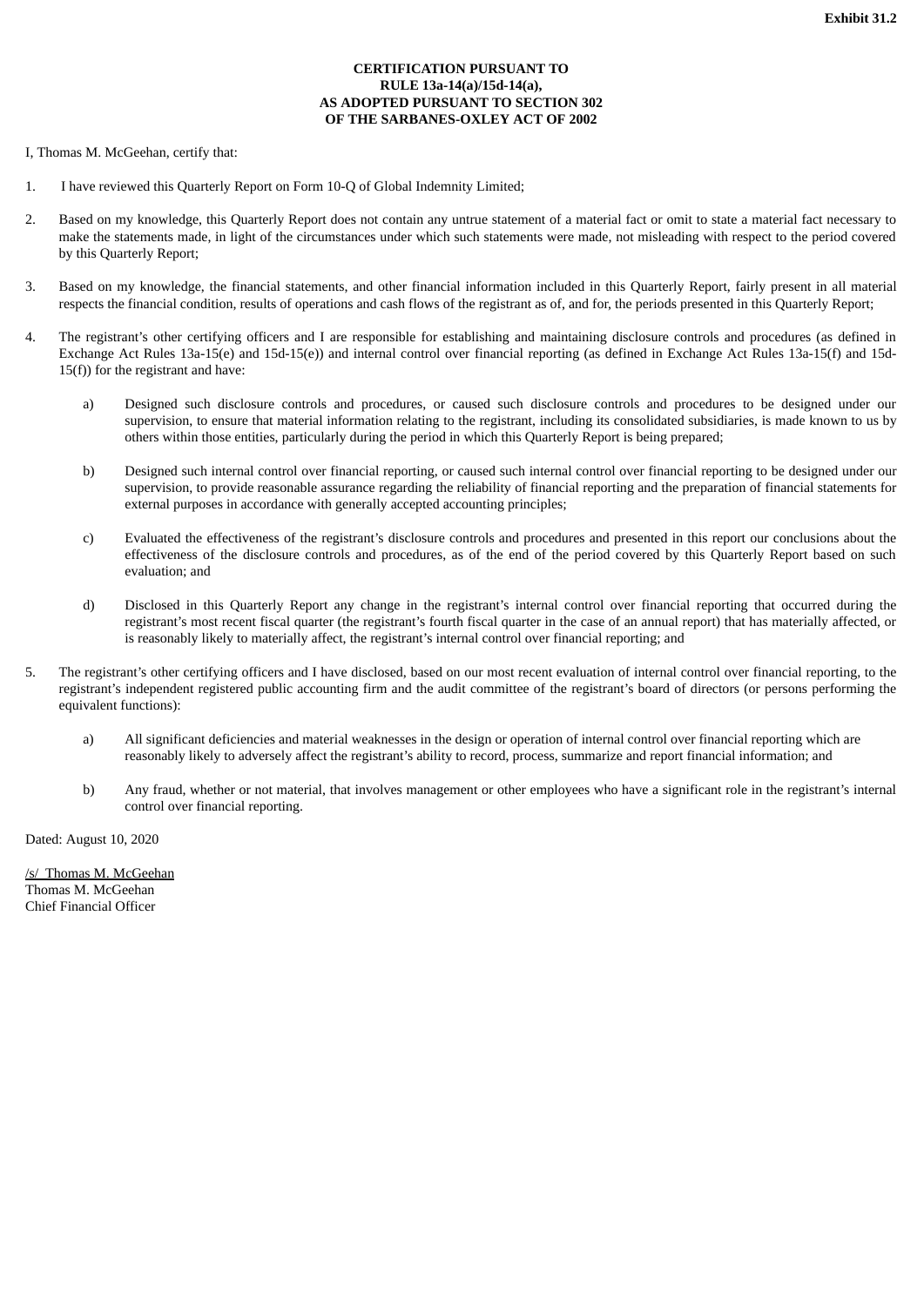**Exhibit 31.2**

**CERTIFICATION PURSUANT TO**
**RULE 13a-14(a)/15d-14(a),**
**AS ADOPTED PURSUANT TO SECTION 302**
**OF THE SARBANES-OXLEY ACT OF 2002**

I, Thomas M. McGeehan, certify that:

1. I have reviewed this Quarterly Report on Form 10-Q of Global Indemnity Limited;

2. Based on my knowledge, this Quarterly Report does not contain any untrue statement of a material fact or omit to state a material fact necessary to make the statements made, in light of the circumstances under which such statements were made, not misleading with respect to the period covered by this Quarterly Report;

3. Based on my knowledge, the financial statements, and other financial information included in this Quarterly Report, fairly present in all material respects the financial condition, results of operations and cash flows of the registrant as of, and for, the periods presented in this Quarterly Report;

4. The registrant's other certifying officers and I are responsible for establishing and maintaining disclosure controls and procedures (as defined in Exchange Act Rules 13a-15(e) and 15d-15(e)) and internal control over financial reporting (as defined in Exchange Act Rules 13a-15(f) and 15d-15(f)) for the registrant and have:

   a) Designed such disclosure controls and procedures, or caused such disclosure controls and procedures to be designed under our supervision, to ensure that material information relating to the registrant, including its consolidated subsidiaries, is made known to us by others within those entities, particularly during the period in which this Quarterly Report is being prepared;

   b) Designed such internal control over financial reporting, or caused such internal control over financial reporting to be designed under our supervision, to provide reasonable assurance regarding the reliability of financial reporting and the preparation of financial statements for external purposes in accordance with generally accepted accounting principles;

   c) Evaluated the effectiveness of the registrant's disclosure controls and procedures and presented in this report our conclusions about the effectiveness of the disclosure controls and procedures, as of the end of the period covered by this Quarterly Report based on such evaluation; and

   d) Disclosed in this Quarterly Report any change in the registrant's internal control over financial reporting that occurred during the registrant's most recent fiscal quarter (the registrant's fourth fiscal quarter in the case of an annual report) that has materially affected, or is reasonably likely to materially affect, the registrant's internal control over financial reporting; and

5. The registrant's other certifying officers and I have disclosed, based on our most recent evaluation of internal control over financial reporting, to the registrant's independent registered public accounting firm and the audit committee of the registrant's board of directors (or persons performing the equivalent functions):

   a) All significant deficiencies and material weaknesses in the design or operation of internal control over financial reporting which are reasonably likely to adversely affect the registrant's ability to record, process, summarize and report financial information; and

   b) Any fraud, whether or not material, that involves management or other employees who have a significant role in the registrant's internal control over financial reporting.

Dated: August 10, 2020

/s/ Thomas M. McGeehan
Thomas M. McGeehan
Chief Financial Officer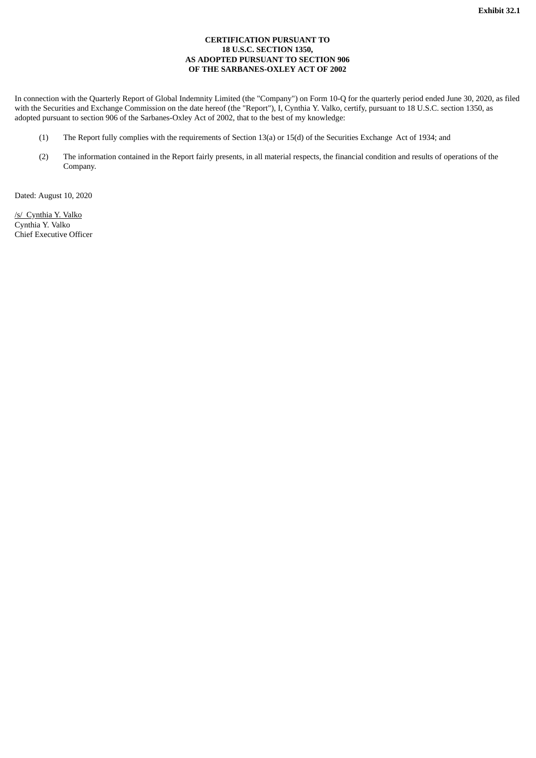**Exhibit 32.1**

**CERTIFICATION PURSUANT TO  
18 U.S.C. SECTION 1350,  
AS ADOPTED PURSUANT TO SECTION 906  
OF THE SARBANES-OXLEY ACT OF 2002**

In connection with the Quarterly Report of Global Indemnity Limited (the "Company") on Form 10-Q for the quarterly period ended June 30, 2020, as filed with the Securities and Exchange Commission on the date hereof (the "Report"), I, Cynthia Y. Valko, certify, pursuant to 18 U.S.C. section 1350, as adopted pursuant to section 906 of the Sarbanes-Oxley Act of 2002, that to the best of my knowledge:

(1) The Report fully complies with the requirements of Section 13(a) or 15(d) of the Securities Exchange Act of 1934; and

(2) The information contained in the Report fairly presents, in all material respects, the financial condition and results of operations of the Company.

Dated: August 10, 2020

/s/ Cynthia Y. Valko  
Cynthia Y. Valko  
Chief Executive Officer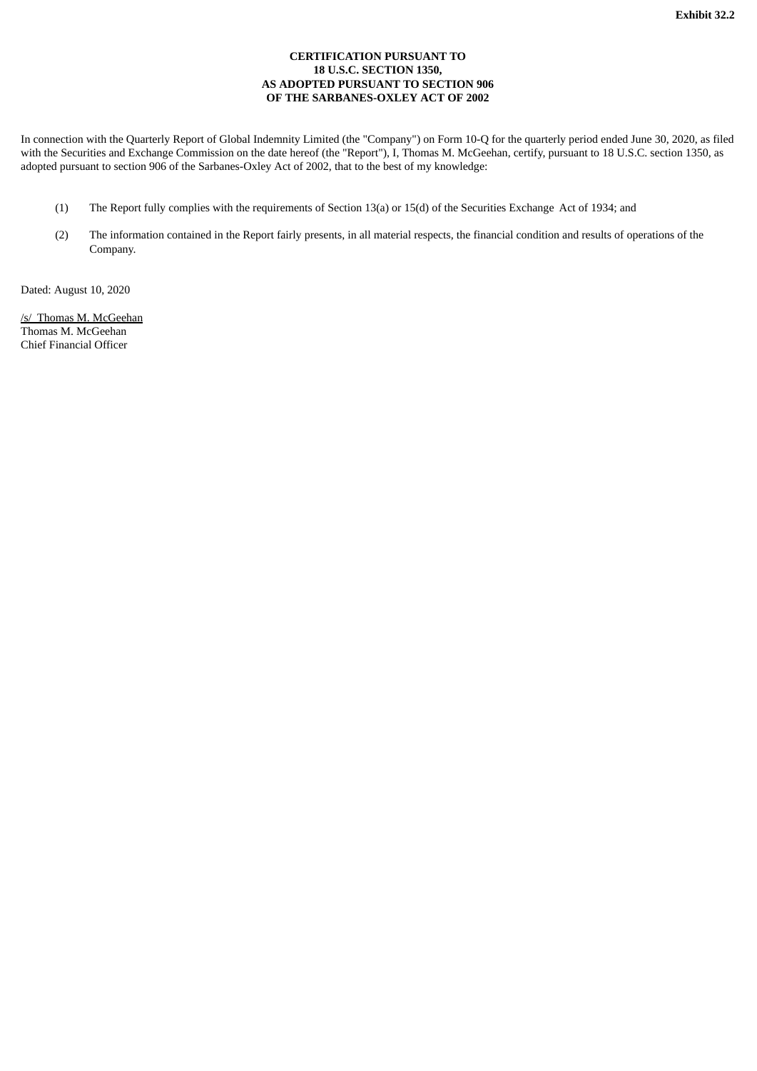**Exhibit 32.2**

**CERTIFICATION PURSUANT TO**
**18 U.S.C. SECTION 1350,**
**AS ADOPTED PURSUANT TO SECTION 906**
**OF THE SARBANES-OXLEY ACT OF 2002**

In connection with the Quarterly Report of Global Indemnity Limited (the "Company") on Form 10-Q for the quarterly period ended June 30, 2020, as filed with the Securities and Exchange Commission on the date hereof (the "Report"), I, Thomas M. McGeehan, certify, pursuant to 18 U.S.C. section 1350, as adopted pursuant to section 906 of the Sarbanes-Oxley Act of 2002, that to the best of my knowledge:

(1) The Report fully complies with the requirements of Section 13(a) or 15(d) of the Securities Exchange Act of 1934; and

(2) The information contained in the Report fairly presents, in all material respects, the financial condition and results of operations of the Company.

Dated: August 10, 2020

/s/ Thomas M. McGeehan
Thomas M. McGeehan
Chief Financial Officer